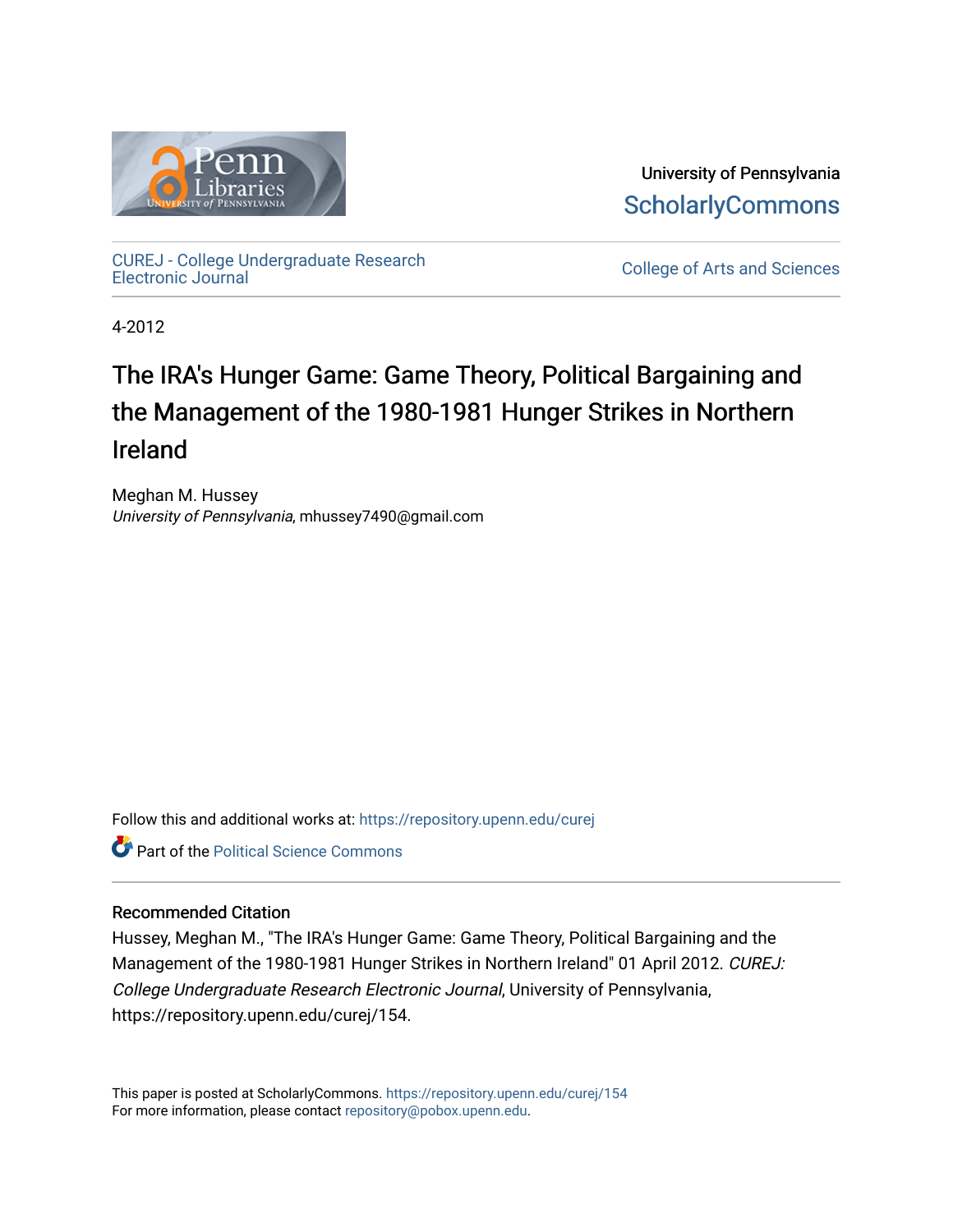University of Pennsylvania
ScholarlyCommons

CUREJ - College Undergraduate Research Electronic Journal

College of Arts and Sciences

4-2012

# The IRA's Hunger Game: Game Theory, Political Bargaining and the Management of the 1980-1981 Hunger Strikes in Northern Ireland

Meghan M. Hussey
*University of Pennsylvania*, mhussey7490@gmail.com

Follow this and additional works at: https://repository.upenn.edu/curej

Part of the Political Science Commons

### Recommended Citation

Hussey, Meghan M., "The IRA's Hunger Game: Game Theory, Political Bargaining and the Management of the 1980-1981 Hunger Strikes in Northern Ireland" 01 April 2012. *CUREJ: College Undergraduate Research Electronic Journal*, University of Pennsylvania, https://repository.upenn.edu/curej/154.

This paper is posted at ScholarlyCommons. https://repository.upenn.edu/curej/154
For more information, please contact repository@pobox.upenn.edu.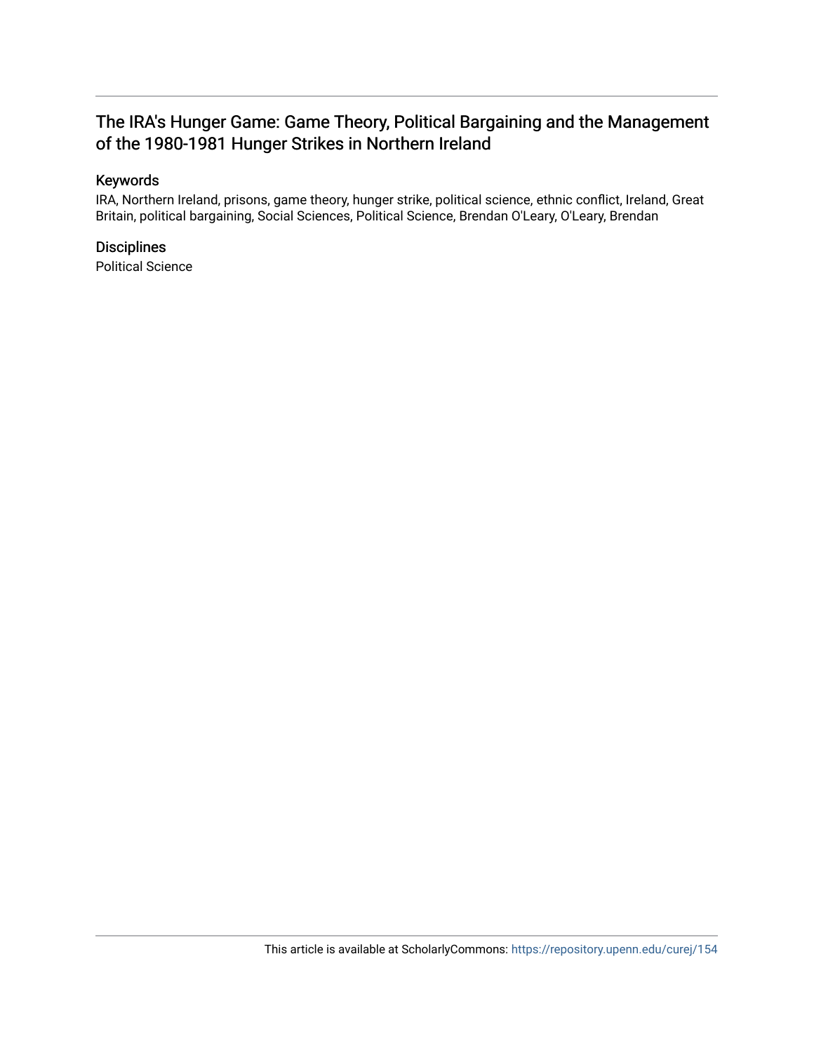# The IRA's Hunger Game: Game Theory, Political Bargaining and the Management of the 1980-1981 Hunger Strikes in Northern Ireland

## Keywords

IRA, Northern Ireland, prisons, game theory, hunger strike, political science, ethnic conflict, Ireland, Great Britain, political bargaining, Social Sciences, Political Science, Brendan O'Leary, O'Leary, Brendan

## Disciplines

Political Science

This article is available at ScholarlyCommons: https://repository.upenn.edu/curej/154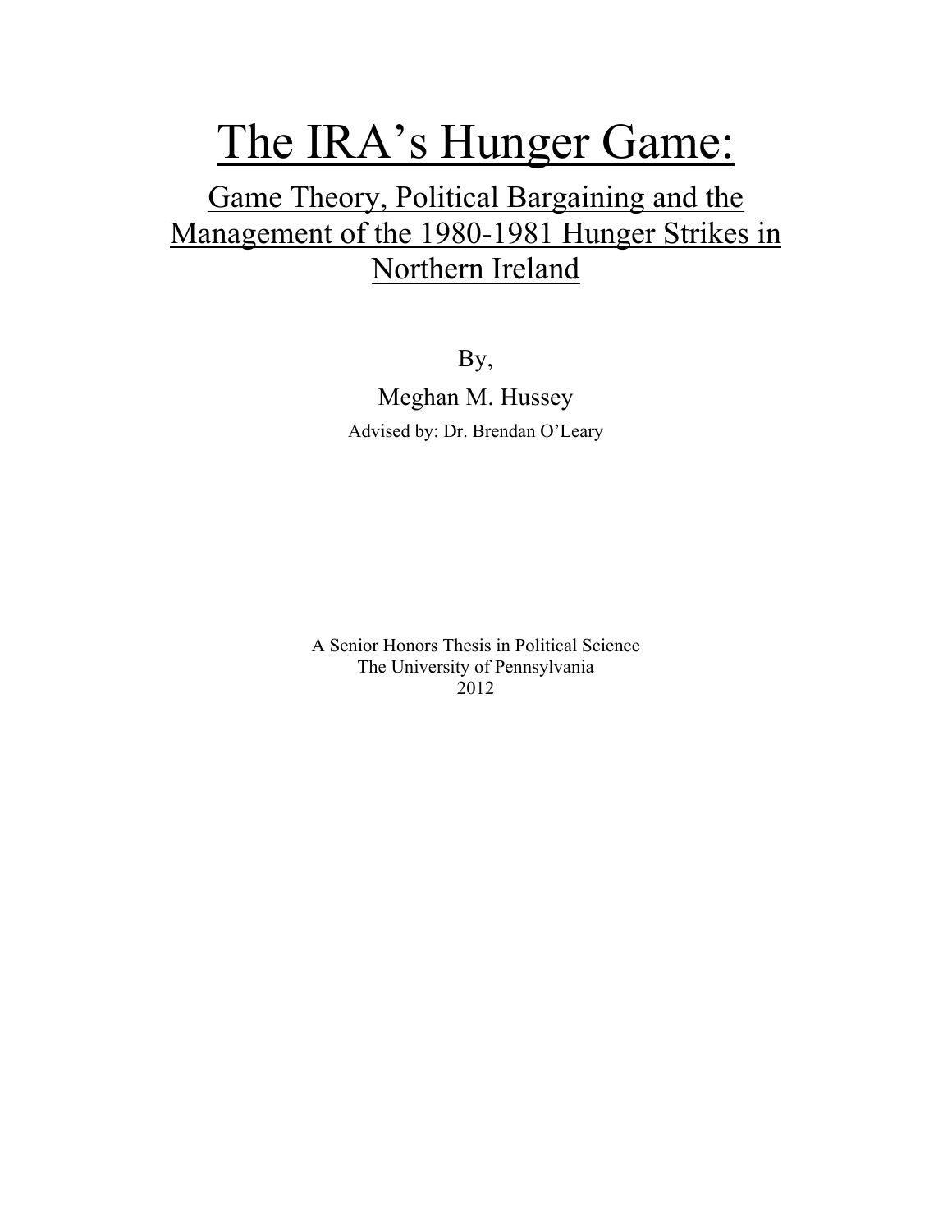# The IRA's Hunger Game:

## Game Theory, Political Bargaining and the Management of the 1980-1981 Hunger Strikes in Northern Ireland

By,

Meghan M. Hussey

Advised by: Dr. Brendan O'Leary

A Senior Honors Thesis in Political Science
The University of Pennsylvania
2012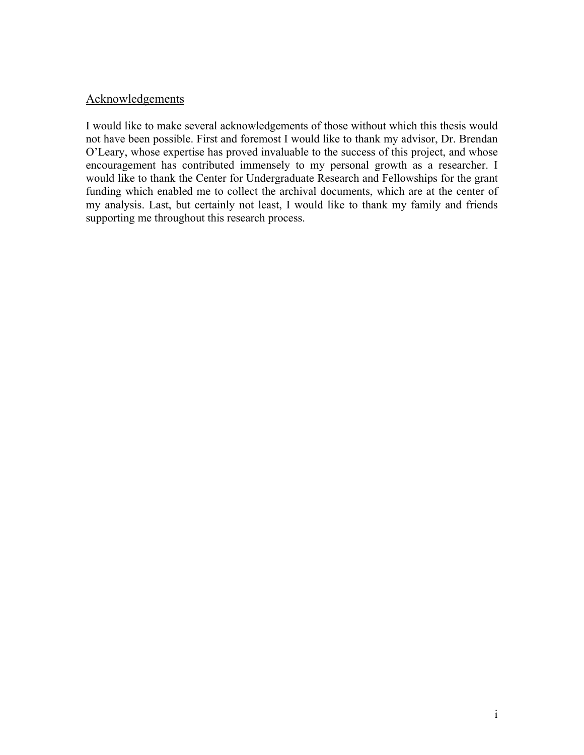## Acknowledgements

I would like to make several acknowledgements of those without which this thesis would not have been possible. First and foremost I would like to thank my advisor, Dr. Brendan O'Leary, whose expertise has proved invaluable to the success of this project, and whose encouragement has contributed immensely to my personal growth as a researcher. I would like to thank the Center for Undergraduate Research and Fellowships for the grant funding which enabled me to collect the archival documents, which are at the center of my analysis. Last, but certainly not least, I would like to thank my family and friends supporting me throughout this research process.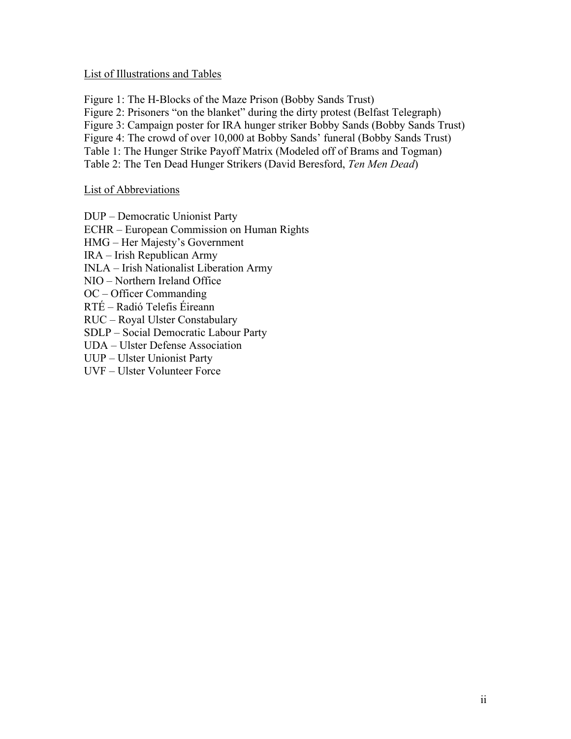List of Illustrations and Tables

Figure 1: The H-Blocks of the Maze Prison (Bobby Sands Trust)
Figure 2: Prisoners "on the blanket" during the dirty protest (Belfast Telegraph)
Figure 3: Campaign poster for IRA hunger striker Bobby Sands (Bobby Sands Trust)
Figure 4: The crowd of over 10,000 at Bobby Sands' funeral (Bobby Sands Trust)
Table 1: The Hunger Strike Payoff Matrix (Modeled off of Brams and Togman)
Table 2: The Ten Dead Hunger Strikers (David Beresford, *Ten Men Dead*)

List of Abbreviations

DUP – Democratic Unionist Party
ECHR – European Commission on Human Rights
HMG – Her Majesty's Government
IRA – Irish Republican Army
INLA – Irish Nationalist Liberation Army
NIO – Northern Ireland Office
OC – Officer Commanding
RTÉ – Radió Telefis Éireann
RUC – Royal Ulster Constabulary
SDLP – Social Democratic Labour Party
UDA – Ulster Defense Association
UUP – Ulster Unionist Party
UVF – Ulster Volunteer Force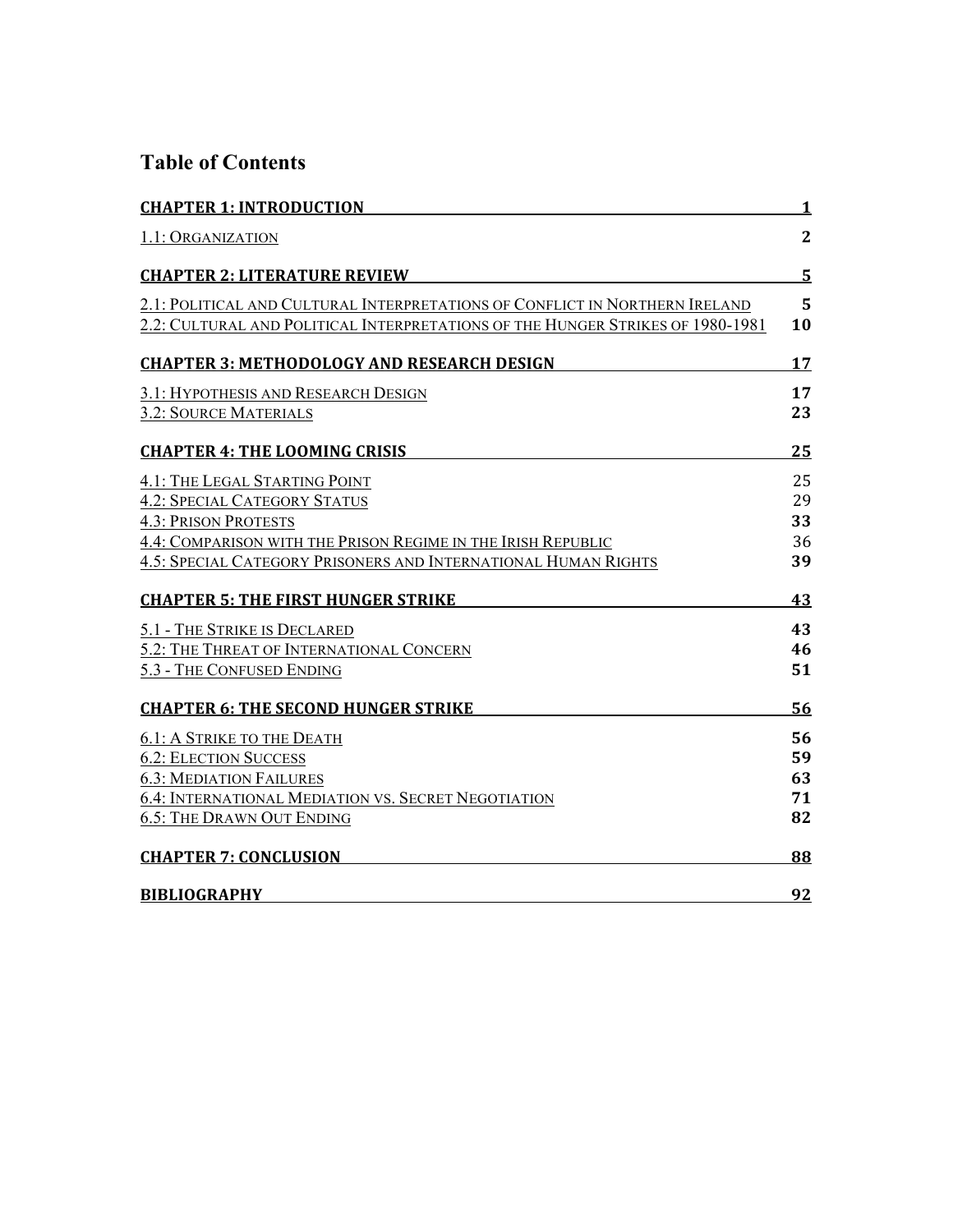# Table of Contents

**CHAPTER 1: INTRODUCTION** 1

1.1: ORGANIZATION 2

**CHAPTER 2: LITERATURE REVIEW** 5

2.1: POLITICAL AND CULTURAL INTERPRETATIONS OF CONFLICT IN NORTHERN IRELAND 5
2.2: CULTURAL AND POLITICAL INTERPRETATIONS OF THE HUNGER STRIKES OF 1980-1981 10

**CHAPTER 3: METHODOLOGY AND RESEARCH DESIGN** 17

3.1: HYPOTHESIS AND RESEARCH DESIGN 17
3.2: SOURCE MATERIALS 23

**CHAPTER 4: THE LOOMING CRISIS** 25

4.1: THE LEGAL STARTING POINT 25
4.2: SPECIAL CATEGORY STATUS 29
4.3: PRISON PROTESTS 33
4.4: COMPARISON WITH THE PRISON REGIME IN THE IRISH REPUBLIC 36
4.5: SPECIAL CATEGORY PRISONERS AND INTERNATIONAL HUMAN RIGHTS 39

**CHAPTER 5: THE FIRST HUNGER STRIKE** 43

5.1 - THE STRIKE IS DECLARED 43
5.2: THE THREAT OF INTERNATIONAL CONCERN 46
5.3 - THE CONFUSED ENDING 51

**CHAPTER 6: THE SECOND HUNGER STRIKE** 56

6.1: A STRIKE TO THE DEATH 56
6.2: ELECTION SUCCESS 59
6.3: MEDIATION FAILURES 63
6.4: INTERNATIONAL MEDIATION VS. SECRET NEGOTIATION 71
6.5: THE DRAWN OUT ENDING 82

**CHAPTER 7: CONCLUSION** 88

**BIBLIOGRAPHY** 92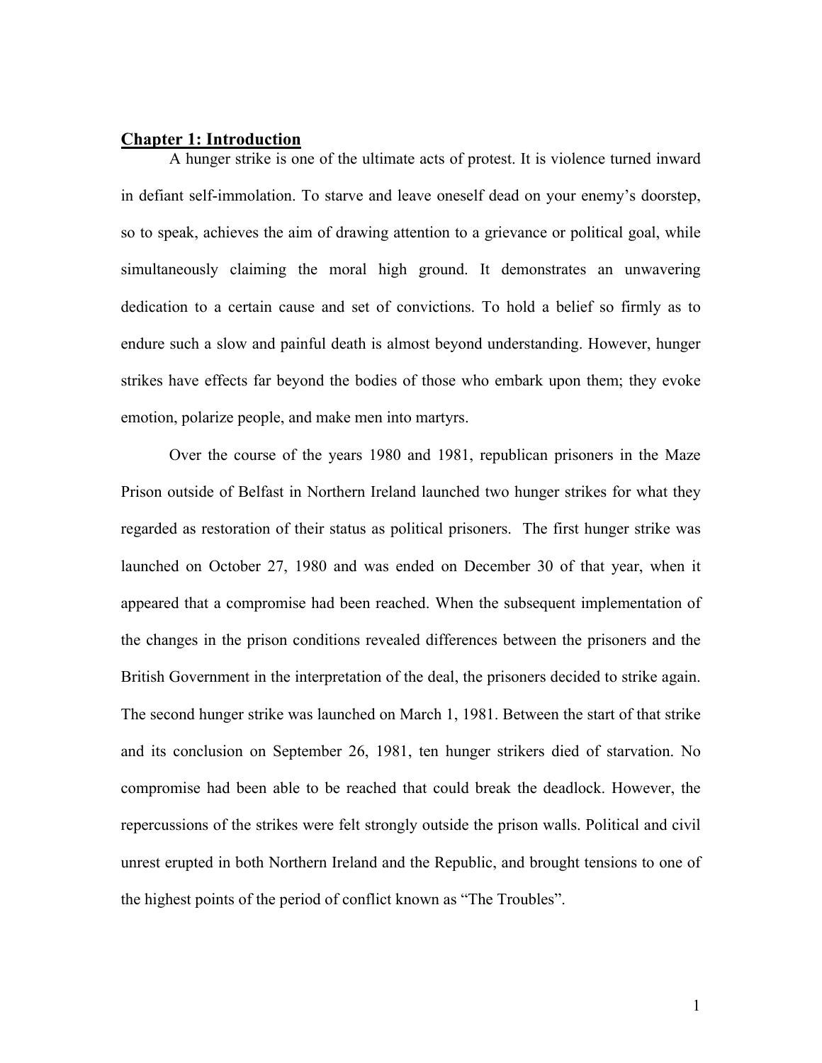## Chapter 1: Introduction

A hunger strike is one of the ultimate acts of protest. It is violence turned inward in defiant self-immolation. To starve and leave oneself dead on your enemy's doorstep, so to speak, achieves the aim of drawing attention to a grievance or political goal, while simultaneously claiming the moral high ground. It demonstrates an unwavering dedication to a certain cause and set of convictions. To hold a belief so firmly as to endure such a slow and painful death is almost beyond understanding. However, hunger strikes have effects far beyond the bodies of those who embark upon them; they evoke emotion, polarize people, and make men into martyrs.

Over the course of the years 1980 and 1981, republican prisoners in the Maze Prison outside of Belfast in Northern Ireland launched two hunger strikes for what they regarded as restoration of their status as political prisoners. The first hunger strike was launched on October 27, 1980 and was ended on December 30 of that year, when it appeared that a compromise had been reached. When the subsequent implementation of the changes in the prison conditions revealed differences between the prisoners and the British Government in the interpretation of the deal, the prisoners decided to strike again. The second hunger strike was launched on March 1, 1981. Between the start of that strike and its conclusion on September 26, 1981, ten hunger strikers died of starvation. No compromise had been able to be reached that could break the deadlock. However, the repercussions of the strikes were felt strongly outside the prison walls. Political and civil unrest erupted in both Northern Ireland and the Republic, and brought tensions to one of the highest points of the period of conflict known as "The Troubles".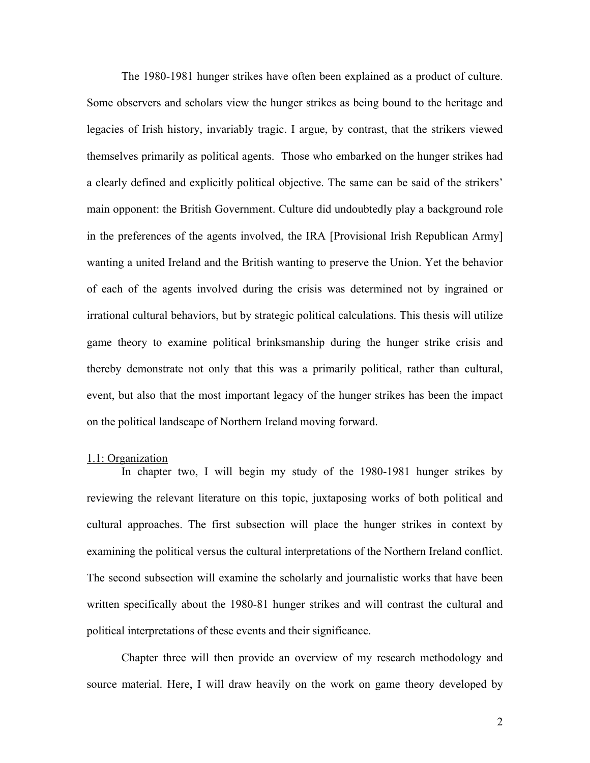The 1980-1981 hunger strikes have often been explained as a product of culture. Some observers and scholars view the hunger strikes as being bound to the heritage and legacies of Irish history, invariably tragic. I argue, by contrast, that the strikers viewed themselves primarily as political agents. Those who embarked on the hunger strikes had a clearly defined and explicitly political objective. The same can be said of the strikers' main opponent: the British Government. Culture did undoubtedly play a background role in the preferences of the agents involved, the IRA [Provisional Irish Republican Army] wanting a united Ireland and the British wanting to preserve the Union. Yet the behavior of each of the agents involved during the crisis was determined not by ingrained or irrational cultural behaviors, but by strategic political calculations. This thesis will utilize game theory to examine political brinksmanship during the hunger strike crisis and thereby demonstrate not only that this was a primarily political, rather than cultural, event, but also that the most important legacy of the hunger strikes has been the impact on the political landscape of Northern Ireland moving forward.

### 1.1: Organization

In chapter two, I will begin my study of the 1980-1981 hunger strikes by reviewing the relevant literature on this topic, juxtaposing works of both political and cultural approaches. The first subsection will place the hunger strikes in context by examining the political versus the cultural interpretations of the Northern Ireland conflict. The second subsection will examine the scholarly and journalistic works that have been written specifically about the 1980-81 hunger strikes and will contrast the cultural and political interpretations of these events and their significance.

Chapter three will then provide an overview of my research methodology and source material. Here, I will draw heavily on the work on game theory developed by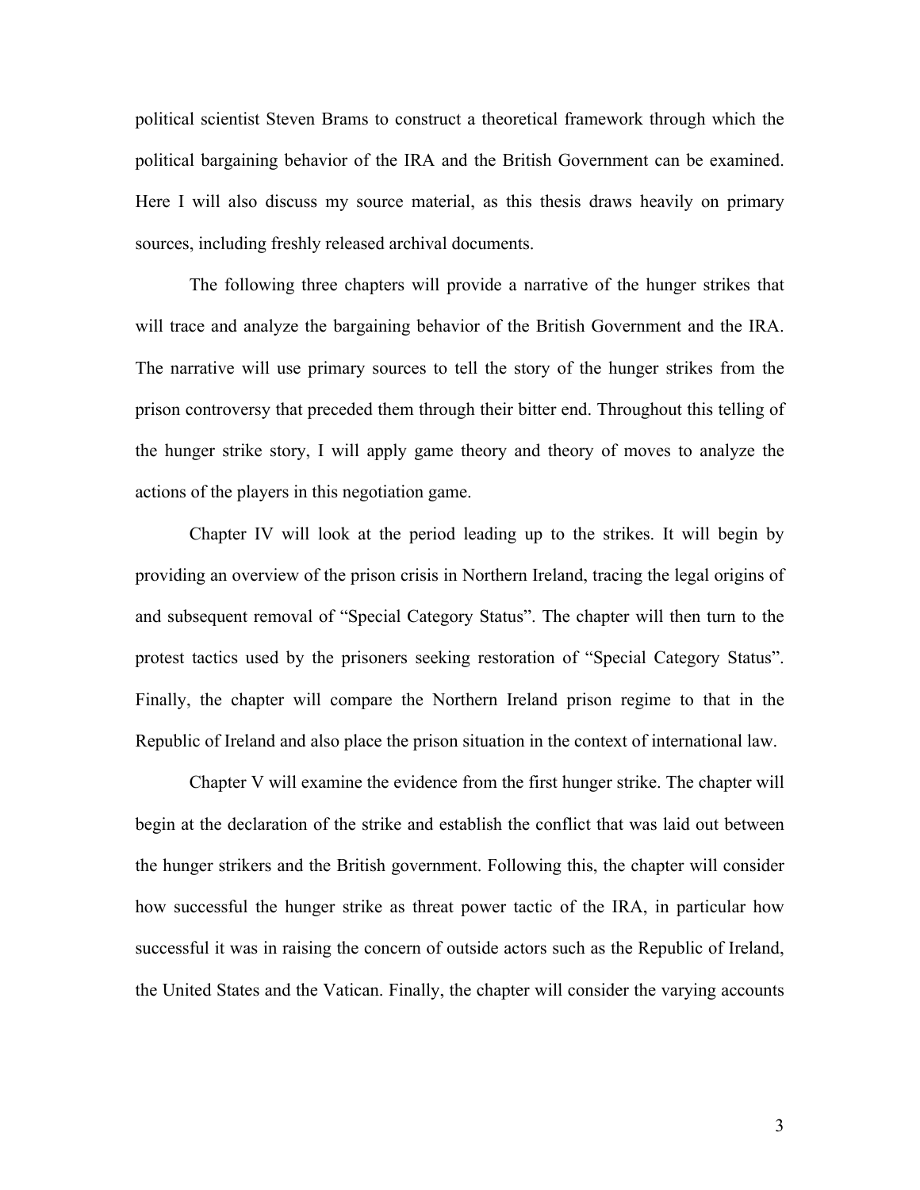political scientist Steven Brams to construct a theoretical framework through which the political bargaining behavior of the IRA and the British Government can be examined. Here I will also discuss my source material, as this thesis draws heavily on primary sources, including freshly released archival documents.

The following three chapters will provide a narrative of the hunger strikes that will trace and analyze the bargaining behavior of the British Government and the IRA. The narrative will use primary sources to tell the story of the hunger strikes from the prison controversy that preceded them through their bitter end. Throughout this telling of the hunger strike story, I will apply game theory and theory of moves to analyze the actions of the players in this negotiation game.

Chapter IV will look at the period leading up to the strikes. It will begin by providing an overview of the prison crisis in Northern Ireland, tracing the legal origins of and subsequent removal of "Special Category Status". The chapter will then turn to the protest tactics used by the prisoners seeking restoration of "Special Category Status". Finally, the chapter will compare the Northern Ireland prison regime to that in the Republic of Ireland and also place the prison situation in the context of international law.

Chapter V will examine the evidence from the first hunger strike. The chapter will begin at the declaration of the strike and establish the conflict that was laid out between the hunger strikers and the British government. Following this, the chapter will consider how successful the hunger strike as threat power tactic of the IRA, in particular how successful it was in raising the concern of outside actors such as the Republic of Ireland, the United States and the Vatican. Finally, the chapter will consider the varying accounts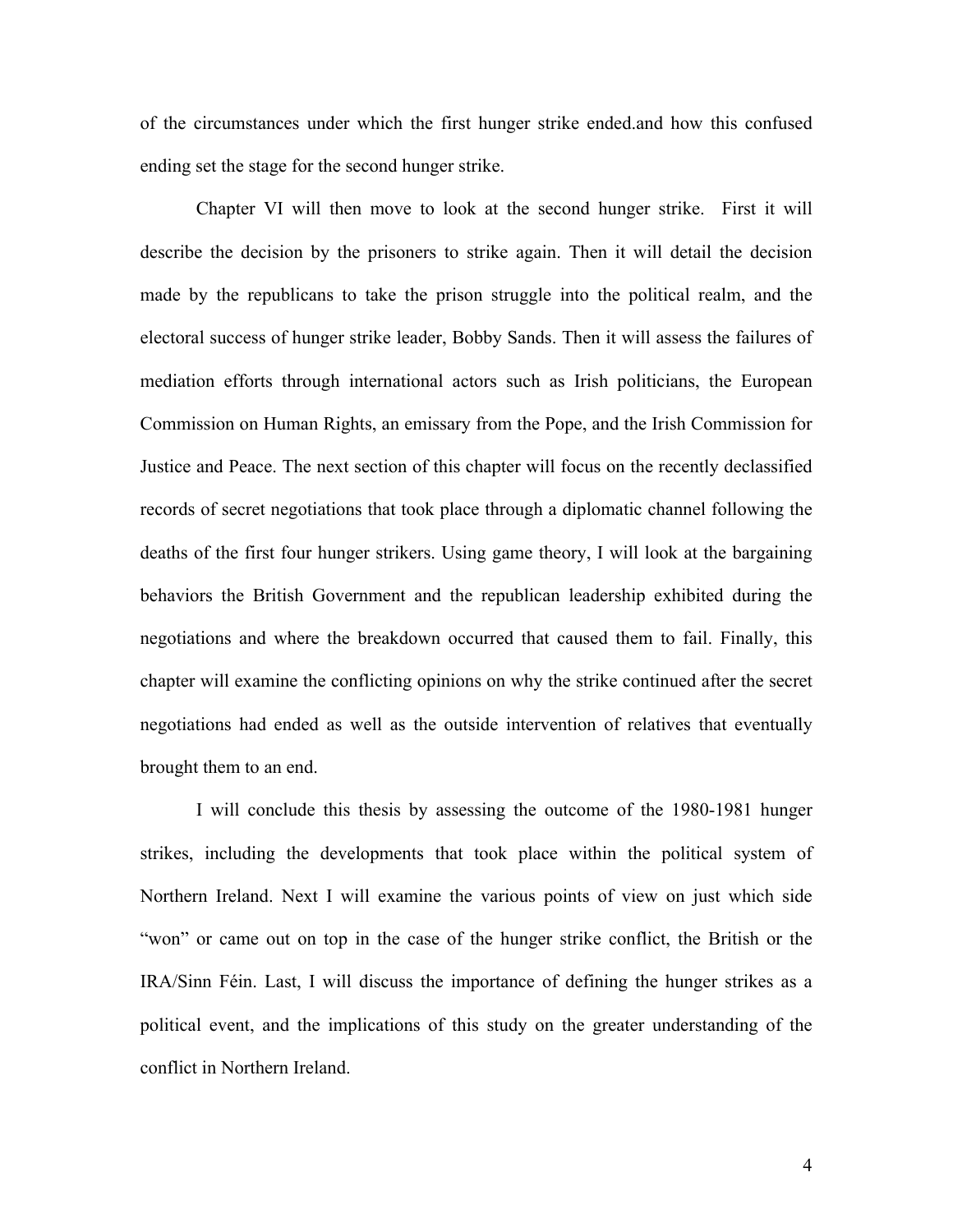of the circumstances under which the first hunger strike ended.and how this confused ending set the stage for the second hunger strike.

Chapter VI will then move to look at the second hunger strike. First it will describe the decision by the prisoners to strike again. Then it will detail the decision made by the republicans to take the prison struggle into the political realm, and the electoral success of hunger strike leader, Bobby Sands. Then it will assess the failures of mediation efforts through international actors such as Irish politicians, the European Commission on Human Rights, an emissary from the Pope, and the Irish Commission for Justice and Peace. The next section of this chapter will focus on the recently declassified records of secret negotiations that took place through a diplomatic channel following the deaths of the first four hunger strikers. Using game theory, I will look at the bargaining behaviors the British Government and the republican leadership exhibited during the negotiations and where the breakdown occurred that caused them to fail. Finally, this chapter will examine the conflicting opinions on why the strike continued after the secret negotiations had ended as well as the outside intervention of relatives that eventually brought them to an end.

I will conclude this thesis by assessing the outcome of the 1980-1981 hunger strikes, including the developments that took place within the political system of Northern Ireland. Next I will examine the various points of view on just which side "won" or came out on top in the case of the hunger strike conflict, the British or the IRA/Sinn Féin. Last, I will discuss the importance of defining the hunger strikes as a political event, and the implications of this study on the greater understanding of the conflict in Northern Ireland.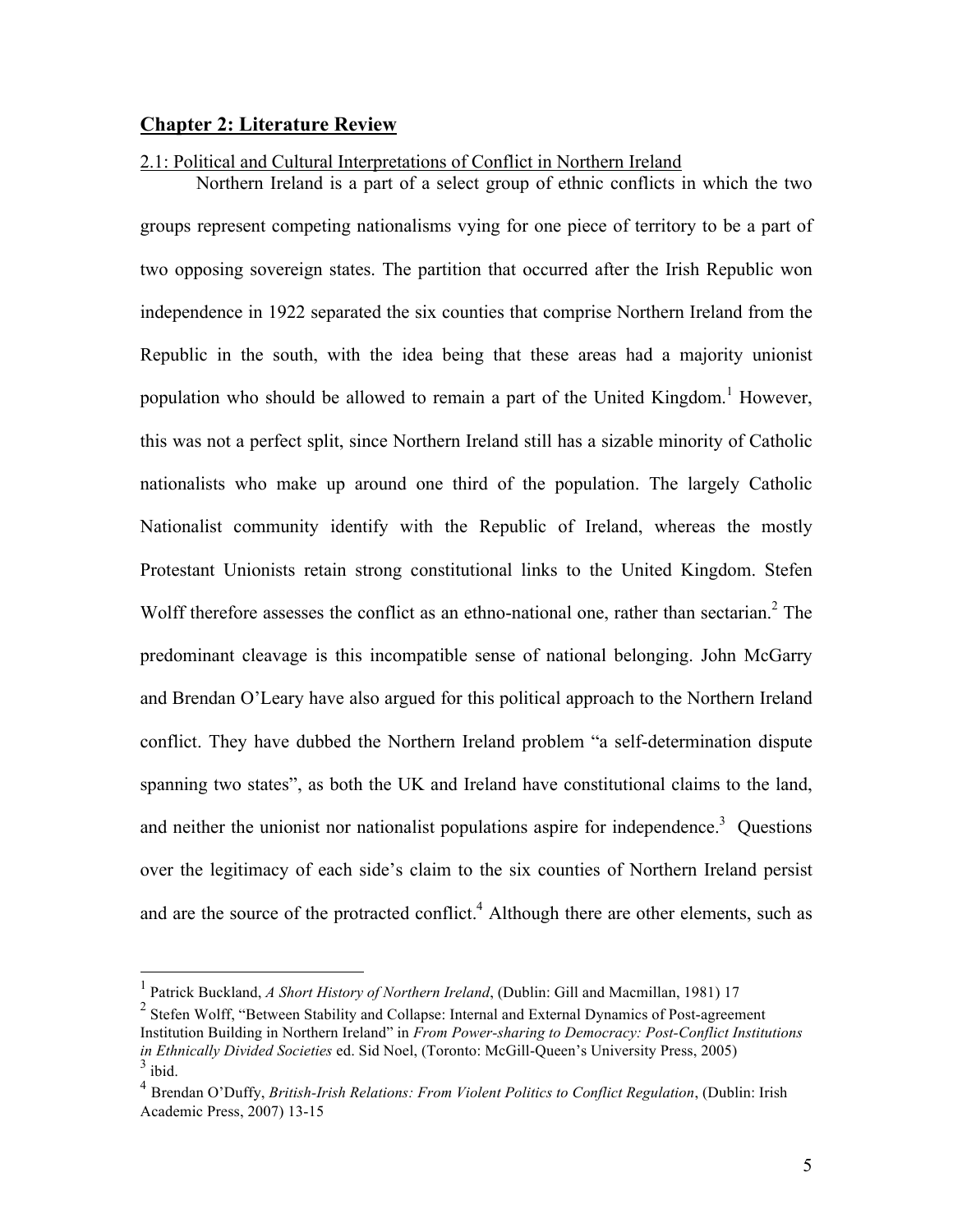## Chapter 2: Literature Review

2.1: Political and Cultural Interpretations of Conflict in Northern Ireland

Northern Ireland is a part of a select group of ethnic conflicts in which the two groups represent competing nationalisms vying for one piece of territory to be a part of two opposing sovereign states. The partition that occurred after the Irish Republic won independence in 1922 separated the six counties that comprise Northern Ireland from the Republic in the south, with the idea being that these areas had a majority unionist population who should be allowed to remain a part of the United Kingdom.[1] However, this was not a perfect split, since Northern Ireland still has a sizable minority of Catholic nationalists who make up around one third of the population. The largely Catholic Nationalist community identify with the Republic of Ireland, whereas the mostly Protestant Unionists retain strong constitutional links to the United Kingdom. Stefen Wolff therefore assesses the conflict as an ethno-national one, rather than sectarian.[2] The predominant cleavage is this incompatible sense of national belonging. John McGarry and Brendan O'Leary have also argued for this political approach to the Northern Ireland conflict. They have dubbed the Northern Ireland problem "a self-determination dispute spanning two states", as both the UK and Ireland have constitutional claims to the land, and neither the unionist nor nationalist populations aspire for independence.[3] Questions over the legitimacy of each side's claim to the six counties of Northern Ireland persist and are the source of the protracted conflict.[4] Although there are other elements, such as

---

[1] Patrick Buckland, *A Short History of Northern Ireland*, (Dublin: Gill and Macmillan, 1981) 17

[2] Stefen Wolff, "Between Stability and Collapse: Internal and External Dynamics of Post-agreement Institution Building in Northern Ireland" in *From Power-sharing to Democracy: Post-Conflict Institutions in Ethnically Divided Societies* ed. Sid Noel, (Toronto: McGill-Queen's University Press, 2005)

[3] ibid.

[4] Brendan O'Duffy, *British-Irish Relations: From Violent Politics to Conflict Regulation*, (Dublin: Irish Academic Press, 2007) 13-15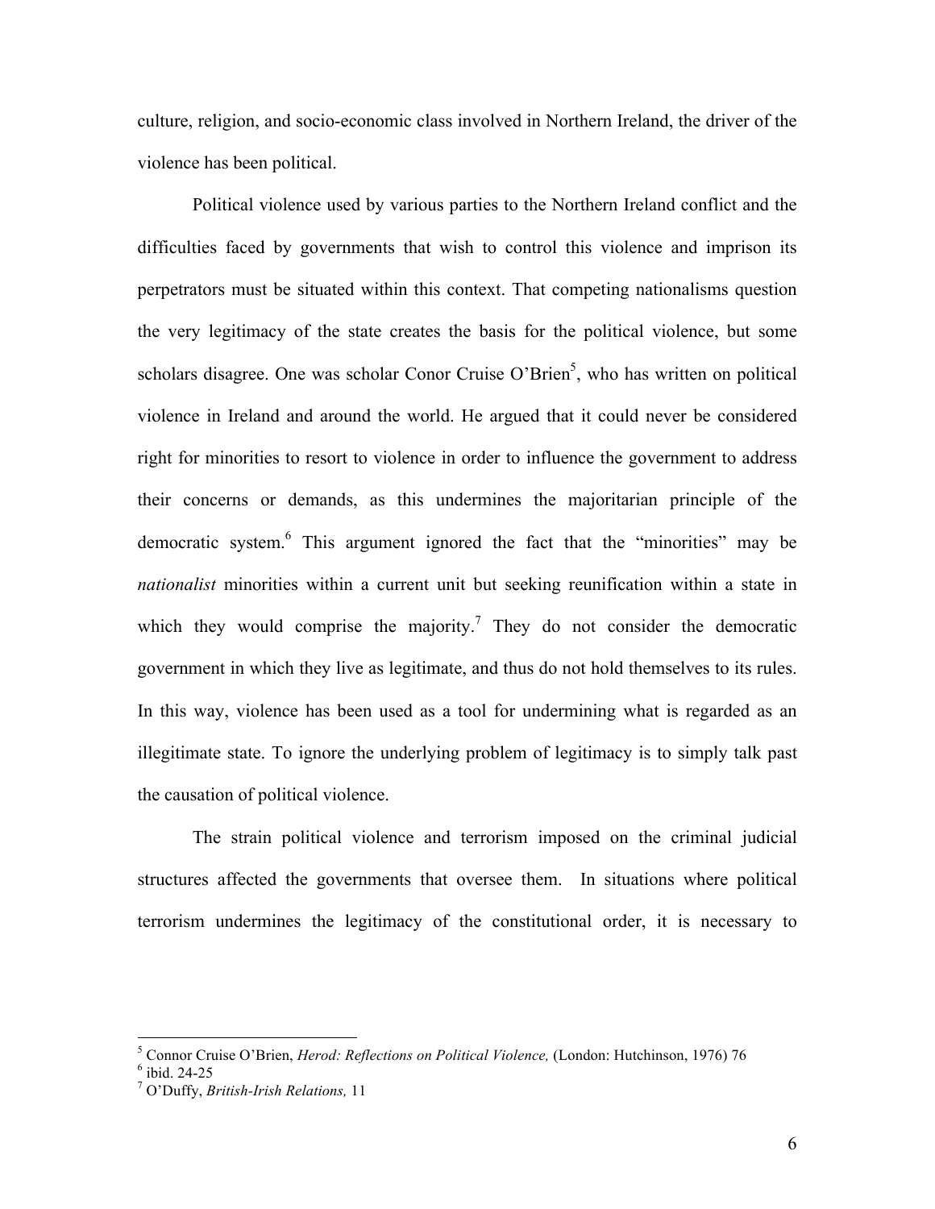culture, religion, and socio-economic class involved in Northern Ireland, the driver of the violence has been political.

Political violence used by various parties to the Northern Ireland conflict and the difficulties faced by governments that wish to control this violence and imprison its perpetrators must be situated within this context. That competing nationalisms question the very legitimacy of the state creates the basis for the political violence, but some scholars disagree. One was scholar Conor Cruise O'Brien[5], who has written on political violence in Ireland and around the world. He argued that it could never be considered right for minorities to resort to violence in order to influence the government to address their concerns or demands, as this undermines the majoritarian principle of the democratic system.[6] This argument ignored the fact that the "minorities" may be *nationalist* minorities within a current unit but seeking reunification within a state in which they would comprise the majority.[7] They do not consider the democratic government in which they live as legitimate, and thus do not hold themselves to its rules. In this way, violence has been used as a tool for undermining what is regarded as an illegitimate state. To ignore the underlying problem of legitimacy is to simply talk past the causation of political violence.

The strain political violence and terrorism imposed on the criminal judicial structures affected the governments that oversee them. In situations where political terrorism undermines the legitimacy of the constitutional order, it is necessary to

---

[5] Connor Cruise O'Brien, *Herod: Reflections on Political Violence,* (London: Hutchinson, 1976) 76

[6] ibid. 24-25

[7] O'Duffy, *British-Irish Relations,* 11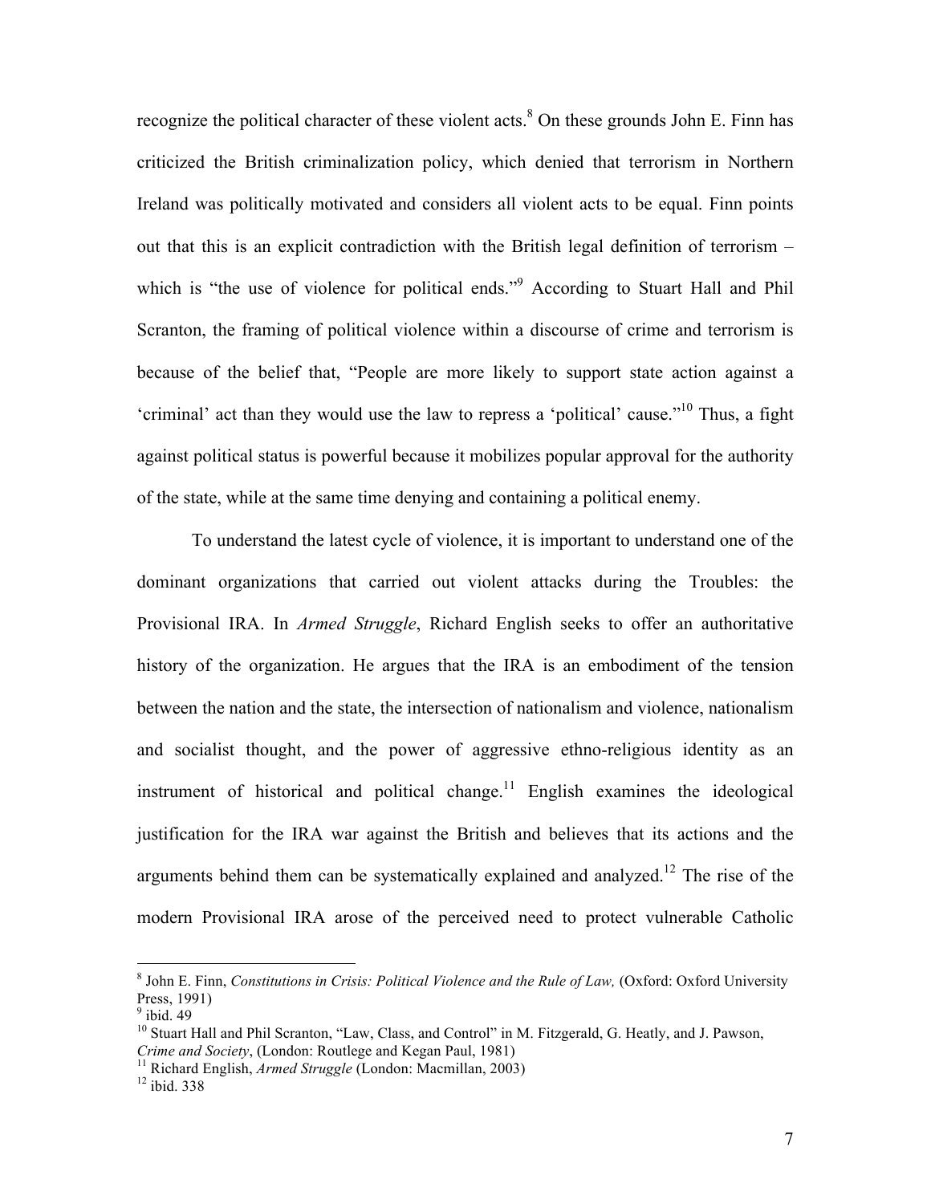recognize the political character of these violent acts.[8] On these grounds John E. Finn has criticized the British criminalization policy, which denied that terrorism in Northern Ireland was politically motivated and considers all violent acts to be equal. Finn points out that this is an explicit contradiction with the British legal definition of terrorism – which is "the use of violence for political ends."[9] According to Stuart Hall and Phil Scranton, the framing of political violence within a discourse of crime and terrorism is because of the belief that, "People are more likely to support state action against a 'criminal' act than they would use the law to repress a 'political' cause."[10] Thus, a fight against political status is powerful because it mobilizes popular approval for the authority of the state, while at the same time denying and containing a political enemy.

To understand the latest cycle of violence, it is important to understand one of the dominant organizations that carried out violent attacks during the Troubles: the Provisional IRA. In *Armed Struggle*, Richard English seeks to offer an authoritative history of the organization. He argues that the IRA is an embodiment of the tension between the nation and the state, the intersection of nationalism and violence, nationalism and socialist thought, and the power of aggressive ethno-religious identity as an instrument of historical and political change.[11] English examines the ideological justification for the IRA war against the British and believes that its actions and the arguments behind them can be systematically explained and analyzed.[12] The rise of the modern Provisional IRA arose of the perceived need to protect vulnerable Catholic

---

[8] John E. Finn, *Constitutions in Crisis: Political Violence and the Rule of Law,* (Oxford: Oxford University Press, 1991)

[9] ibid. 49

[10] Stuart Hall and Phil Scranton, "Law, Class, and Control" in M. Fitzgerald, G. Heatly, and J. Pawson, *Crime and Society*, (London: Routlege and Kegan Paul, 1981)

[11] Richard English, *Armed Struggle* (London: Macmillan, 2003)

[12] ibid. 338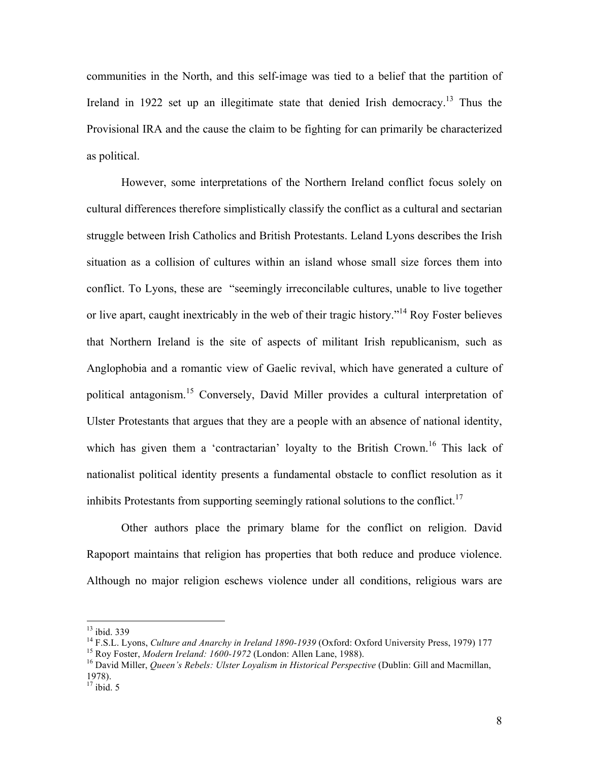communities in the North, and this self-image was tied to a belief that the partition of Ireland in 1922 set up an illegitimate state that denied Irish democracy.[13] Thus the Provisional IRA and the cause the claim to be fighting for can primarily be characterized as political.

However, some interpretations of the Northern Ireland conflict focus solely on cultural differences therefore simplistically classify the conflict as a cultural and sectarian struggle between Irish Catholics and British Protestants. Leland Lyons describes the Irish situation as a collision of cultures within an island whose small size forces them into conflict. To Lyons, these are "seemingly irreconcilable cultures, unable to live together or live apart, caught inextricably in the web of their tragic history."[14] Roy Foster believes that Northern Ireland is the site of aspects of militant Irish republicanism, such as Anglophobia and a romantic view of Gaelic revival, which have generated a culture of political antagonism.[15] Conversely, David Miller provides a cultural interpretation of Ulster Protestants that argues that they are a people with an absence of national identity, which has given them a 'contractarian' loyalty to the British Crown.[16] This lack of nationalist political identity presents a fundamental obstacle to conflict resolution as it inhibits Protestants from supporting seemingly rational solutions to the conflict.[17]

Other authors place the primary blame for the conflict on religion. David Rapoport maintains that religion has properties that both reduce and produce violence. Although no major religion eschews violence under all conditions, religious wars are

---

[13] ibid. 339

[14] F.S.L. Lyons, *Culture and Anarchy in Ireland 1890-1939* (Oxford: Oxford University Press, 1979) 177

[15] Roy Foster, *Modern Ireland: 1600-1972* (London: Allen Lane, 1988).

[16] David Miller, *Queen's Rebels: Ulster Loyalism in Historical Perspective* (Dublin: Gill and Macmillan, 1978).

[17] ibid. 5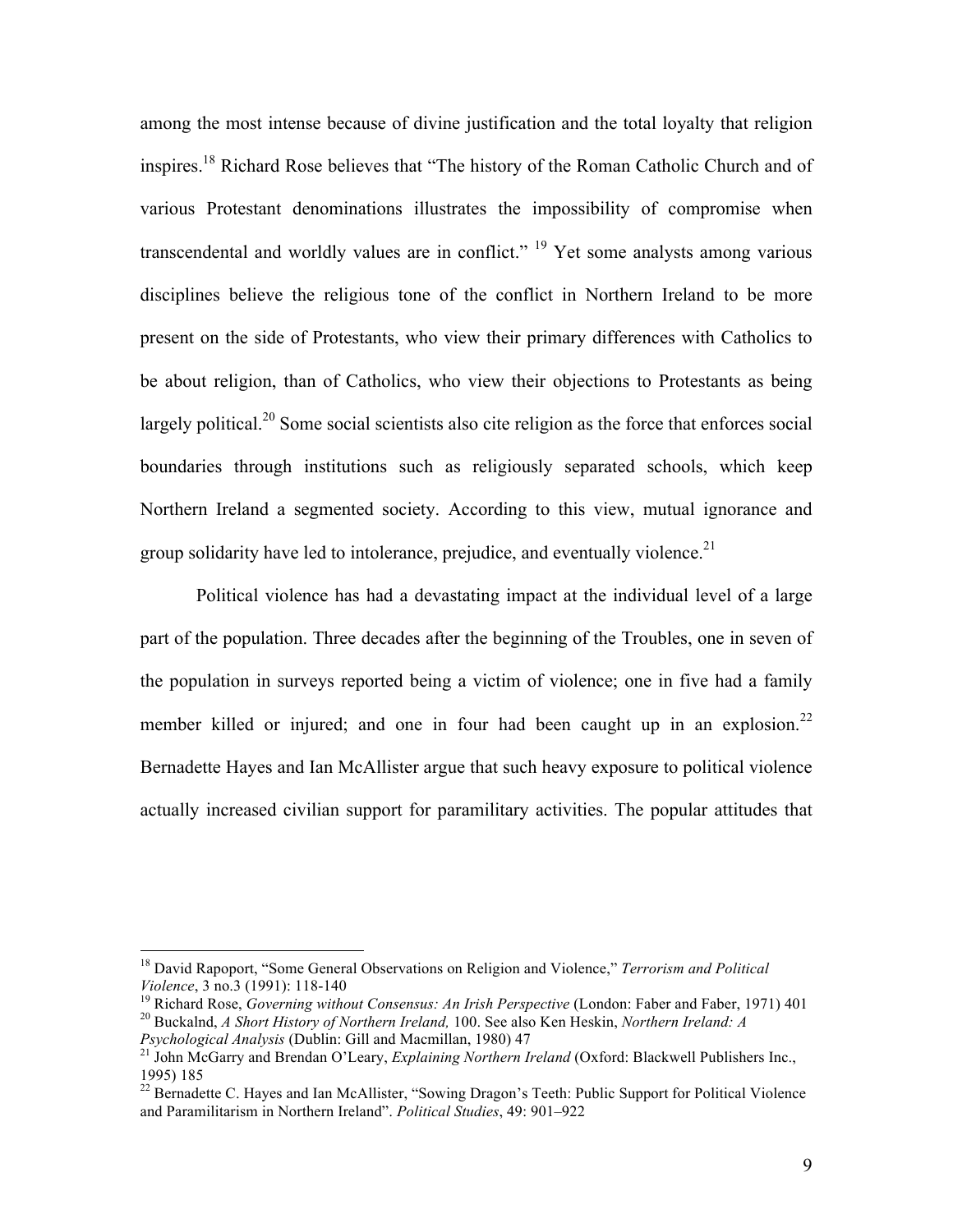among the most intense because of divine justification and the total loyalty that religion inspires.[18] Richard Rose believes that "The history of the Roman Catholic Church and of various Protestant denominations illustrates the impossibility of compromise when transcendental and worldly values are in conflict." [19] Yet some analysts among various disciplines believe the religious tone of the conflict in Northern Ireland to be more present on the side of Protestants, who view their primary differences with Catholics to be about religion, than of Catholics, who view their objections to Protestants as being largely political.[20] Some social scientists also cite religion as the force that enforces social boundaries through institutions such as religiously separated schools, which keep Northern Ireland a segmented society. According to this view, mutual ignorance and group solidarity have led to intolerance, prejudice, and eventually violence.[21]

Political violence has had a devastating impact at the individual level of a large part of the population. Three decades after the beginning of the Troubles, one in seven of the population in surveys reported being a victim of violence; one in five had a family member killed or injured; and one in four had been caught up in an explosion.[22] Bernadette Hayes and Ian McAllister argue that such heavy exposure to political violence actually increased civilian support for paramilitary activities. The popular attitudes that

---

[18] David Rapoport, "Some General Observations on Religion and Violence," *Terrorism and Political Violence*, 3 no.3 (1991): 118-140

[19] Richard Rose, *Governing without Consensus: An Irish Perspective* (London: Faber and Faber, 1971) 401

[20] Buckalnd, *A Short History of Northern Ireland,* 100. See also Ken Heskin, *Northern Ireland: A Psychological Analysis* (Dublin: Gill and Macmillan, 1980) 47

[21] John McGarry and Brendan O'Leary, *Explaining Northern Ireland* (Oxford: Blackwell Publishers Inc., 1995) 185

[22] Bernadette C. Hayes and Ian McAllister, "Sowing Dragon's Teeth: Public Support for Political Violence and Paramilitarism in Northern Ireland". *Political Studies*, 49: 901–922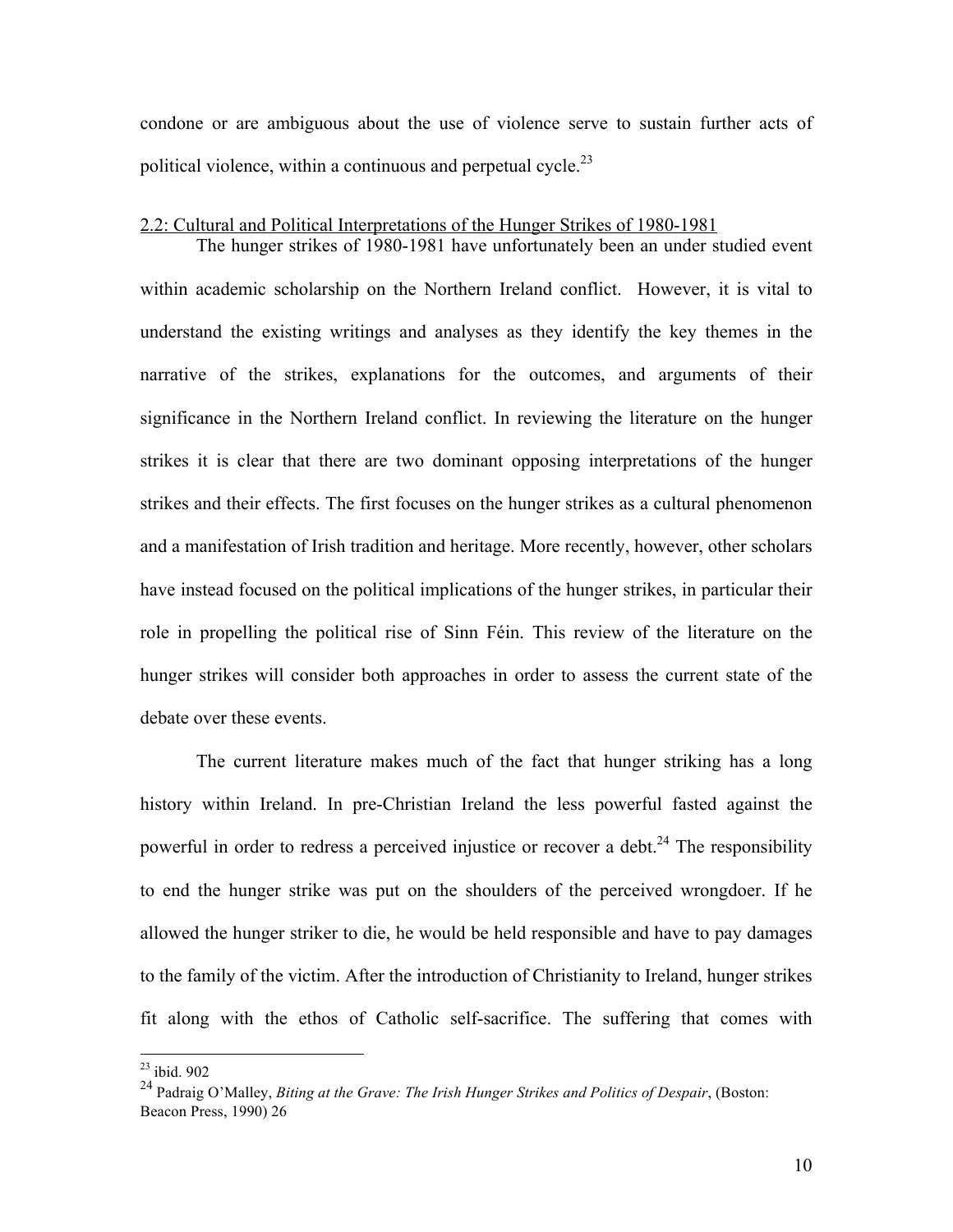condone or are ambiguous about the use of violence serve to sustain further acts of political violence, within a continuous and perpetual cycle.[23]

## 2.2: Cultural and Political Interpretations of the Hunger Strikes of 1980-1981

The hunger strikes of 1980-1981 have unfortunately been an under studied event within academic scholarship on the Northern Ireland conflict. However, it is vital to understand the existing writings and analyses as they identify the key themes in the narrative of the strikes, explanations for the outcomes, and arguments of their significance in the Northern Ireland conflict. In reviewing the literature on the hunger strikes it is clear that there are two dominant opposing interpretations of the hunger strikes and their effects. The first focuses on the hunger strikes as a cultural phenomenon and a manifestation of Irish tradition and heritage. More recently, however, other scholars have instead focused on the political implications of the hunger strikes, in particular their role in propelling the political rise of Sinn Féin. This review of the literature on the hunger strikes will consider both approaches in order to assess the current state of the debate over these events.

The current literature makes much of the fact that hunger striking has a long history within Ireland. In pre-Christian Ireland the less powerful fasted against the powerful in order to redress a perceived injustice or recover a debt.[24] The responsibility to end the hunger strike was put on the shoulders of the perceived wrongdoer. If he allowed the hunger striker to die, he would be held responsible and have to pay damages to the family of the victim. After the introduction of Christianity to Ireland, hunger strikes fit along with the ethos of Catholic self-sacrifice. The suffering that comes with

---

[23] ibid. 902

[24] Padraig O'Malley, *Biting at the Grave: The Irish Hunger Strikes and Politics of Despair*, (Boston: Beacon Press, 1990) 26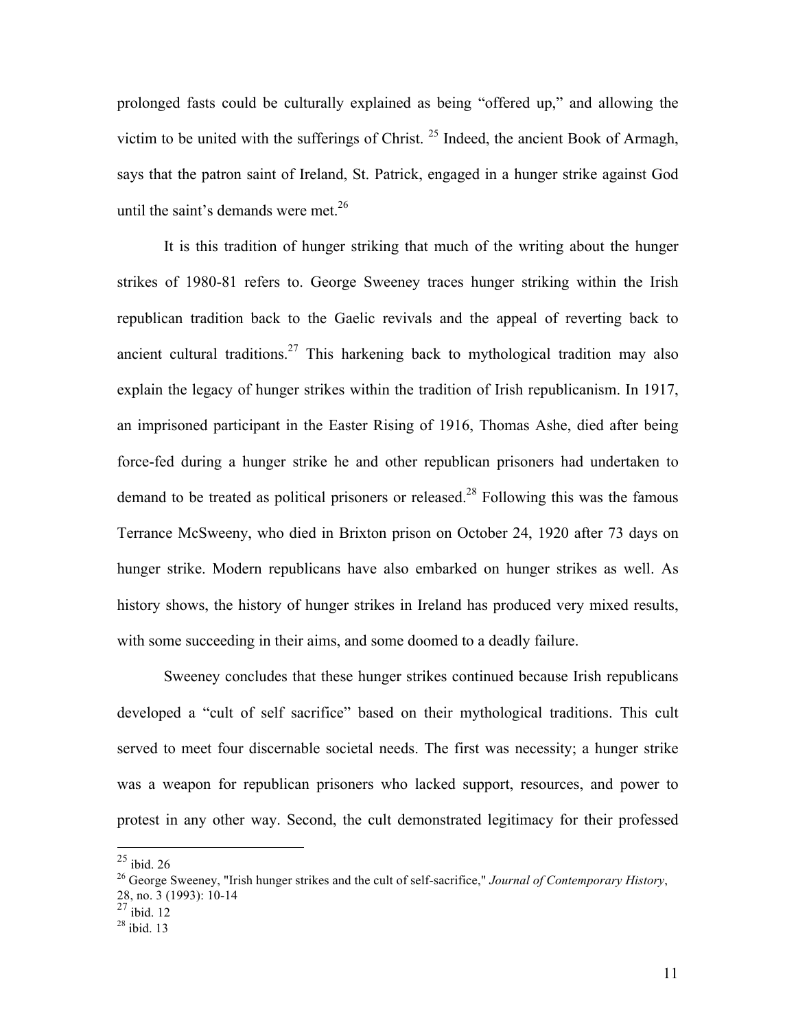prolonged fasts could be culturally explained as being "offered up," and allowing the victim to be united with the sufferings of Christ. [25] Indeed, the ancient Book of Armagh, says that the patron saint of Ireland, St. Patrick, engaged in a hunger strike against God until the saint's demands were met.[26]

It is this tradition of hunger striking that much of the writing about the hunger strikes of 1980-81 refers to. George Sweeney traces hunger striking within the Irish republican tradition back to the Gaelic revivals and the appeal of reverting back to ancient cultural traditions.[27] This harkening back to mythological tradition may also explain the legacy of hunger strikes within the tradition of Irish republicanism. In 1917, an imprisoned participant in the Easter Rising of 1916, Thomas Ashe, died after being force-fed during a hunger strike he and other republican prisoners had undertaken to demand to be treated as political prisoners or released.[28] Following this was the famous Terrance McSweeny, who died in Brixton prison on October 24, 1920 after 73 days on hunger strike. Modern republicans have also embarked on hunger strikes as well. As history shows, the history of hunger strikes in Ireland has produced very mixed results, with some succeeding in their aims, and some doomed to a deadly failure.

Sweeney concludes that these hunger strikes continued because Irish republicans developed a "cult of self sacrifice" based on their mythological traditions. This cult served to meet four discernable societal needs. The first was necessity; a hunger strike was a weapon for republican prisoners who lacked support, resources, and power to protest in any other way. Second, the cult demonstrated legitimacy for their professed

---

[25] ibid. 26

[26] George Sweeney, "Irish hunger strikes and the cult of self-sacrifice," *Journal of Contemporary History*, 28, no. 3 (1993): 10-14

[27] ibid. 12

[28] ibid. 13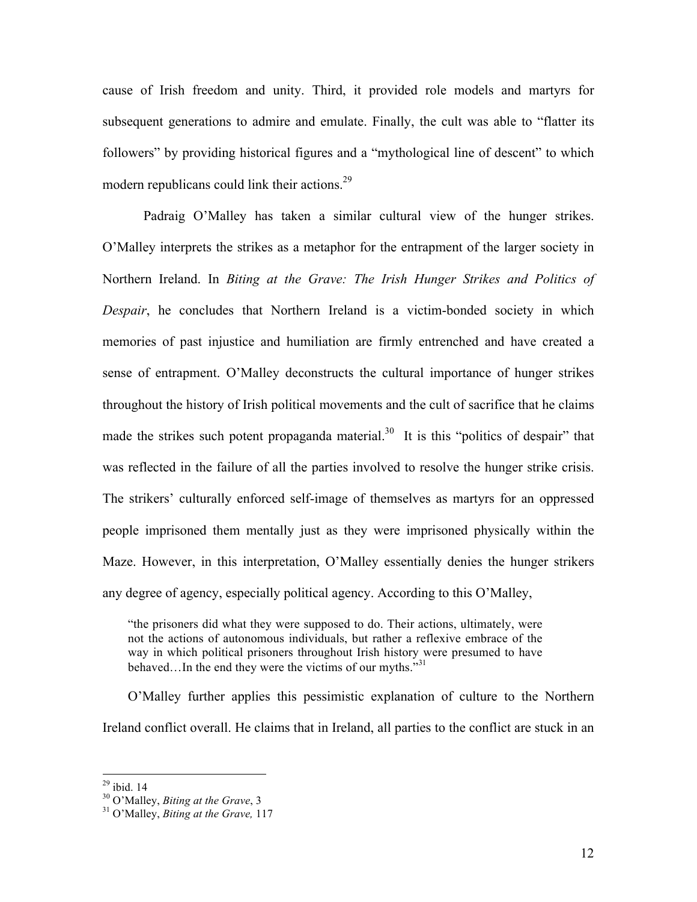cause of Irish freedom and unity. Third, it provided role models and martyrs for subsequent generations to admire and emulate. Finally, the cult was able to "flatter its followers" by providing historical figures and a "mythological line of descent" to which modern republicans could link their actions.[29]

Padraig O'Malley has taken a similar cultural view of the hunger strikes. O'Malley interprets the strikes as a metaphor for the entrapment of the larger society in Northern Ireland. In *Biting at the Grave: The Irish Hunger Strikes and Politics of Despair*, he concludes that Northern Ireland is a victim-bonded society in which memories of past injustice and humiliation are firmly entrenched and have created a sense of entrapment. O'Malley deconstructs the cultural importance of hunger strikes throughout the history of Irish political movements and the cult of sacrifice that he claims made the strikes such potent propaganda material.[30] It is this "politics of despair" that was reflected in the failure of all the parties involved to resolve the hunger strike crisis. The strikers' culturally enforced self-image of themselves as martyrs for an oppressed people imprisoned them mentally just as they were imprisoned physically within the Maze. However, in this interpretation, O'Malley essentially denies the hunger strikers any degree of agency, especially political agency. According to this O'Malley,

> "the prisoners did what they were supposed to do. Their actions, ultimately, were not the actions of autonomous individuals, but rather a reflexive embrace of the way in which political prisoners throughout Irish history were presumed to have behaved…In the end they were the victims of our myths."[31]

O'Malley further applies this pessimistic explanation of culture to the Northern Ireland conflict overall. He claims that in Ireland, all parties to the conflict are stuck in an

---

[29] ibid. 14
[30] O'Malley, *Biting at the Grave*, 3
[31] O'Malley, *Biting at the Grave,* 117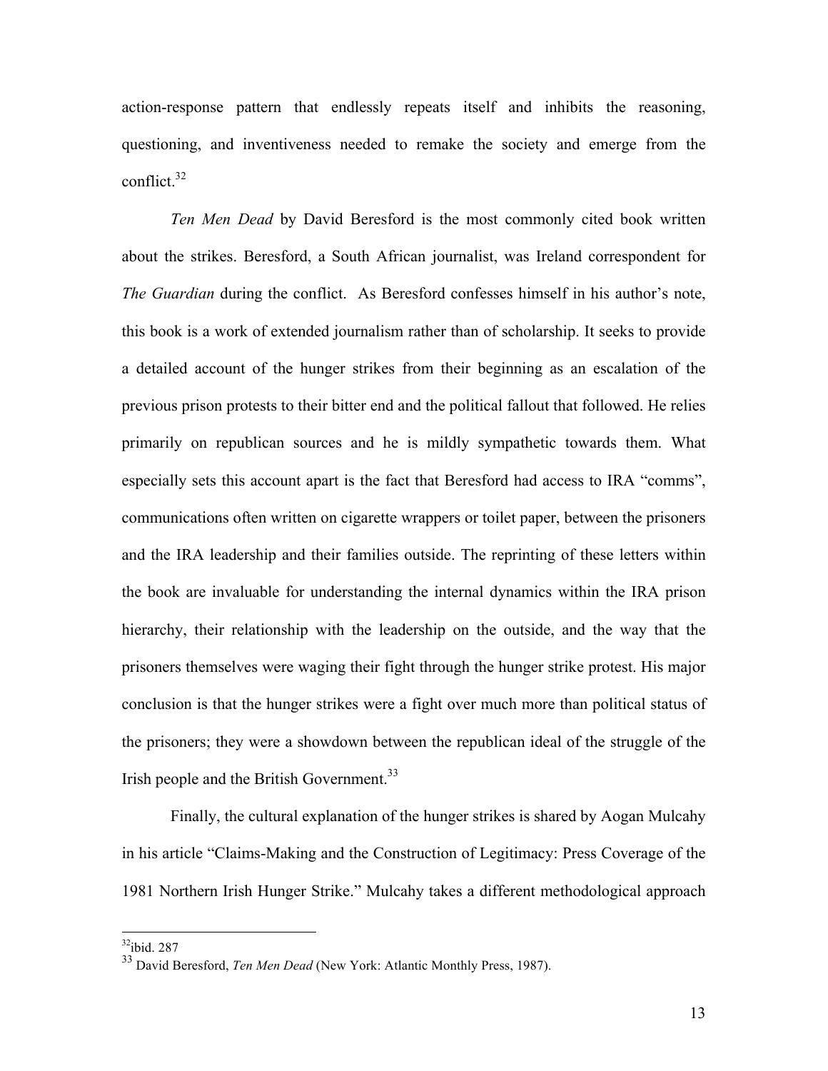action-response pattern that endlessly repeats itself and inhibits the reasoning, questioning, and inventiveness needed to remake the society and emerge from the conflict.[32]

*Ten Men Dead* by David Beresford is the most commonly cited book written about the strikes. Beresford, a South African journalist, was Ireland correspondent for *The Guardian* during the conflict. As Beresford confesses himself in his author's note, this book is a work of extended journalism rather than of scholarship. It seeks to provide a detailed account of the hunger strikes from their beginning as an escalation of the previous prison protests to their bitter end and the political fallout that followed. He relies primarily on republican sources and he is mildly sympathetic towards them. What especially sets this account apart is the fact that Beresford had access to IRA "comms", communications often written on cigarette wrappers or toilet paper, between the prisoners and the IRA leadership and their families outside. The reprinting of these letters within the book are invaluable for understanding the internal dynamics within the IRA prison hierarchy, their relationship with the leadership on the outside, and the way that the prisoners themselves were waging their fight through the hunger strike protest. His major conclusion is that the hunger strikes were a fight over much more than political status of the prisoners; they were a showdown between the republican ideal of the struggle of the Irish people and the British Government.[33]

Finally, the cultural explanation of the hunger strikes is shared by Aogan Mulcahy in his article "Claims-Making and the Construction of Legitimacy: Press Coverage of the 1981 Northern Irish Hunger Strike." Mulcahy takes a different methodological approach

---

[32]ibid. 287

[33] David Beresford, *Ten Men Dead* (New York: Atlantic Monthly Press, 1987).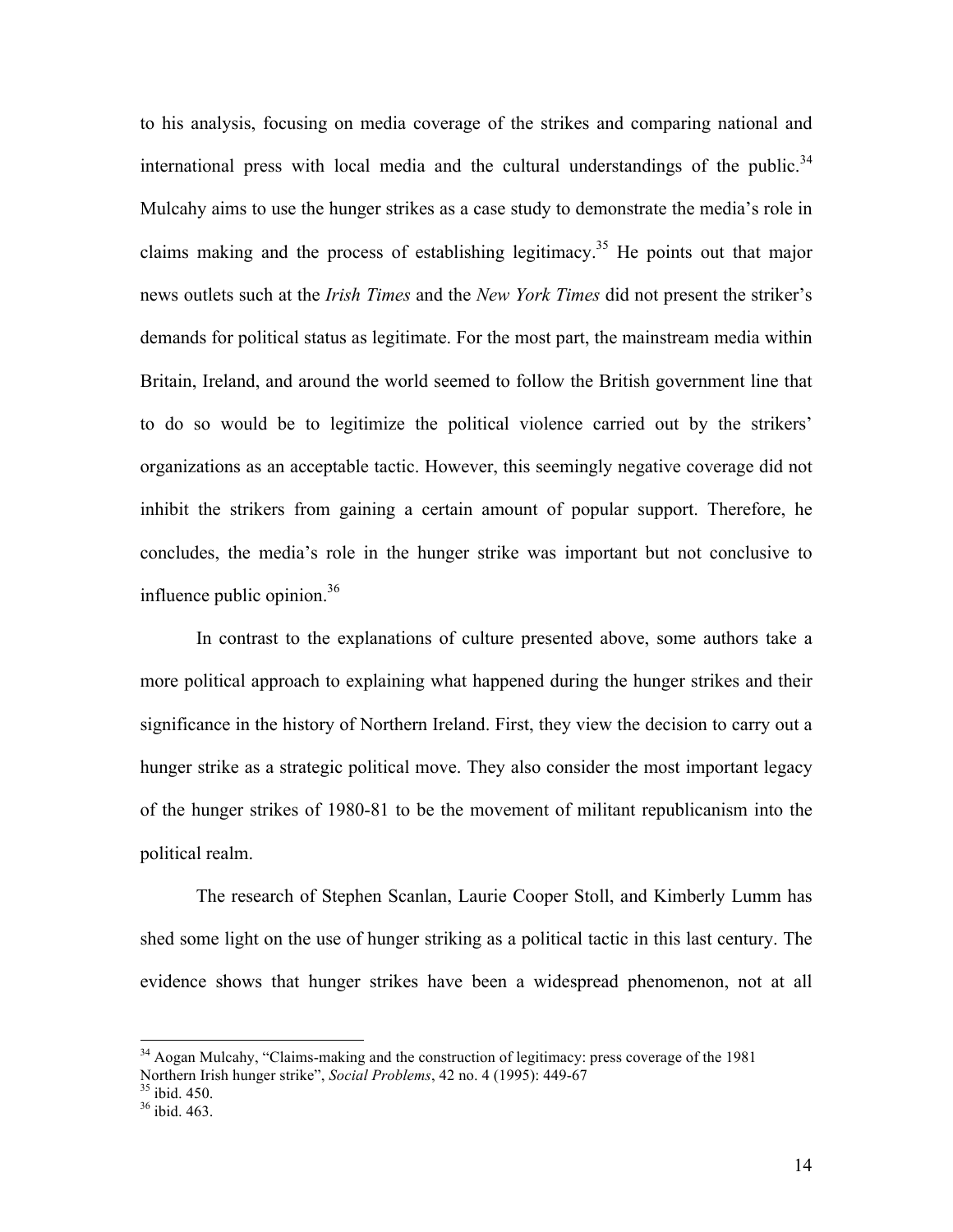to his analysis, focusing on media coverage of the strikes and comparing national and international press with local media and the cultural understandings of the public.[34] Mulcahy aims to use the hunger strikes as a case study to demonstrate the media's role in claims making and the process of establishing legitimacy.[35] He points out that major news outlets such at the *Irish Times* and the *New York Times* did not present the striker's demands for political status as legitimate. For the most part, the mainstream media within Britain, Ireland, and around the world seemed to follow the British government line that to do so would be to legitimize the political violence carried out by the strikers' organizations as an acceptable tactic. However, this seemingly negative coverage did not inhibit the strikers from gaining a certain amount of popular support. Therefore, he concludes, the media's role in the hunger strike was important but not conclusive to influence public opinion.[36]

In contrast to the explanations of culture presented above, some authors take a more political approach to explaining what happened during the hunger strikes and their significance in the history of Northern Ireland. First, they view the decision to carry out a hunger strike as a strategic political move. They also consider the most important legacy of the hunger strikes of 1980-81 to be the movement of militant republicanism into the political realm.

The research of Stephen Scanlan, Laurie Cooper Stoll, and Kimberly Lumm has shed some light on the use of hunger striking as a political tactic in this last century. The evidence shows that hunger strikes have been a widespread phenomenon, not at all

---

[34] Aogan Mulcahy, "Claims-making and the construction of legitimacy: press coverage of the 1981 Northern Irish hunger strike", *Social Problems*, 42 no. 4 (1995): 449-67

[35] ibid. 450.

[36] ibid. 463.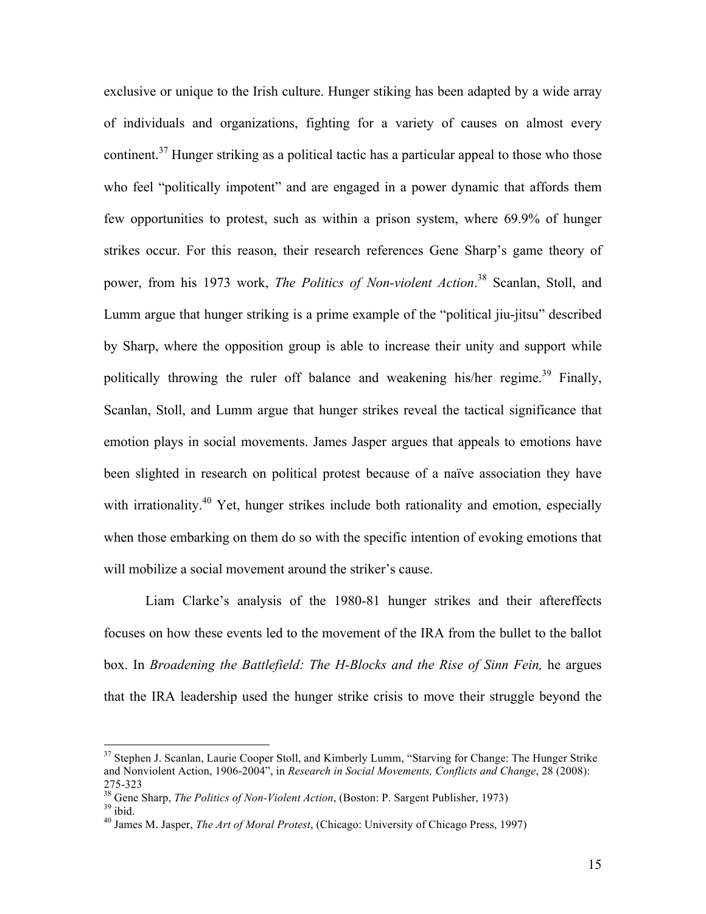exclusive or unique to the Irish culture. Hunger stiking has been adapted by a wide array of individuals and organizations, fighting for a variety of causes on almost every continent.[37] Hunger striking as a political tactic has a particular appeal to those who those who feel "politically impotent" and are engaged in a power dynamic that affords them few opportunities to protest, such as within a prison system, where 69.9% of hunger strikes occur. For this reason, their research references Gene Sharp's game theory of power, from his 1973 work, *The Politics of Non-violent Action*.[38] Scanlan, Stoll, and Lumm argue that hunger striking is a prime example of the "political jiu-jitsu" described by Sharp, where the opposition group is able to increase their unity and support while politically throwing the ruler off balance and weakening his/her regime.[39] Finally, Scanlan, Stoll, and Lumm argue that hunger strikes reveal the tactical significance that emotion plays in social movements. James Jasper argues that appeals to emotions have been slighted in research on political protest because of a naïve association they have with irrationality.[40] Yet, hunger strikes include both rationality and emotion, especially when those embarking on them do so with the specific intention of evoking emotions that will mobilize a social movement around the striker's cause.

Liam Clarke's analysis of the 1980-81 hunger strikes and their aftereffects focuses on how these events led to the movement of the IRA from the bullet to the ballot box. In *Broadening the Battlefield: The H-Blocks and the Rise of Sinn Fein,* he argues that the IRA leadership used the hunger strike crisis to move their struggle beyond the

---

[37] Stephen J. Scanlan, Laurie Cooper Stoll, and Kimberly Lumm, "Starving for Change: The Hunger Strike and Nonviolent Action, 1906-2004", in *Research in Social Movements, Conflicts and Change*, 28 (2008): 275-323

[38] Gene Sharp, *The Politics of Non-Violent Action*, (Boston: P. Sargent Publisher, 1973)

[39] ibid.

[40] James M. Jasper, *The Art of Moral Protest*, (Chicago: University of Chicago Press, 1997)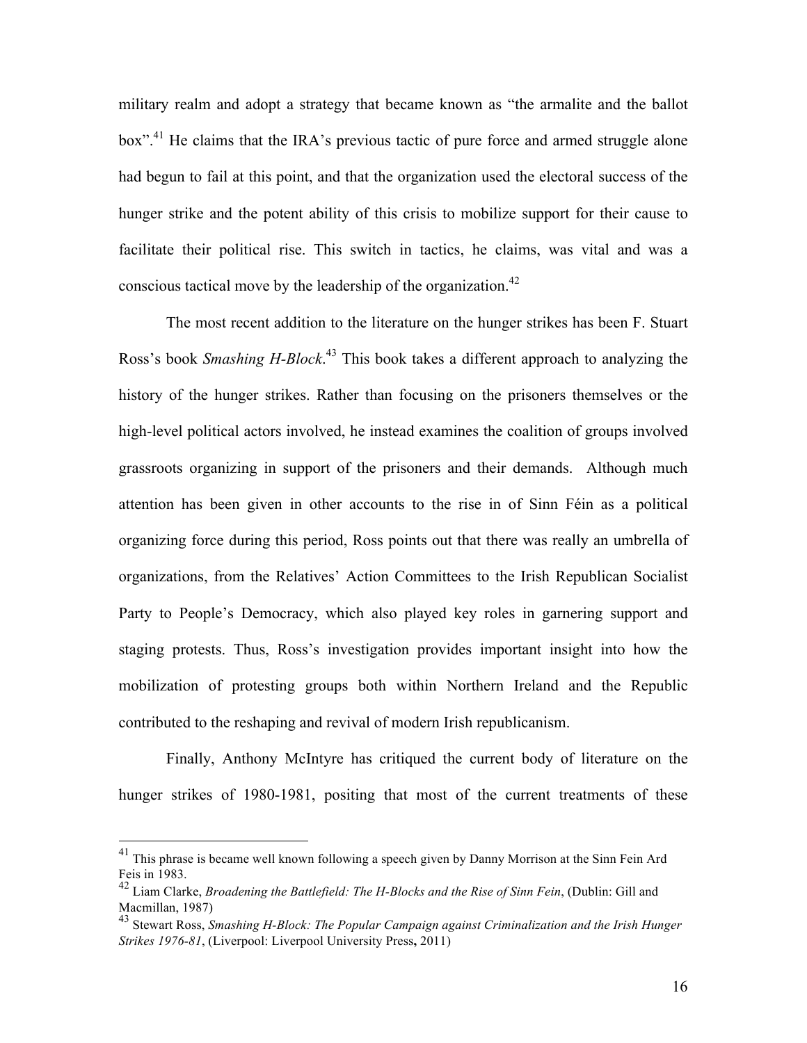military realm and adopt a strategy that became known as "the armalite and the ballot box".[41] He claims that the IRA's previous tactic of pure force and armed struggle alone had begun to fail at this point, and that the organization used the electoral success of the hunger strike and the potent ability of this crisis to mobilize support for their cause to facilitate their political rise. This switch in tactics, he claims, was vital and was a conscious tactical move by the leadership of the organization.[42]

The most recent addition to the literature on the hunger strikes has been F. Stuart Ross's book *Smashing H-Block*.[43] This book takes a different approach to analyzing the history of the hunger strikes. Rather than focusing on the prisoners themselves or the high-level political actors involved, he instead examines the coalition of groups involved grassroots organizing in support of the prisoners and their demands. Although much attention has been given in other accounts to the rise in of Sinn Féin as a political organizing force during this period, Ross points out that there was really an umbrella of organizations, from the Relatives' Action Committees to the Irish Republican Socialist Party to People's Democracy, which also played key roles in garnering support and staging protests. Thus, Ross's investigation provides important insight into how the mobilization of protesting groups both within Northern Ireland and the Republic contributed to the reshaping and revival of modern Irish republicanism.

Finally, Anthony McIntyre has critiqued the current body of literature on the hunger strikes of 1980-1981, positing that most of the current treatments of these

---

[41] This phrase is became well known following a speech given by Danny Morrison at the Sinn Fein Ard Feis in 1983.

[42] Liam Clarke, *Broadening the Battlefield: The H-Blocks and the Rise of Sinn Fein*, (Dublin: Gill and Macmillan, 1987)

[43] Stewart Ross, *Smashing H-Block: The Popular Campaign against Criminalization and the Irish Hunger Strikes 1976-81*, (Liverpool: Liverpool University Press, 2011)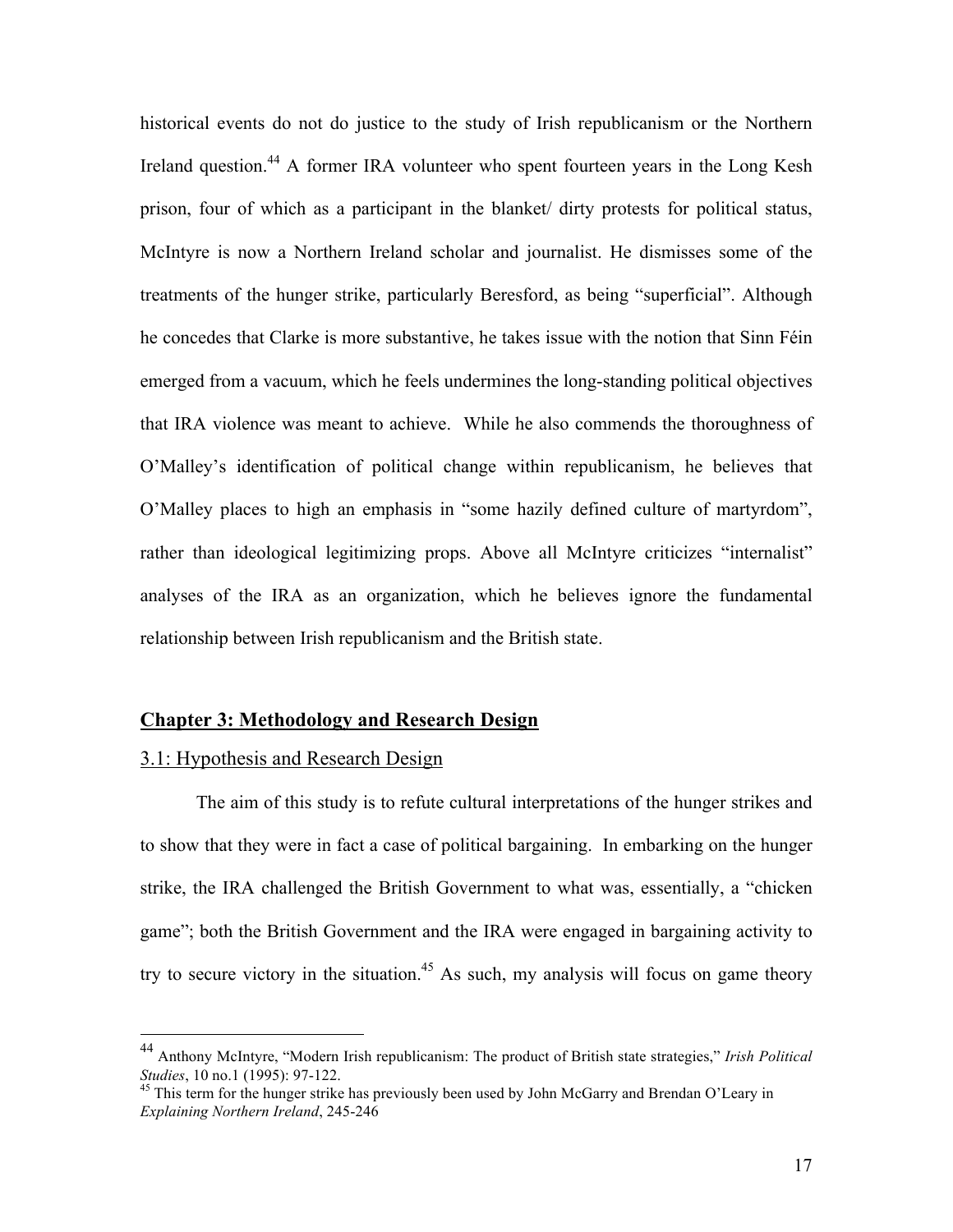historical events do not do justice to the study of Irish republicanism or the Northern Ireland question.[44] A former IRA volunteer who spent fourteen years in the Long Kesh prison, four of which as a participant in the blanket/ dirty protests for political status, McIntyre is now a Northern Ireland scholar and journalist. He dismisses some of the treatments of the hunger strike, particularly Beresford, as being "superficial". Although he concedes that Clarke is more substantive, he takes issue with the notion that Sinn Féin emerged from a vacuum, which he feels undermines the long-standing political objectives that IRA violence was meant to achieve. While he also commends the thoroughness of O'Malley's identification of political change within republicanism, he believes that O'Malley places to high an emphasis in "some hazily defined culture of martyrdom", rather than ideological legitimizing props. Above all McIntyre criticizes "internalist" analyses of the IRA as an organization, which he believes ignore the fundamental relationship between Irish republicanism and the British state.

## Chapter 3: Methodology and Research Design

### 3.1: Hypothesis and Research Design

The aim of this study is to refute cultural interpretations of the hunger strikes and to show that they were in fact a case of political bargaining. In embarking on the hunger strike, the IRA challenged the British Government to what was, essentially, a "chicken game"; both the British Government and the IRA were engaged in bargaining activity to try to secure victory in the situation.[45] As such, my analysis will focus on game theory

---

[44] Anthony McIntyre, "Modern Irish republicanism: The product of British state strategies," *Irish Political Studies*, 10 no.1 (1995): 97-122.

[45] This term for the hunger strike has previously been used by John McGarry and Brendan O'Leary in *Explaining Northern Ireland*, 245-246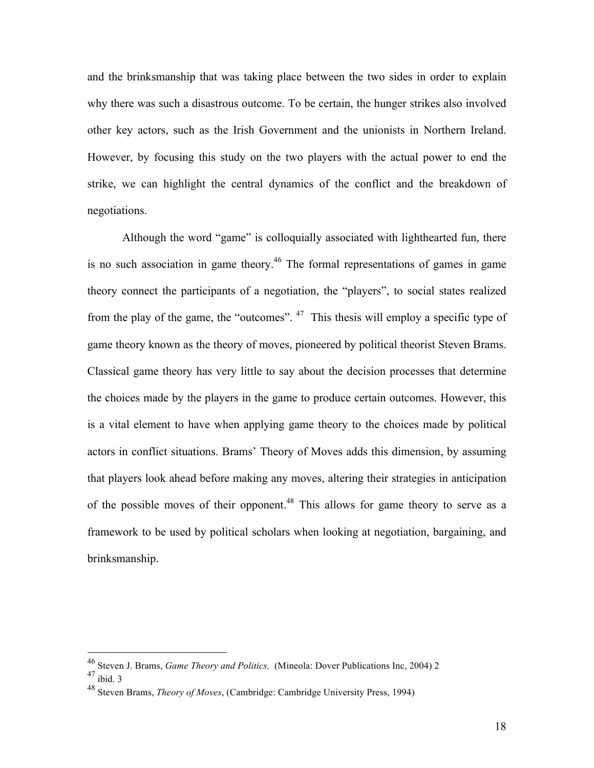and the brinksmanship that was taking place between the two sides in order to explain why there was such a disastrous outcome. To be certain, the hunger strikes also involved other key actors, such as the Irish Government and the unionists in Northern Ireland. However, by focusing this study on the two players with the actual power to end the strike, we can highlight the central dynamics of the conflict and the breakdown of negotiations.

Although the word "game" is colloquially associated with lighthearted fun, there is no such association in game theory.[46] The formal representations of games in game theory connect the participants of a negotiation, the "players", to social states realized from the play of the game, the "outcomes".[47] This thesis will employ a specific type of game theory known as the theory of moves, pioneered by political theorist Steven Brams. Classical game theory has very little to say about the decision processes that determine the choices made by the players in the game to produce certain outcomes. However, this is a vital element to have when applying game theory to the choices made by political actors in conflict situations. Brams' Theory of Moves adds this dimension, by assuming that players look ahead before making any moves, altering their strategies in anticipation of the possible moves of their opponent.[48] This allows for game theory to serve as a framework to be used by political scholars when looking at negotiation, bargaining, and brinksmanship.

---

[46] Steven J. Brams, *Game Theory and Politics,* (Mineola: Dover Publications Inc, 2004) 2

[47] ibid. 3

[48] Steven Brams, *Theory of Moves*, (Cambridge: Cambridge University Press, 1994)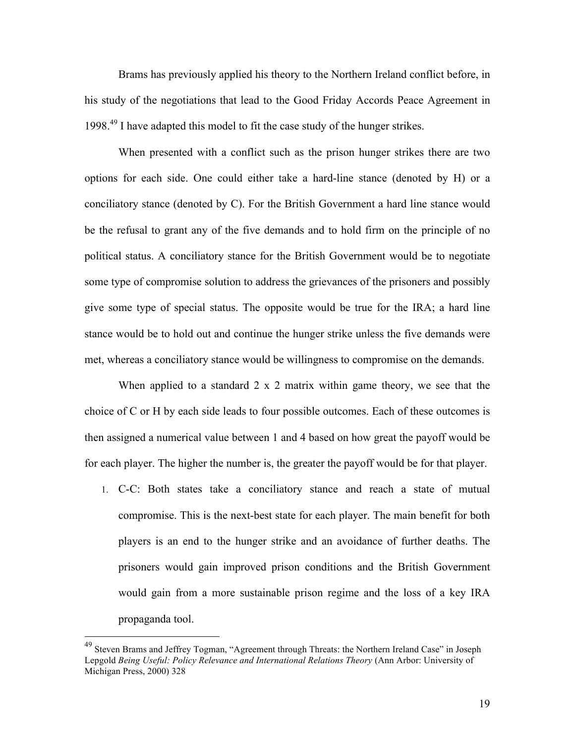Brams has previously applied his theory to the Northern Ireland conflict before, in his study of the negotiations that lead to the Good Friday Accords Peace Agreement in 1998.[49] I have adapted this model to fit the case study of the hunger strikes.

When presented with a conflict such as the prison hunger strikes there are two options for each side. One could either take a hard-line stance (denoted by H) or a conciliatory stance (denoted by C). For the British Government a hard line stance would be the refusal to grant any of the five demands and to hold firm on the principle of no political status. A conciliatory stance for the British Government would be to negotiate some type of compromise solution to address the grievances of the prisoners and possibly give some type of special status. The opposite would be true for the IRA; a hard line stance would be to hold out and continue the hunger strike unless the five demands were met, whereas a conciliatory stance would be willingness to compromise on the demands.

When applied to a standard 2 x 2 matrix within game theory, we see that the choice of C or H by each side leads to four possible outcomes. Each of these outcomes is then assigned a numerical value between 1 and 4 based on how great the payoff would be for each player. The higher the number is, the greater the payoff would be for that player.

1. C-C: Both states take a conciliatory stance and reach a state of mutual compromise. This is the next-best state for each player. The main benefit for both players is an end to the hunger strike and an avoidance of further deaths. The prisoners would gain improved prison conditions and the British Government would gain from a more sustainable prison regime and the loss of a key IRA propaganda tool.

---

[49] Steven Brams and Jeffrey Togman, "Agreement through Threats: the Northern Ireland Case" in Joseph Lepgold *Being Useful: Policy Relevance and International Relations Theory* (Ann Arbor: University of Michigan Press, 2000) 328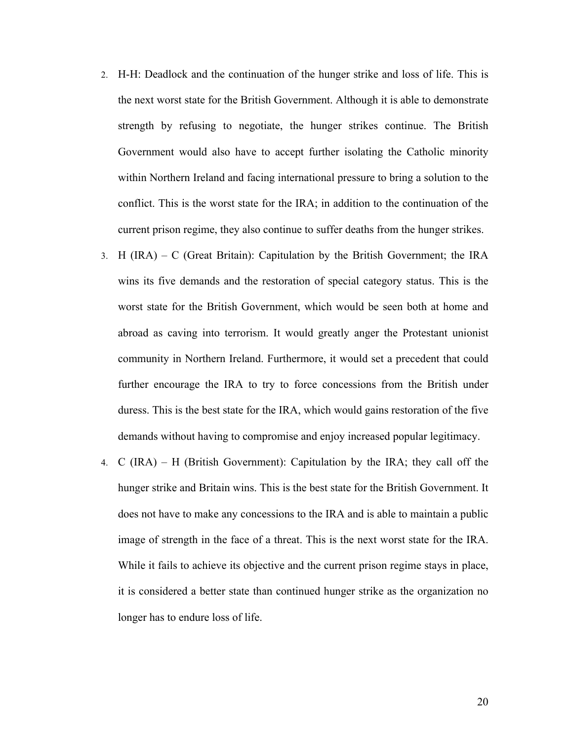2. H-H: Deadlock and the continuation of the hunger strike and loss of life. This is the next worst state for the British Government. Although it is able to demonstrate strength by refusing to negotiate, the hunger strikes continue. The British Government would also have to accept further isolating the Catholic minority within Northern Ireland and facing international pressure to bring a solution to the conflict. This is the worst state for the IRA; in addition to the continuation of the current prison regime, they also continue to suffer deaths from the hunger strikes.
3. H (IRA) – C (Great Britain): Capitulation by the British Government; the IRA wins its five demands and the restoration of special category status. This is the worst state for the British Government, which would be seen both at home and abroad as caving into terrorism. It would greatly anger the Protestant unionist community in Northern Ireland. Furthermore, it would set a precedent that could further encourage the IRA to try to force concessions from the British under duress. This is the best state for the IRA, which would gains restoration of the five demands without having to compromise and enjoy increased popular legitimacy.
4. C (IRA) – H (British Government): Capitulation by the IRA; they call off the hunger strike and Britain wins. This is the best state for the British Government. It does not have to make any concessions to the IRA and is able to maintain a public image of strength in the face of a threat. This is the next worst state for the IRA. While it fails to achieve its objective and the current prison regime stays in place, it is considered a better state than continued hunger strike as the organization no longer has to endure loss of life.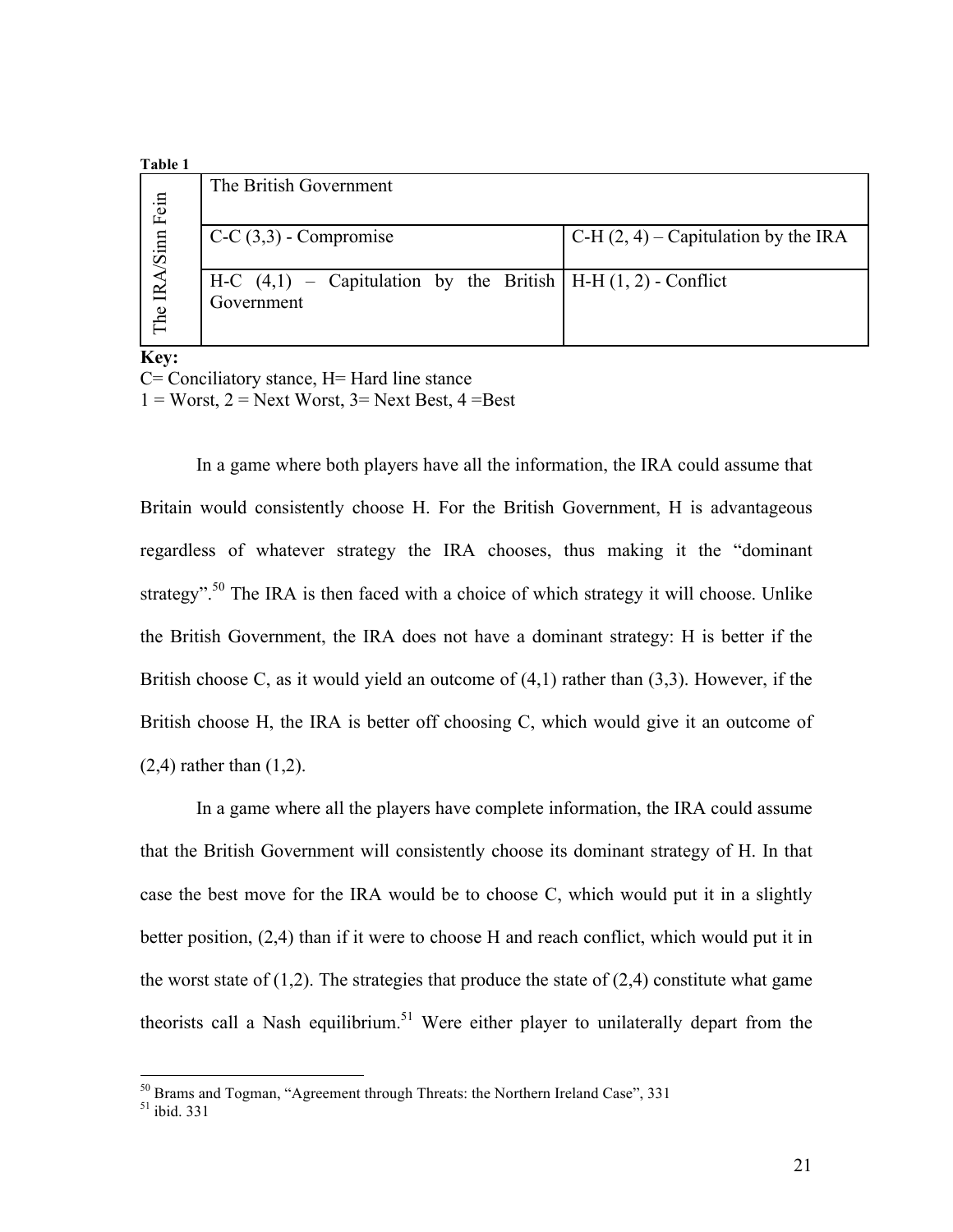**Table 1**

| The IRA/Sinn Fein | The British Government | |
|---|---|---|
| | C-C (3,3) - Compromise | C-H (2, 4) – Capitulation by the IRA |
| | H-C (4,1) – Capitulation by the British Government | H-H (1, 2) - Conflict |

**Key:**
C= Conciliatory stance, H= Hard line stance
1 = Worst, 2 = Next Worst, 3= Next Best, 4 =Best

In a game where both players have all the information, the IRA could assume that Britain would consistently choose H. For the British Government, H is advantageous regardless of whatever strategy the IRA chooses, thus making it the "dominant strategy".[50] The IRA is then faced with a choice of which strategy it will choose. Unlike the British Government, the IRA does not have a dominant strategy: H is better if the British choose C, as it would yield an outcome of (4,1) rather than (3,3). However, if the British choose H, the IRA is better off choosing C, which would give it an outcome of (2,4) rather than (1,2).

In a game where all the players have complete information, the IRA could assume that the British Government will consistently choose its dominant strategy of H. In that case the best move for the IRA would be to choose C, which would put it in a slightly better position, (2,4) than if it were to choose H and reach conflict, which would put it in the worst state of (1,2). The strategies that produce the state of (2,4) constitute what game theorists call a Nash equilibrium.[51] Were either player to unilaterally depart from the

[50] Brams and Togman, "Agreement through Threats: the Northern Ireland Case", 331
[51] ibid. 331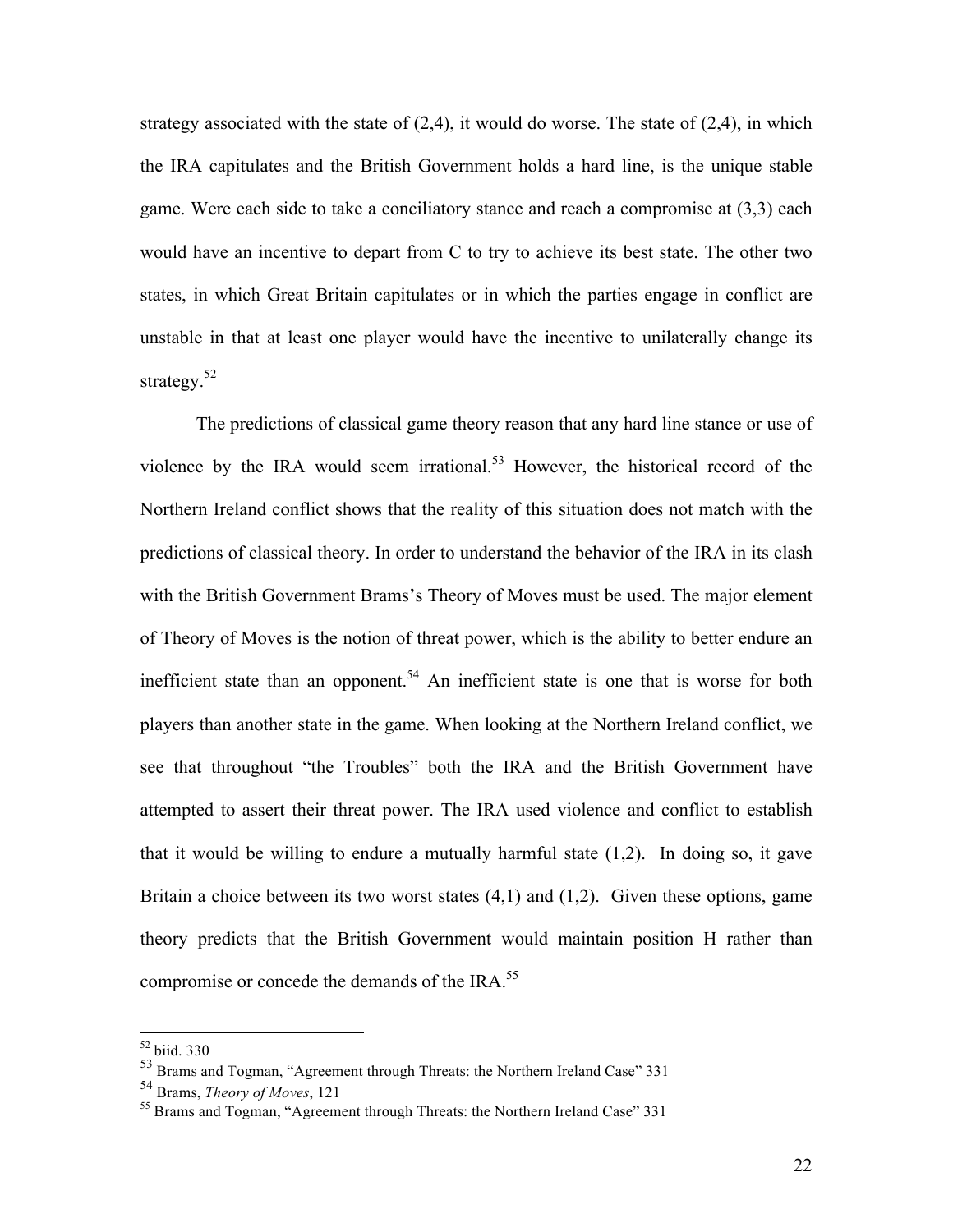strategy associated with the state of (2,4), it would do worse. The state of (2,4), in which the IRA capitulates and the British Government holds a hard line, is the unique stable game. Were each side to take a conciliatory stance and reach a compromise at (3,3) each would have an incentive to depart from C to try to achieve its best state. The other two states, in which Great Britain capitulates or in which the parties engage in conflict are unstable in that at least one player would have the incentive to unilaterally change its strategy.[52]

The predictions of classical game theory reason that any hard line stance or use of violence by the IRA would seem irrational.[53] However, the historical record of the Northern Ireland conflict shows that the reality of this situation does not match with the predictions of classical theory. In order to understand the behavior of the IRA in its clash with the British Government Brams's Theory of Moves must be used. The major element of Theory of Moves is the notion of threat power, which is the ability to better endure an inefficient state than an opponent.[54] An inefficient state is one that is worse for both players than another state in the game. When looking at the Northern Ireland conflict, we see that throughout "the Troubles" both the IRA and the British Government have attempted to assert their threat power. The IRA used violence and conflict to establish that it would be willing to endure a mutually harmful state (1,2). In doing so, it gave Britain a choice between its two worst states (4,1) and (1,2). Given these options, game theory predicts that the British Government would maintain position H rather than compromise or concede the demands of the IRA.[55]

---

[52] biid. 330

[53] Brams and Togman, "Agreement through Threats: the Northern Ireland Case" 331

[54] Brams, *Theory of Moves*, 121

[55] Brams and Togman, "Agreement through Threats: the Northern Ireland Case" 331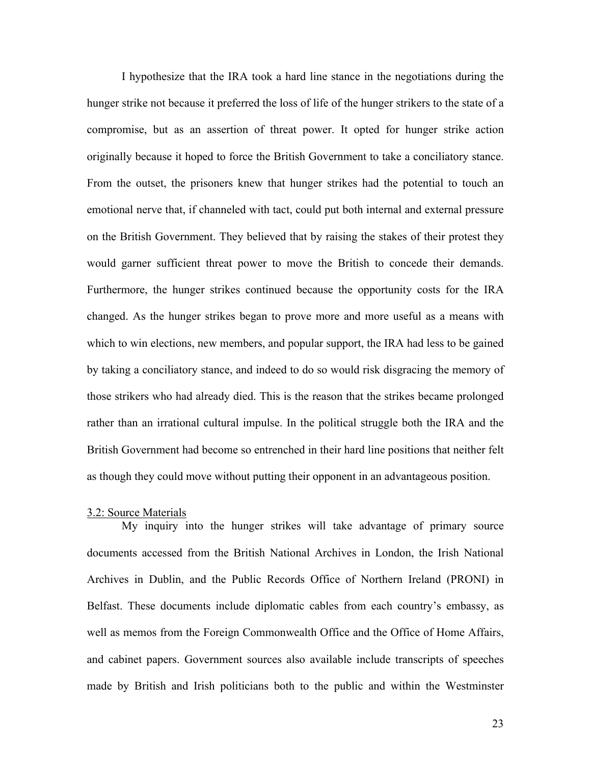I hypothesize that the IRA took a hard line stance in the negotiations during the hunger strike not because it preferred the loss of life of the hunger strikers to the state of a compromise, but as an assertion of threat power. It opted for hunger strike action originally because it hoped to force the British Government to take a conciliatory stance. From the outset, the prisoners knew that hunger strikes had the potential to touch an emotional nerve that, if channeled with tact, could put both internal and external pressure on the British Government. They believed that by raising the stakes of their protest they would garner sufficient threat power to move the British to concede their demands. Furthermore, the hunger strikes continued because the opportunity costs for the IRA changed. As the hunger strikes began to prove more and more useful as a means with which to win elections, new members, and popular support, the IRA had less to be gained by taking a conciliatory stance, and indeed to do so would risk disgracing the memory of those strikers who had already died. This is the reason that the strikes became prolonged rather than an irrational cultural impulse. In the political struggle both the IRA and the British Government had become so entrenched in their hard line positions that neither felt as though they could move without putting their opponent in an advantageous position.

### 3.2: Source Materials

My inquiry into the hunger strikes will take advantage of primary source documents accessed from the British National Archives in London, the Irish National Archives in Dublin, and the Public Records Office of Northern Ireland (PRONI) in Belfast. These documents include diplomatic cables from each country's embassy, as well as memos from the Foreign Commonwealth Office and the Office of Home Affairs, and cabinet papers. Government sources also available include transcripts of speeches made by British and Irish politicians both to the public and within the Westminster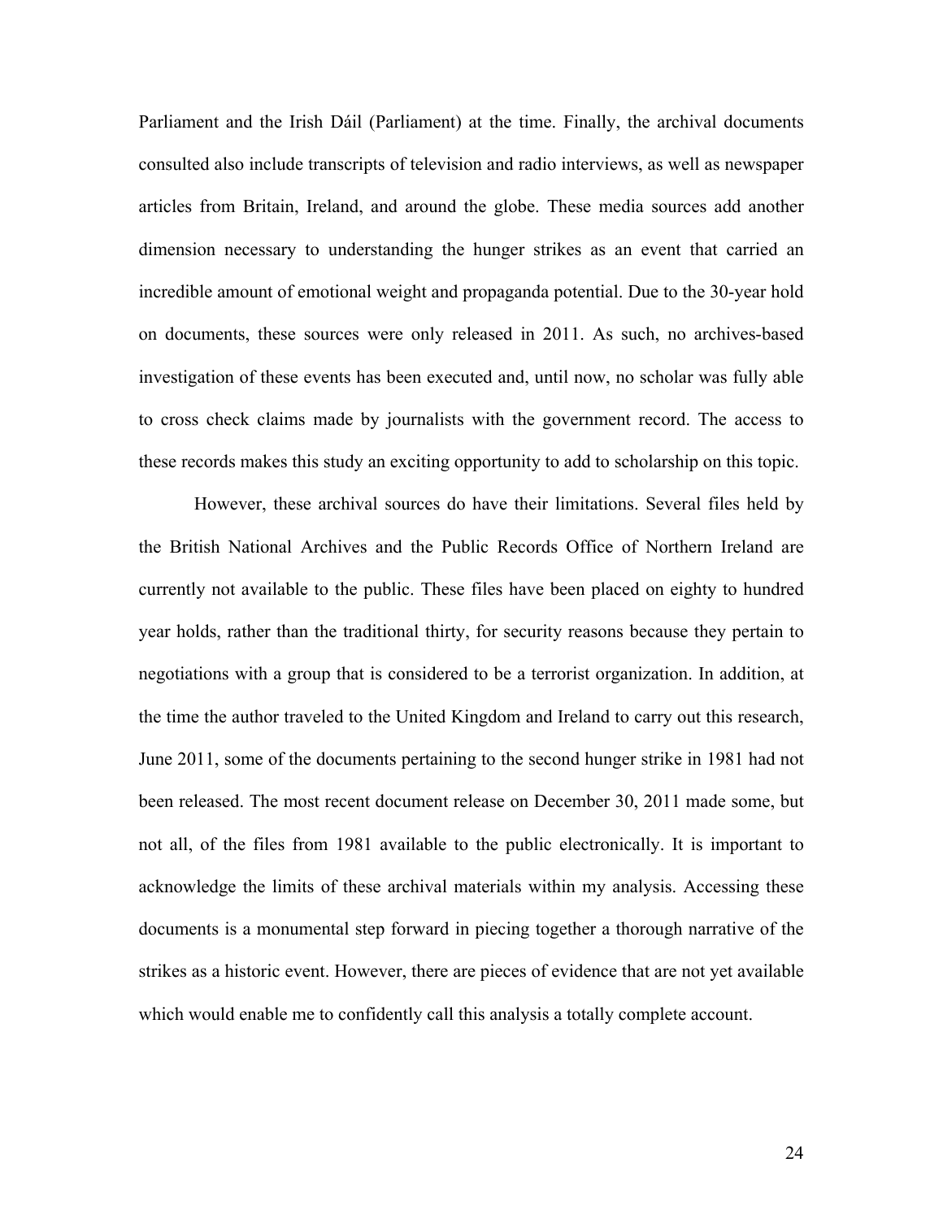Parliament and the Irish Dáil (Parliament) at the time. Finally, the archival documents consulted also include transcripts of television and radio interviews, as well as newspaper articles from Britain, Ireland, and around the globe. These media sources add another dimension necessary to understanding the hunger strikes as an event that carried an incredible amount of emotional weight and propaganda potential. Due to the 30-year hold on documents, these sources were only released in 2011. As such, no archives-based investigation of these events has been executed and, until now, no scholar was fully able to cross check claims made by journalists with the government record. The access to these records makes this study an exciting opportunity to add to scholarship on this topic.

However, these archival sources do have their limitations. Several files held by the British National Archives and the Public Records Office of Northern Ireland are currently not available to the public. These files have been placed on eighty to hundred year holds, rather than the traditional thirty, for security reasons because they pertain to negotiations with a group that is considered to be a terrorist organization. In addition, at the time the author traveled to the United Kingdom and Ireland to carry out this research, June 2011, some of the documents pertaining to the second hunger strike in 1981 had not been released. The most recent document release on December 30, 2011 made some, but not all, of the files from 1981 available to the public electronically. It is important to acknowledge the limits of these archival materials within my analysis. Accessing these documents is a monumental step forward in piecing together a thorough narrative of the strikes as a historic event. However, there are pieces of evidence that are not yet available which would enable me to confidently call this analysis a totally complete account.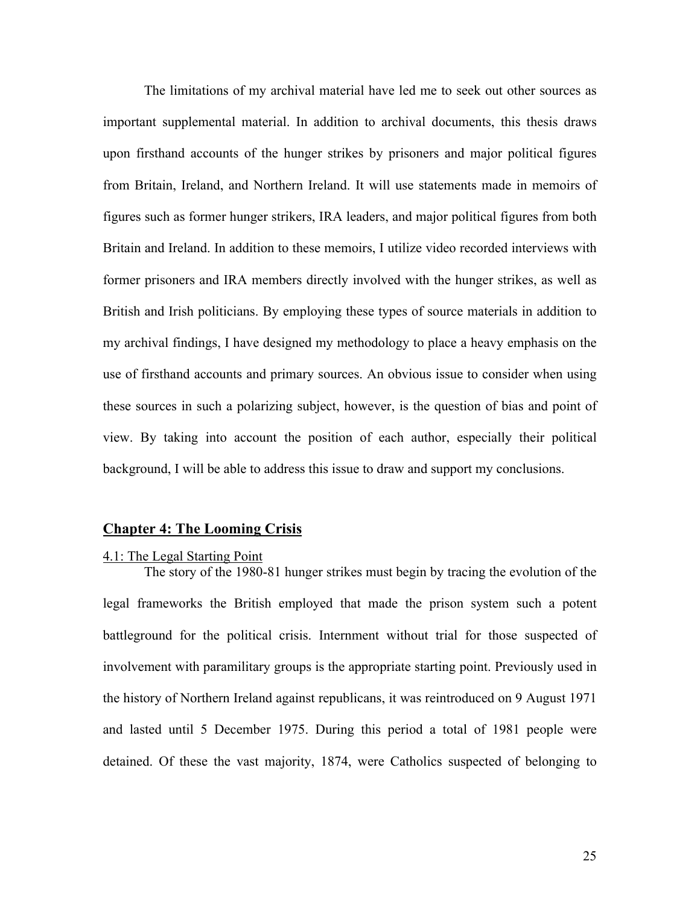The limitations of my archival material have led me to seek out other sources as important supplemental material. In addition to archival documents, this thesis draws upon firsthand accounts of the hunger strikes by prisoners and major political figures from Britain, Ireland, and Northern Ireland. It will use statements made in memoirs of figures such as former hunger strikers, IRA leaders, and major political figures from both Britain and Ireland. In addition to these memoirs, I utilize video recorded interviews with former prisoners and IRA members directly involved with the hunger strikes, as well as British and Irish politicians. By employing these types of source materials in addition to my archival findings, I have designed my methodology to place a heavy emphasis on the use of firsthand accounts and primary sources. An obvious issue to consider when using these sources in such a polarizing subject, however, is the question of bias and point of view. By taking into account the position of each author, especially their political background, I will be able to address this issue to draw and support my conclusions.

## Chapter 4: The Looming Crisis

### 4.1: The Legal Starting Point

The story of the 1980-81 hunger strikes must begin by tracing the evolution of the legal frameworks the British employed that made the prison system such a potent battleground for the political crisis. Internment without trial for those suspected of involvement with paramilitary groups is the appropriate starting point. Previously used in the history of Northern Ireland against republicans, it was reintroduced on 9 August 1971 and lasted until 5 December 1975. During this period a total of 1981 people were detained. Of these the vast majority, 1874, were Catholics suspected of belonging to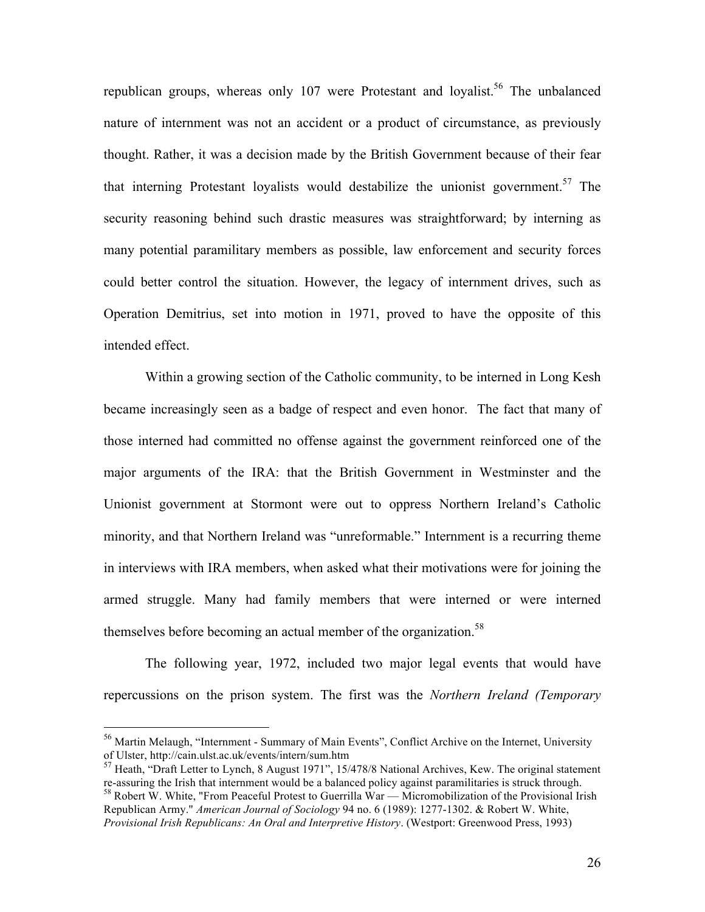republican groups, whereas only 107 were Protestant and loyalist.[56] The unbalanced nature of internment was not an accident or a product of circumstance, as previously thought. Rather, it was a decision made by the British Government because of their fear that interning Protestant loyalists would destabilize the unionist government.[57] The security reasoning behind such drastic measures was straightforward; by interning as many potential paramilitary members as possible, law enforcement and security forces could better control the situation. However, the legacy of internment drives, such as Operation Demitrius, set into motion in 1971, proved to have the opposite of this intended effect.

Within a growing section of the Catholic community, to be interned in Long Kesh became increasingly seen as a badge of respect and even honor. The fact that many of those interned had committed no offense against the government reinforced one of the major arguments of the IRA: that the British Government in Westminster and the Unionist government at Stormont were out to oppress Northern Ireland's Catholic minority, and that Northern Ireland was "unreformable." Internment is a recurring theme in interviews with IRA members, when asked what their motivations were for joining the armed struggle. Many had family members that were interned or were interned themselves before becoming an actual member of the organization.[58]

The following year, 1972, included two major legal events that would have repercussions on the prison system. The first was the *Northern Ireland (Temporary*

---

[56] Martin Melaugh, "Internment - Summary of Main Events", Conflict Archive on the Internet, University of Ulster, http://cain.ulst.ac.uk/events/intern/sum.htm

[57] Heath, "Draft Letter to Lynch, 8 August 1971", 15/478/8 National Archives, Kew. The original statement re-assuring the Irish that internment would be a balanced policy against paramilitaries is struck through.

[58] Robert W. White, "From Peaceful Protest to Guerrilla War — Micromobilization of the Provisional Irish Republican Army." *American Journal of Sociology* 94 no. 6 (1989): 1277-1302. & Robert W. White, *Provisional Irish Republicans: An Oral and Interpretive History*. (Westport: Greenwood Press, 1993)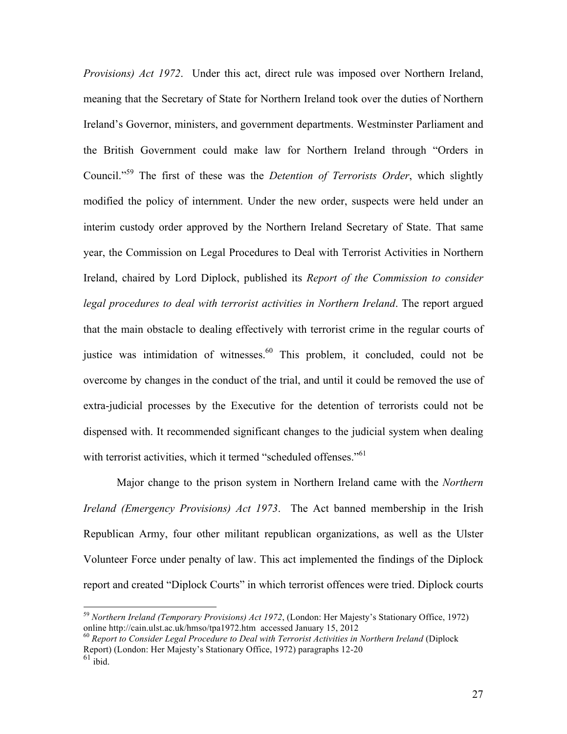*Provisions) Act 1972*. Under this act, direct rule was imposed over Northern Ireland, meaning that the Secretary of State for Northern Ireland took over the duties of Northern Ireland's Governor, ministers, and government departments. Westminster Parliament and the British Government could make law for Northern Ireland through "Orders in Council."[59] The first of these was the *Detention of Terrorists Order*, which slightly modified the policy of internment. Under the new order, suspects were held under an interim custody order approved by the Northern Ireland Secretary of State. That same year, the Commission on Legal Procedures to Deal with Terrorist Activities in Northern Ireland, chaired by Lord Diplock, published its *Report of the Commission to consider legal procedures to deal with terrorist activities in Northern Ireland*. The report argued that the main obstacle to dealing effectively with terrorist crime in the regular courts of justice was intimidation of witnesses.[60] This problem, it concluded, could not be overcome by changes in the conduct of the trial, and until it could be removed the use of extra-judicial processes by the Executive for the detention of terrorists could not be dispensed with. It recommended significant changes to the judicial system when dealing with terrorist activities, which it termed "scheduled offenses."[61]

Major change to the prison system in Northern Ireland came with the *Northern Ireland (Emergency Provisions) Act 1973*. The Act banned membership in the Irish Republican Army, four other militant republican organizations, as well as the Ulster Volunteer Force under penalty of law. This act implemented the findings of the Diplock report and created "Diplock Courts" in which terrorist offences were tried. Diplock courts

---

[59] *Northern Ireland (Temporary Provisions) Act 1972*, (London: Her Majesty's Stationary Office, 1972) online http://cain.ulst.ac.uk/hmso/tpa1972.htm accessed January 15, 2012

[60] *Report to Consider Legal Procedure to Deal with Terrorist Activities in Northern Ireland* (Diplock Report) (London: Her Majesty's Stationary Office, 1972) paragraphs 12-20

[61] ibid.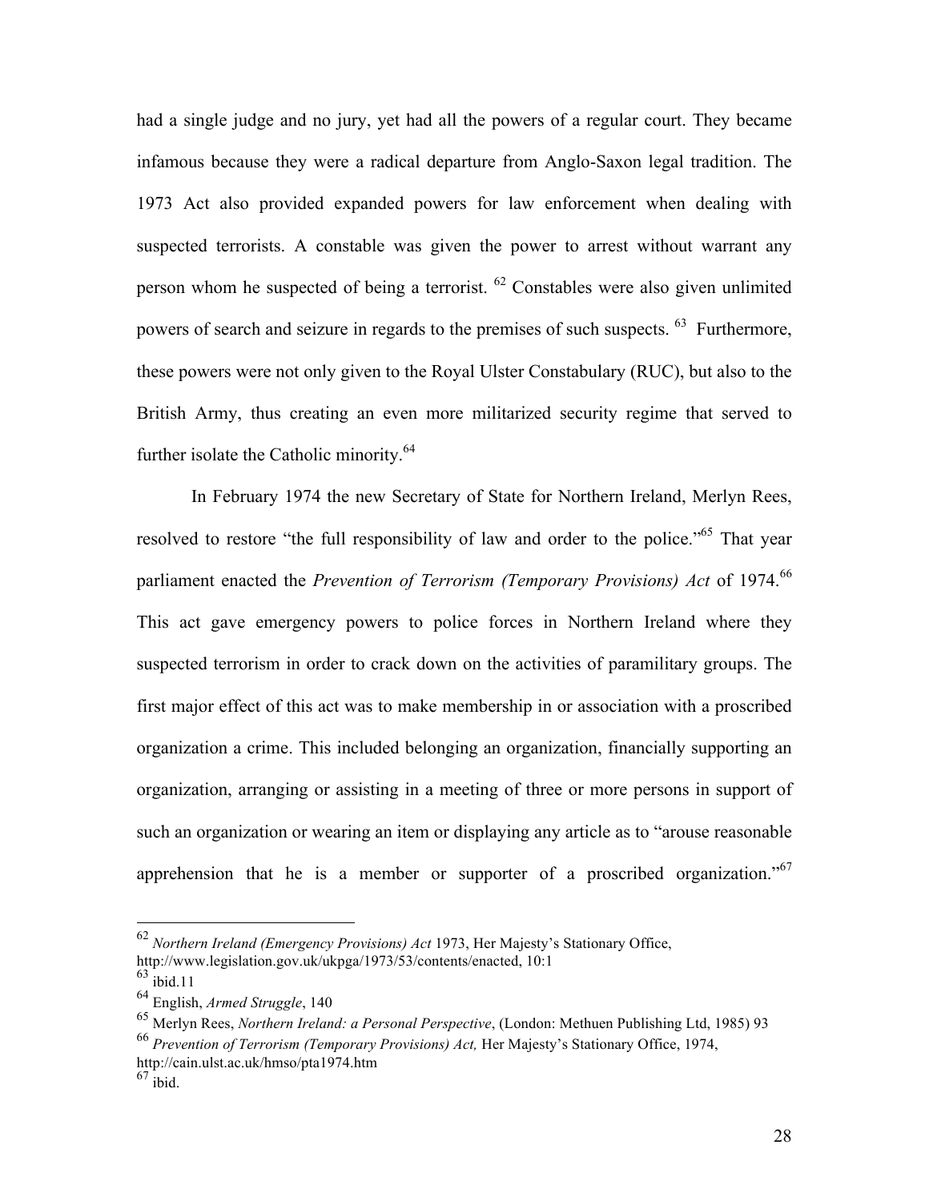had a single judge and no jury, yet had all the powers of a regular court. They became infamous because they were a radical departure from Anglo-Saxon legal tradition. The 1973 Act also provided expanded powers for law enforcement when dealing with suspected terrorists. A constable was given the power to arrest without warrant any person whom he suspected of being a terrorist. [62] Constables were also given unlimited powers of search and seizure in regards to the premises of such suspects. [63] Furthermore, these powers were not only given to the Royal Ulster Constabulary (RUC), but also to the British Army, thus creating an even more militarized security regime that served to further isolate the Catholic minority.[64]

In February 1974 the new Secretary of State for Northern Ireland, Merlyn Rees, resolved to restore "the full responsibility of law and order to the police."[65] That year parliament enacted the *Prevention of Terrorism (Temporary Provisions) Act* of 1974.[66] This act gave emergency powers to police forces in Northern Ireland where they suspected terrorism in order to crack down on the activities of paramilitary groups. The first major effect of this act was to make membership in or association with a proscribed organization a crime. This included belonging an organization, financially supporting an organization, arranging or assisting in a meeting of three or more persons in support of such an organization or wearing an item or displaying any article as to "arouse reasonable apprehension that he is a member or supporter of a proscribed organization."[67]

---

[62] *Northern Ireland (Emergency Provisions) Act* 1973, Her Majesty's Stationary Office, http://www.legislation.gov.uk/ukpga/1973/53/contents/enacted, 10:1

[63] ibid.11

[64] English, *Armed Struggle*, 140

[65] Merlyn Rees, *Northern Ireland: a Personal Perspective*, (London: Methuen Publishing Ltd, 1985) 93

[66] *Prevention of Terrorism (Temporary Provisions) Act,* Her Majesty's Stationary Office, 1974, http://cain.ulst.ac.uk/hmso/pta1974.htm

[67] ibid.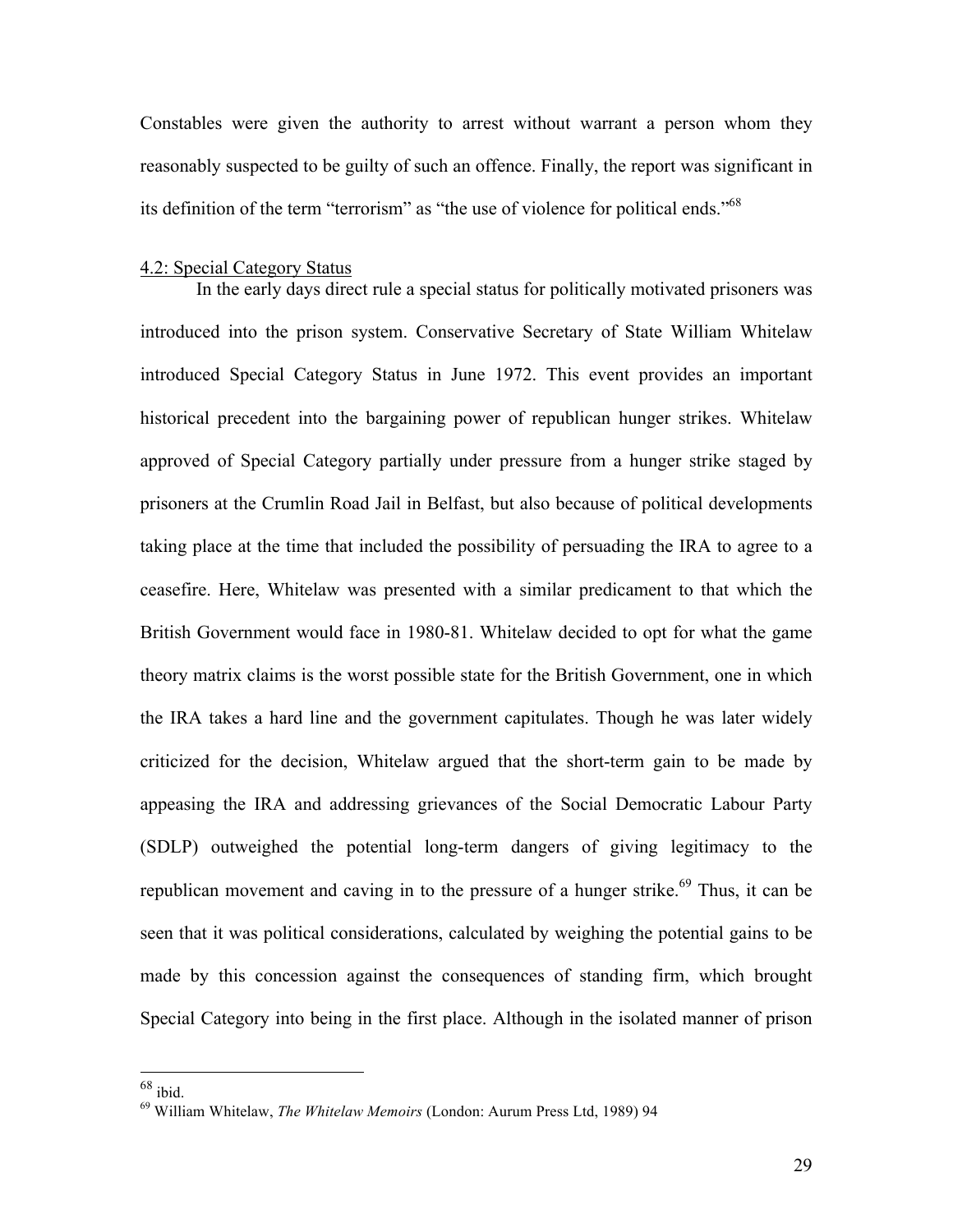Constables were given the authority to arrest without warrant a person whom they reasonably suspected to be guilty of such an offence. Finally, the report was significant in its definition of the term "terrorism" as "the use of violence for political ends."[68]

### 4.2: Special Category Status

In the early days direct rule a special status for politically motivated prisoners was introduced into the prison system. Conservative Secretary of State William Whitelaw introduced Special Category Status in June 1972. This event provides an important historical precedent into the bargaining power of republican hunger strikes. Whitelaw approved of Special Category partially under pressure from a hunger strike staged by prisoners at the Crumlin Road Jail in Belfast, but also because of political developments taking place at the time that included the possibility of persuading the IRA to agree to a ceasefire. Here, Whitelaw was presented with a similar predicament to that which the British Government would face in 1980-81. Whitelaw decided to opt for what the game theory matrix claims is the worst possible state for the British Government, one in which the IRA takes a hard line and the government capitulates. Though he was later widely criticized for the decision, Whitelaw argued that the short-term gain to be made by appeasing the IRA and addressing grievances of the Social Democratic Labour Party (SDLP) outweighed the potential long-term dangers of giving legitimacy to the republican movement and caving in to the pressure of a hunger strike.[69] Thus, it can be seen that it was political considerations, calculated by weighing the potential gains to be made by this concession against the consequences of standing firm, which brought Special Category into being in the first place. Although in the isolated manner of prison

---

[68] ibid.

[69] William Whitelaw, *The Whitelaw Memoirs* (London: Aurum Press Ltd, 1989) 94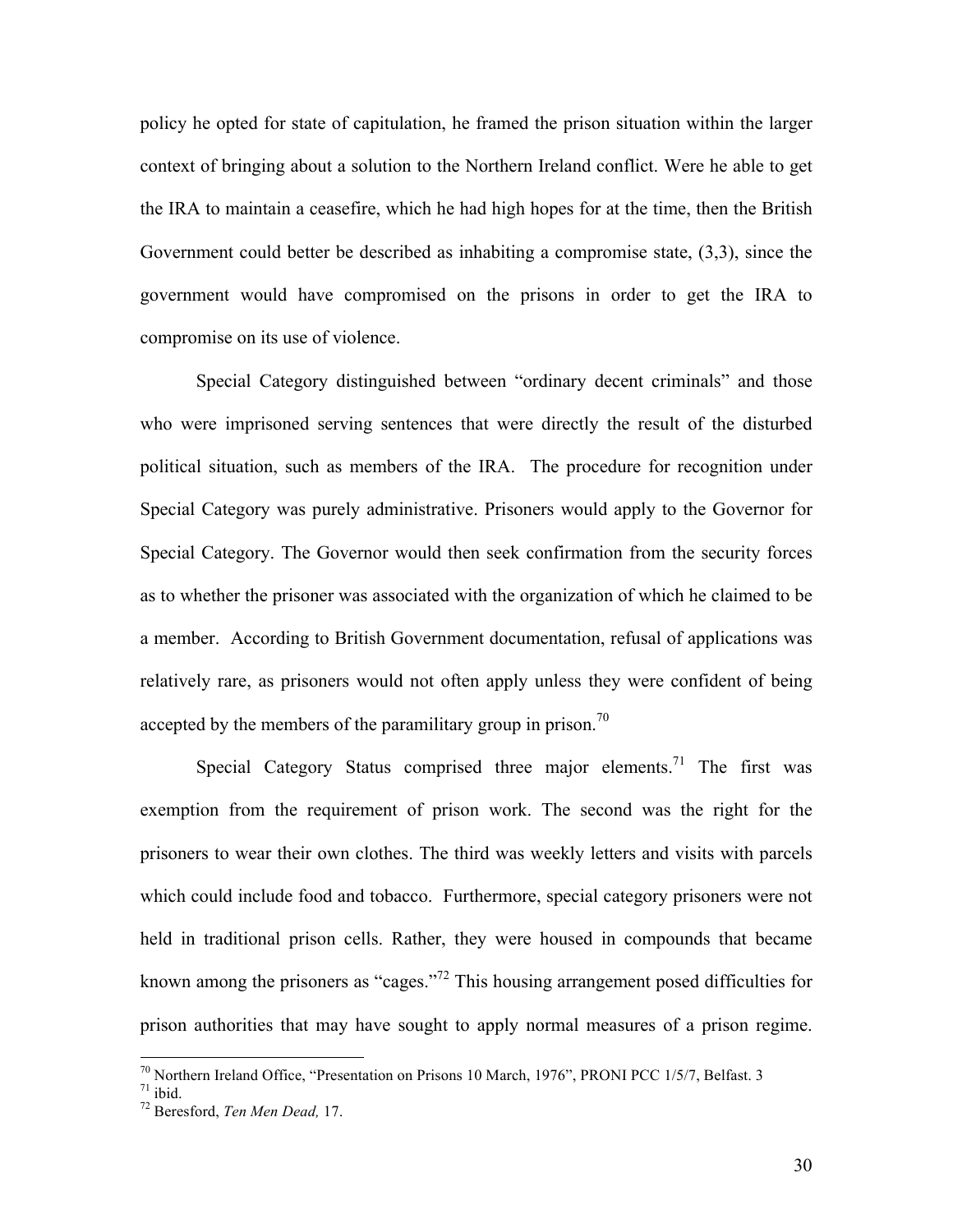policy he opted for state of capitulation, he framed the prison situation within the larger context of bringing about a solution to the Northern Ireland conflict. Were he able to get the IRA to maintain a ceasefire, which he had high hopes for at the time, then the British Government could better be described as inhabiting a compromise state, (3,3), since the government would have compromised on the prisons in order to get the IRA to compromise on its use of violence.

Special Category distinguished between "ordinary decent criminals" and those who were imprisoned serving sentences that were directly the result of the disturbed political situation, such as members of the IRA. The procedure for recognition under Special Category was purely administrative. Prisoners would apply to the Governor for Special Category. The Governor would then seek confirmation from the security forces as to whether the prisoner was associated with the organization of which he claimed to be a member. According to British Government documentation, refusal of applications was relatively rare, as prisoners would not often apply unless they were confident of being accepted by the members of the paramilitary group in prison.[70]

Special Category Status comprised three major elements.[71] The first was exemption from the requirement of prison work. The second was the right for the prisoners to wear their own clothes. The third was weekly letters and visits with parcels which could include food and tobacco. Furthermore, special category prisoners were not held in traditional prison cells. Rather, they were housed in compounds that became known among the prisoners as "cages."[72] This housing arrangement posed difficulties for prison authorities that may have sought to apply normal measures of a prison regime.

---

[70] Northern Ireland Office, "Presentation on Prisons 10 March, 1976", PRONI PCC 1/5/7, Belfast. 3

[71] ibid.

[72] Beresford, *Ten Men Dead,* 17.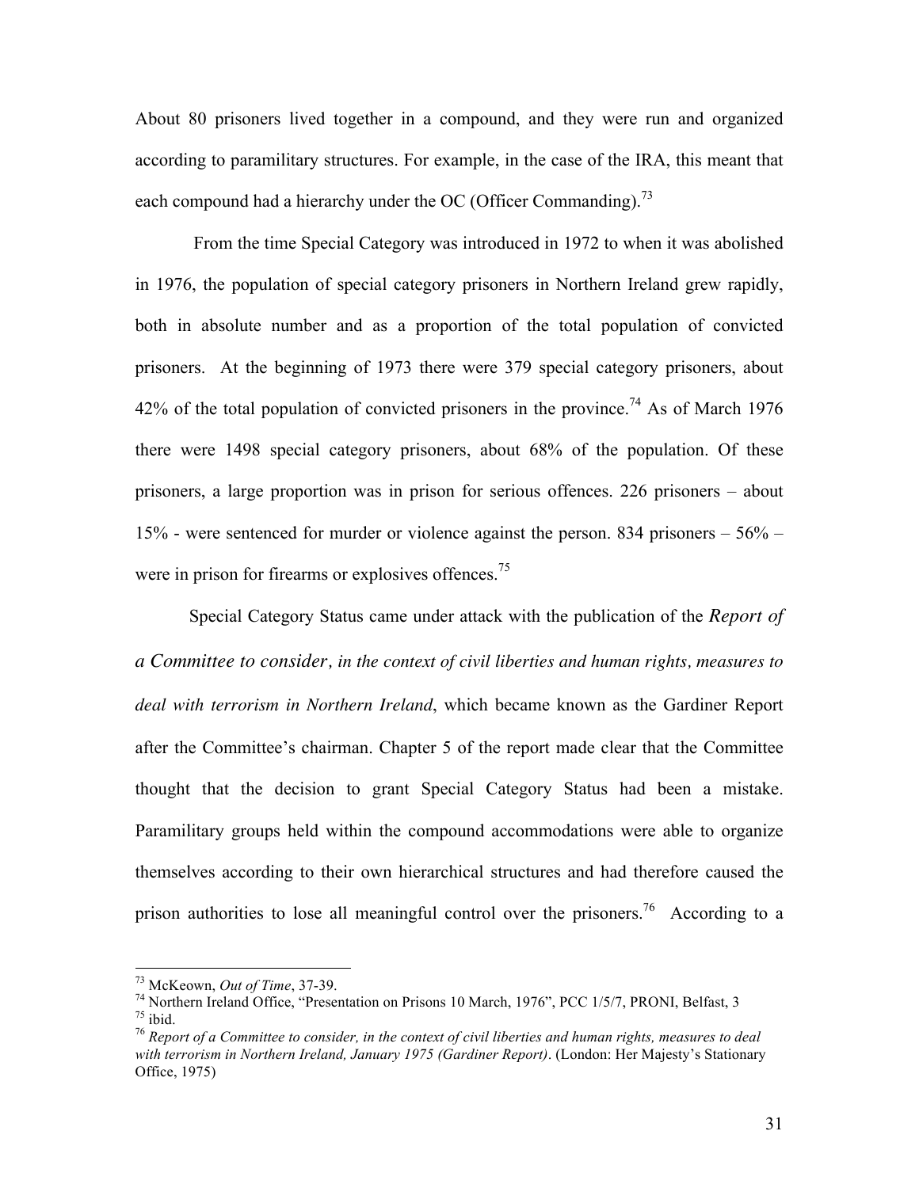About 80 prisoners lived together in a compound, and they were run and organized according to paramilitary structures. For example, in the case of the IRA, this meant that each compound had a hierarchy under the OC (Officer Commanding).[73]

From the time Special Category was introduced in 1972 to when it was abolished in 1976, the population of special category prisoners in Northern Ireland grew rapidly, both in absolute number and as a proportion of the total population of convicted prisoners. At the beginning of 1973 there were 379 special category prisoners, about 42% of the total population of convicted prisoners in the province.[74] As of March 1976 there were 1498 special category prisoners, about 68% of the population. Of these prisoners, a large proportion was in prison for serious offences. 226 prisoners – about 15% - were sentenced for murder or violence against the person. 834 prisoners – 56% – were in prison for firearms or explosives offences.[75]

Special Category Status came under attack with the publication of the *Report of a Committee to consider, in the context of civil liberties and human rights, measures to deal with terrorism in Northern Ireland*, which became known as the Gardiner Report after the Committee's chairman. Chapter 5 of the report made clear that the Committee thought that the decision to grant Special Category Status had been a mistake. Paramilitary groups held within the compound accommodations were able to organize themselves according to their own hierarchical structures and had therefore caused the prison authorities to lose all meaningful control over the prisoners.[76] According to a

---

[73] McKeown, *Out of Time*, 37-39.

[74] Northern Ireland Office, "Presentation on Prisons 10 March, 1976", PCC 1/5/7, PRONI, Belfast, 3

[75] ibid.

[76] *Report of a Committee to consider, in the context of civil liberties and human rights, measures to deal with terrorism in Northern Ireland, January 1975 (Gardiner Report)*. (London: Her Majesty's Stationary Office, 1975)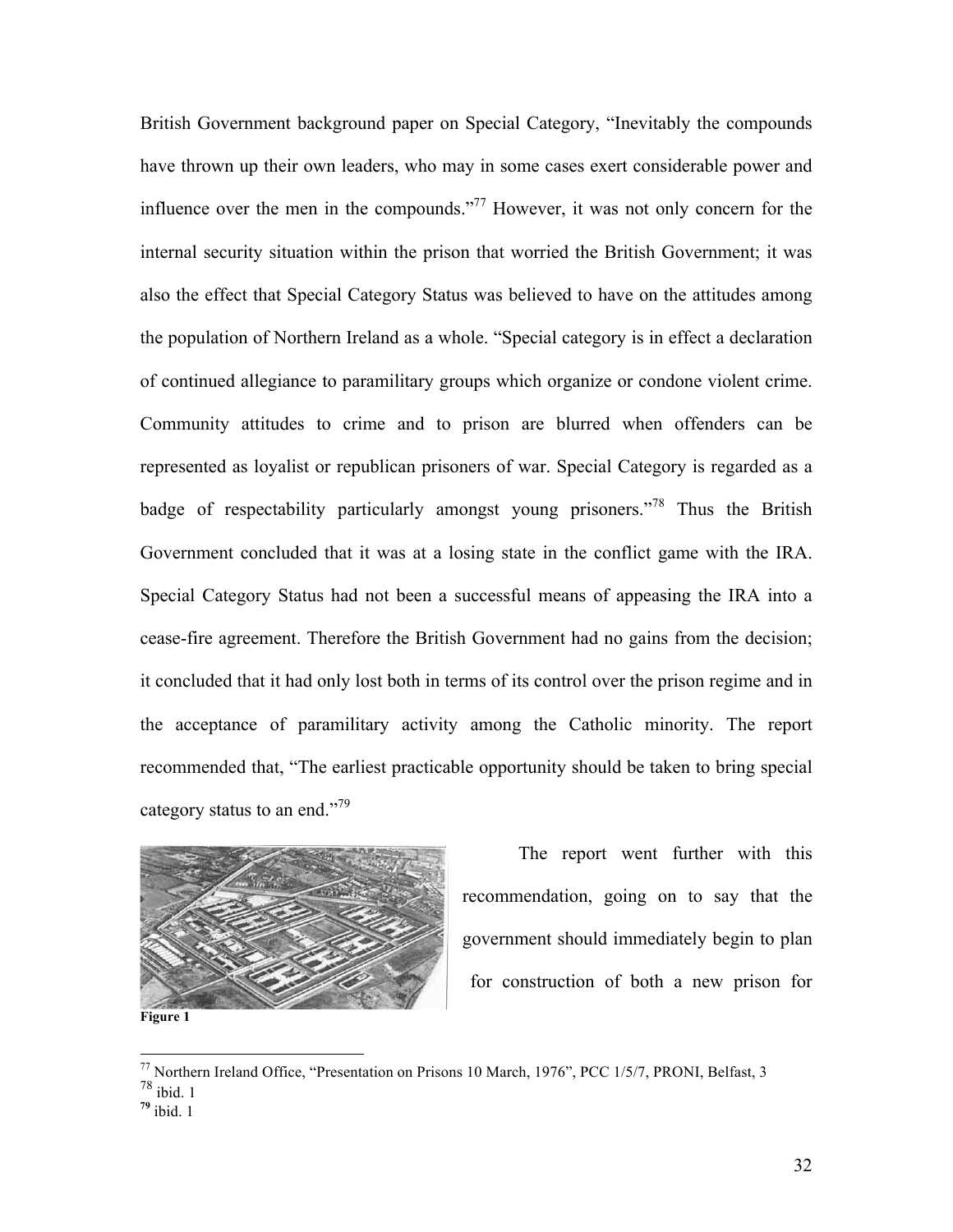British Government background paper on Special Category, “Inevitably the compounds have thrown up their own leaders, who may in some cases exert considerable power and influence over the men in the compounds.”[77] However, it was not only concern for the internal security situation within the prison that worried the British Government; it was also the effect that Special Category Status was believed to have on the attitudes among the population of Northern Ireland as a whole. “Special category is in effect a declaration of continued allegiance to paramilitary groups which organize or condone violent crime. Community attitudes to crime and to prison are blurred when offenders can be represented as loyalist or republican prisoners of war. Special Category is regarded as a badge of respectability particularly amongst young prisoners.”[78] Thus the British Government concluded that it was at a losing state in the conflict game with the IRA. Special Category Status had not been a successful means of appeasing the IRA into a cease-fire agreement. Therefore the British Government had no gains from the decision; it concluded that it had only lost both in terms of its control over the prison regime and in the acceptance of paramilitary activity among the Catholic minority. The report recommended that, “The earliest practicable opportunity should be taken to bring special category status to an end.”[79]

**Figure 1**

The report went further with this recommendation, going on to say that the government should immediately begin to plan for construction of both a new prison for

---

[77] Northern Ireland Office, “Presentation on Prisons 10 March, 1976”, PCC 1/5/7, PRONI, Belfast, 3

[78] ibid. 1

[79] ibid. 1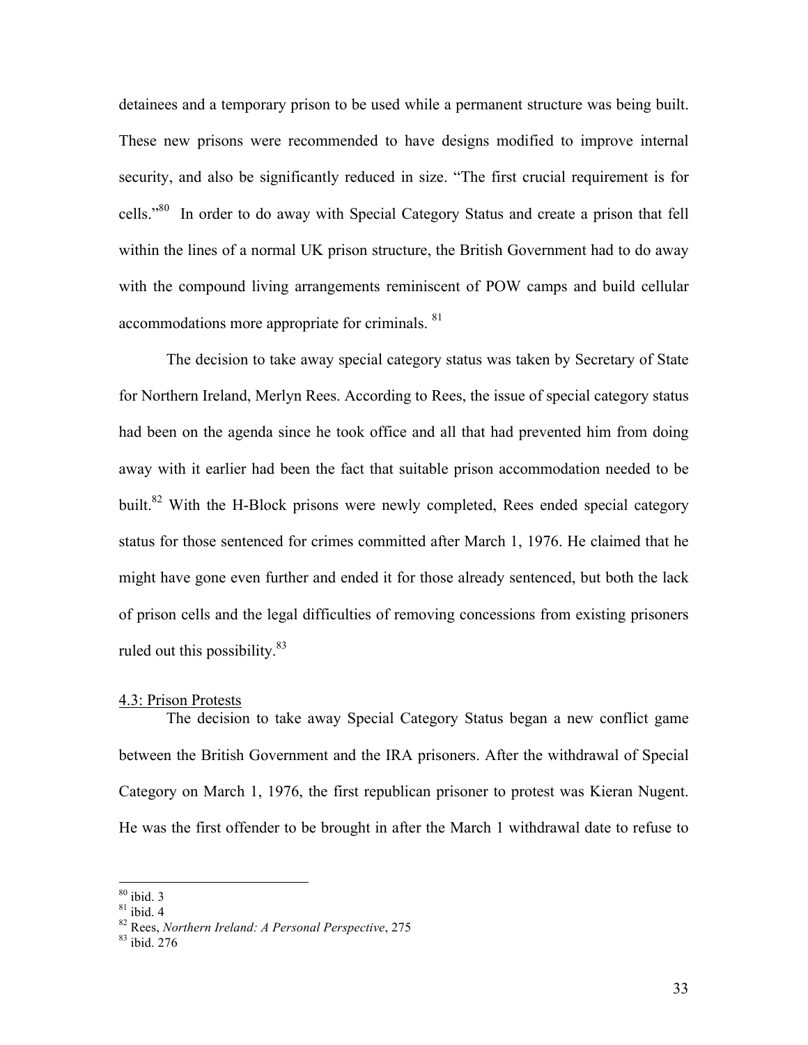detainees and a temporary prison to be used while a permanent structure was being built. These new prisons were recommended to have designs modified to improve internal security, and also be significantly reduced in size. "The first crucial requirement is for cells."[80] In order to do away with Special Category Status and create a prison that fell within the lines of a normal UK prison structure, the British Government had to do away with the compound living arrangements reminiscent of POW camps and build cellular accommodations more appropriate for criminals. [81]

The decision to take away special category status was taken by Secretary of State for Northern Ireland, Merlyn Rees. According to Rees, the issue of special category status had been on the agenda since he took office and all that had prevented him from doing away with it earlier had been the fact that suitable prison accommodation needed to be built.[82] With the H-Block prisons were newly completed, Rees ended special category status for those sentenced for crimes committed after March 1, 1976. He claimed that he might have gone even further and ended it for those already sentenced, but both the lack of prison cells and the legal difficulties of removing concessions from existing prisoners ruled out this possibility.[83]

### 4.3: Prison Protests

The decision to take away Special Category Status began a new conflict game between the British Government and the IRA prisoners. After the withdrawal of Special Category on March 1, 1976, the first republican prisoner to protest was Kieran Nugent. He was the first offender to be brought in after the March 1 withdrawal date to refuse to

---

[80] ibid. 3
[81] ibid. 4
[82] Rees, *Northern Ireland: A Personal Perspective*, 275
[83] ibid. 276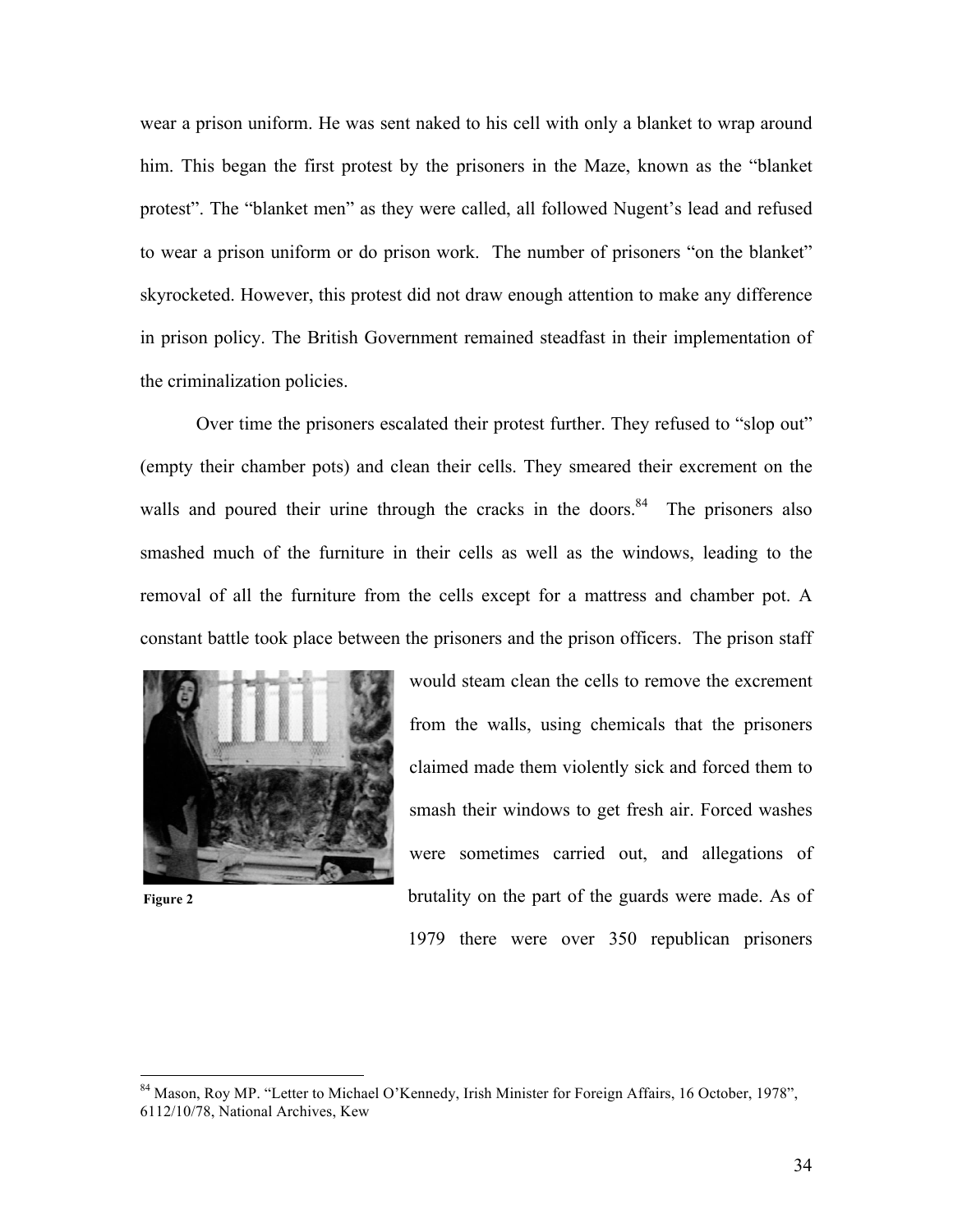wear a prison uniform. He was sent naked to his cell with only a blanket to wrap around him. This began the first protest by the prisoners in the Maze, known as the "blanket protest". The "blanket men" as they were called, all followed Nugent's lead and refused to wear a prison uniform or do prison work. The number of prisoners "on the blanket" skyrocketed. However, this protest did not draw enough attention to make any difference in prison policy. The British Government remained steadfast in their implementation of the criminalization policies.

Over time the prisoners escalated their protest further. They refused to "slop out" (empty their chamber pots) and clean their cells. They smeared their excrement on the walls and poured their urine through the cracks in the doors.[84] The prisoners also smashed much of the furniture in their cells as well as the windows, leading to the removal of all the furniture from the cells except for a mattress and chamber pot. A constant battle took place between the prisoners and the prison officers. The prison staff would steam clean the cells to remove the excrement from the walls, using chemicals that the prisoners claimed made them violently sick and forced them to smash their windows to get fresh air. Forced washes were sometimes carried out, and allegations of brutality on the part of the guards were made. As of 1979 there were over 350 republican prisoners

**Figure 2**

[84] Mason, Roy MP. "Letter to Michael O'Kennedy, Irish Minister for Foreign Affairs, 16 October, 1978", 6112/10/78, National Archives, Kew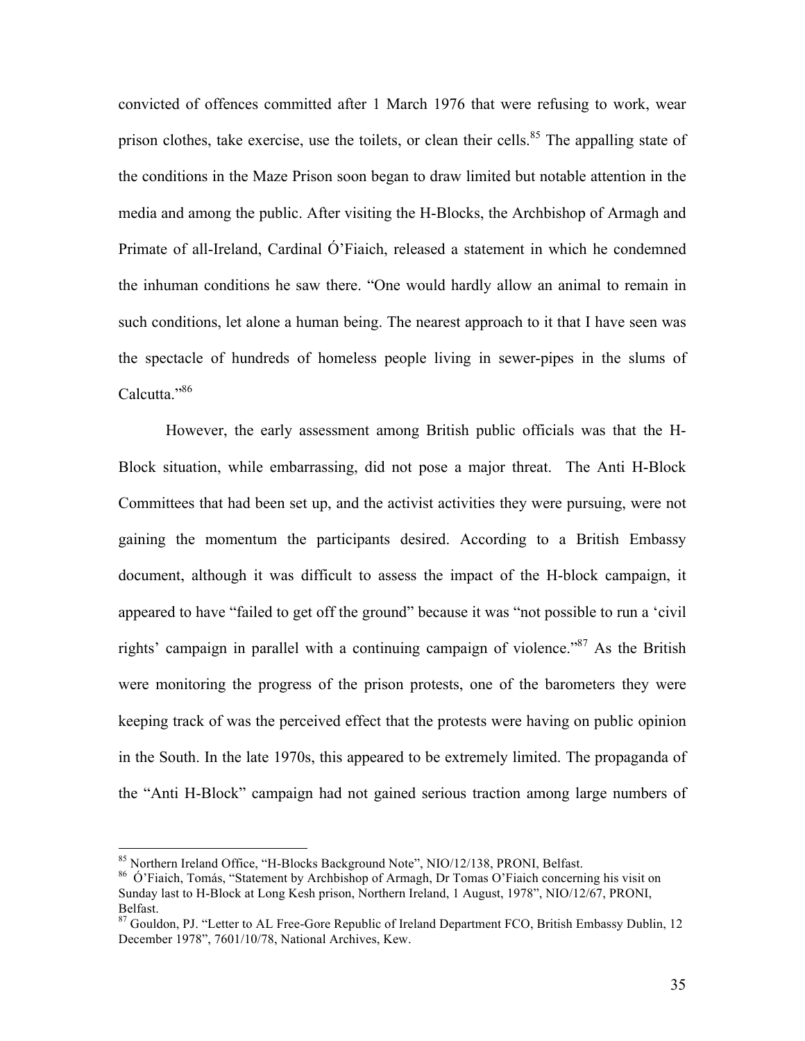convicted of offences committed after 1 March 1976 that were refusing to work, wear prison clothes, take exercise, use the toilets, or clean their cells.[85] The appalling state of the conditions in the Maze Prison soon began to draw limited but notable attention in the media and among the public. After visiting the H-Blocks, the Archbishop of Armagh and Primate of all-Ireland, Cardinal Ó'Fiaich, released a statement in which he condemned the inhuman conditions he saw there. "One would hardly allow an animal to remain in such conditions, let alone a human being. The nearest approach to it that I have seen was the spectacle of hundreds of homeless people living in sewer-pipes in the slums of Calcutta."[86]

However, the early assessment among British public officials was that the H-Block situation, while embarrassing, did not pose a major threat. The Anti H-Block Committees that had been set up, and the activist activities they were pursuing, were not gaining the momentum the participants desired. According to a British Embassy document, although it was difficult to assess the impact of the H-block campaign, it appeared to have "failed to get off the ground" because it was "not possible to run a 'civil rights' campaign in parallel with a continuing campaign of violence."[87] As the British were monitoring the progress of the prison protests, one of the barometers they were keeping track of was the perceived effect that the protests were having on public opinion in the South. In the late 1970s, this appeared to be extremely limited. The propaganda of the "Anti H-Block" campaign had not gained serious traction among large numbers of

---

[85] Northern Ireland Office, "H-Blocks Background Note", NIO/12/138, PRONI, Belfast.

[86] Ó'Fiaich, Tomás, "Statement by Archbishop of Armagh, Dr Tomas O'Fiaich concerning his visit on Sunday last to H-Block at Long Kesh prison, Northern Ireland, 1 August, 1978", NIO/12/67, PRONI, Belfast.

[87] Gouldon, PJ. "Letter to AL Free-Gore Republic of Ireland Department FCO, British Embassy Dublin, 12 December 1978", 7601/10/78, National Archives, Kew.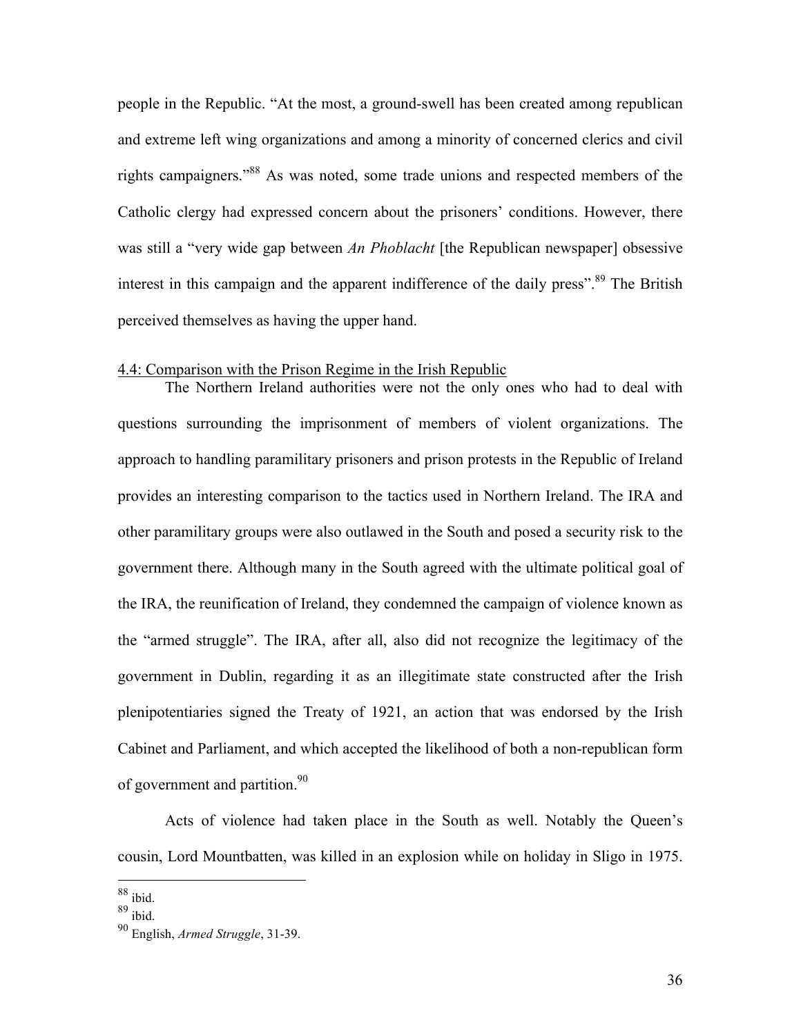people in the Republic. "At the most, a ground-swell has been created among republican and extreme left wing organizations and among a minority of concerned clerics and civil rights campaigners."[88] As was noted, some trade unions and respected members of the Catholic clergy had expressed concern about the prisoners' conditions. However, there was still a "very wide gap between *An Phoblacht* [the Republican newspaper] obsessive interest in this campaign and the apparent indifference of the daily press".[89] The British perceived themselves as having the upper hand.

### 4.4: Comparison with the Prison Regime in the Irish Republic

The Northern Ireland authorities were not the only ones who had to deal with questions surrounding the imprisonment of members of violent organizations. The approach to handling paramilitary prisoners and prison protests in the Republic of Ireland provides an interesting comparison to the tactics used in Northern Ireland. The IRA and other paramilitary groups were also outlawed in the South and posed a security risk to the government there. Although many in the South agreed with the ultimate political goal of the IRA, the reunification of Ireland, they condemned the campaign of violence known as the "armed struggle". The IRA, after all, also did not recognize the legitimacy of the government in Dublin, regarding it as an illegitimate state constructed after the Irish plenipotentiaries signed the Treaty of 1921, an action that was endorsed by the Irish Cabinet and Parliament, and which accepted the likelihood of both a non-republican form of government and partition.[90]

Acts of violence had taken place in the South as well. Notably the Queen's cousin, Lord Mountbatten, was killed in an explosion while on holiday in Sligo in 1975.

---

[88] ibid.
[89] ibid.
[90] English, *Armed Struggle*, 31-39.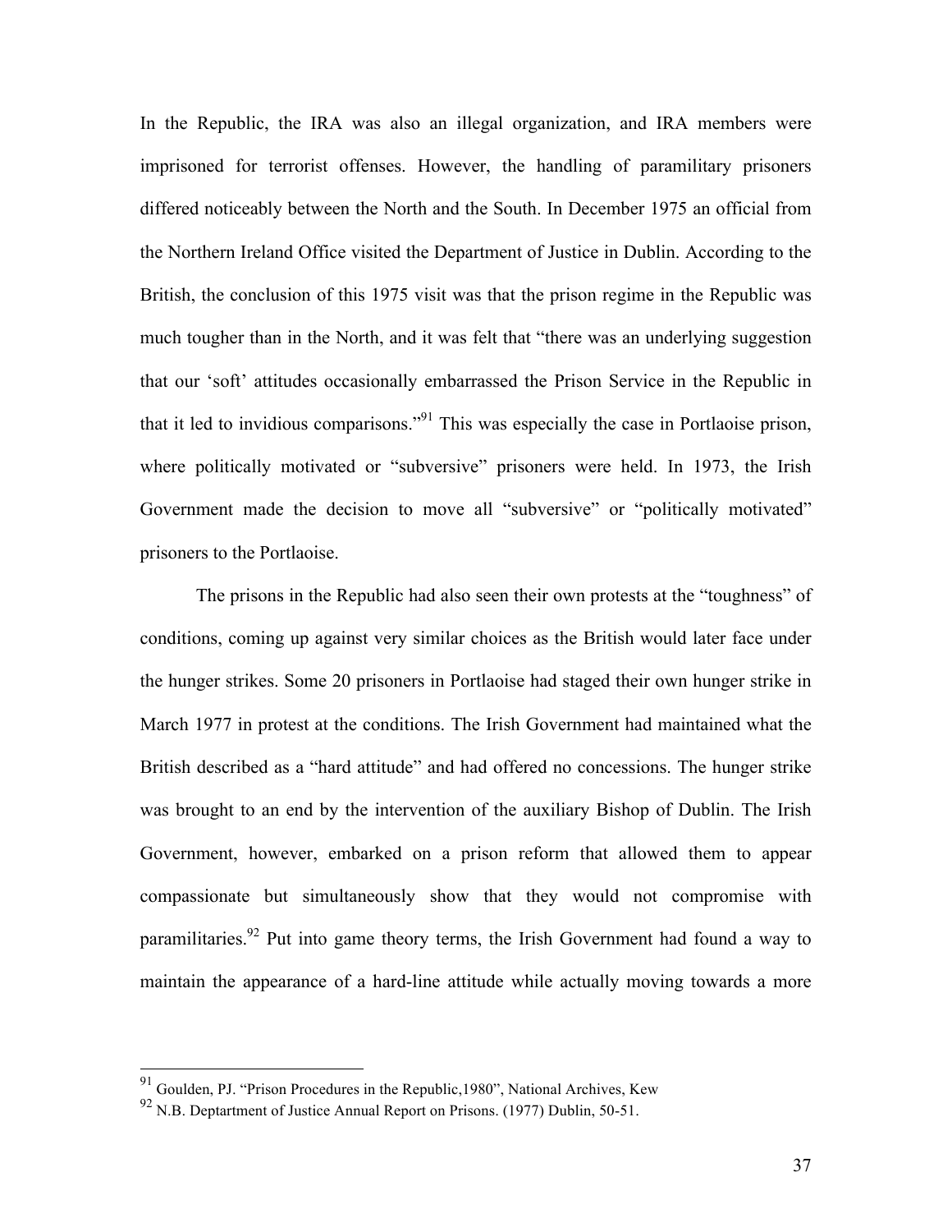In the Republic, the IRA was also an illegal organization, and IRA members were imprisoned for terrorist offenses. However, the handling of paramilitary prisoners differed noticeably between the North and the South. In December 1975 an official from the Northern Ireland Office visited the Department of Justice in Dublin. According to the British, the conclusion of this 1975 visit was that the prison regime in the Republic was much tougher than in the North, and it was felt that "there was an underlying suggestion that our 'soft' attitudes occasionally embarrassed the Prison Service in the Republic in that it led to invidious comparisons."[91] This was especially the case in Portlaoise prison, where politically motivated or "subversive" prisoners were held. In 1973, the Irish Government made the decision to move all "subversive" or "politically motivated" prisoners to the Portlaoise.

The prisons in the Republic had also seen their own protests at the "toughness" of conditions, coming up against very similar choices as the British would later face under the hunger strikes. Some 20 prisoners in Portlaoise had staged their own hunger strike in March 1977 in protest at the conditions. The Irish Government had maintained what the British described as a "hard attitude" and had offered no concessions. The hunger strike was brought to an end by the intervention of the auxiliary Bishop of Dublin. The Irish Government, however, embarked on a prison reform that allowed them to appear compassionate but simultaneously show that they would not compromise with paramilitaries.[92] Put into game theory terms, the Irish Government had found a way to maintain the appearance of a hard-line attitude while actually moving towards a more

---

[91] Goulden, PJ. "Prison Procedures in the Republic,1980", National Archives, Kew

[92] N.B. Deptartment of Justice Annual Report on Prisons. (1977) Dublin, 50-51.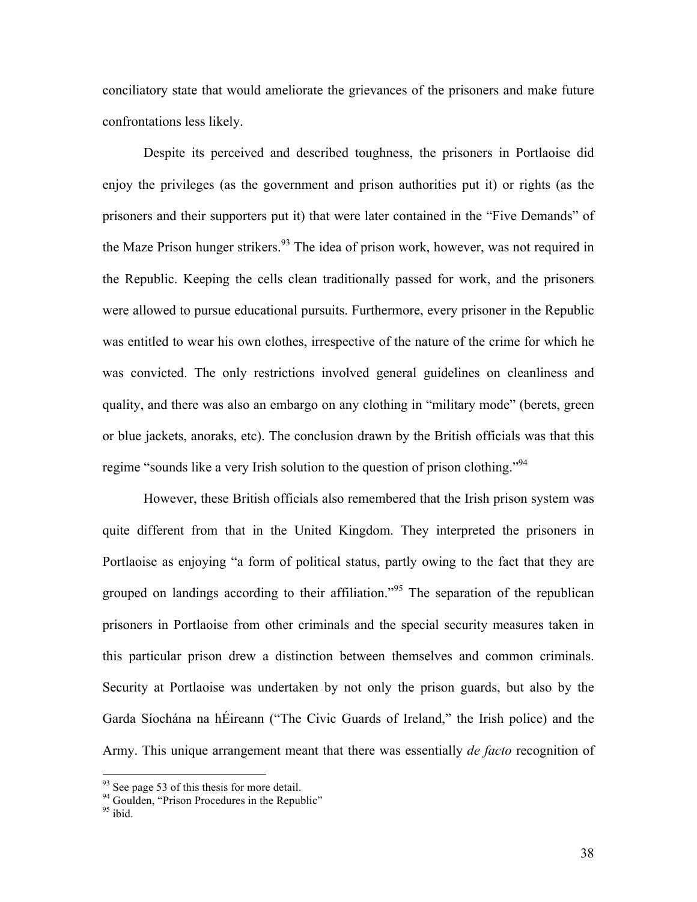conciliatory state that would ameliorate the grievances of the prisoners and make future confrontations less likely.

Despite its perceived and described toughness, the prisoners in Portlaoise did enjoy the privileges (as the government and prison authorities put it) or rights (as the prisoners and their supporters put it) that were later contained in the "Five Demands" of the Maze Prison hunger strikers.[93] The idea of prison work, however, was not required in the Republic. Keeping the cells clean traditionally passed for work, and the prisoners were allowed to pursue educational pursuits. Furthermore, every prisoner in the Republic was entitled to wear his own clothes, irrespective of the nature of the crime for which he was convicted. The only restrictions involved general guidelines on cleanliness and quality, and there was also an embargo on any clothing in "military mode" (berets, green or blue jackets, anoraks, etc). The conclusion drawn by the British officials was that this regime "sounds like a very Irish solution to the question of prison clothing."[94]

However, these British officials also remembered that the Irish prison system was quite different from that in the United Kingdom. They interpreted the prisoners in Portlaoise as enjoying "a form of political status, partly owing to the fact that they are grouped on landings according to their affiliation."[95] The separation of the republican prisoners in Portlaoise from other criminals and the special security measures taken in this particular prison drew a distinction between themselves and common criminals. Security at Portlaoise was undertaken by not only the prison guards, but also by the Garda Síochána na hÉireann ("The Civic Guards of Ireland," the Irish police) and the Army. This unique arrangement meant that there was essentially *de facto* recognition of

---

[93] See page 53 of this thesis for more detail.

[94] Goulden, "Prison Procedures in the Republic"

[95] ibid.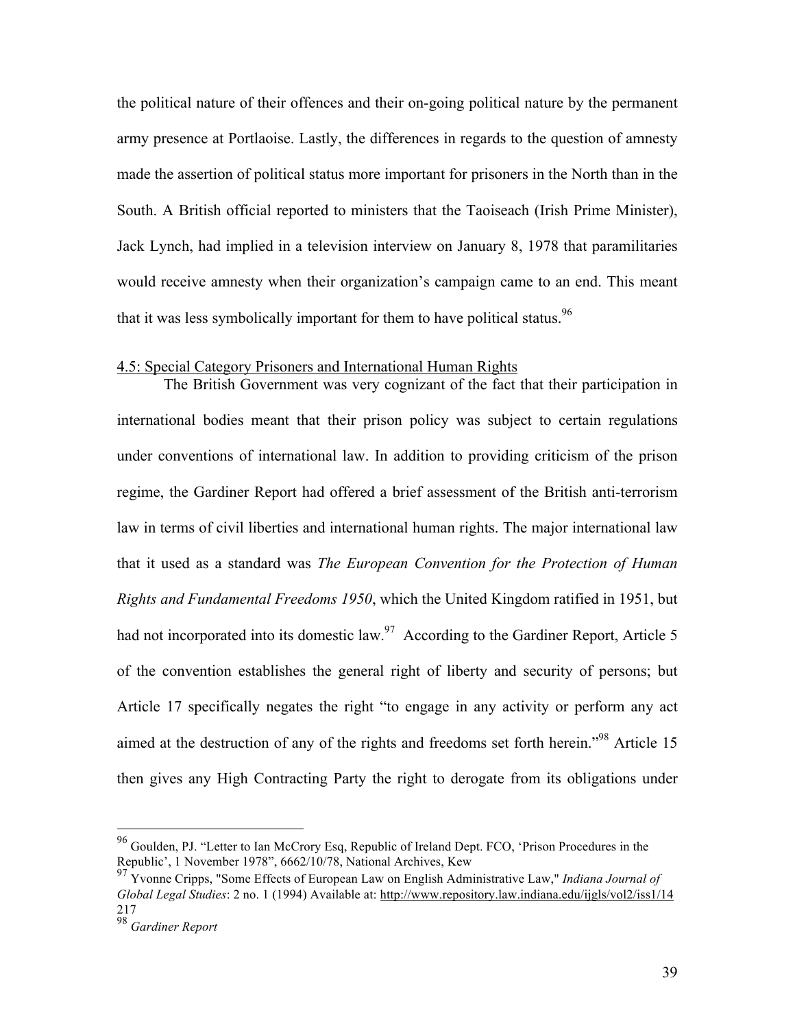the political nature of their offences and their on-going political nature by the permanent army presence at Portlaoise. Lastly, the differences in regards to the question of amnesty made the assertion of political status more important for prisoners in the North than in the South. A British official reported to ministers that the Taoiseach (Irish Prime Minister), Jack Lynch, had implied in a television interview on January 8, 1978 that paramilitaries would receive amnesty when their organization's campaign came to an end. This meant that it was less symbolically important for them to have political status.[96]

4.5: Special Category Prisoners and International Human Rights

The British Government was very cognizant of the fact that their participation in international bodies meant that their prison policy was subject to certain regulations under conventions of international law. In addition to providing criticism of the prison regime, the Gardiner Report had offered a brief assessment of the British anti-terrorism law in terms of civil liberties and international human rights. The major international law that it used as a standard was *The European Convention for the Protection of Human Rights and Fundamental Freedoms 1950*, which the United Kingdom ratified in 1951, but had not incorporated into its domestic law.[97] According to the Gardiner Report, Article 5 of the convention establishes the general right of liberty and security of persons; but Article 17 specifically negates the right "to engage in any activity or perform any act aimed at the destruction of any of the rights and freedoms set forth herein."[98] Article 15 then gives any High Contracting Party the right to derogate from its obligations under

---

[96] Goulden, PJ. "Letter to Ian McCrory Esq, Republic of Ireland Dept. FCO, 'Prison Procedures in the Republic', 1 November 1978", 6662/10/78, National Archives, Kew

[97] Yvonne Cripps, "Some Effects of European Law on English Administrative Law," *Indiana Journal of Global Legal Studies*: 2 no. 1 (1994) Available at: http://www.repository.law.indiana.edu/ijgls/vol2/iss1/14 217

[98] *Gardiner Report*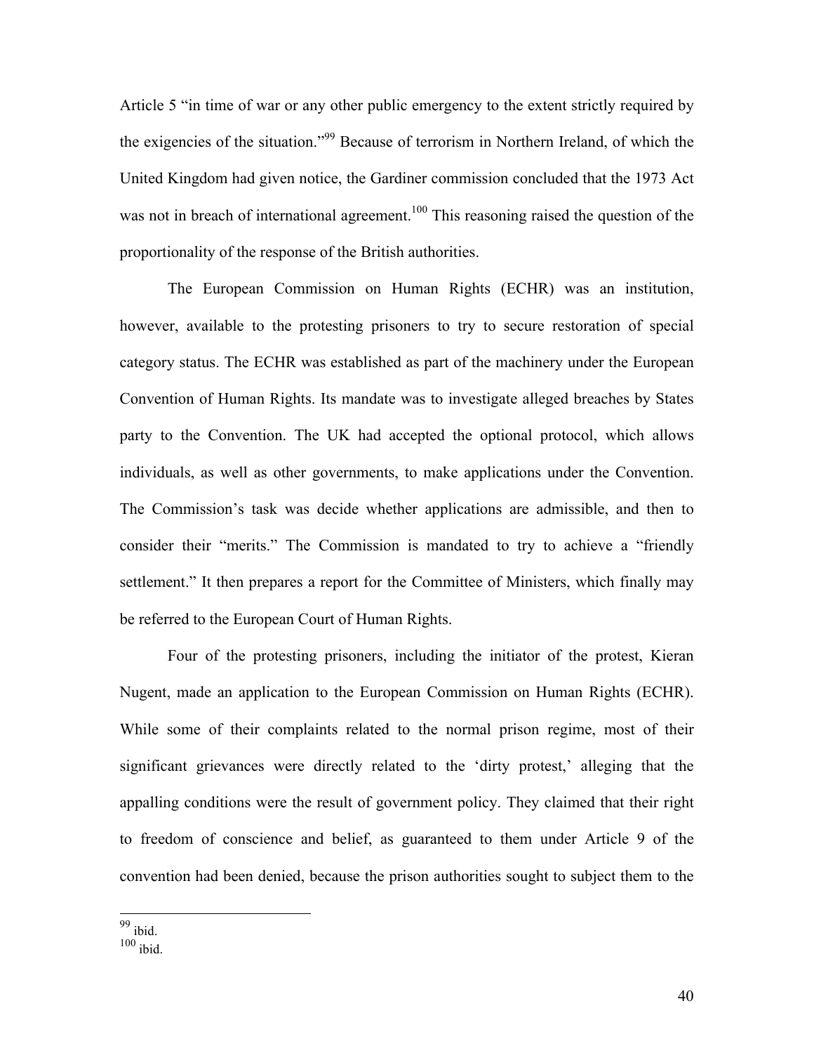Article 5 “in time of war or any other public emergency to the extent strictly required by the exigencies of the situation.”[99] Because of terrorism in Northern Ireland, of which the United Kingdom had given notice, the Gardiner commission concluded that the 1973 Act was not in breach of international agreement.[100] This reasoning raised the question of the proportionality of the response of the British authorities.

The European Commission on Human Rights (ECHR) was an institution, however, available to the protesting prisoners to try to secure restoration of special category status. The ECHR was established as part of the machinery under the European Convention of Human Rights. Its mandate was to investigate alleged breaches by States party to the Convention. The UK had accepted the optional protocol, which allows individuals, as well as other governments, to make applications under the Convention. The Commission’s task was decide whether applications are admissible, and then to consider their “merits.” The Commission is mandated to try to achieve a “friendly settlement.” It then prepares a report for the Committee of Ministers, which finally may be referred to the European Court of Human Rights.

Four of the protesting prisoners, including the initiator of the protest, Kieran Nugent, made an application to the European Commission on Human Rights (ECHR). While some of their complaints related to the normal prison regime, most of their significant grievances were directly related to the ‘dirty protest,’ alleging that the appalling conditions were the result of government policy. They claimed that their right to freedom of conscience and belief, as guaranteed to them under Article 9 of the convention had been denied, because the prison authorities sought to subject them to the

[99] ibid.
[100] ibid.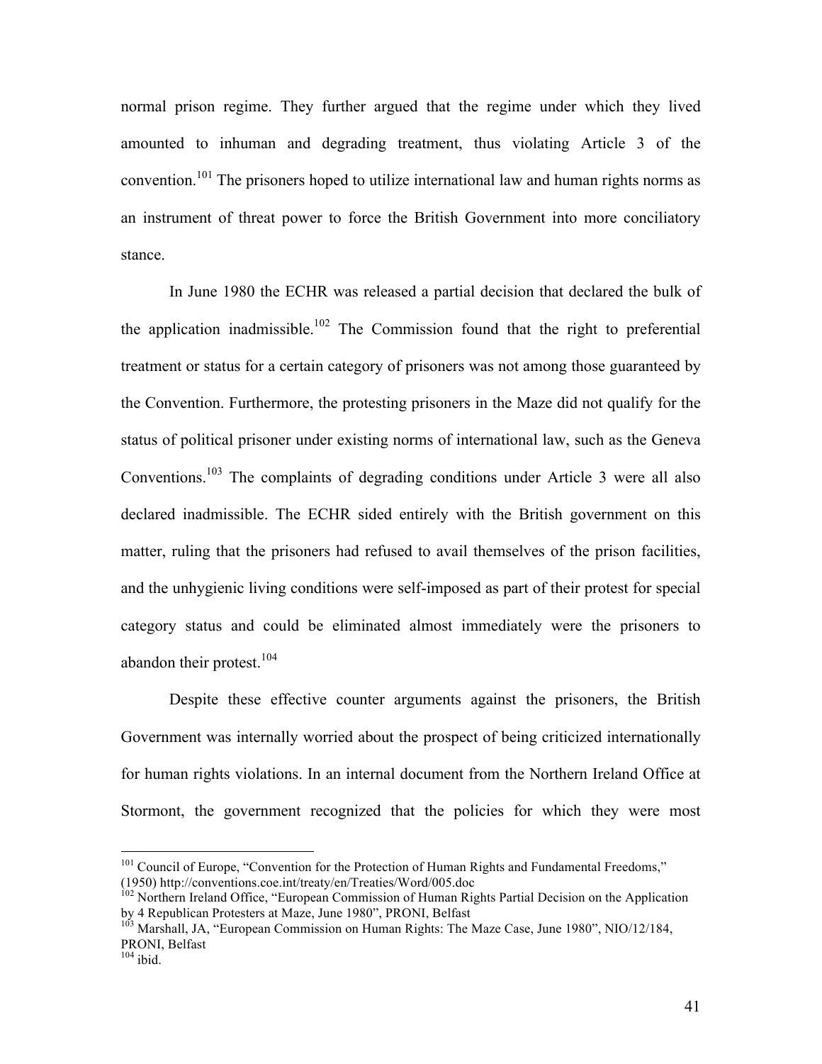normal prison regime. They further argued that the regime under which they lived amounted to inhuman and degrading treatment, thus violating Article 3 of the convention.[101] The prisoners hoped to utilize international law and human rights norms as an instrument of threat power to force the British Government into more conciliatory stance.

In June 1980 the ECHR was released a partial decision that declared the bulk of the application inadmissible.[102] The Commission found that the right to preferential treatment or status for a certain category of prisoners was not among those guaranteed by the Convention. Furthermore, the protesting prisoners in the Maze did not qualify for the status of political prisoner under existing norms of international law, such as the Geneva Conventions.[103] The complaints of degrading conditions under Article 3 were all also declared inadmissible. The ECHR sided entirely with the British government on this matter, ruling that the prisoners had refused to avail themselves of the prison facilities, and the unhygienic living conditions were self-imposed as part of their protest for special category status and could be eliminated almost immediately were the prisoners to abandon their protest.[104]

Despite these effective counter arguments against the prisoners, the British Government was internally worried about the prospect of being criticized internationally for human rights violations. In an internal document from the Northern Ireland Office at Stormont, the government recognized that the policies for which they were most

---

[101] Council of Europe, "Convention for the Protection of Human Rights and Fundamental Freedoms," (1950) http://conventions.coe.int/treaty/en/Treaties/Word/005.doc

[102] Northern Ireland Office, "European Commission of Human Rights Partial Decision on the Application by 4 Republican Protesters at Maze, June 1980", PRONI, Belfast

[103] Marshall, JA, "European Commission on Human Rights: The Maze Case, June 1980", NIO/12/184, PRONI, Belfast

[104] ibid.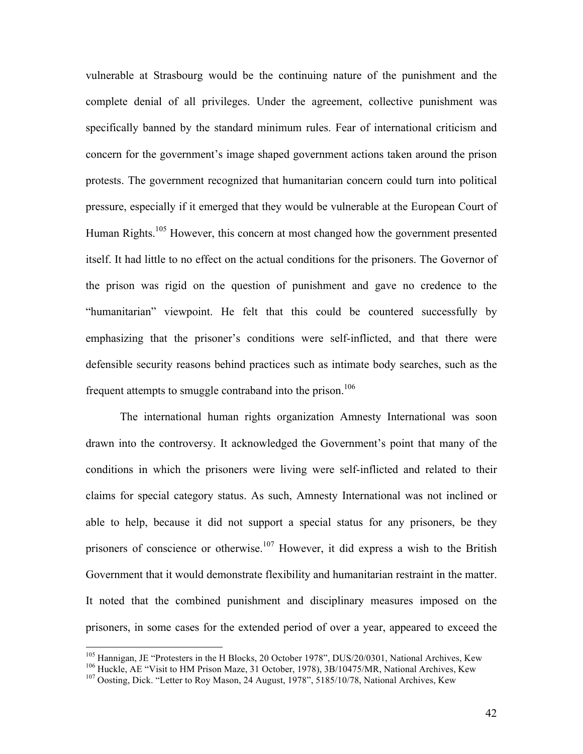vulnerable at Strasbourg would be the continuing nature of the punishment and the complete denial of all privileges. Under the agreement, collective punishment was specifically banned by the standard minimum rules. Fear of international criticism and concern for the government's image shaped government actions taken around the prison protests. The government recognized that humanitarian concern could turn into political pressure, especially if it emerged that they would be vulnerable at the European Court of Human Rights.[105] However, this concern at most changed how the government presented itself. It had little to no effect on the actual conditions for the prisoners. The Governor of the prison was rigid on the question of punishment and gave no credence to the "humanitarian" viewpoint. He felt that this could be countered successfully by emphasizing that the prisoner's conditions were self-inflicted, and that there were defensible security reasons behind practices such as intimate body searches, such as the frequent attempts to smuggle contraband into the prison.[106]

The international human rights organization Amnesty International was soon drawn into the controversy. It acknowledged the Government's point that many of the conditions in which the prisoners were living were self-inflicted and related to their claims for special category status. As such, Amnesty International was not inclined or able to help, because it did not support a special status for any prisoners, be they prisoners of conscience or otherwise.[107] However, it did express a wish to the British Government that it would demonstrate flexibility and humanitarian restraint in the matter. It noted that the combined punishment and disciplinary measures imposed on the prisoners, in some cases for the extended period of over a year, appeared to exceed the

---

[105] Hannigan, JE "Protesters in the H Blocks, 20 October 1978", DUS/20/0301, National Archives, Kew

[106] Huckle, AE "Visit to HM Prison Maze, 31 October, 1978), 3B/10475/MR, National Archives, Kew

[107] Oosting, Dick. "Letter to Roy Mason, 24 August, 1978", 5185/10/78, National Archives, Kew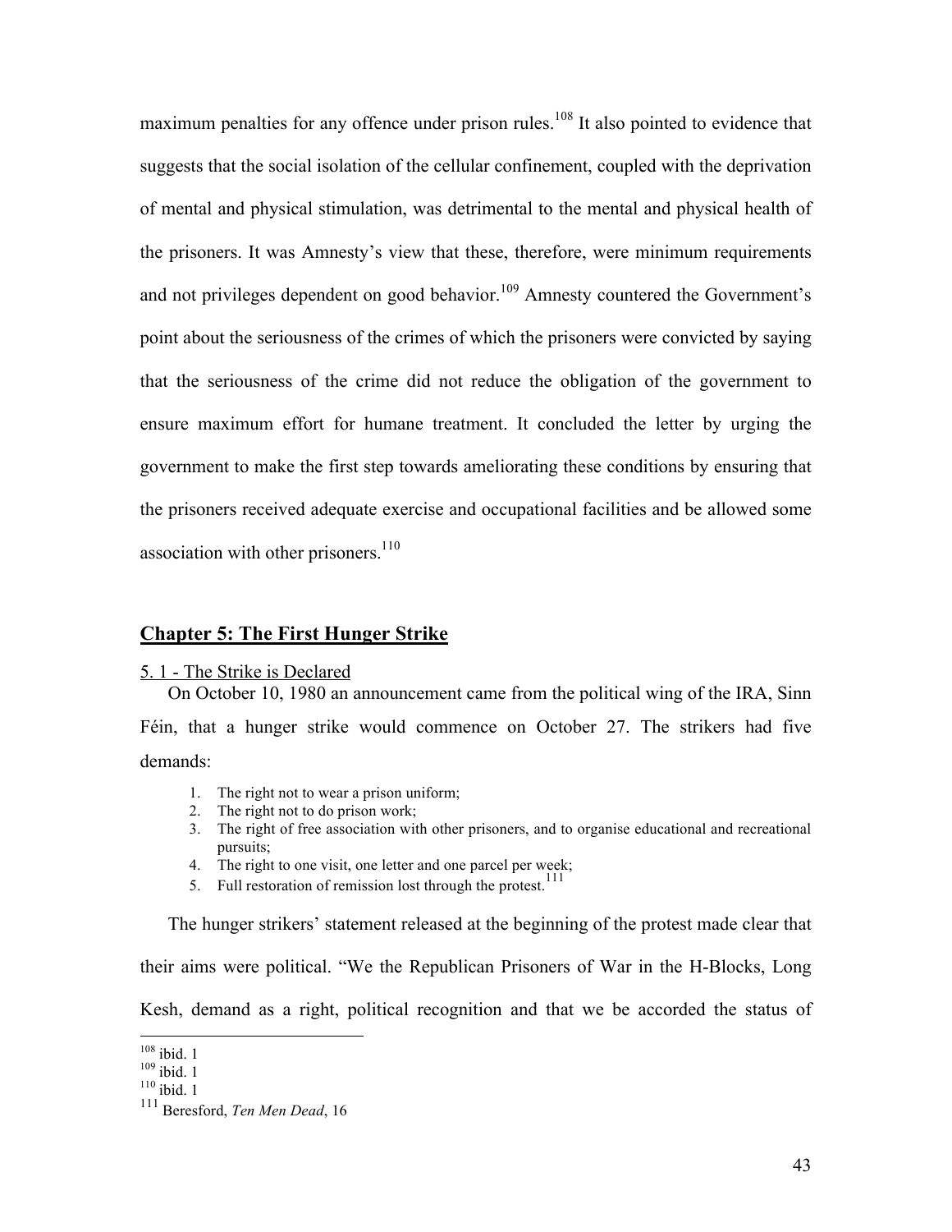maximum penalties for any offence under prison rules.[108] It also pointed to evidence that suggests that the social isolation of the cellular confinement, coupled with the deprivation of mental and physical stimulation, was detrimental to the mental and physical health of the prisoners. It was Amnesty's view that these, therefore, were minimum requirements and not privileges dependent on good behavior.[109] Amnesty countered the Government's point about the seriousness of the crimes of which the prisoners were convicted by saying that the seriousness of the crime did not reduce the obligation of the government to ensure maximum effort for humane treatment. It concluded the letter by urging the government to make the first step towards ameliorating these conditions by ensuring that the prisoners received adequate exercise and occupational facilities and be allowed some association with other prisoners.[110]

## Chapter 5: The First Hunger Strike

### 5. 1 - The Strike is Declared

On October 10, 1980 an announcement came from the political wing of the IRA, Sinn Féin, that a hunger strike would commence on October 27. The strikers had five demands:

1. The right not to wear a prison uniform;
2. The right not to do prison work;
3. The right of free association with other prisoners, and to organise educational and recreational pursuits;
4. The right to one visit, one letter and one parcel per week;
5. Full restoration of remission lost through the protest.[111]

The hunger strikers' statement released at the beginning of the protest made clear that their aims were political. "We the Republican Prisoners of War in the H-Blocks, Long Kesh, demand as a right, political recognition and that we be accorded the status of

---

[108] ibid. 1

[109] ibid. 1

[110] ibid. 1

[111] Beresford, *Ten Men Dead*, 16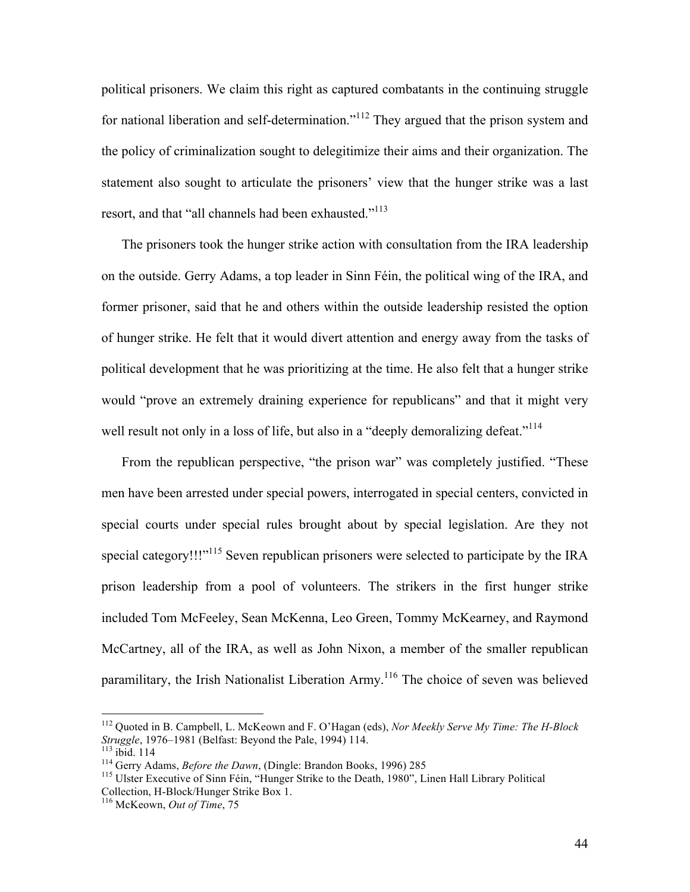political prisoners. We claim this right as captured combatants in the continuing struggle for national liberation and self-determination."[112] They argued that the prison system and the policy of criminalization sought to delegitimize their aims and their organization. The statement also sought to articulate the prisoners' view that the hunger strike was a last resort, and that "all channels had been exhausted."[113]

The prisoners took the hunger strike action with consultation from the IRA leadership on the outside. Gerry Adams, a top leader in Sinn Féin, the political wing of the IRA, and former prisoner, said that he and others within the outside leadership resisted the option of hunger strike. He felt that it would divert attention and energy away from the tasks of political development that he was prioritizing at the time. He also felt that a hunger strike would "prove an extremely draining experience for republicans" and that it might very well result not only in a loss of life, but also in a "deeply demoralizing defeat."[114]

From the republican perspective, "the prison war" was completely justified. "These men have been arrested under special powers, interrogated in special centers, convicted in special courts under special rules brought about by special legislation. Are they not special category!!!"[115] Seven republican prisoners were selected to participate by the IRA prison leadership from a pool of volunteers. The strikers in the first hunger strike included Tom McFeeley, Sean McKenna, Leo Green, Tommy McKearney, and Raymond McCartney, all of the IRA, as well as John Nixon, a member of the smaller republican paramilitary, the Irish Nationalist Liberation Army.[116] The choice of seven was believed

---

[112] Quoted in B. Campbell, L. McKeown and F. O'Hagan (eds), *Nor Meekly Serve My Time: The H-Block Struggle*, 1976–1981 (Belfast: Beyond the Pale, 1994) 114.

[113] ibid. 114

[114] Gerry Adams, *Before the Dawn*, (Dingle: Brandon Books, 1996) 285

[115] Ulster Executive of Sinn Féin, "Hunger Strike to the Death, 1980", Linen Hall Library Political Collection, H-Block/Hunger Strike Box 1.

[116] McKeown, *Out of Time*, 75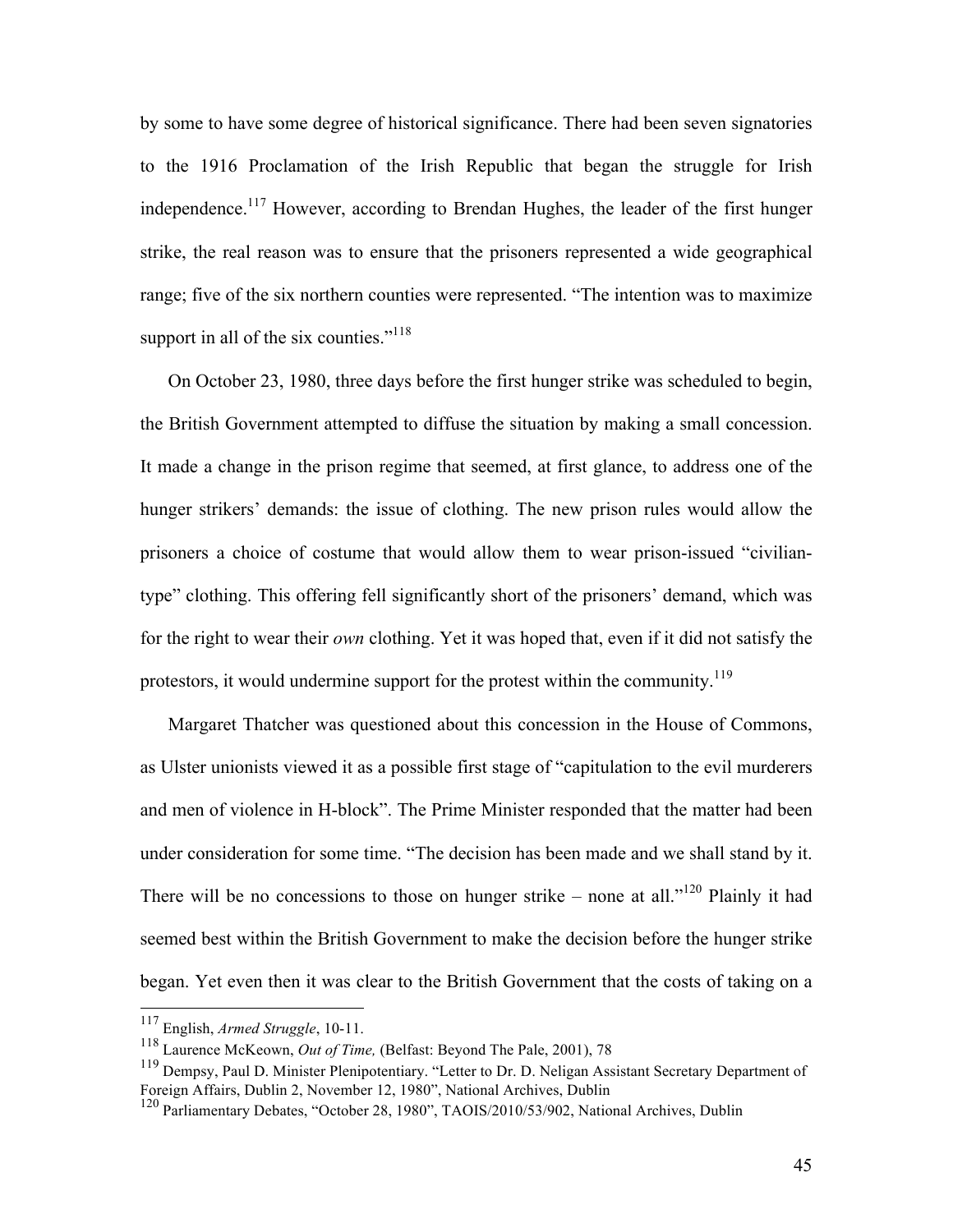by some to have some degree of historical significance. There had been seven signatories to the 1916 Proclamation of the Irish Republic that began the struggle for Irish independence.[117] However, according to Brendan Hughes, the leader of the first hunger strike, the real reason was to ensure that the prisoners represented a wide geographical range; five of the six northern counties were represented. "The intention was to maximize support in all of the six counties."[118]

On October 23, 1980, three days before the first hunger strike was scheduled to begin, the British Government attempted to diffuse the situation by making a small concession. It made a change in the prison regime that seemed, at first glance, to address one of the hunger strikers' demands: the issue of clothing. The new prison rules would allow the prisoners a choice of costume that would allow them to wear prison-issued "civilian-type" clothing. This offering fell significantly short of the prisoners' demand, which was for the right to wear their *own* clothing. Yet it was hoped that, even if it did not satisfy the protestors, it would undermine support for the protest within the community.[119]

Margaret Thatcher was questioned about this concession in the House of Commons, as Ulster unionists viewed it as a possible first stage of "capitulation to the evil murderers and men of violence in H-block". The Prime Minister responded that the matter had been under consideration for some time. "The decision has been made and we shall stand by it. There will be no concessions to those on hunger strike – none at all."[120] Plainly it had seemed best within the British Government to make the decision before the hunger strike began. Yet even then it was clear to the British Government that the costs of taking on a

---

[117] English, *Armed Struggle*, 10-11.

[118] Laurence McKeown, *Out of Time,* (Belfast: Beyond The Pale, 2001), 78

[119] Dempsy, Paul D. Minister Plenipotentiary. "Letter to Dr. D. Neligan Assistant Secretary Department of Foreign Affairs, Dublin 2, November 12, 1980", National Archives, Dublin

[120] Parliamentary Debates, "October 28, 1980", TAOIS/2010/53/902, National Archives, Dublin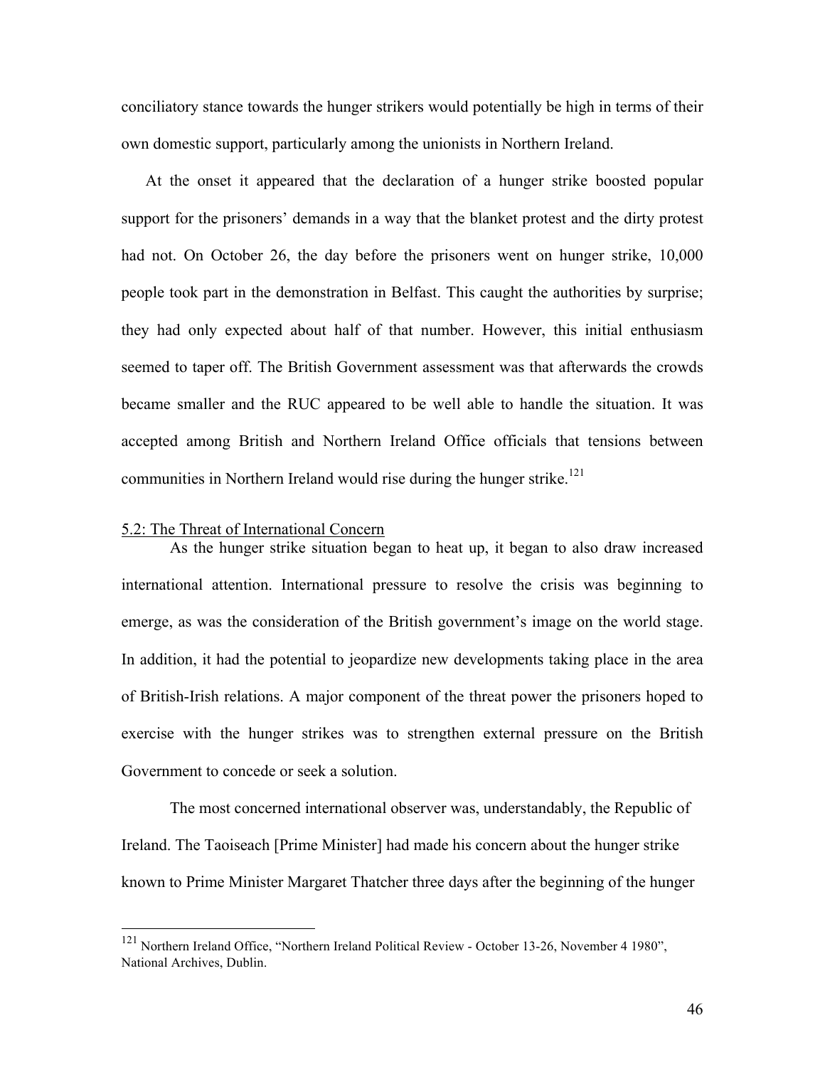conciliatory stance towards the hunger strikers would potentially be high in terms of their own domestic support, particularly among the unionists in Northern Ireland.

At the onset it appeared that the declaration of a hunger strike boosted popular support for the prisoners' demands in a way that the blanket protest and the dirty protest had not. On October 26, the day before the prisoners went on hunger strike, 10,000 people took part in the demonstration in Belfast. This caught the authorities by surprise; they had only expected about half of that number. However, this initial enthusiasm seemed to taper off. The British Government assessment was that afterwards the crowds became smaller and the RUC appeared to be well able to handle the situation. It was accepted among British and Northern Ireland Office officials that tensions between communities in Northern Ireland would rise during the hunger strike.[121]

### 5.2: The Threat of International Concern

As the hunger strike situation began to heat up, it began to also draw increased international attention. International pressure to resolve the crisis was beginning to emerge, as was the consideration of the British government's image on the world stage. In addition, it had the potential to jeopardize new developments taking place in the area of British-Irish relations. A major component of the threat power the prisoners hoped to exercise with the hunger strikes was to strengthen external pressure on the British Government to concede or seek a solution.

The most concerned international observer was, understandably, the Republic of Ireland. The Taoiseach [Prime Minister] had made his concern about the hunger strike known to Prime Minister Margaret Thatcher three days after the beginning of the hunger

---

[121] Northern Ireland Office, "Northern Ireland Political Review - October 13-26, November 4 1980", National Archives, Dublin.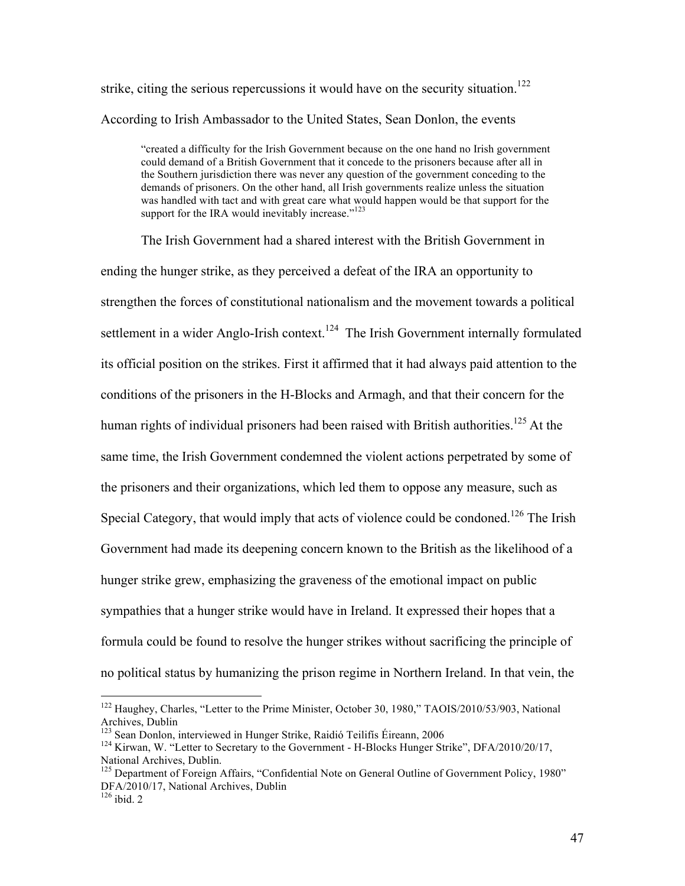strike, citing the serious repercussions it would have on the security situation.[122] According to Irish Ambassador to the United States, Sean Donlon, the events

> "created a difficulty for the Irish Government because on the one hand no Irish government could demand of a British Government that it concede to the prisoners because after all in the Southern jurisdiction there was never any question of the government conceding to the demands of prisoners. On the other hand, all Irish governments realize unless the situation was handled with tact and with great care what would happen would be that support for the support for the IRA would inevitably increase."[123]

The Irish Government had a shared interest with the British Government in ending the hunger strike, as they perceived a defeat of the IRA an opportunity to strengthen the forces of constitutional nationalism and the movement towards a political settlement in a wider Anglo-Irish context.[124] The Irish Government internally formulated its official position on the strikes. First it affirmed that it had always paid attention to the conditions of the prisoners in the H-Blocks and Armagh, and that their concern for the human rights of individual prisoners had been raised with British authorities.[125] At the same time, the Irish Government condemned the violent actions perpetrated by some of the prisoners and their organizations, which led them to oppose any measure, such as Special Category, that would imply that acts of violence could be condoned.[126] The Irish Government had made its deepening concern known to the British as the likelihood of a hunger strike grew, emphasizing the graveness of the emotional impact on public sympathies that a hunger strike would have in Ireland. It expressed their hopes that a formula could be found to resolve the hunger strikes without sacrificing the principle of no political status by humanizing the prison regime in Northern Ireland. In that vein, the

---

[122] Haughey, Charles, "Letter to the Prime Minister, October 30, 1980," TAOIS/2010/53/903, National Archives, Dublin

[123] Sean Donlon, interviewed in Hunger Strike, Raidió Teilifís Éireann, 2006

[124] Kirwan, W. "Letter to Secretary to the Government - H-Blocks Hunger Strike", DFA/2010/20/17, National Archives, Dublin.

[125] Department of Foreign Affairs, "Confidential Note on General Outline of Government Policy, 1980" DFA/2010/17, National Archives, Dublin

[126] ibid. 2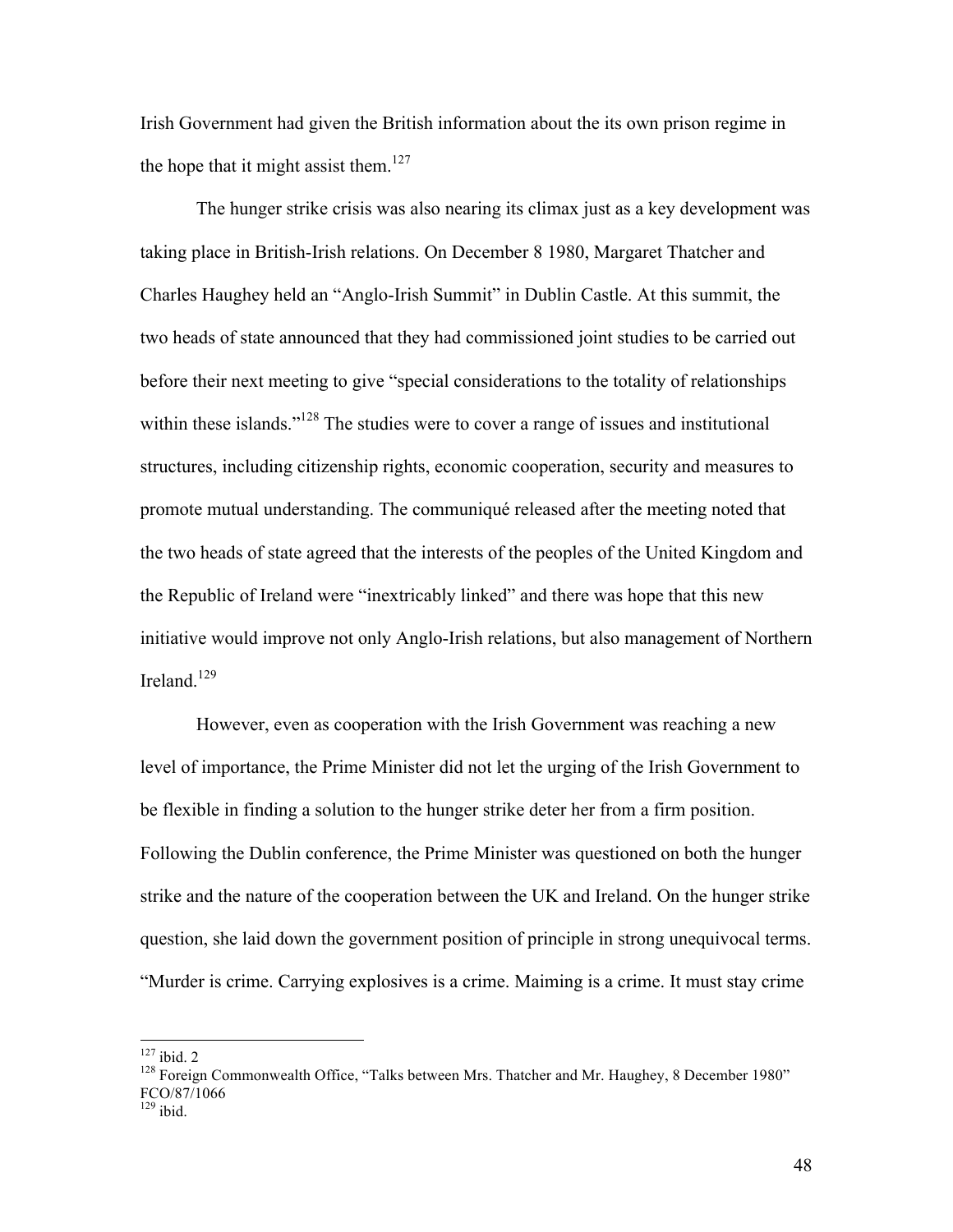Irish Government had given the British information about the its own prison regime in the hope that it might assist them.[127]

The hunger strike crisis was also nearing its climax just as a key development was taking place in British-Irish relations. On December 8 1980, Margaret Thatcher and Charles Haughey held an "Anglo-Irish Summit" in Dublin Castle. At this summit, the two heads of state announced that they had commissioned joint studies to be carried out before their next meeting to give "special considerations to the totality of relationships within these islands."[128] The studies were to cover a range of issues and institutional structures, including citizenship rights, economic cooperation, security and measures to promote mutual understanding. The communiqué released after the meeting noted that the two heads of state agreed that the interests of the peoples of the United Kingdom and the Republic of Ireland were "inextricably linked" and there was hope that this new initiative would improve not only Anglo-Irish relations, but also management of Northern Ireland.[129]

However, even as cooperation with the Irish Government was reaching a new level of importance, the Prime Minister did not let the urging of the Irish Government to be flexible in finding a solution to the hunger strike deter her from a firm position. Following the Dublin conference, the Prime Minister was questioned on both the hunger strike and the nature of the cooperation between the UK and Ireland. On the hunger strike question, she laid down the government position of principle in strong unequivocal terms. "Murder is crime. Carrying explosives is a crime. Maiming is a crime. It must stay crime

---

[127] ibid. 2

[128] Foreign Commonwealth Office, "Talks between Mrs. Thatcher and Mr. Haughey, 8 December 1980" FCO/87/1066

[129] ibid.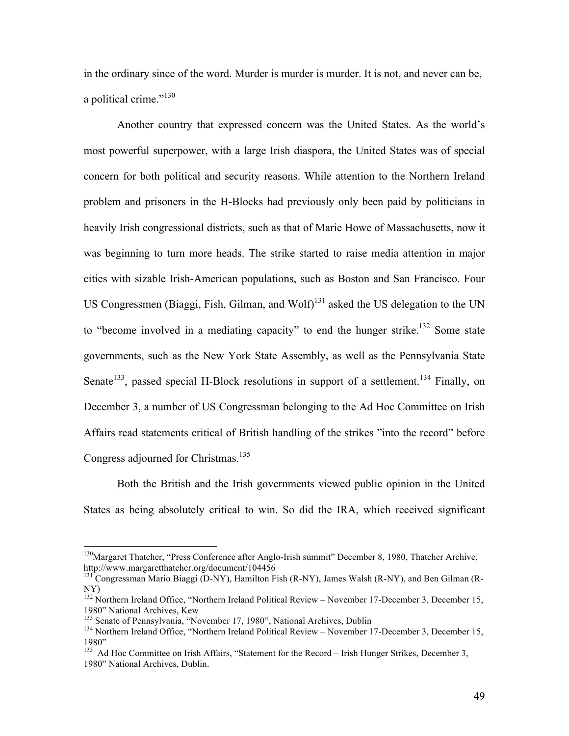in the ordinary since of the word. Murder is murder is murder. It is not, and never can be, a political crime."[130]

Another country that expressed concern was the United States. As the world's most powerful superpower, with a large Irish diaspora, the United States was of special concern for both political and security reasons. While attention to the Northern Ireland problem and prisoners in the H-Blocks had previously only been paid by politicians in heavily Irish congressional districts, such as that of Marie Howe of Massachusetts, now it was beginning to turn more heads. The strike started to raise media attention in major cities with sizable Irish-American populations, such as Boston and San Francisco. Four US Congressmen (Biaggi, Fish, Gilman, and Wolf)[131] asked the US delegation to the UN to "become involved in a mediating capacity" to end the hunger strike.[132] Some state governments, such as the New York State Assembly, as well as the Pennsylvania State Senate[133], passed special H-Block resolutions in support of a settlement.[134] Finally, on December 3, a number of US Congressman belonging to the Ad Hoc Committee on Irish Affairs read statements critical of British handling of the strikes "into the record" before Congress adjourned for Christmas.[135]

Both the British and the Irish governments viewed public opinion in the United States as being absolutely critical to win. So did the IRA, which received significant

---

[130] Margaret Thatcher, "Press Conference after Anglo-Irish summit" December 8, 1980, Thatcher Archive, http://www.margaretthatcher.org/document/104456

[131] Congressman Mario Biaggi (D-NY), Hamilton Fish (R-NY), James Walsh (R-NY), and Ben Gilman (R-NY)

[132] Northern Ireland Office, "Northern Ireland Political Review – November 17-December 3, December 15, 1980" National Archives, Kew

[133] Senate of Pennsylvania, "November 17, 1980", National Archives, Dublin

[134] Northern Ireland Office, "Northern Ireland Political Review – November 17-December 3, December 15, 1980"

[135] Ad Hoc Committee on Irish Affairs, "Statement for the Record – Irish Hunger Strikes, December 3, 1980" National Archives, Dublin.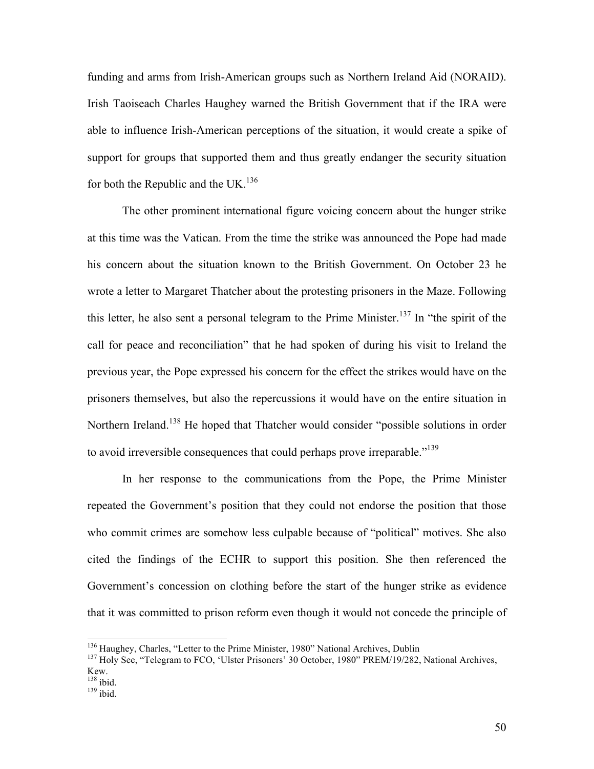funding and arms from Irish-American groups such as Northern Ireland Aid (NORAID). Irish Taoiseach Charles Haughey warned the British Government that if the IRA were able to influence Irish-American perceptions of the situation, it would create a spike of support for groups that supported them and thus greatly endanger the security situation for both the Republic and the UK.[136]

The other prominent international figure voicing concern about the hunger strike at this time was the Vatican. From the time the strike was announced the Pope had made his concern about the situation known to the British Government. On October 23 he wrote a letter to Margaret Thatcher about the protesting prisoners in the Maze. Following this letter, he also sent a personal telegram to the Prime Minister.[137] In "the spirit of the call for peace and reconciliation" that he had spoken of during his visit to Ireland the previous year, the Pope expressed his concern for the effect the strikes would have on the prisoners themselves, but also the repercussions it would have on the entire situation in Northern Ireland.[138] He hoped that Thatcher would consider "possible solutions in order to avoid irreversible consequences that could perhaps prove irreparable."[139]

In her response to the communications from the Pope, the Prime Minister repeated the Government's position that they could not endorse the position that those who commit crimes are somehow less culpable because of "political" motives. She also cited the findings of the ECHR to support this position. She then referenced the Government's concession on clothing before the start of the hunger strike as evidence that it was committed to prison reform even though it would not concede the principle of

---

[136] Haughey, Charles, "Letter to the Prime Minister, 1980" National Archives, Dublin

[137] Holy See, "Telegram to FCO, 'Ulster Prisoners' 30 October, 1980" PREM/19/282, National Archives, Kew.

[138] ibid.

[139] ibid.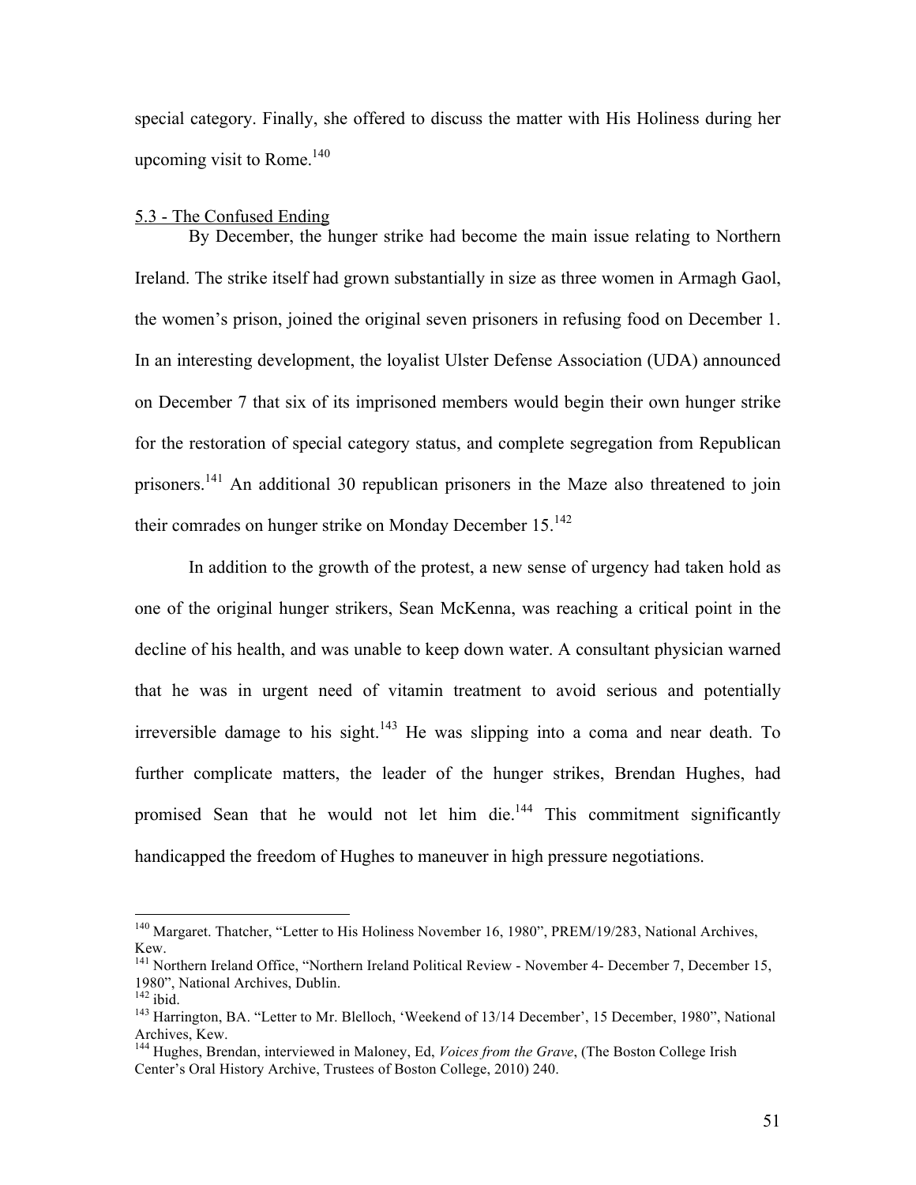special category. Finally, she offered to discuss the matter with His Holiness during her upcoming visit to Rome.[140]

5.3 - The Confused Ending

By December, the hunger strike had become the main issue relating to Northern Ireland. The strike itself had grown substantially in size as three women in Armagh Gaol, the women's prison, joined the original seven prisoners in refusing food on December 1. In an interesting development, the loyalist Ulster Defense Association (UDA) announced on December 7 that six of its imprisoned members would begin their own hunger strike for the restoration of special category status, and complete segregation from Republican prisoners.[141] An additional 30 republican prisoners in the Maze also threatened to join their comrades on hunger strike on Monday December 15.[142]

In addition to the growth of the protest, a new sense of urgency had taken hold as one of the original hunger strikers, Sean McKenna, was reaching a critical point in the decline of his health, and was unable to keep down water. A consultant physician warned that he was in urgent need of vitamin treatment to avoid serious and potentially irreversible damage to his sight.[143] He was slipping into a coma and near death. To further complicate matters, the leader of the hunger strikes, Brendan Hughes, had promised Sean that he would not let him die.[144] This commitment significantly handicapped the freedom of Hughes to maneuver in high pressure negotiations.

---

[140] Margaret. Thatcher, "Letter to His Holiness November 16, 1980", PREM/19/283, National Archives, Kew.

[141] Northern Ireland Office, "Northern Ireland Political Review - November 4- December 7, December 15, 1980", National Archives, Dublin.

[142] ibid.

[143] Harrington, BA. "Letter to Mr. Blelloch, 'Weekend of 13/14 December', 15 December, 1980", National Archives, Kew.

[144] Hughes, Brendan, interviewed in Maloney, Ed, *Voices from the Grave*, (The Boston College Irish Center's Oral History Archive, Trustees of Boston College, 2010) 240.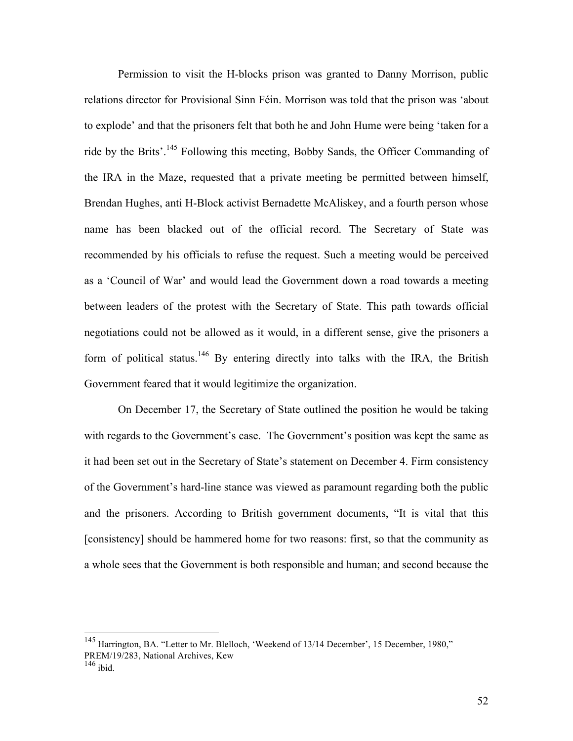Permission to visit the H-blocks prison was granted to Danny Morrison, public relations director for Provisional Sinn Féin. Morrison was told that the prison was 'about to explode' and that the prisoners felt that both he and John Hume were being 'taken for a ride by the Brits'.[145] Following this meeting, Bobby Sands, the Officer Commanding of the IRA in the Maze, requested that a private meeting be permitted between himself, Brendan Hughes, anti H-Block activist Bernadette McAliskey, and a fourth person whose name has been blacked out of the official record. The Secretary of State was recommended by his officials to refuse the request. Such a meeting would be perceived as a 'Council of War' and would lead the Government down a road towards a meeting between leaders of the protest with the Secretary of State. This path towards official negotiations could not be allowed as it would, in a different sense, give the prisoners a form of political status.[146] By entering directly into talks with the IRA, the British Government feared that it would legitimize the organization.

On December 17, the Secretary of State outlined the position he would be taking with regards to the Government's case. The Government's position was kept the same as it had been set out in the Secretary of State's statement on December 4. Firm consistency of the Government's hard-line stance was viewed as paramount regarding both the public and the prisoners. According to British government documents, "It is vital that this [consistency] should be hammered home for two reasons: first, so that the community as a whole sees that the Government is both responsible and human; and second because the

---

[145] Harrington, BA. "Letter to Mr. Blelloch, 'Weekend of 13/14 December', 15 December, 1980," PREM/19/283, National Archives, Kew

[146] ibid.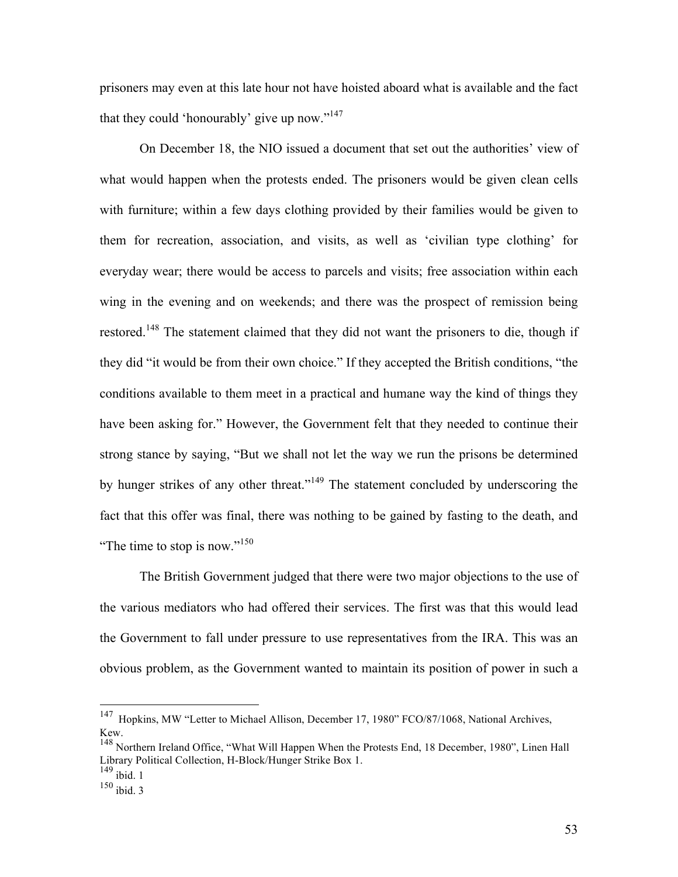prisoners may even at this late hour not have hoisted aboard what is available and the fact that they could 'honourably' give up now."[147]

On December 18, the NIO issued a document that set out the authorities' view of what would happen when the protests ended. The prisoners would be given clean cells with furniture; within a few days clothing provided by their families would be given to them for recreation, association, and visits, as well as 'civilian type clothing' for everyday wear; there would be access to parcels and visits; free association within each wing in the evening and on weekends; and there was the prospect of remission being restored.[148] The statement claimed that they did not want the prisoners to die, though if they did "it would be from their own choice." If they accepted the British conditions, "the conditions available to them meet in a practical and humane way the kind of things they have been asking for." However, the Government felt that they needed to continue their strong stance by saying, "But we shall not let the way we run the prisons be determined by hunger strikes of any other threat."[149] The statement concluded by underscoring the fact that this offer was final, there was nothing to be gained by fasting to the death, and "The time to stop is now."[150]

The British Government judged that there were two major objections to the use of the various mediators who had offered their services. The first was that this would lead the Government to fall under pressure to use representatives from the IRA. This was an obvious problem, as the Government wanted to maintain its position of power in such a

---

[147] Hopkins, MW "Letter to Michael Allison, December 17, 1980" FCO/87/1068, National Archives, Kew.

[148] Northern Ireland Office, "What Will Happen When the Protests End, 18 December, 1980", Linen Hall Library Political Collection, H-Block/Hunger Strike Box 1.

[149] ibid. 1

[150] ibid. 3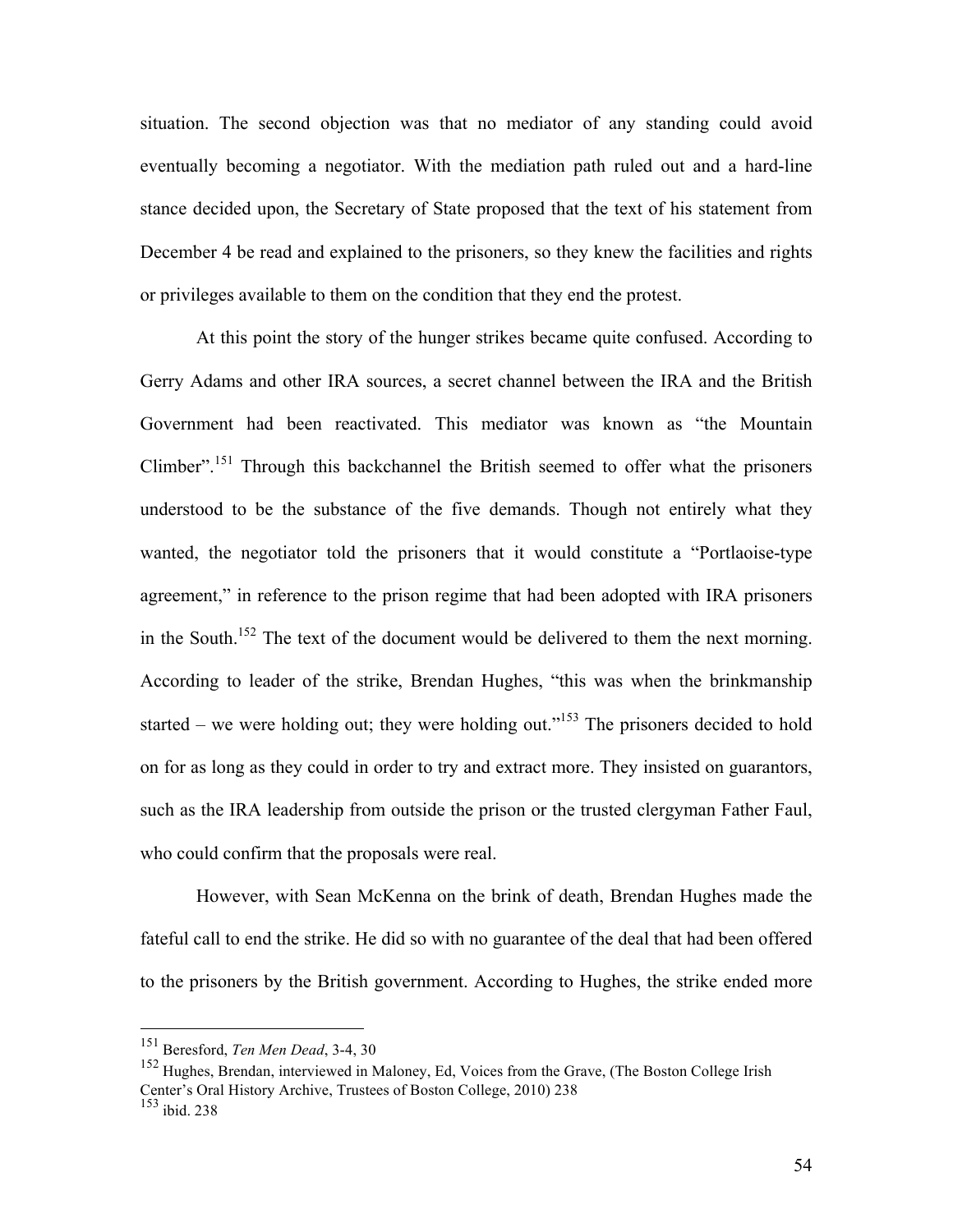situation. The second objection was that no mediator of any standing could avoid eventually becoming a negotiator. With the mediation path ruled out and a hard-line stance decided upon, the Secretary of State proposed that the text of his statement from December 4 be read and explained to the prisoners, so they knew the facilities and rights or privileges available to them on the condition that they end the protest.

At this point the story of the hunger strikes became quite confused. According to Gerry Adams and other IRA sources, a secret channel between the IRA and the British Government had been reactivated. This mediator was known as "the Mountain Climber".[151] Through this backchannel the British seemed to offer what the prisoners understood to be the substance of the five demands. Though not entirely what they wanted, the negotiator told the prisoners that it would constitute a "Portlaoise-type agreement," in reference to the prison regime that had been adopted with IRA prisoners in the South.[152] The text of the document would be delivered to them the next morning. According to leader of the strike, Brendan Hughes, "this was when the brinkmanship started – we were holding out; they were holding out."[153] The prisoners decided to hold on for as long as they could in order to try and extract more. They insisted on guarantors, such as the IRA leadership from outside the prison or the trusted clergyman Father Faul, who could confirm that the proposals were real.

However, with Sean McKenna on the brink of death, Brendan Hughes made the fateful call to end the strike. He did so with no guarantee of the deal that had been offered to the prisoners by the British government. According to Hughes, the strike ended more

---

[151] Beresford, *Ten Men Dead*, 3-4, 30

[152] Hughes, Brendan, interviewed in Maloney, Ed, Voices from the Grave, (The Boston College Irish Center's Oral History Archive, Trustees of Boston College, 2010) 238

[153] ibid. 238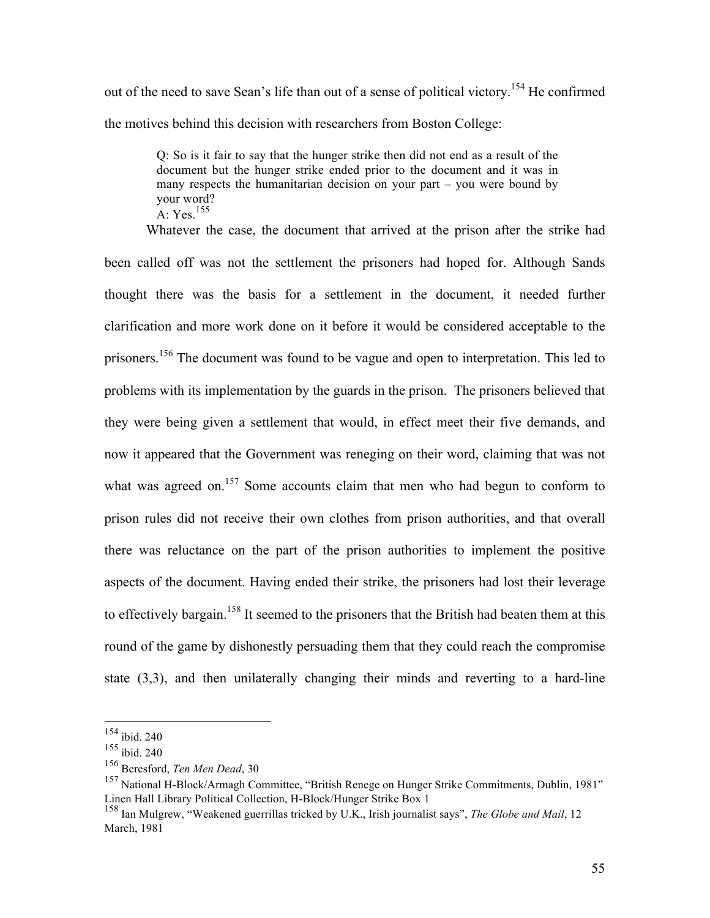out of the need to save Sean's life than out of a sense of political victory.[154] He confirmed the motives behind this decision with researchers from Boston College:

> Q: So is it fair to say that the hunger strike then did not end as a result of the document but the hunger strike ended prior to the document and it was in many respects the humanitarian decision on your part – you were bound by your word?
> A: Yes.[155]

Whatever the case, the document that arrived at the prison after the strike had been called off was not the settlement the prisoners had hoped for. Although Sands thought there was the basis for a settlement in the document, it needed further clarification and more work done on it before it would be considered acceptable to the prisoners.[156] The document was found to be vague and open to interpretation. This led to problems with its implementation by the guards in the prison. The prisoners believed that they were being given a settlement that would, in effect meet their five demands, and now it appeared that the Government was reneging on their word, claiming that was not what was agreed on.[157] Some accounts claim that men who had begun to conform to prison rules did not receive their own clothes from prison authorities, and that overall there was reluctance on the part of the prison authorities to implement the positive aspects of the document. Having ended their strike, the prisoners had lost their leverage to effectively bargain.[158] It seemed to the prisoners that the British had beaten them at this round of the game by dishonestly persuading them that they could reach the compromise state (3,3), and then unilaterally changing their minds and reverting to a hard-line

---

[154] ibid. 240

[155] ibid. 240

[156] Beresford, *Ten Men Dead*, 30

[157] National H-Block/Armagh Committee, "British Renege on Hunger Strike Commitments, Dublin, 1981" Linen Hall Library Political Collection, H-Block/Hunger Strike Box 1

[158] Ian Mulgrew, "Weakened guerrillas tricked by U.K., Irish journalist says", *The Globe and Mail*, 12 March, 1981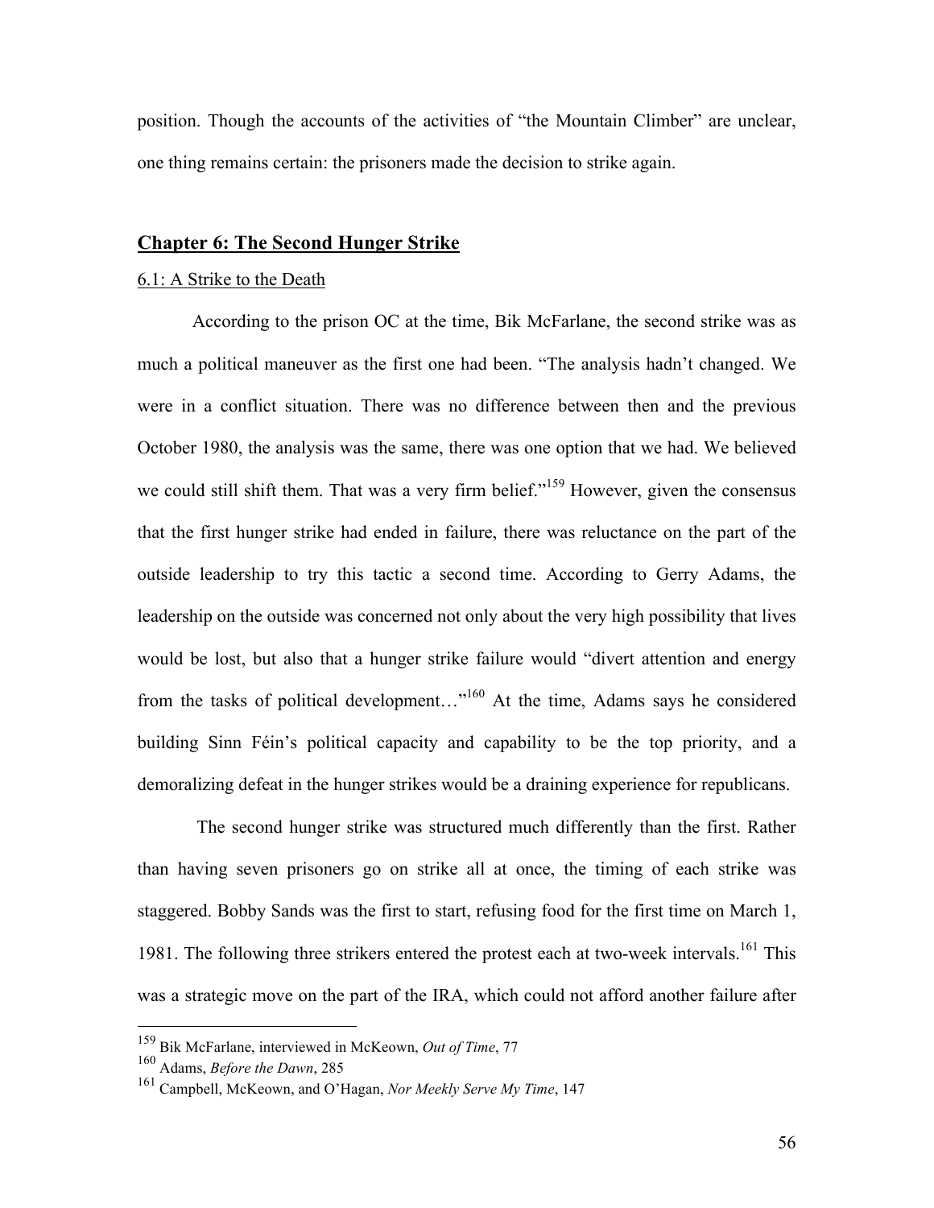position. Though the accounts of the activities of "the Mountain Climber" are unclear, one thing remains certain: the prisoners made the decision to strike again.

## Chapter 6: The Second Hunger Strike

### 6.1: A Strike to the Death

According to the prison OC at the time, Bik McFarlane, the second strike was as much a political maneuver as the first one had been. "The analysis hadn't changed. We were in a conflict situation. There was no difference between then and the previous October 1980, the analysis was the same, there was one option that we had. We believed we could still shift them. That was a very firm belief."[159] However, given the consensus that the first hunger strike had ended in failure, there was reluctance on the part of the outside leadership to try this tactic a second time. According to Gerry Adams, the leadership on the outside was concerned not only about the very high possibility that lives would be lost, but also that a hunger strike failure would "divert attention and energy from the tasks of political development…"[160] At the time, Adams says he considered building Sinn Féin's political capacity and capability to be the top priority, and a demoralizing defeat in the hunger strikes would be a draining experience for republicans.

The second hunger strike was structured much differently than the first. Rather than having seven prisoners go on strike all at once, the timing of each strike was staggered. Bobby Sands was the first to start, refusing food for the first time on March 1, 1981. The following three strikers entered the protest each at two-week intervals.[161] This was a strategic move on the part of the IRA, which could not afford another failure after

---

[159] Bik McFarlane, interviewed in McKeown, *Out of Time*, 77

[160] Adams, *Before the Dawn*, 285

[161] Campbell, McKeown, and O'Hagan, *Nor Meekly Serve My Time*, 147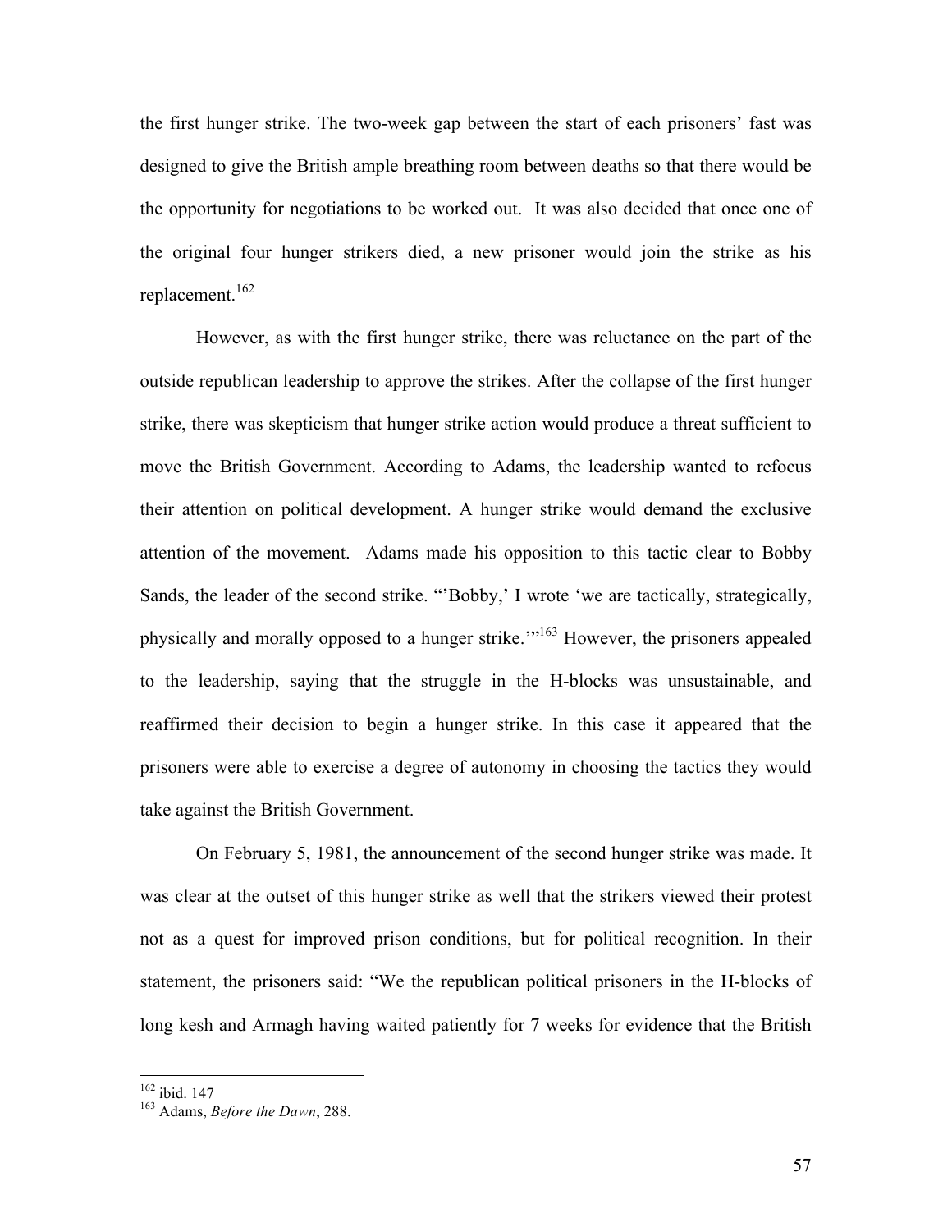the first hunger strike. The two-week gap between the start of each prisoners' fast was designed to give the British ample breathing room between deaths so that there would be the opportunity for negotiations to be worked out. It was also decided that once one of the original four hunger strikers died, a new prisoner would join the strike as his replacement.[162]

However, as with the first hunger strike, there was reluctance on the part of the outside republican leadership to approve the strikes. After the collapse of the first hunger strike, there was skepticism that hunger strike action would produce a threat sufficient to move the British Government. According to Adams, the leadership wanted to refocus their attention on political development. A hunger strike would demand the exclusive attention of the movement. Adams made his opposition to this tactic clear to Bobby Sands, the leader of the second strike. "'Bobby,' I wrote 'we are tactically, strategically, physically and morally opposed to a hunger strike.'"[163] However, the prisoners appealed to the leadership, saying that the struggle in the H-blocks was unsustainable, and reaffirmed their decision to begin a hunger strike. In this case it appeared that the prisoners were able to exercise a degree of autonomy in choosing the tactics they would take against the British Government.

On February 5, 1981, the announcement of the second hunger strike was made. It was clear at the outset of this hunger strike as well that the strikers viewed their protest not as a quest for improved prison conditions, but for political recognition. In their statement, the prisoners said: "We the republican political prisoners in the H-blocks of long kesh and Armagh having waited patiently for 7 weeks for evidence that the British

---

[162] ibid. 147

[163] Adams, *Before the Dawn*, 288.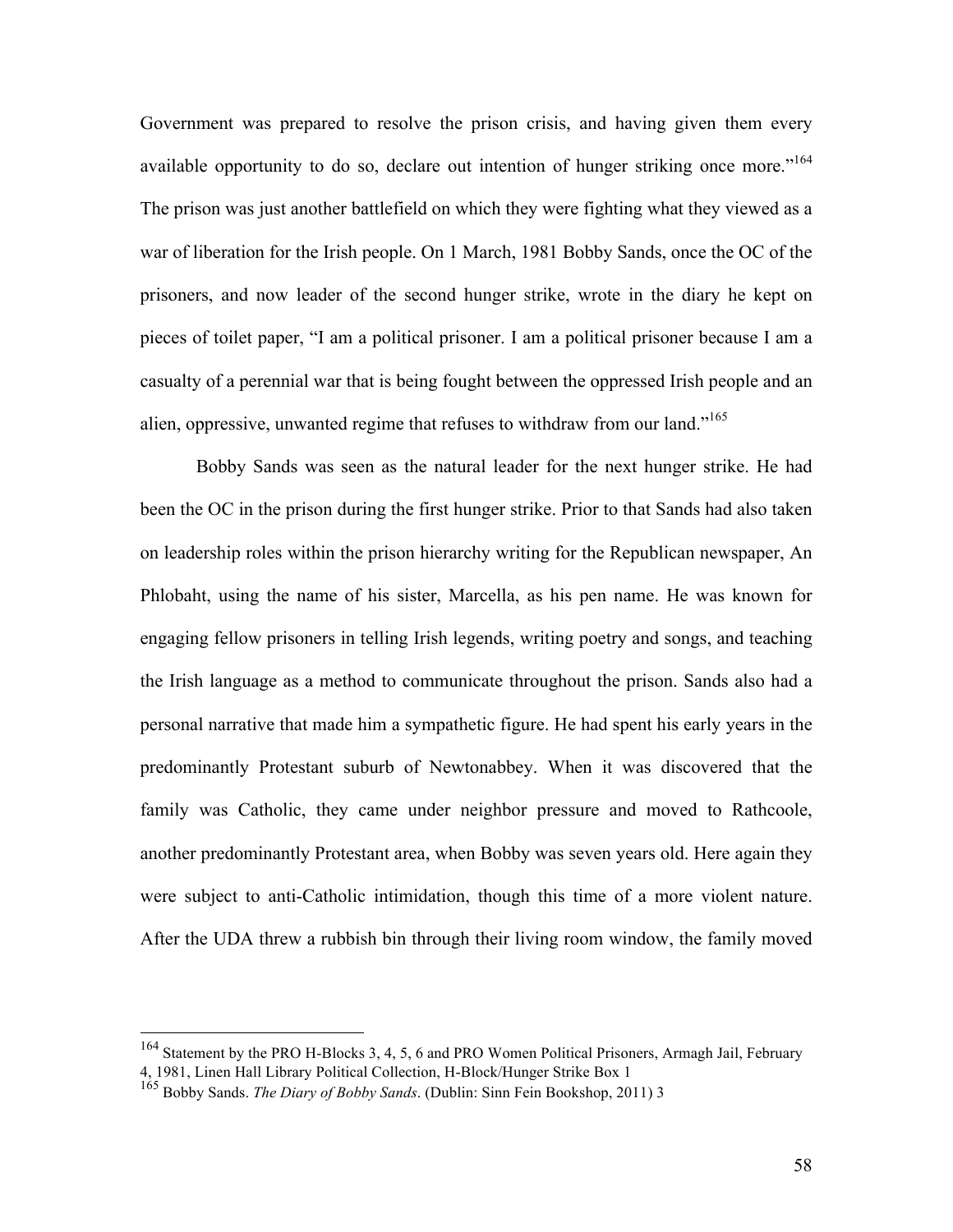Government was prepared to resolve the prison crisis, and having given them every available opportunity to do so, declare out intention of hunger striking once more."[164] The prison was just another battlefield on which they were fighting what they viewed as a war of liberation for the Irish people. On 1 March, 1981 Bobby Sands, once the OC of the prisoners, and now leader of the second hunger strike, wrote in the diary he kept on pieces of toilet paper, "I am a political prisoner. I am a political prisoner because I am a casualty of a perennial war that is being fought between the oppressed Irish people and an alien, oppressive, unwanted regime that refuses to withdraw from our land."[165]

Bobby Sands was seen as the natural leader for the next hunger strike. He had been the OC in the prison during the first hunger strike. Prior to that Sands had also taken on leadership roles within the prison hierarchy writing for the Republican newspaper, An Phlobaht, using the name of his sister, Marcella, as his pen name. He was known for engaging fellow prisoners in telling Irish legends, writing poetry and songs, and teaching the Irish language as a method to communicate throughout the prison. Sands also had a personal narrative that made him a sympathetic figure. He had spent his early years in the predominantly Protestant suburb of Newtonabbey. When it was discovered that the family was Catholic, they came under neighbor pressure and moved to Rathcoole, another predominantly Protestant area, when Bobby was seven years old. Here again they were subject to anti-Catholic intimidation, though this time of a more violent nature. After the UDA threw a rubbish bin through their living room window, the family moved

---

[164] Statement by the PRO H-Blocks 3, 4, 5, 6 and PRO Women Political Prisoners, Armagh Jail, February 4, 1981, Linen Hall Library Political Collection, H-Block/Hunger Strike Box 1

[165] Bobby Sands. *The Diary of Bobby Sands*. (Dublin: Sinn Fein Bookshop, 2011) 3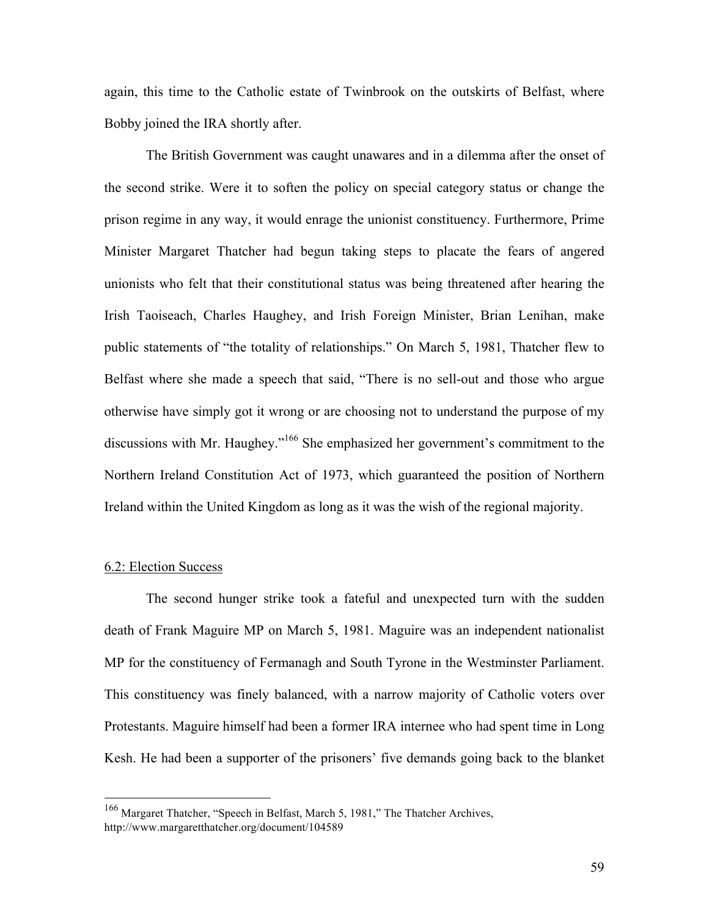again, this time to the Catholic estate of Twinbrook on the outskirts of Belfast, where Bobby joined the IRA shortly after.

The British Government was caught unawares and in a dilemma after the onset of the second strike. Were it to soften the policy on special category status or change the prison regime in any way, it would enrage the unionist constituency. Furthermore, Prime Minister Margaret Thatcher had begun taking steps to placate the fears of angered unionists who felt that their constitutional status was being threatened after hearing the Irish Taoiseach, Charles Haughey, and Irish Foreign Minister, Brian Lenihan, make public statements of "the totality of relationships." On March 5, 1981, Thatcher flew to Belfast where she made a speech that said, "There is no sell-out and those who argue otherwise have simply got it wrong or are choosing not to understand the purpose of my discussions with Mr. Haughey."[166] She emphasized her government's commitment to the Northern Ireland Constitution Act of 1973, which guaranteed the position of Northern Ireland within the United Kingdom as long as it was the wish of the regional majority.

## 6.2: Election Success

The second hunger strike took a fateful and unexpected turn with the sudden death of Frank Maguire MP on March 5, 1981. Maguire was an independent nationalist MP for the constituency of Fermanagh and South Tyrone in the Westminster Parliament. This constituency was finely balanced, with a narrow majority of Catholic voters over Protestants. Maguire himself had been a former IRA internee who had spent time in Long Kesh. He had been a supporter of the prisoners' five demands going back to the blanket

---

[166] Margaret Thatcher, "Speech in Belfast, March 5, 1981," The Thatcher Archives, http://www.margaretthatcher.org/document/104589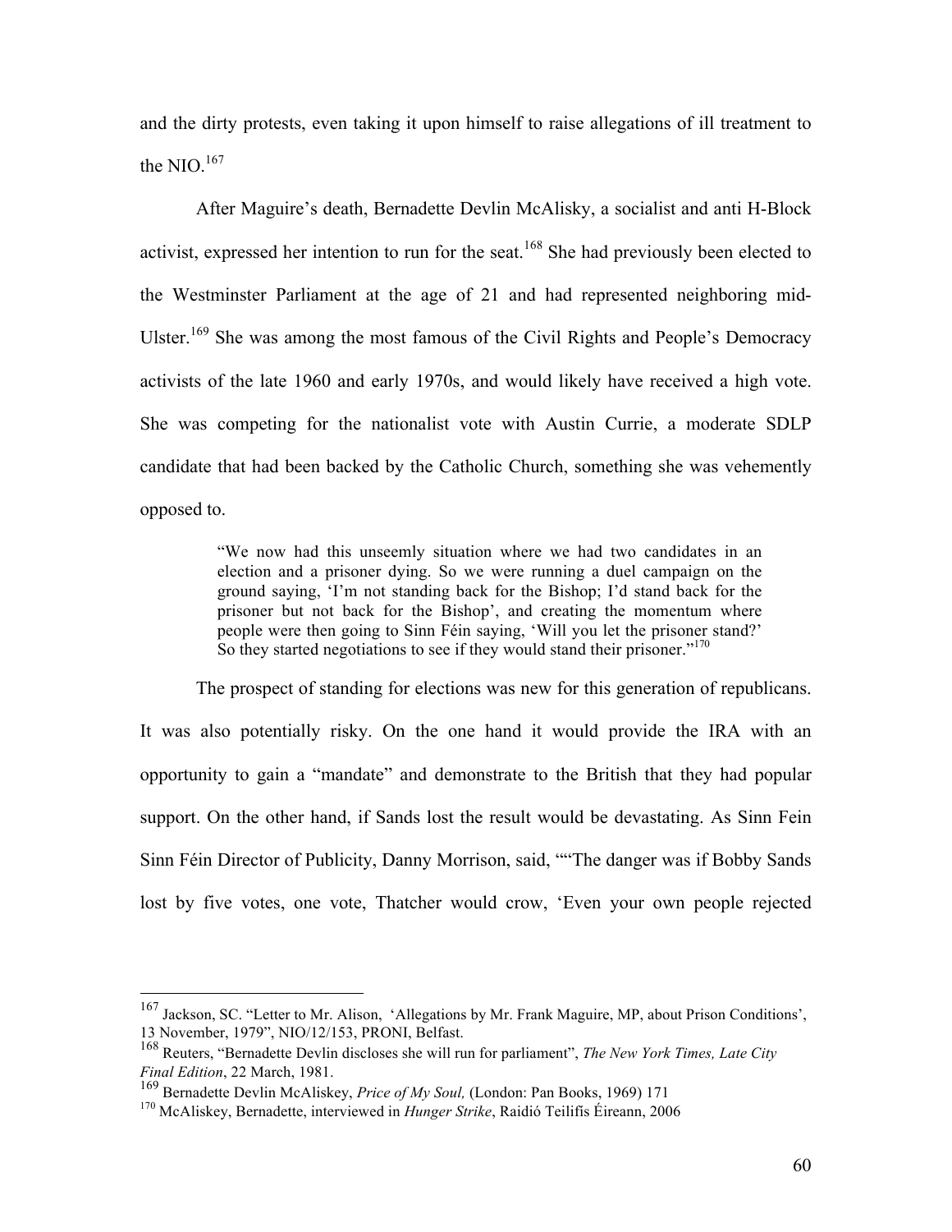and the dirty protests, even taking it upon himself to raise allegations of ill treatment to the NIO.[167]

After Maguire's death, Bernadette Devlin McAlisky, a socialist and anti H-Block activist, expressed her intention to run for the seat.[168] She had previously been elected to the Westminster Parliament at the age of 21 and had represented neighboring mid-Ulster.[169] She was among the most famous of the Civil Rights and People's Democracy activists of the late 1960 and early 1970s, and would likely have received a high vote. She was competing for the nationalist vote with Austin Currie, a moderate SDLP candidate that had been backed by the Catholic Church, something she was vehemently opposed to.

> "We now had this unseemly situation where we had two candidates in an election and a prisoner dying. So we were running a duel campaign on the ground saying, 'I'm not standing back for the Bishop; I'd stand back for the prisoner but not back for the Bishop', and creating the momentum where people were then going to Sinn Féin saying, 'Will you let the prisoner stand?' So they started negotiations to see if they would stand their prisoner."[170]

The prospect of standing for elections was new for this generation of republicans. It was also potentially risky. On the one hand it would provide the IRA with an opportunity to gain a "mandate" and demonstrate to the British that they had popular support. On the other hand, if Sands lost the result would be devastating. As Sinn Fein Sinn Féin Director of Publicity, Danny Morrison, said, ""The danger was if Bobby Sands lost by five votes, one vote, Thatcher would crow, 'Even your own people rejected

---

[167] Jackson, SC. "Letter to Mr. Alison, 'Allegations by Mr. Frank Maguire, MP, about Prison Conditions', 13 November, 1979", NIO/12/153, PRONI, Belfast.

[168] Reuters, "Bernadette Devlin discloses she will run for parliament", *The New York Times, Late City Final Edition*, 22 March, 1981.

[169] Bernadette Devlin McAliskey, *Price of My Soul,* (London: Pan Books, 1969) 171

[170] McAliskey, Bernadette, interviewed in *Hunger Strike*, Raidió Teilifís Éireann, 2006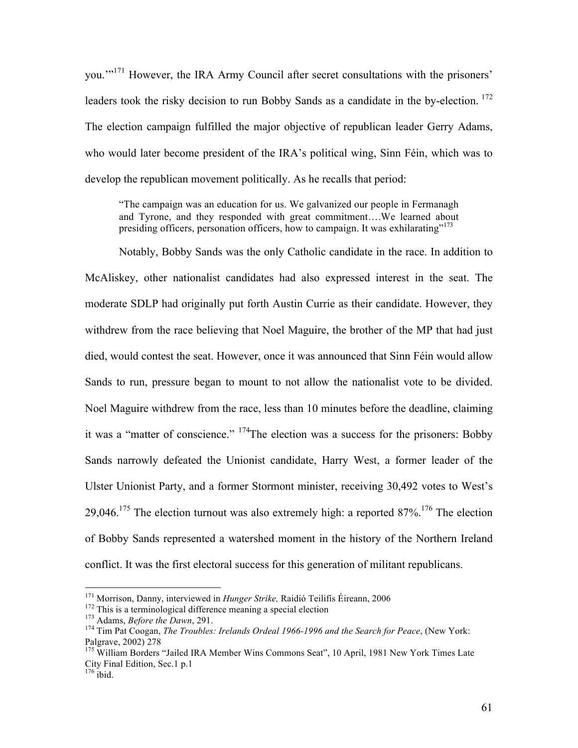you.'"[171] However, the IRA Army Council after secret consultations with the prisoners' leaders took the risky decision to run Bobby Sands as a candidate in the by-election. [172] The election campaign fulfilled the major objective of republican leader Gerry Adams, who would later become president of the IRA's political wing, Sinn Féin, which was to develop the republican movement politically. As he recalls that period:

> "The campaign was an education for us. We galvanized our people in Fermanagh and Tyrone, and they responded with great commitment….We learned about presiding officers, personation officers, how to campaign. It was exhilarating"[173]

Notably, Bobby Sands was the only Catholic candidate in the race. In addition to McAliskey, other nationalist candidates had also expressed interest in the seat. The moderate SDLP had originally put forth Austin Currie as their candidate. However, they withdrew from the race believing that Noel Maguire, the brother of the MP that had just died, would contest the seat. However, once it was announced that Sinn Féin would allow Sands to run, pressure began to mount to not allow the nationalist vote to be divided. Noel Maguire withdrew from the race, less than 10 minutes before the deadline, claiming it was a "matter of conscience." [174]The election was a success for the prisoners: Bobby Sands narrowly defeated the Unionist candidate, Harry West, a former leader of the Ulster Unionist Party, and a former Stormont minister, receiving 30,492 votes to West's 29,046.[175] The election turnout was also extremely high: a reported 87%.[176] The election of Bobby Sands represented a watershed moment in the history of the Northern Ireland conflict. It was the first electoral success for this generation of militant republicans.

---

[171] Morrison, Danny, interviewed in *Hunger Strike,* Raidió Teilifís Éireann, 2006
[172] This is a terminological difference meaning a special election
[173] Adams, *Before the Dawn*, 291.
[174] Tim Pat Coogan, *The Troubles: Irelands Ordeal 1966-1996 and the Search for Peace*, (New York: Palgrave, 2002) 278
[175] William Borders "Jailed IRA Member Wins Commons Seat", 10 April, 1981 New York Times Late City Final Edition, Sec.1 p.1
[176] ibid.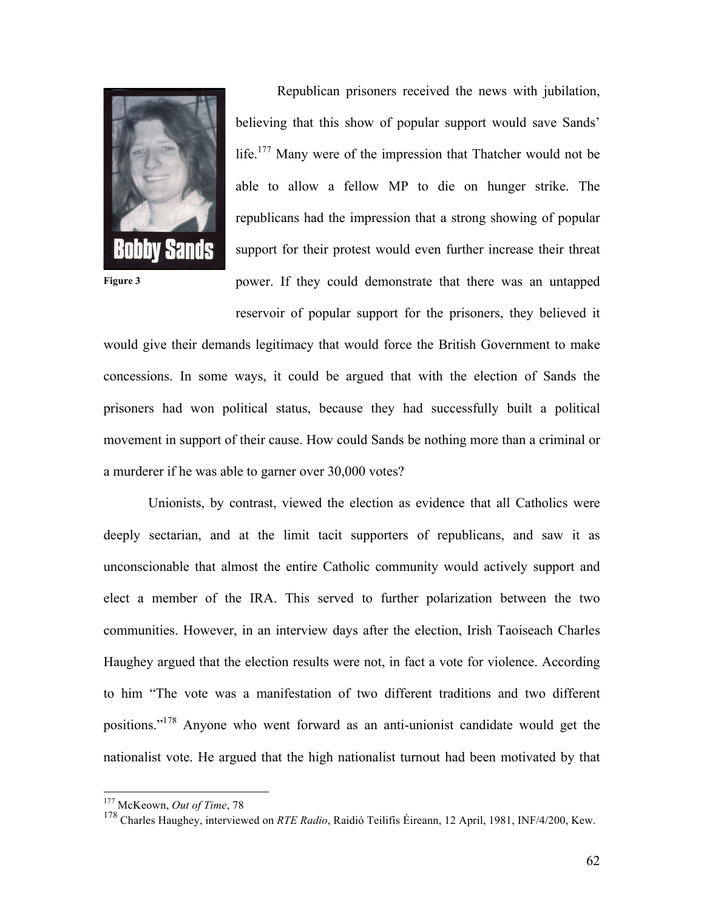Figure 3

Republican prisoners received the news with jubilation, believing that this show of popular support would save Sands' life.[177] Many were of the impression that Thatcher would not be able to allow a fellow MP to die on hunger strike. The republicans had the impression that a strong showing of popular support for their protest would even further increase their threat power. If they could demonstrate that there was an untapped reservoir of popular support for the prisoners, they believed it would give their demands legitimacy that would force the British Government to make concessions. In some ways, it could be argued that with the election of Sands the prisoners had won political status, because they had successfully built a political movement in support of their cause. How could Sands be nothing more than a criminal or a murderer if he was able to garner over 30,000 votes?

Unionists, by contrast, viewed the election as evidence that all Catholics were deeply sectarian, and at the limit tacit supporters of republicans, and saw it as unconscionable that almost the entire Catholic community would actively support and elect a member of the IRA. This served to further polarization between the two communities. However, in an interview days after the election, Irish Taoiseach Charles Haughey argued that the election results were not, in fact a vote for violence. According to him "The vote was a manifestation of two different traditions and two different positions."[178] Anyone who went forward as an anti-unionist candidate would get the nationalist vote. He argued that the high nationalist turnout had been motivated by that

---

[177] McKeown, *Out of Time*, 78

[178] Charles Haughey, interviewed on *RTE Radio*, Raidió Teilifís Éireann, 12 April, 1981, INF/4/200, Kew.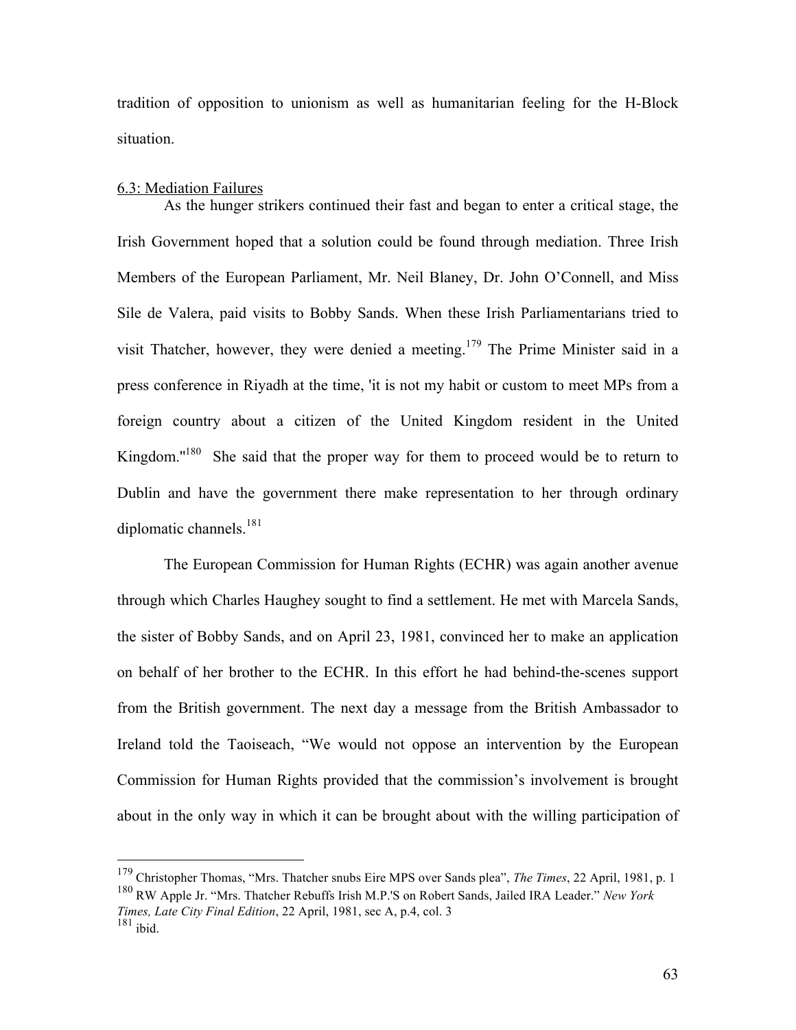tradition of opposition to unionism as well as humanitarian feeling for the H-Block situation.

## 6.3: Mediation Failures

As the hunger strikers continued their fast and began to enter a critical stage, the Irish Government hoped that a solution could be found through mediation. Three Irish Members of the European Parliament, Mr. Neil Blaney, Dr. John O'Connell, and Miss Sile de Valera, paid visits to Bobby Sands. When these Irish Parliamentarians tried to visit Thatcher, however, they were denied a meeting.[179] The Prime Minister said in a press conference in Riyadh at the time, 'it is not my habit or custom to meet MPs from a foreign country about a citizen of the United Kingdom resident in the United Kingdom."[180] She said that the proper way for them to proceed would be to return to Dublin and have the government there make representation to her through ordinary diplomatic channels.[181]

The European Commission for Human Rights (ECHR) was again another avenue through which Charles Haughey sought to find a settlement. He met with Marcela Sands, the sister of Bobby Sands, and on April 23, 1981, convinced her to make an application on behalf of her brother to the ECHR. In this effort he had behind-the-scenes support from the British government. The next day a message from the British Ambassador to Ireland told the Taoiseach, "We would not oppose an intervention by the European Commission for Human Rights provided that the commission's involvement is brought about in the only way in which it can be brought about with the willing participation of

---

[179] Christopher Thomas, "Mrs. Thatcher snubs Eire MPS over Sands plea", *The Times*, 22 April, 1981, p. 1

[180] RW Apple Jr. "Mrs. Thatcher Rebuffs Irish M.P.'S on Robert Sands, Jailed IRA Leader." *New York Times, Late City Final Edition*, 22 April, 1981, sec A, p.4, col. 3

[181] ibid.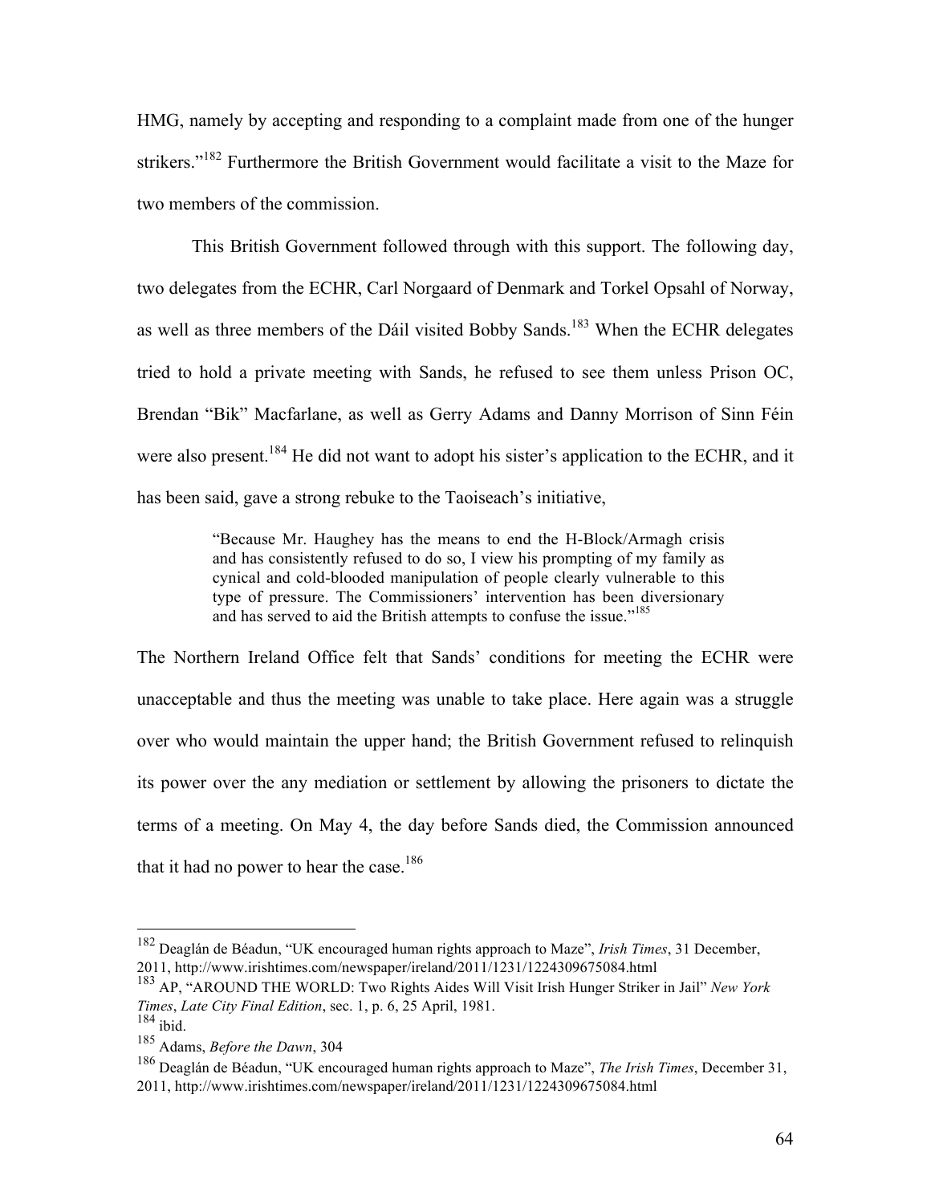HMG, namely by accepting and responding to a complaint made from one of the hunger strikers."[182] Furthermore the British Government would facilitate a visit to the Maze for two members of the commission.

This British Government followed through with this support. The following day, two delegates from the ECHR, Carl Norgaard of Denmark and Torkel Opsahl of Norway, as well as three members of the Dáil visited Bobby Sands.[183] When the ECHR delegates tried to hold a private meeting with Sands, he refused to see them unless Prison OC, Brendan "Bik" Macfarlane, as well as Gerry Adams and Danny Morrison of Sinn Féin were also present.[184] He did not want to adopt his sister's application to the ECHR, and it has been said, gave a strong rebuke to the Taoiseach's initiative,

> "Because Mr. Haughey has the means to end the H-Block/Armagh crisis and has consistently refused to do so, I view his prompting of my family as cynical and cold-blooded manipulation of people clearly vulnerable to this type of pressure. The Commissioners' intervention has been diversionary and has served to aid the British attempts to confuse the issue."[185]

The Northern Ireland Office felt that Sands' conditions for meeting the ECHR were unacceptable and thus the meeting was unable to take place. Here again was a struggle over who would maintain the upper hand; the British Government refused to relinquish its power over the any mediation or settlement by allowing the prisoners to dictate the terms of a meeting. On May 4, the day before Sands died, the Commission announced that it had no power to hear the case.[186]

---

[182] Deaglán de Béadun, "UK encouraged human rights approach to Maze", *Irish Times*, 31 December, 2011, http://www.irishtimes.com/newspaper/ireland/2011/1231/1224309675084.html

[183] AP, "AROUND THE WORLD: Two Rights Aides Will Visit Irish Hunger Striker in Jail" *New York Times*, *Late City Final Edition*, sec. 1, p. 6, 25 April, 1981.

[184] ibid.

[185] Adams, *Before the Dawn*, 304

[186] Deaglán de Béadun, "UK encouraged human rights approach to Maze", *The Irish Times*, December 31, 2011, http://www.irishtimes.com/newspaper/ireland/2011/1231/1224309675084.html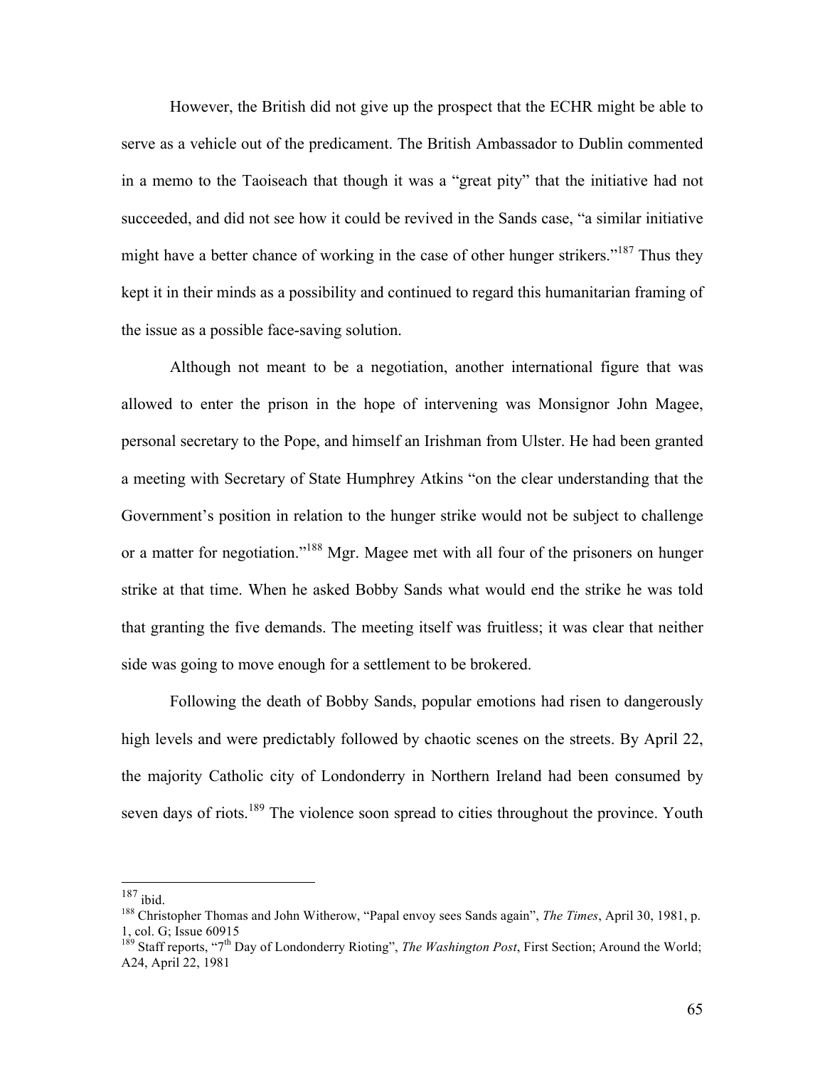However, the British did not give up the prospect that the ECHR might be able to serve as a vehicle out of the predicament. The British Ambassador to Dublin commented in a memo to the Taoiseach that though it was a "great pity" that the initiative had not succeeded, and did not see how it could be revived in the Sands case, "a similar initiative might have a better chance of working in the case of other hunger strikers."[187] Thus they kept it in their minds as a possibility and continued to regard this humanitarian framing of the issue as a possible face-saving solution.

Although not meant to be a negotiation, another international figure that was allowed to enter the prison in the hope of intervening was Monsignor John Magee, personal secretary to the Pope, and himself an Irishman from Ulster. He had been granted a meeting with Secretary of State Humphrey Atkins "on the clear understanding that the Government's position in relation to the hunger strike would not be subject to challenge or a matter for negotiation."[188] Mgr. Magee met with all four of the prisoners on hunger strike at that time. When he asked Bobby Sands what would end the strike he was told that granting the five demands. The meeting itself was fruitless; it was clear that neither side was going to move enough for a settlement to be brokered.

Following the death of Bobby Sands, popular emotions had risen to dangerously high levels and were predictably followed by chaotic scenes on the streets. By April 22, the majority Catholic city of Londonderry in Northern Ireland had been consumed by seven days of riots.[189] The violence soon spread to cities throughout the province. Youth

---

[187] ibid.

[188] Christopher Thomas and John Witherow, "Papal envoy sees Sands again", *The Times*, April 30, 1981, p. 1, col. G; Issue 60915

[189] Staff reports, "7th Day of Londonderry Rioting", *The Washington Post*, First Section; Around the World; A24, April 22, 1981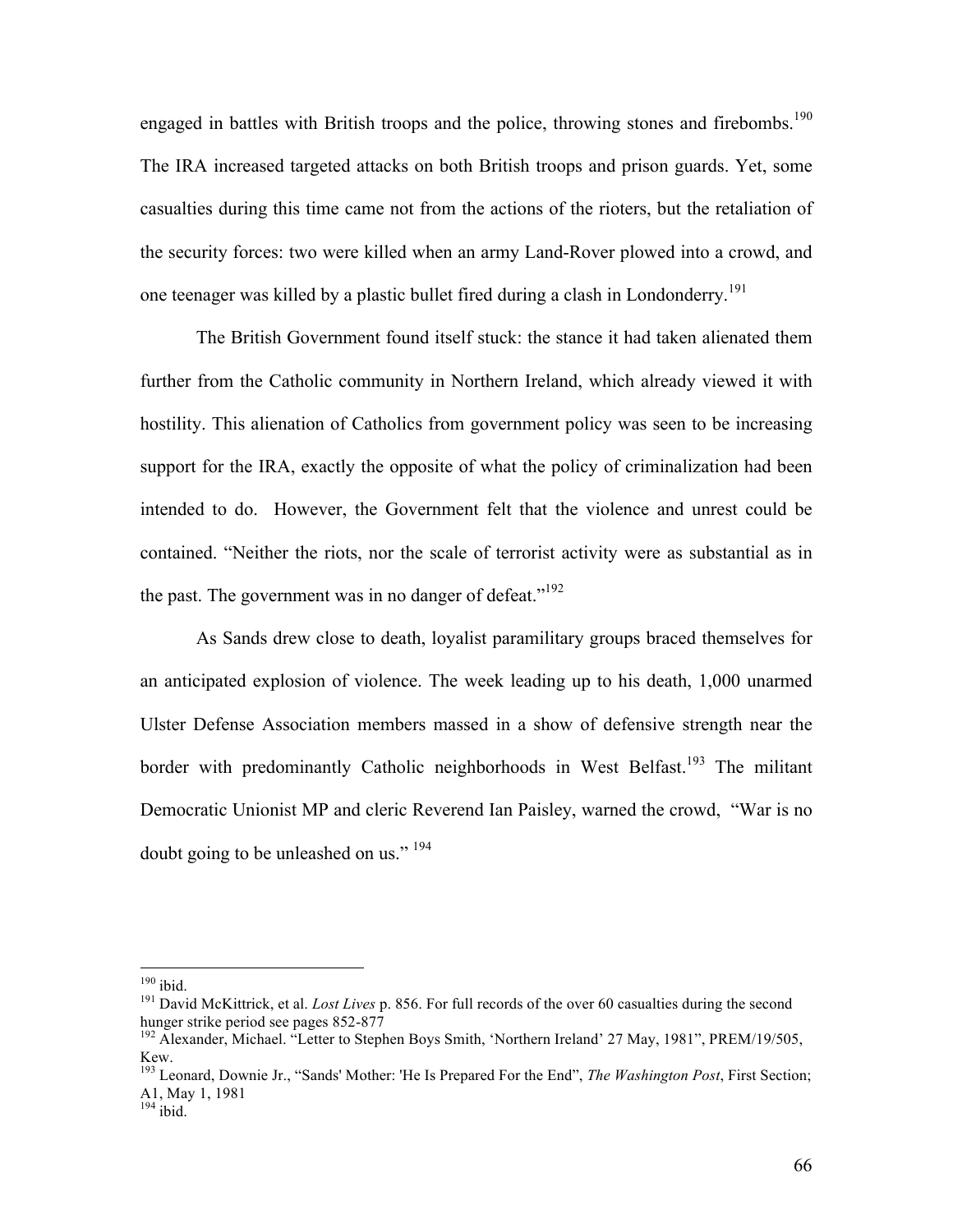engaged in battles with British troops and the police, throwing stones and firebombs.[190] The IRA increased targeted attacks on both British troops and prison guards. Yet, some casualties during this time came not from the actions of the rioters, but the retaliation of the security forces: two were killed when an army Land-Rover plowed into a crowd, and one teenager was killed by a plastic bullet fired during a clash in Londonderry.[191]

The British Government found itself stuck: the stance it had taken alienated them further from the Catholic community in Northern Ireland, which already viewed it with hostility. This alienation of Catholics from government policy was seen to be increasing support for the IRA, exactly the opposite of what the policy of criminalization had been intended to do. However, the Government felt that the violence and unrest could be contained. "Neither the riots, nor the scale of terrorist activity were as substantial as in the past. The government was in no danger of defeat."[192]

As Sands drew close to death, loyalist paramilitary groups braced themselves for an anticipated explosion of violence. The week leading up to his death, 1,000 unarmed Ulster Defense Association members massed in a show of defensive strength near the border with predominantly Catholic neighborhoods in West Belfast.[193] The militant Democratic Unionist MP and cleric Reverend Ian Paisley, warned the crowd, "War is no doubt going to be unleashed on us." [194]

---

[190] ibid.

[191] David McKittrick, et al. *Lost Lives* p. 856. For full records of the over 60 casualties during the second hunger strike period see pages 852-877

[192] Alexander, Michael. "Letter to Stephen Boys Smith, 'Northern Ireland' 27 May, 1981", PREM/19/505, Kew.

[193] Leonard, Downie Jr., "Sands' Mother: 'He Is Prepared For the End", *The Washington Post*, First Section; A1, May 1, 1981

[194] ibid.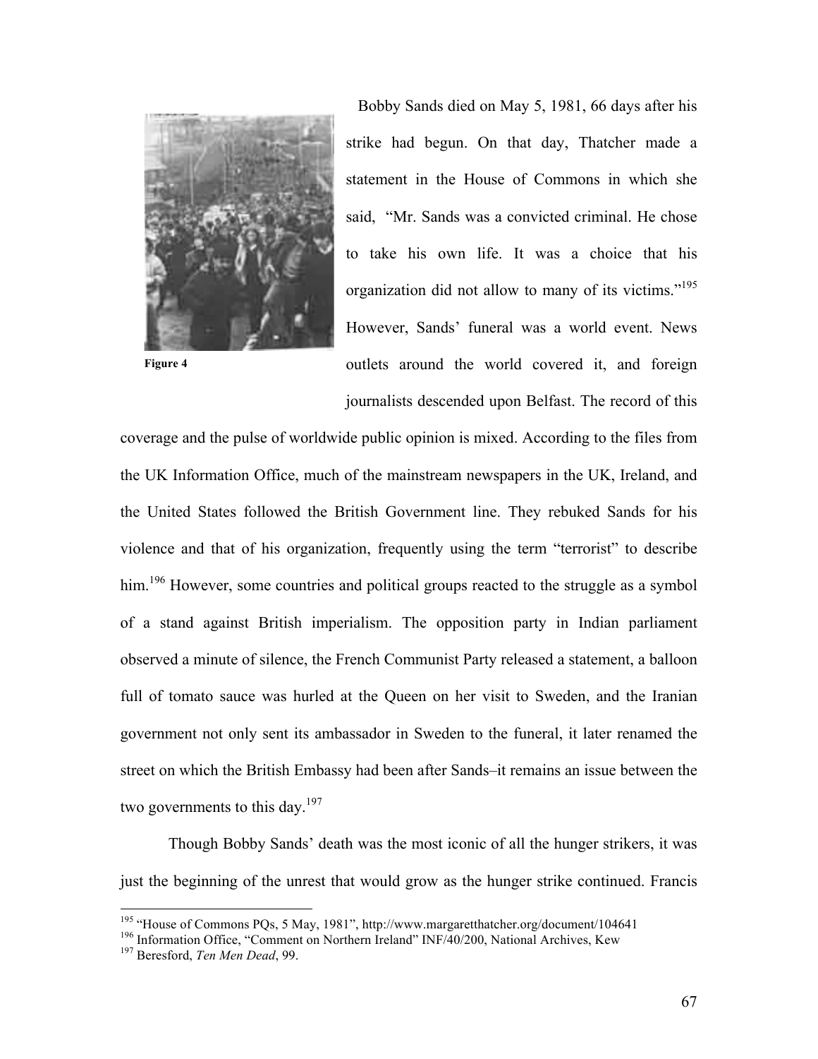Figure 4

Bobby Sands died on May 5, 1981, 66 days after his strike had begun. On that day, Thatcher made a statement in the House of Commons in which she said, "Mr. Sands was a convicted criminal. He chose to take his own life. It was a choice that his organization did not allow to many of its victims."[195] However, Sands' funeral was a world event. News outlets around the world covered it, and foreign journalists descended upon Belfast. The record of this coverage and the pulse of worldwide public opinion is mixed. According to the files from the UK Information Office, much of the mainstream newspapers in the UK, Ireland, and the United States followed the British Government line. They rebuked Sands for his violence and that of his organization, frequently using the term "terrorist" to describe him.[196] However, some countries and political groups reacted to the struggle as a symbol of a stand against British imperialism. The opposition party in Indian parliament observed a minute of silence, the French Communist Party released a statement, a balloon full of tomato sauce was hurled at the Queen on her visit to Sweden, and the Iranian government not only sent its ambassador in Sweden to the funeral, it later renamed the street on which the British Embassy had been after Sands–it remains an issue between the two governments to this day.[197]

Though Bobby Sands' death was the most iconic of all the hunger strikers, it was just the beginning of the unrest that would grow as the hunger strike continued. Francis

---

[195] "House of Commons PQs, 5 May, 1981", http://www.margaretthatcher.org/document/104641

[196] Information Office, "Comment on Northern Ireland" INF/40/200, National Archives, Kew

[197] Beresford, *Ten Men Dead*, 99.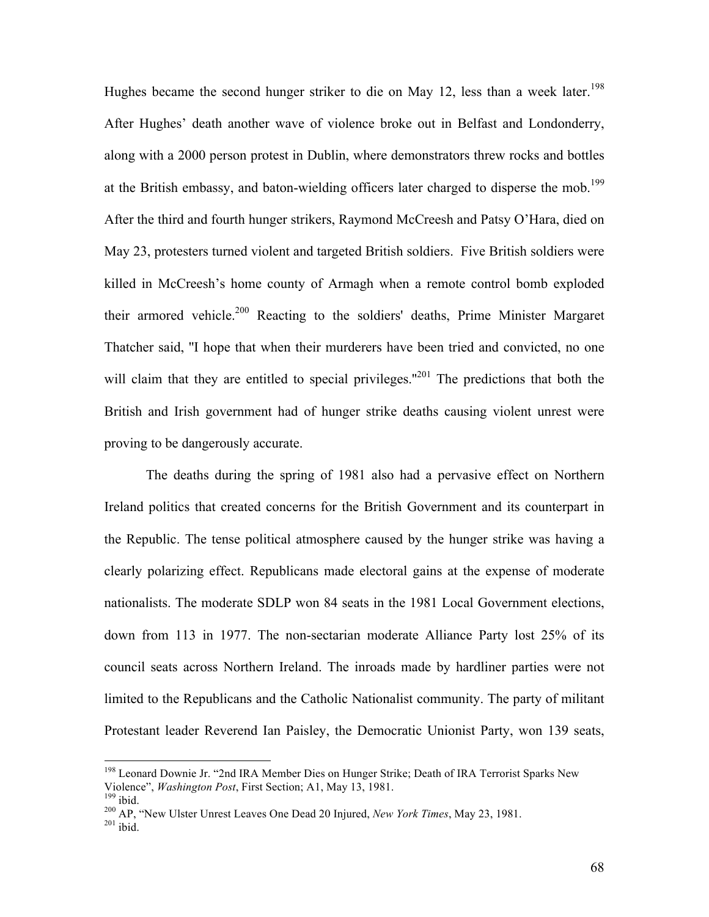Hughes became the second hunger striker to die on May 12, less than a week later.[198] After Hughes' death another wave of violence broke out in Belfast and Londonderry, along with a 2000 person protest in Dublin, where demonstrators threw rocks and bottles at the British embassy, and baton-wielding officers later charged to disperse the mob.[199] After the third and fourth hunger strikers, Raymond McCreesh and Patsy O'Hara, died on May 23, protesters turned violent and targeted British soldiers. Five British soldiers were killed in McCreesh's home county of Armagh when a remote control bomb exploded their armored vehicle.[200] Reacting to the soldiers' deaths, Prime Minister Margaret Thatcher said, "I hope that when their murderers have been tried and convicted, no one will claim that they are entitled to special privileges."[201] The predictions that both the British and Irish government had of hunger strike deaths causing violent unrest were proving to be dangerously accurate.

The deaths during the spring of 1981 also had a pervasive effect on Northern Ireland politics that created concerns for the British Government and its counterpart in the Republic. The tense political atmosphere caused by the hunger strike was having a clearly polarizing effect. Republicans made electoral gains at the expense of moderate nationalists. The moderate SDLP won 84 seats in the 1981 Local Government elections, down from 113 in 1977. The non-sectarian moderate Alliance Party lost 25% of its council seats across Northern Ireland. The inroads made by hardliner parties were not limited to the Republicans and the Catholic Nationalist community. The party of militant Protestant leader Reverend Ian Paisley, the Democratic Unionist Party, won 139 seats,

---

[198] Leonard Downie Jr. "2nd IRA Member Dies on Hunger Strike; Death of IRA Terrorist Sparks New Violence", *Washington Post*, First Section; A1, May 13, 1981.
[199] ibid.
[200] AP, "New Ulster Unrest Leaves One Dead 20 Injured, *New York Times*, May 23, 1981.
[201] ibid.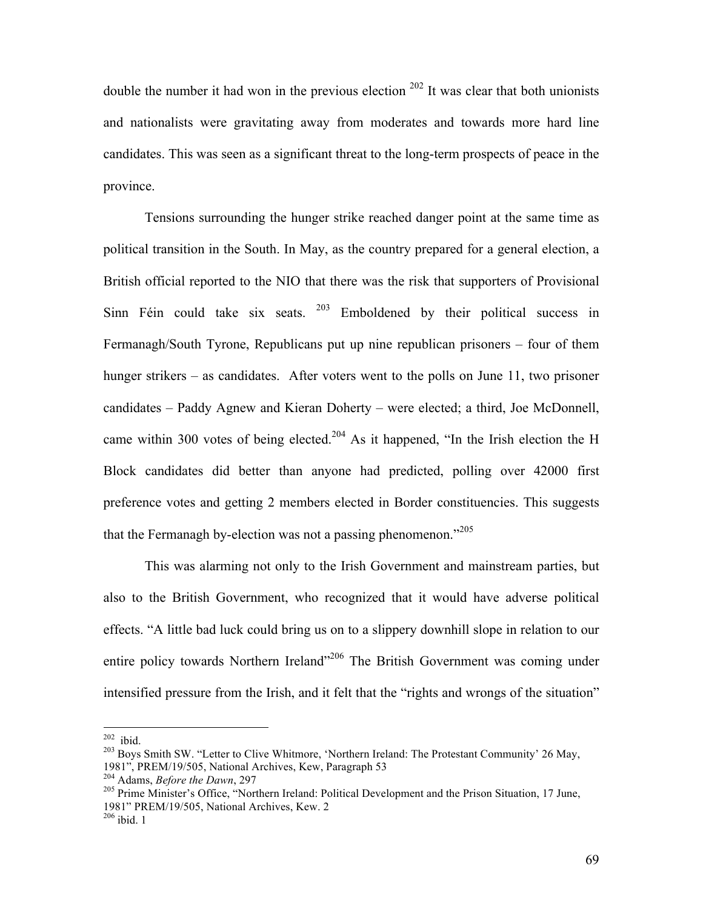double the number it had won in the previous election [202] It was clear that both unionists and nationalists were gravitating away from moderates and towards more hard line candidates. This was seen as a significant threat to the long-term prospects of peace in the province.

Tensions surrounding the hunger strike reached danger point at the same time as political transition in the South. In May, as the country prepared for a general election, a British official reported to the NIO that there was the risk that supporters of Provisional Sinn Féin could take six seats. [203] Emboldened by their political success in Fermanagh/South Tyrone, Republicans put up nine republican prisoners – four of them hunger strikers – as candidates. After voters went to the polls on June 11, two prisoner candidates – Paddy Agnew and Kieran Doherty – were elected; a third, Joe McDonnell, came within 300 votes of being elected.[204] As it happened, "In the Irish election the H Block candidates did better than anyone had predicted, polling over 42000 first preference votes and getting 2 members elected in Border constituencies. This suggests that the Fermanagh by-election was not a passing phenomenon."[205]

This was alarming not only to the Irish Government and mainstream parties, but also to the British Government, who recognized that it would have adverse political effects. "A little bad luck could bring us on to a slippery downhill slope in relation to our entire policy towards Northern Ireland"[206] The British Government was coming under intensified pressure from the Irish, and it felt that the "rights and wrongs of the situation"

---

[202] ibid.

[203] Boys Smith SW. "Letter to Clive Whitmore, 'Northern Ireland: The Protestant Community' 26 May, 1981", PREM/19/505, National Archives, Kew, Paragraph 53

[204] Adams, *Before the Dawn*, 297

[205] Prime Minister's Office, "Northern Ireland: Political Development and the Prison Situation, 17 June, 1981" PREM/19/505, National Archives, Kew. 2

[206] ibid. 1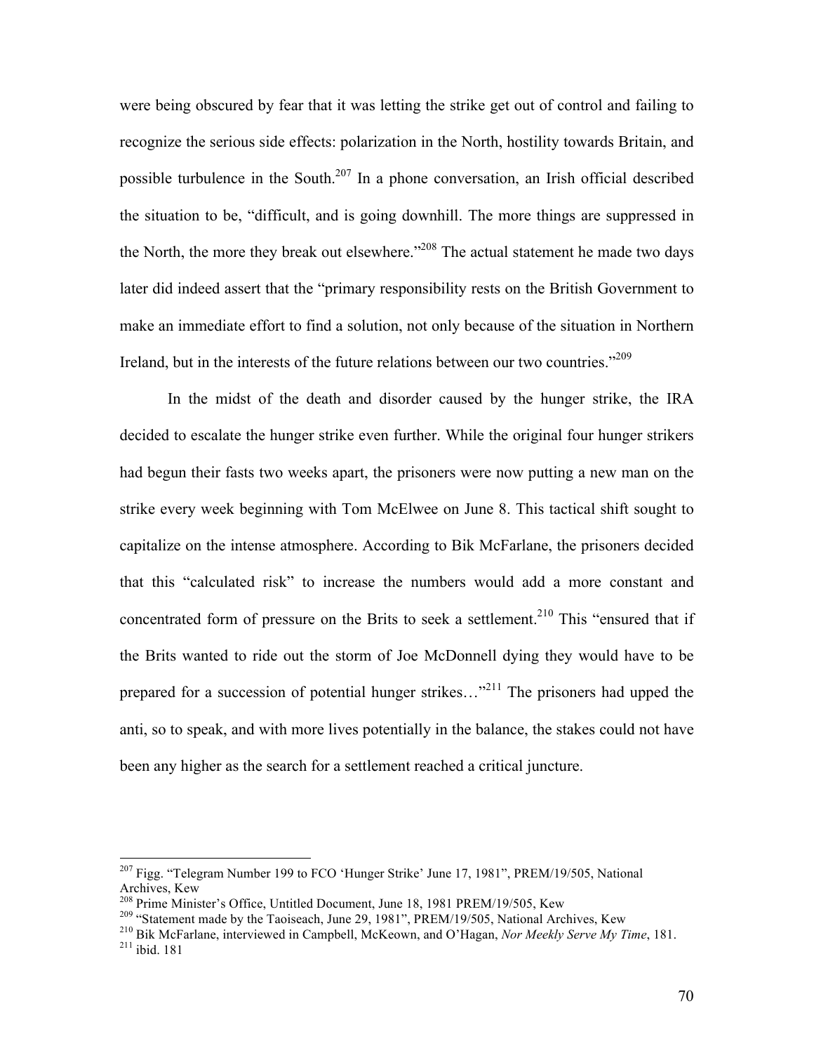were being obscured by fear that it was letting the strike get out of control and failing to recognize the serious side effects: polarization in the North, hostility towards Britain, and possible turbulence in the South.[207] In a phone conversation, an Irish official described the situation to be, "difficult, and is going downhill. The more things are suppressed in the North, the more they break out elsewhere."[208] The actual statement he made two days later did indeed assert that the "primary responsibility rests on the British Government to make an immediate effort to find a solution, not only because of the situation in Northern Ireland, but in the interests of the future relations between our two countries."[209]

In the midst of the death and disorder caused by the hunger strike, the IRA decided to escalate the hunger strike even further. While the original four hunger strikers had begun their fasts two weeks apart, the prisoners were now putting a new man on the strike every week beginning with Tom McElwee on June 8. This tactical shift sought to capitalize on the intense atmosphere. According to Bik McFarlane, the prisoners decided that this "calculated risk" to increase the numbers would add a more constant and concentrated form of pressure on the Brits to seek a settlement.[210] This "ensured that if the Brits wanted to ride out the storm of Joe McDonnell dying they would have to be prepared for a succession of potential hunger strikes…"[211] The prisoners had upped the anti, so to speak, and with more lives potentially in the balance, the stakes could not have been any higher as the search for a settlement reached a critical juncture.

---

[207] Figg. "Telegram Number 199 to FCO 'Hunger Strike' June 17, 1981", PREM/19/505, National Archives, Kew

[208] Prime Minister's Office, Untitled Document, June 18, 1981 PREM/19/505, Kew

[209] "Statement made by the Taoiseach, June 29, 1981", PREM/19/505, National Archives, Kew

[210] Bik McFarlane, interviewed in Campbell, McKeown, and O'Hagan, *Nor Meekly Serve My Time*, 181.

[211] ibid. 181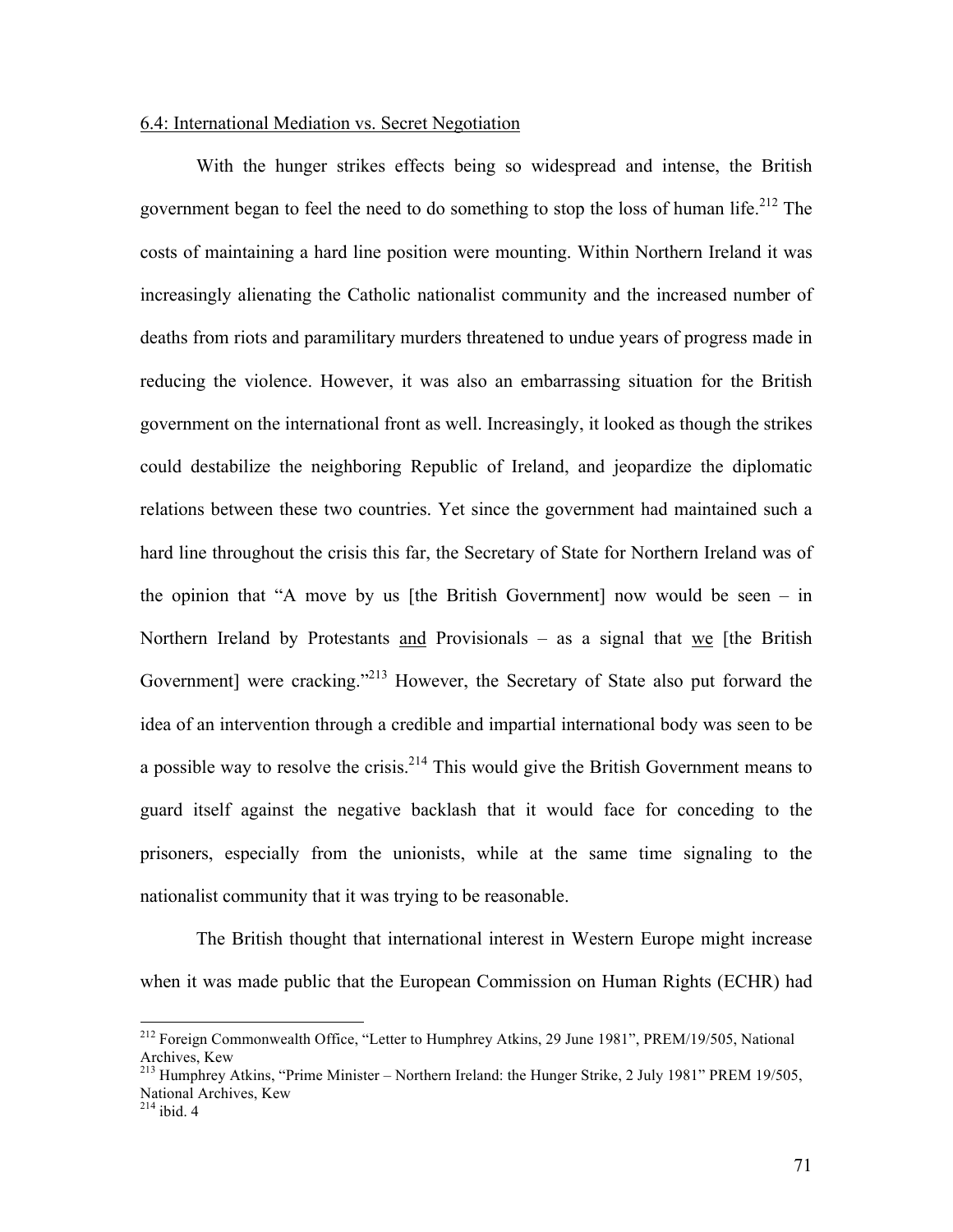## 6.4: International Mediation vs. Secret Negotiation

With the hunger strikes effects being so widespread and intense, the British government began to feel the need to do something to stop the loss of human life.[212] The costs of maintaining a hard line position were mounting. Within Northern Ireland it was increasingly alienating the Catholic nationalist community and the increased number of deaths from riots and paramilitary murders threatened to undue years of progress made in reducing the violence. However, it was also an embarrassing situation for the British government on the international front as well. Increasingly, it looked as though the strikes could destabilize the neighboring Republic of Ireland, and jeopardize the diplomatic relations between these two countries. Yet since the government had maintained such a hard line throughout the crisis this far, the Secretary of State for Northern Ireland was of the opinion that "A move by us [the British Government] now would be seen – in Northern Ireland by Protestants and Provisionals – as a signal that we [the British Government] were cracking."[213] However, the Secretary of State also put forward the idea of an intervention through a credible and impartial international body was seen to be a possible way to resolve the crisis.[214] This would give the British Government means to guard itself against the negative backlash that it would face for conceding to the prisoners, especially from the unionists, while at the same time signaling to the nationalist community that it was trying to be reasonable.

The British thought that international interest in Western Europe might increase when it was made public that the European Commission on Human Rights (ECHR) had

---

[212] Foreign Commonwealth Office, "Letter to Humphrey Atkins, 29 June 1981", PREM/19/505, National Archives, Kew

[213] Humphrey Atkins, "Prime Minister – Northern Ireland: the Hunger Strike, 2 July 1981" PREM 19/505, National Archives, Kew

[214] ibid. 4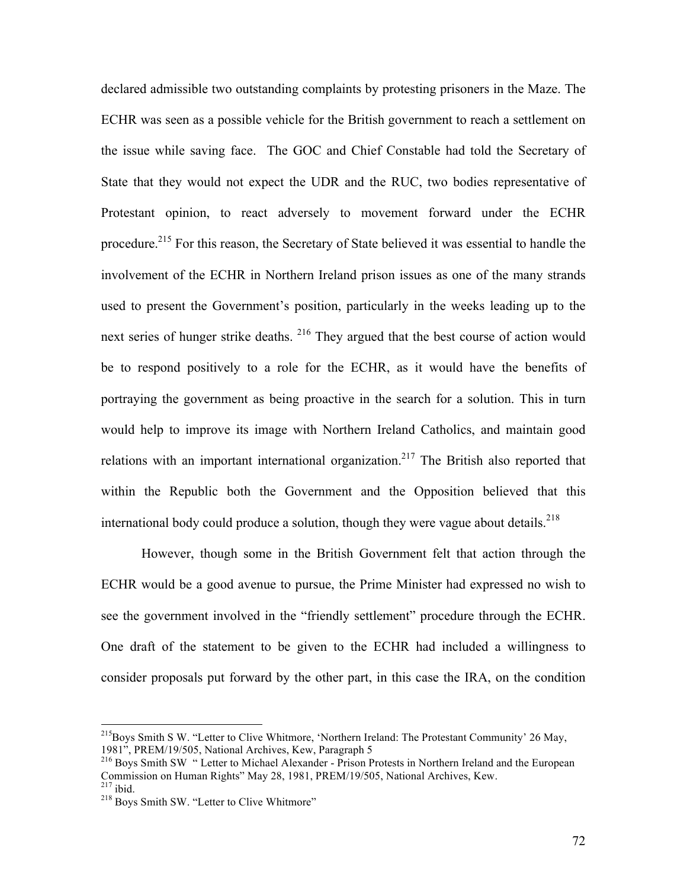declared admissible two outstanding complaints by protesting prisoners in the Maze. The ECHR was seen as a possible vehicle for the British government to reach a settlement on the issue while saving face. The GOC and Chief Constable had told the Secretary of State that they would not expect the UDR and the RUC, two bodies representative of Protestant opinion, to react adversely to movement forward under the ECHR procedure.[215] For this reason, the Secretary of State believed it was essential to handle the involvement of the ECHR in Northern Ireland prison issues as one of the many strands used to present the Government's position, particularly in the weeks leading up to the next series of hunger strike deaths. [216] They argued that the best course of action would be to respond positively to a role for the ECHR, as it would have the benefits of portraying the government as being proactive in the search for a solution. This in turn would help to improve its image with Northern Ireland Catholics, and maintain good relations with an important international organization.[217] The British also reported that within the Republic both the Government and the Opposition believed that this international body could produce a solution, though they were vague about details.[218]

However, though some in the British Government felt that action through the ECHR would be a good avenue to pursue, the Prime Minister had expressed no wish to see the government involved in the "friendly settlement" procedure through the ECHR. One draft of the statement to be given to the ECHR had included a willingness to consider proposals put forward by the other part, in this case the IRA, on the condition

---

[215] Boys Smith S W. "Letter to Clive Whitmore, 'Northern Ireland: The Protestant Community' 26 May, 1981", PREM/19/505, National Archives, Kew, Paragraph 5

[216] Boys Smith SW " Letter to Michael Alexander - Prison Protests in Northern Ireland and the European Commission on Human Rights" May 28, 1981, PREM/19/505, National Archives, Kew.

[217] ibid.

[218] Boys Smith SW. "Letter to Clive Whitmore"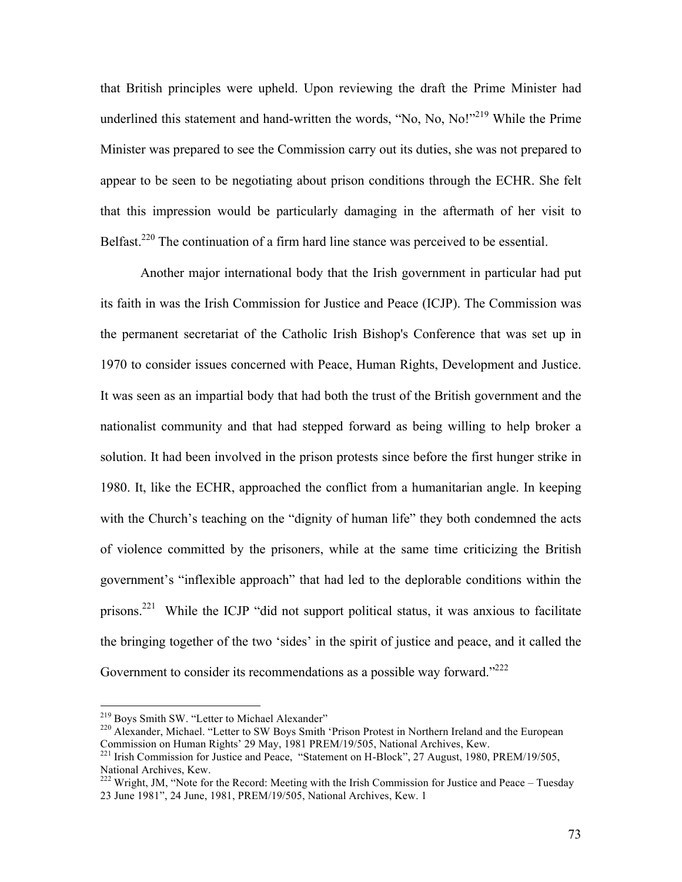that British principles were upheld. Upon reviewing the draft the Prime Minister had underlined this statement and hand-written the words, "No, No, No!"[219] While the Prime Minister was prepared to see the Commission carry out its duties, she was not prepared to appear to be seen to be negotiating about prison conditions through the ECHR. She felt that this impression would be particularly damaging in the aftermath of her visit to Belfast.[220] The continuation of a firm hard line stance was perceived to be essential.

Another major international body that the Irish government in particular had put its faith in was the Irish Commission for Justice and Peace (ICJP). The Commission was the permanent secretariat of the Catholic Irish Bishop's Conference that was set up in 1970 to consider issues concerned with Peace, Human Rights, Development and Justice. It was seen as an impartial body that had both the trust of the British government and the nationalist community and that had stepped forward as being willing to help broker a solution. It had been involved in the prison protests since before the first hunger strike in 1980. It, like the ECHR, approached the conflict from a humanitarian angle. In keeping with the Church's teaching on the "dignity of human life" they both condemned the acts of violence committed by the prisoners, while at the same time criticizing the British government's "inflexible approach" that had led to the deplorable conditions within the prisons.[221] While the ICJP "did not support political status, it was anxious to facilitate the bringing together of the two 'sides' in the spirit of justice and peace, and it called the Government to consider its recommendations as a possible way forward."[222]

---

[219] Boys Smith SW. "Letter to Michael Alexander"

[220] Alexander, Michael. "Letter to SW Boys Smith 'Prison Protest in Northern Ireland and the European Commission on Human Rights' 29 May, 1981 PREM/19/505, National Archives, Kew.

[221] Irish Commission for Justice and Peace, "Statement on H-Block", 27 August, 1980, PREM/19/505, National Archives, Kew.

[222] Wright, JM, "Note for the Record: Meeting with the Irish Commission for Justice and Peace – Tuesday 23 June 1981", 24 June, 1981, PREM/19/505, National Archives, Kew. 1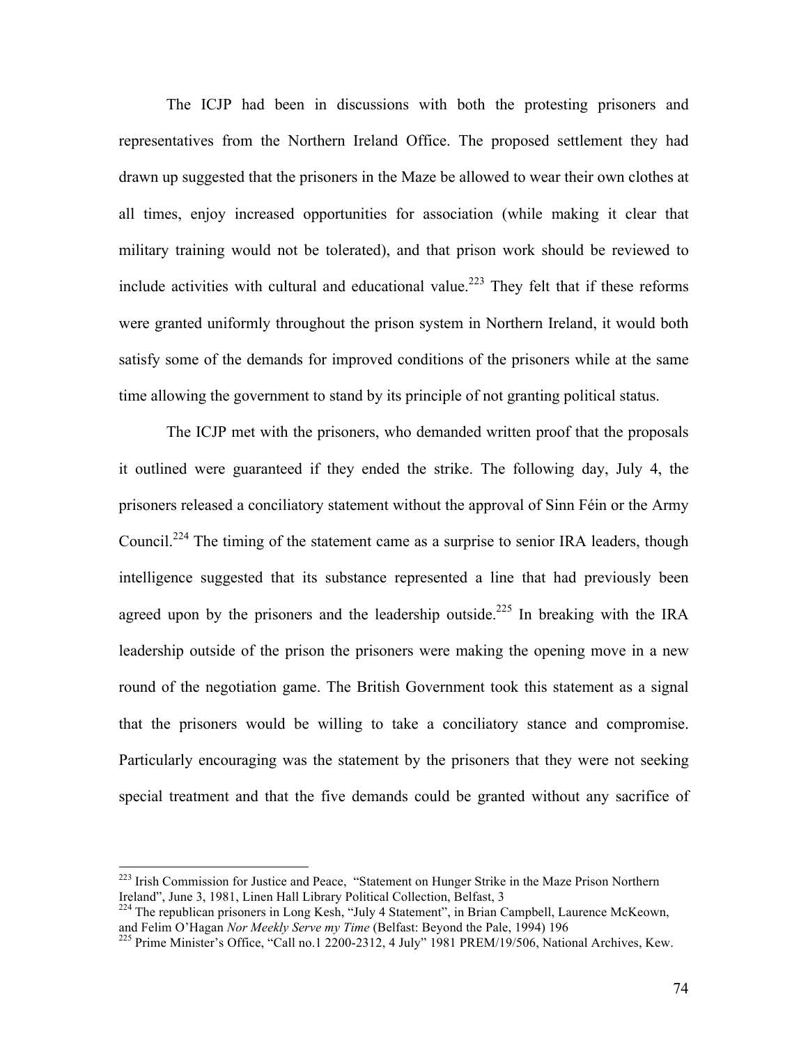The ICJP had been in discussions with both the protesting prisoners and representatives from the Northern Ireland Office. The proposed settlement they had drawn up suggested that the prisoners in the Maze be allowed to wear their own clothes at all times, enjoy increased opportunities for association (while making it clear that military training would not be tolerated), and that prison work should be reviewed to include activities with cultural and educational value.[223] They felt that if these reforms were granted uniformly throughout the prison system in Northern Ireland, it would both satisfy some of the demands for improved conditions of the prisoners while at the same time allowing the government to stand by its principle of not granting political status.

The ICJP met with the prisoners, who demanded written proof that the proposals it outlined were guaranteed if they ended the strike. The following day, July 4, the prisoners released a conciliatory statement without the approval of Sinn Féin or the Army Council.[224] The timing of the statement came as a surprise to senior IRA leaders, though intelligence suggested that its substance represented a line that had previously been agreed upon by the prisoners and the leadership outside.[225] In breaking with the IRA leadership outside of the prison the prisoners were making the opening move in a new round of the negotiation game. The British Government took this statement as a signal that the prisoners would be willing to take a conciliatory stance and compromise. Particularly encouraging was the statement by the prisoners that they were not seeking special treatment and that the five demands could be granted without any sacrifice of

---

[223] Irish Commission for Justice and Peace, "Statement on Hunger Strike in the Maze Prison Northern Ireland", June 3, 1981, Linen Hall Library Political Collection, Belfast, 3

[224] The republican prisoners in Long Kesh, "July 4 Statement", in Brian Campbell, Laurence McKeown, and Felim O'Hagan *Nor Meekly Serve my Time* (Belfast: Beyond the Pale, 1994) 196

[225] Prime Minister's Office, "Call no.1 2200-2312, 4 July" 1981 PREM/19/506, National Archives, Kew.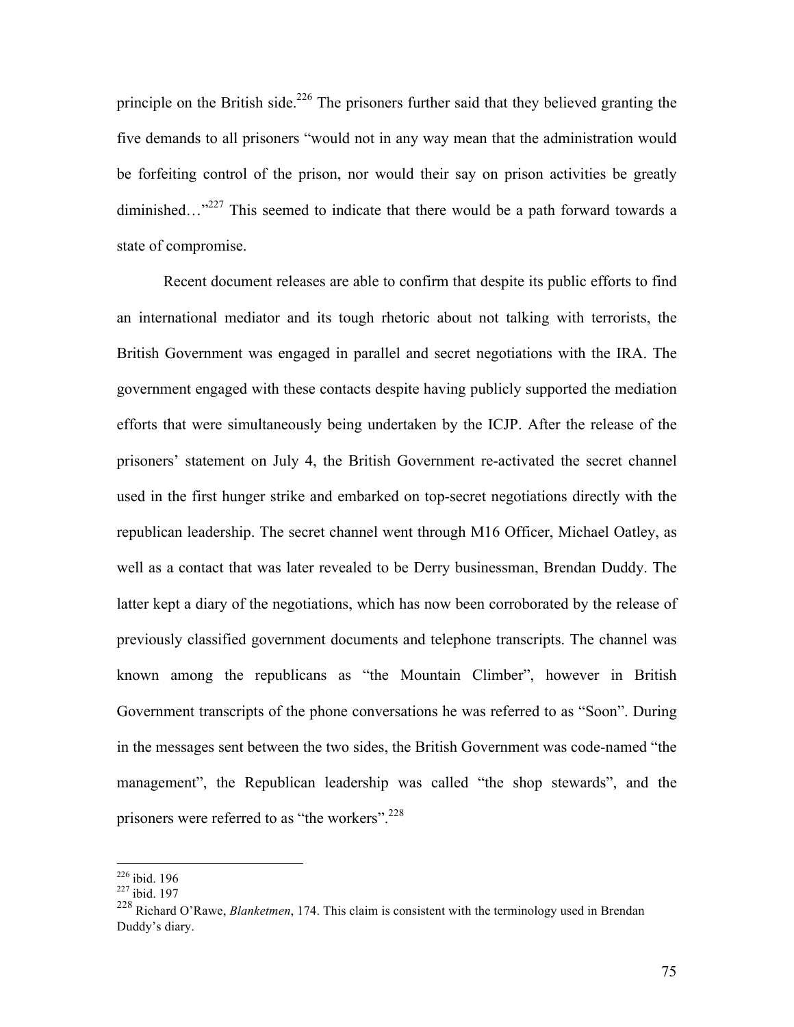principle on the British side.[226] The prisoners further said that they believed granting the five demands to all prisoners "would not in any way mean that the administration would be forfeiting control of the prison, nor would their say on prison activities be greatly diminished…"[227] This seemed to indicate that there would be a path forward towards a state of compromise.

Recent document releases are able to confirm that despite its public efforts to find an international mediator and its tough rhetoric about not talking with terrorists, the British Government was engaged in parallel and secret negotiations with the IRA. The government engaged with these contacts despite having publicly supported the mediation efforts that were simultaneously being undertaken by the ICJP. After the release of the prisoners' statement on July 4, the British Government re-activated the secret channel used in the first hunger strike and embarked on top-secret negotiations directly with the republican leadership. The secret channel went through M16 Officer, Michael Oatley, as well as a contact that was later revealed to be Derry businessman, Brendan Duddy. The latter kept a diary of the negotiations, which has now been corroborated by the release of previously classified government documents and telephone transcripts. The channel was known among the republicans as "the Mountain Climber", however in British Government transcripts of the phone conversations he was referred to as "Soon". During in the messages sent between the two sides, the British Government was code-named "the management", the Republican leadership was called "the shop stewards", and the prisoners were referred to as "the workers".[228]

---

[226] ibid. 196

[227] ibid. 197

[228] Richard O'Rawe, *Blanketmen*, 174. This claim is consistent with the terminology used in Brendan Duddy's diary.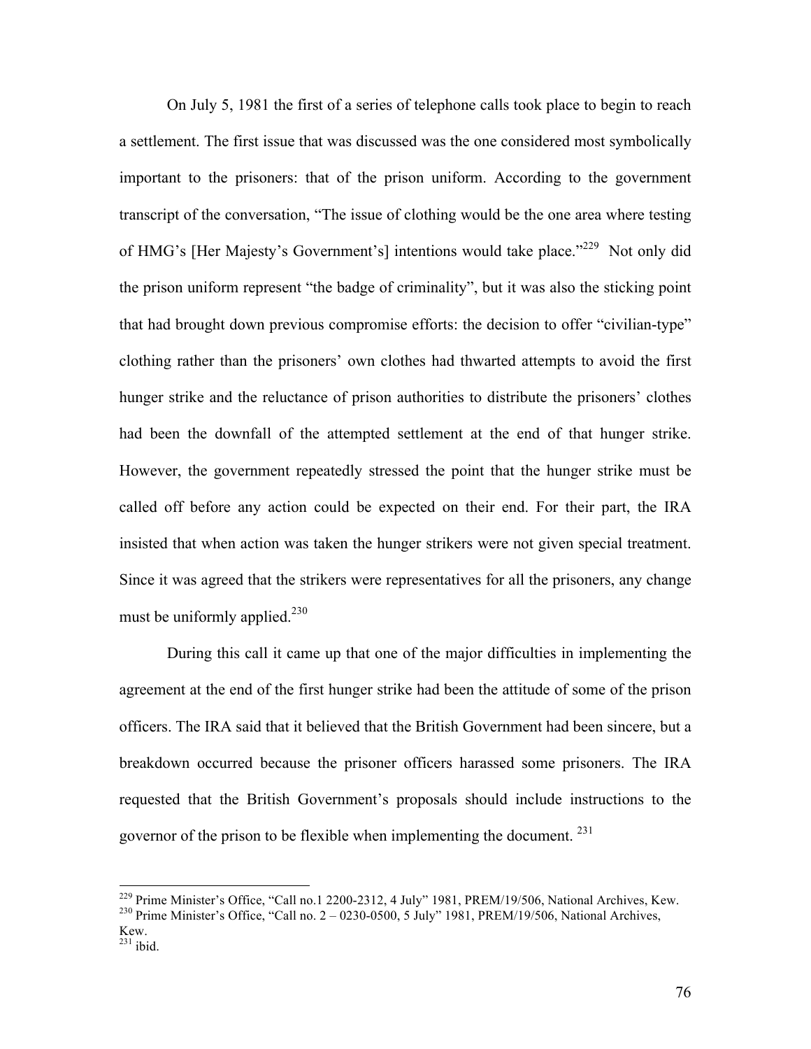On July 5, 1981 the first of a series of telephone calls took place to begin to reach a settlement. The first issue that was discussed was the one considered most symbolically important to the prisoners: that of the prison uniform. According to the government transcript of the conversation, "The issue of clothing would be the one area where testing of HMG's [Her Majesty's Government's] intentions would take place."[229] Not only did the prison uniform represent "the badge of criminality", but it was also the sticking point that had brought down previous compromise efforts: the decision to offer "civilian-type" clothing rather than the prisoners' own clothes had thwarted attempts to avoid the first hunger strike and the reluctance of prison authorities to distribute the prisoners' clothes had been the downfall of the attempted settlement at the end of that hunger strike. However, the government repeatedly stressed the point that the hunger strike must be called off before any action could be expected on their end. For their part, the IRA insisted that when action was taken the hunger strikers were not given special treatment. Since it was agreed that the strikers were representatives for all the prisoners, any change must be uniformly applied.[230]

During this call it came up that one of the major difficulties in implementing the agreement at the end of the first hunger strike had been the attitude of some of the prison officers. The IRA said that it believed that the British Government had been sincere, but a breakdown occurred because the prisoner officers harassed some prisoners. The IRA requested that the British Government's proposals should include instructions to the governor of the prison to be flexible when implementing the document. [231]

---

[229] Prime Minister's Office, "Call no.1 2200-2312, 4 July" 1981, PREM/19/506, National Archives, Kew.

[230] Prime Minister's Office, "Call no. 2 – 0230-0500, 5 July" 1981, PREM/19/506, National Archives, Kew.

[231] ibid.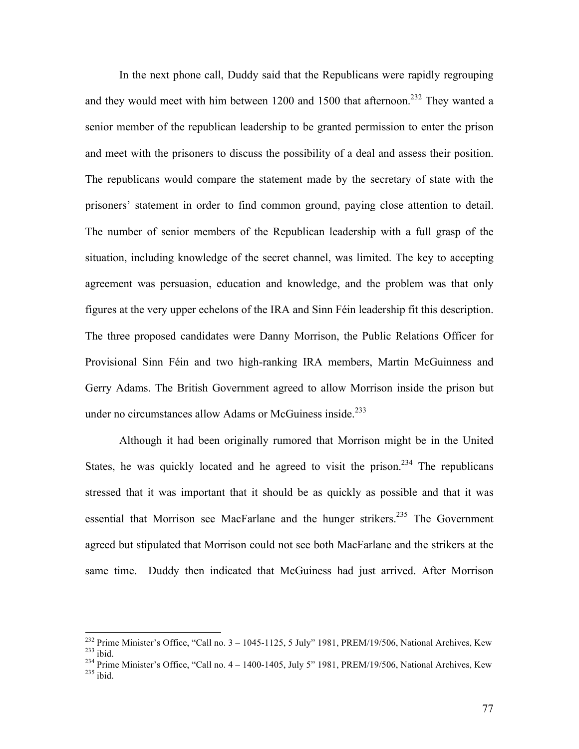In the next phone call, Duddy said that the Republicans were rapidly regrouping and they would meet with him between 1200 and 1500 that afternoon.[232] They wanted a senior member of the republican leadership to be granted permission to enter the prison and meet with the prisoners to discuss the possibility of a deal and assess their position. The republicans would compare the statement made by the secretary of state with the prisoners' statement in order to find common ground, paying close attention to detail. The number of senior members of the Republican leadership with a full grasp of the situation, including knowledge of the secret channel, was limited. The key to accepting agreement was persuasion, education and knowledge, and the problem was that only figures at the very upper echelons of the IRA and Sinn Féin leadership fit this description. The three proposed candidates were Danny Morrison, the Public Relations Officer for Provisional Sinn Féin and two high-ranking IRA members, Martin McGuinness and Gerry Adams. The British Government agreed to allow Morrison inside the prison but under no circumstances allow Adams or McGuiness inside.[233]

Although it had been originally rumored that Morrison might be in the United States, he was quickly located and he agreed to visit the prison.[234] The republicans stressed that it was important that it should be as quickly as possible and that it was essential that Morrison see MacFarlane and the hunger strikers.[235] The Government agreed but stipulated that Morrison could not see both MacFarlane and the strikers at the same time. Duddy then indicated that McGuiness had just arrived. After Morrison

---

[232] Prime Minister's Office, "Call no. 3 – 1045-1125, 5 July" 1981, PREM/19/506, National Archives, Kew
[233] ibid.
[234] Prime Minister's Office, "Call no. 4 – 1400-1405, July 5" 1981, PREM/19/506, National Archives, Kew
[235] ibid.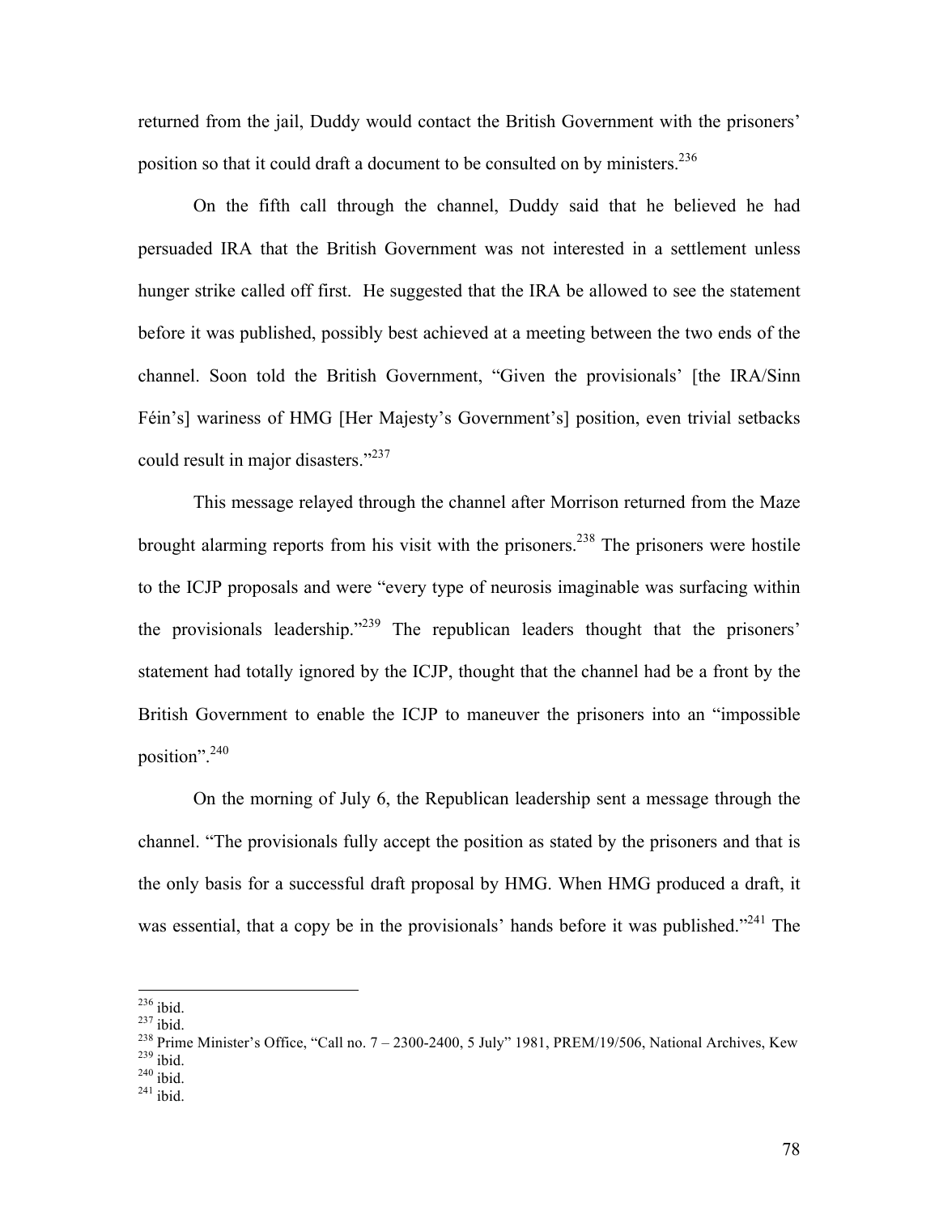returned from the jail, Duddy would contact the British Government with the prisoners' position so that it could draft a document to be consulted on by ministers.[236]

On the fifth call through the channel, Duddy said that he believed he had persuaded IRA that the British Government was not interested in a settlement unless hunger strike called off first. He suggested that the IRA be allowed to see the statement before it was published, possibly best achieved at a meeting between the two ends of the channel. Soon told the British Government, "Given the provisionals' [the IRA/Sinn Féin's] wariness of HMG [Her Majesty's Government's] position, even trivial setbacks could result in major disasters."[237]

This message relayed through the channel after Morrison returned from the Maze brought alarming reports from his visit with the prisoners.[238] The prisoners were hostile to the ICJP proposals and were "every type of neurosis imaginable was surfacing within the provisionals leadership."[239] The republican leaders thought that the prisoners' statement had totally ignored by the ICJP, thought that the channel had be a front by the British Government to enable the ICJP to maneuver the prisoners into an "impossible position".[240]

On the morning of July 6, the Republican leadership sent a message through the channel. "The provisionals fully accept the position as stated by the prisoners and that is the only basis for a successful draft proposal by HMG. When HMG produced a draft, it was essential, that a copy be in the provisionals' hands before it was published."[241] The

---

[236] ibid.
[237] ibid.
[238] Prime Minister's Office, "Call no. 7 – 2300-2400, 5 July" 1981, PREM/19/506, National Archives, Kew
[239] ibid.
[240] ibid.
[241] ibid.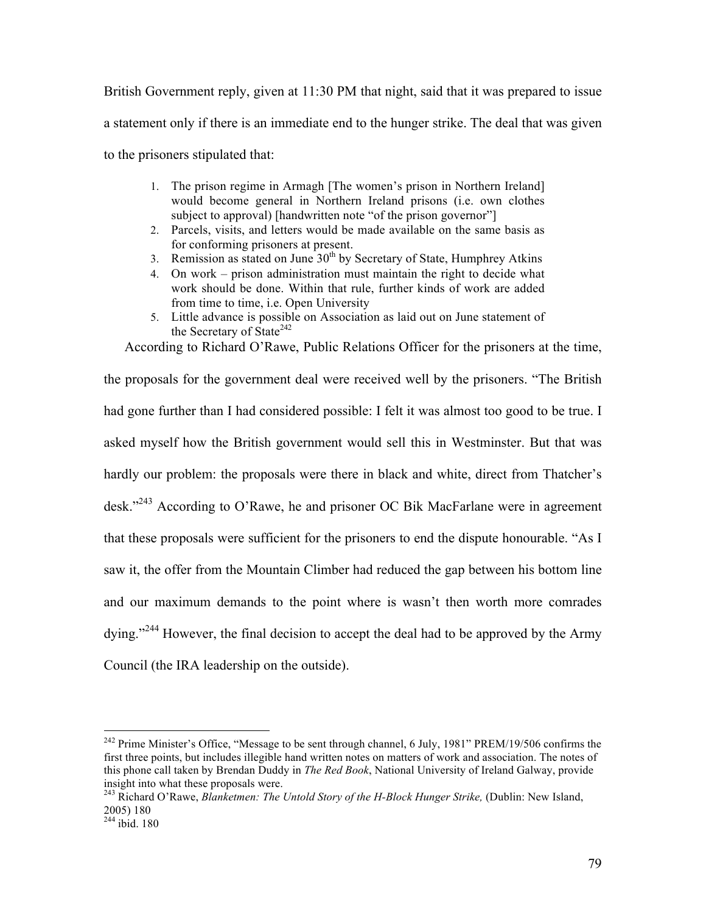British Government reply, given at 11:30 PM that night, said that it was prepared to issue a statement only if there is an immediate end to the hunger strike. The deal that was given to the prisoners stipulated that:

1. The prison regime in Armagh [The women's prison in Northern Ireland] would become general in Northern Ireland prisons (i.e. own clothes subject to approval) [handwritten note "of the prison governor"]
2. Parcels, visits, and letters would be made available on the same basis as for conforming prisoners at present.
3. Remission as stated on June 30th by Secretary of State, Humphrey Atkins
4. On work – prison administration must maintain the right to decide what work should be done. Within that rule, further kinds of work are added from time to time, i.e. Open University
5. Little advance is possible on Association as laid out on June statement of the Secretary of State[242]

According to Richard O'Rawe, Public Relations Officer for the prisoners at the time, the proposals for the government deal were received well by the prisoners. "The British had gone further than I had considered possible: I felt it was almost too good to be true. I asked myself how the British government would sell this in Westminster. But that was hardly our problem: the proposals were there in black and white, direct from Thatcher's desk."[243] According to O'Rawe, he and prisoner OC Bik MacFarlane were in agreement that these proposals were sufficient for the prisoners to end the dispute honourable. "As I saw it, the offer from the Mountain Climber had reduced the gap between his bottom line and our maximum demands to the point where is wasn't then worth more comrades dying."[244] However, the final decision to accept the deal had to be approved by the Army Council (the IRA leadership on the outside).

---

[242] Prime Minister's Office, "Message to be sent through channel, 6 July, 1981" PREM/19/506 confirms the first three points, but includes illegible hand written notes on matters of work and association. The notes of this phone call taken by Brendan Duddy in *The Red Book*, National University of Ireland Galway, provide insight into what these proposals were.

[243] Richard O'Rawe, *Blanketmen: The Untold Story of the H-Block Hunger Strike,* (Dublin: New Island, 2005) 180

[244] ibid. 180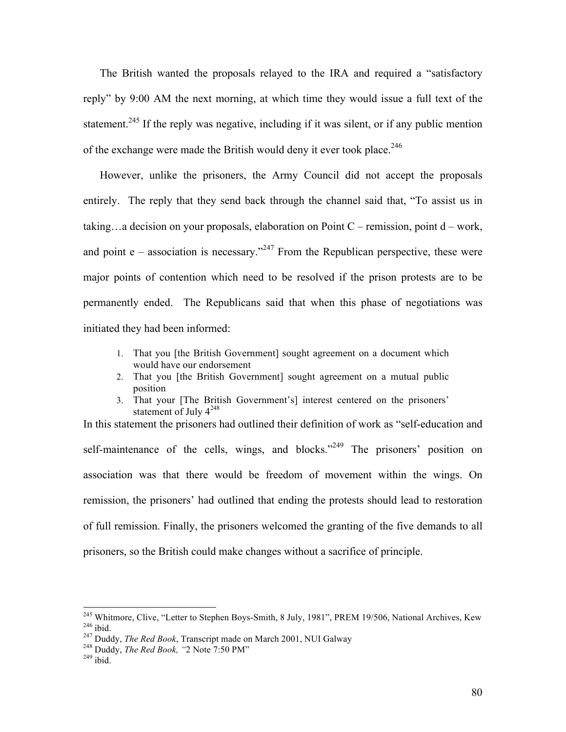The British wanted the proposals relayed to the IRA and required a "satisfactory reply" by 9:00 AM the next morning, at which time they would issue a full text of the statement.[245] If the reply was negative, including if it was silent, or if any public mention of the exchange were made the British would deny it ever took place.[246]

However, unlike the prisoners, the Army Council did not accept the proposals entirely. The reply that they send back through the channel said that, "To assist us in taking…a decision on your proposals, elaboration on Point C – remission, point d – work, and point e – association is necessary."[247] From the Republican perspective, these were major points of contention which need to be resolved if the prison protests are to be permanently ended. The Republicans said that when this phase of negotiations was initiated they had been informed:

1. That you [the British Government] sought agreement on a document which would have our endorsement
2. That you [the British Government] sought agreement on a mutual public position
3. That your [The British Government's] interest centered on the prisoners' statement of July 4[248]

In this statement the prisoners had outlined their definition of work as "self-education and self-maintenance of the cells, wings, and blocks."[249] The prisoners' position on association was that there would be freedom of movement within the wings. On remission, the prisoners' had outlined that ending the protests should lead to restoration of full remission. Finally, the prisoners welcomed the granting of the five demands to all prisoners, so the British could make changes without a sacrifice of principle.

---

[245] Whitmore, Clive, "Letter to Stephen Boys-Smith, 8 July, 1981", PREM 19/506, National Archives, Kew
[246] ibid.
[247] Duddy, *The Red Book*, Transcript made on March 2001, NUI Galway
[248] Duddy, *The Red Book, "*2 Note 7:50 PM"
[249] ibid.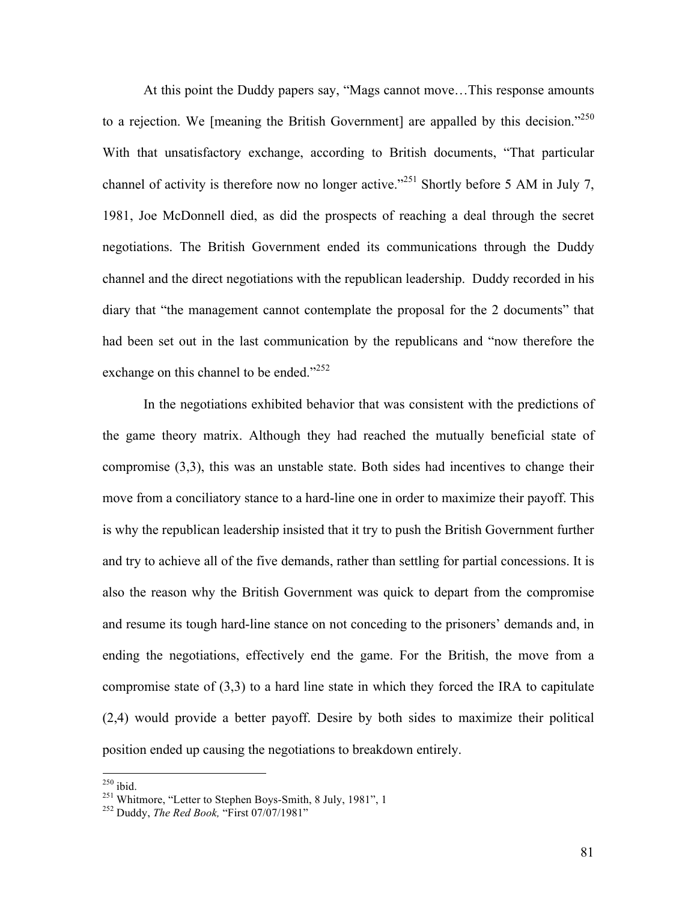At this point the Duddy papers say, "Mags cannot move…This response amounts to a rejection. We [meaning the British Government] are appalled by this decision."[250] With that unsatisfactory exchange, according to British documents, "That particular channel of activity is therefore now no longer active."[251] Shortly before 5 AM in July 7, 1981, Joe McDonnell died, as did the prospects of reaching a deal through the secret negotiations. The British Government ended its communications through the Duddy channel and the direct negotiations with the republican leadership. Duddy recorded in his diary that "the management cannot contemplate the proposal for the 2 documents" that had been set out in the last communication by the republicans and "now therefore the exchange on this channel to be ended."[252]

In the negotiations exhibited behavior that was consistent with the predictions of the game theory matrix. Although they had reached the mutually beneficial state of compromise (3,3), this was an unstable state. Both sides had incentives to change their move from a conciliatory stance to a hard-line one in order to maximize their payoff. This is why the republican leadership insisted that it try to push the British Government further and try to achieve all of the five demands, rather than settling for partial concessions. It is also the reason why the British Government was quick to depart from the compromise and resume its tough hard-line stance on not conceding to the prisoners' demands and, in ending the negotiations, effectively end the game. For the British, the move from a compromise state of (3,3) to a hard line state in which they forced the IRA to capitulate (2,4) would provide a better payoff. Desire by both sides to maximize their political position ended up causing the negotiations to breakdown entirely.

---

[250] ibid.

[251] Whitmore, "Letter to Stephen Boys-Smith, 8 July, 1981", 1

[252] Duddy, *The Red Book,* "First 07/07/1981"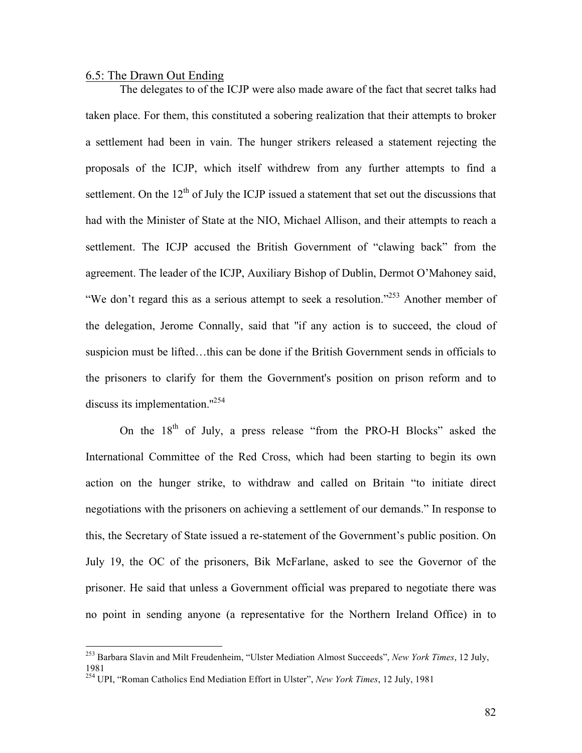## 6.5: The Drawn Out Ending

The delegates to of the ICJP were also made aware of the fact that secret talks had taken place. For them, this constituted a sobering realization that their attempts to broker a settlement had been in vain. The hunger strikers released a statement rejecting the proposals of the ICJP, which itself withdrew from any further attempts to find a settlement. On the 12th of July the ICJP issued a statement that set out the discussions that had with the Minister of State at the NIO, Michael Allison, and their attempts to reach a settlement. The ICJP accused the British Government of "clawing back" from the agreement. The leader of the ICJP, Auxiliary Bishop of Dublin, Dermot O'Mahoney said, "We don't regard this as a serious attempt to seek a resolution."[253] Another member of the delegation, Jerome Connally, said that "if any action is to succeed, the cloud of suspicion must be lifted…this can be done if the British Government sends in officials to the prisoners to clarify for them the Government's position on prison reform and to discuss its implementation."[254]

On the 18th of July, a press release "from the PRO-H Blocks" asked the International Committee of the Red Cross, which had been starting to begin its own action on the hunger strike, to withdraw and called on Britain "to initiate direct negotiations with the prisoners on achieving a settlement of our demands." In response to this, the Secretary of State issued a re-statement of the Government's public position. On July 19, the OC of the prisoners, Bik McFarlane, asked to see the Governor of the prisoner. He said that unless a Government official was prepared to negotiate there was no point in sending anyone (a representative for the Northern Ireland Office) in to

---

[253] Barbara Slavin and Milt Freudenheim, "Ulster Mediation Almost Succeeds", *New York Times*, 12 July, 1981

[254] UPI, "Roman Catholics End Mediation Effort in Ulster", *New York Times*, 12 July, 1981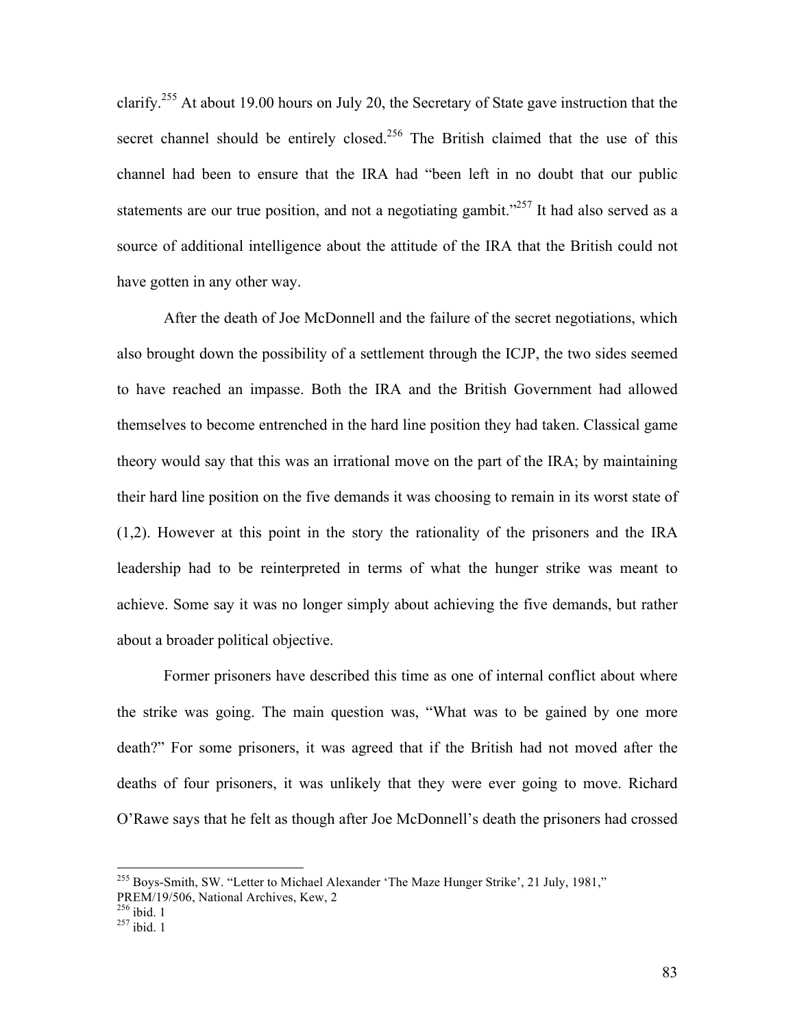clarify.[255] At about 19.00 hours on July 20, the Secretary of State gave instruction that the secret channel should be entirely closed.[256] The British claimed that the use of this channel had been to ensure that the IRA had "been left in no doubt that our public statements are our true position, and not a negotiating gambit."[257] It had also served as a source of additional intelligence about the attitude of the IRA that the British could not have gotten in any other way.

After the death of Joe McDonnell and the failure of the secret negotiations, which also brought down the possibility of a settlement through the ICJP, the two sides seemed to have reached an impasse. Both the IRA and the British Government had allowed themselves to become entrenched in the hard line position they had taken. Classical game theory would say that this was an irrational move on the part of the IRA; by maintaining their hard line position on the five demands it was choosing to remain in its worst state of (1,2). However at this point in the story the rationality of the prisoners and the IRA leadership had to be reinterpreted in terms of what the hunger strike was meant to achieve. Some say it was no longer simply about achieving the five demands, but rather about a broader political objective.

Former prisoners have described this time as one of internal conflict about where the strike was going. The main question was, "What was to be gained by one more death?" For some prisoners, it was agreed that if the British had not moved after the deaths of four prisoners, it was unlikely that they were ever going to move. Richard O'Rawe says that he felt as though after Joe McDonnell's death the prisoners had crossed

---

[255] Boys-Smith, SW. "Letter to Michael Alexander 'The Maze Hunger Strike', 21 July, 1981," PREM/19/506, National Archives, Kew, 2

[256] ibid. 1

[257] ibid. 1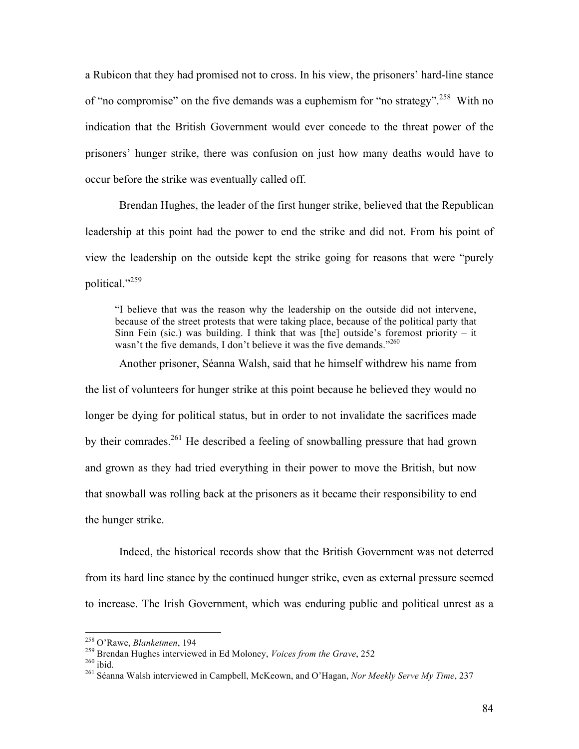a Rubicon that they had promised not to cross. In his view, the prisoners' hard-line stance of "no compromise" on the five demands was a euphemism for "no strategy".[258] With no indication that the British Government would ever concede to the threat power of the prisoners' hunger strike, there was confusion on just how many deaths would have to occur before the strike was eventually called off.

Brendan Hughes, the leader of the first hunger strike, believed that the Republican leadership at this point had the power to end the strike and did not. From his point of view the leadership on the outside kept the strike going for reasons that were "purely political."[259]

> "I believe that was the reason why the leadership on the outside did not intervene, because of the street protests that were taking place, because of the political party that Sinn Fein (sic.) was building. I think that was [the] outside's foremost priority – it wasn't the five demands, I don't believe it was the five demands."[260]

Another prisoner, Séanna Walsh, said that he himself withdrew his name from the list of volunteers for hunger strike at this point because he believed they would no longer be dying for political status, but in order to not invalidate the sacrifices made by their comrades.[261] He described a feeling of snowballing pressure that had grown and grown as they had tried everything in their power to move the British, but now that snowball was rolling back at the prisoners as it became their responsibility to end the hunger strike.

Indeed, the historical records show that the British Government was not deterred from its hard line stance by the continued hunger strike, even as external pressure seemed to increase. The Irish Government, which was enduring public and political unrest as a

---

[258] O'Rawe, *Blanketmen*, 194

[259] Brendan Hughes interviewed in Ed Moloney, *Voices from the Grave*, 252

[260] ibid.

[261] Séanna Walsh interviewed in Campbell, McKeown, and O'Hagan, *Nor Meekly Serve My Time*, 237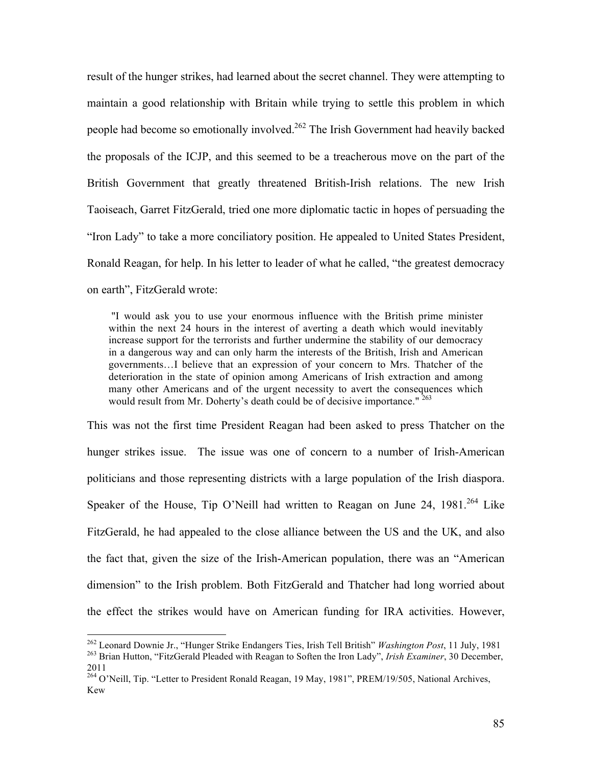result of the hunger strikes, had learned about the secret channel. They were attempting to maintain a good relationship with Britain while trying to settle this problem in which people had become so emotionally involved.[262] The Irish Government had heavily backed the proposals of the ICJP, and this seemed to be a treacherous move on the part of the British Government that greatly threatened British-Irish relations. The new Irish Taoiseach, Garret FitzGerald, tried one more diplomatic tactic in hopes of persuading the "Iron Lady" to take a more conciliatory position. He appealed to United States President, Ronald Reagan, for help. In his letter to leader of what he called, "the greatest democracy on earth", FitzGerald wrote:

> "I would ask you to use your enormous influence with the British prime minister within the next 24 hours in the interest of averting a death which would inevitably increase support for the terrorists and further undermine the stability of our democracy in a dangerous way and can only harm the interests of the British, Irish and American governments…I believe that an expression of your concern to Mrs. Thatcher of the deterioration in the state of opinion among Americans of Irish extraction and among many other Americans and of the urgent necessity to avert the consequences which would result from Mr. Doherty's death could be of decisive importance." [263]

This was not the first time President Reagan had been asked to press Thatcher on the hunger strikes issue. The issue was one of concern to a number of Irish-American politicians and those representing districts with a large population of the Irish diaspora. Speaker of the House, Tip O'Neill had written to Reagan on June 24, 1981.[264] Like FitzGerald, he had appealed to the close alliance between the US and the UK, and also the fact that, given the size of the Irish-American population, there was an "American dimension" to the Irish problem. Both FitzGerald and Thatcher had long worried about the effect the strikes would have on American funding for IRA activities. However,

---

[262] Leonard Downie Jr., "Hunger Strike Endangers Ties, Irish Tell British" *Washington Post*, 11 July, 1981

[263] Brian Hutton, "FitzGerald Pleaded with Reagan to Soften the Iron Lady", *Irish Examiner*, 30 December, 2011

[264] O'Neill, Tip. "Letter to President Ronald Reagan, 19 May, 1981", PREM/19/505, National Archives, Kew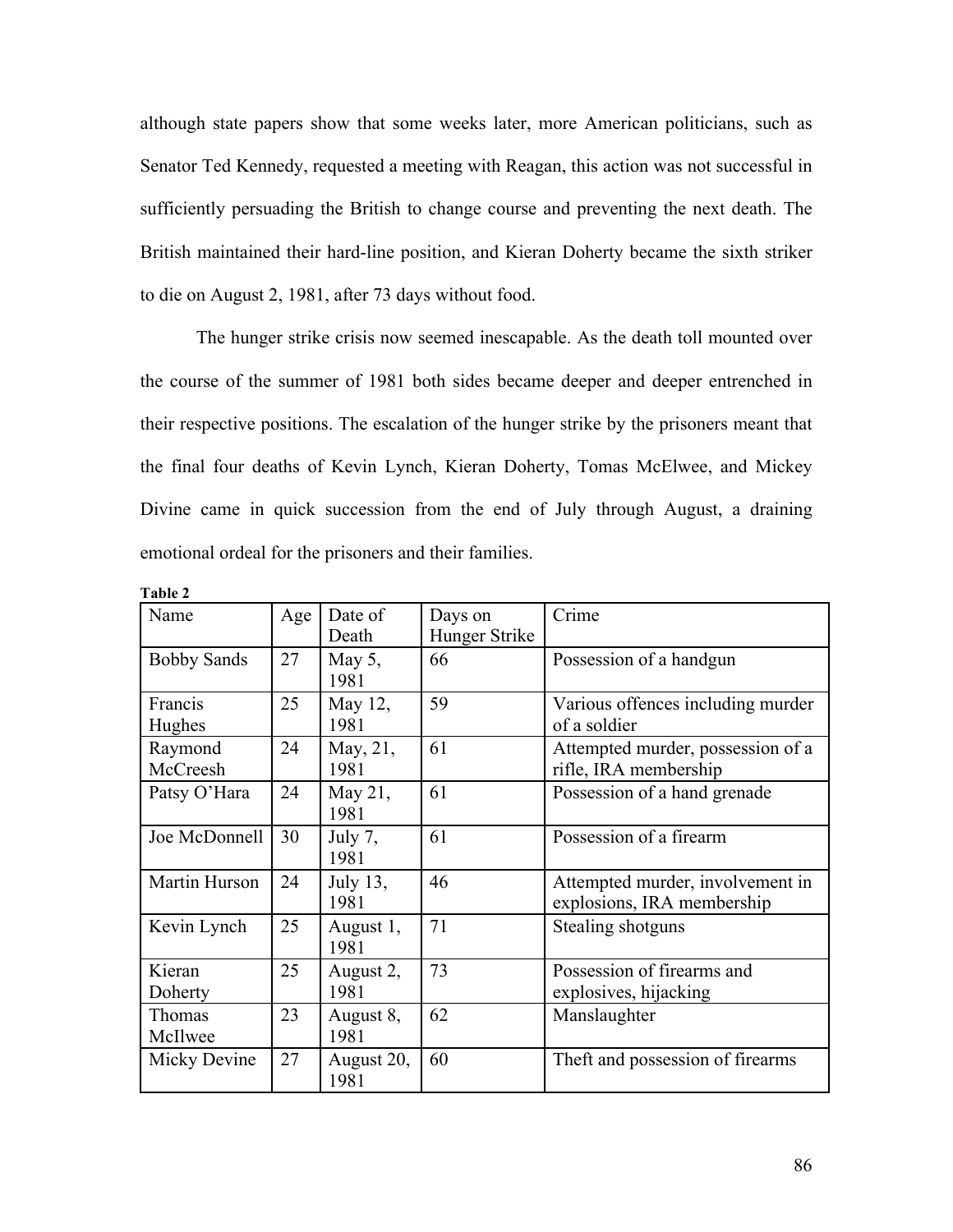although state papers show that some weeks later, more American politicians, such as Senator Ted Kennedy, requested a meeting with Reagan, this action was not successful in sufficiently persuading the British to change course and preventing the next death. The British maintained their hard-line position, and Kieran Doherty became the sixth striker to die on August 2, 1981, after 73 days without food.

The hunger strike crisis now seemed inescapable. As the death toll mounted over the course of the summer of 1981 both sides became deeper and deeper entrenched in their respective positions. The escalation of the hunger strike by the prisoners meant that the final four deaths of Kevin Lynch, Kieran Doherty, Tomas McElwee, and Mickey Divine came in quick succession from the end of July through August, a draining emotional ordeal for the prisoners and their families.

**Table 2**

| Name | Age | Date of Death | Days on Hunger Strike | Crime |
|---|---|---|---|---|
| Bobby Sands | 27 | May 5, 1981 | 66 | Possession of a handgun |
| Francis Hughes | 25 | May 12, 1981 | 59 | Various offences including murder of a soldier |
| Raymond McCreesh | 24 | May, 21, 1981 | 61 | Attempted murder, possession of a rifle, IRA membership |
| Patsy O'Hara | 24 | May 21, 1981 | 61 | Possession of a hand grenade |
| Joe McDonnell | 30 | July 7, 1981 | 61 | Possession of a firearm |
| Martin Hurson | 24 | July 13, 1981 | 46 | Attempted murder, involvement in explosions, IRA membership |
| Kevin Lynch | 25 | August 1, 1981 | 71 | Stealing shotguns |
| Kieran Doherty | 25 | August 2, 1981 | 73 | Possession of firearms and explosives, hijacking |
| Thomas McIlwee | 23 | August 8, 1981 | 62 | Manslaughter |
| Micky Devine | 27 | August 20, 1981 | 60 | Theft and possession of firearms |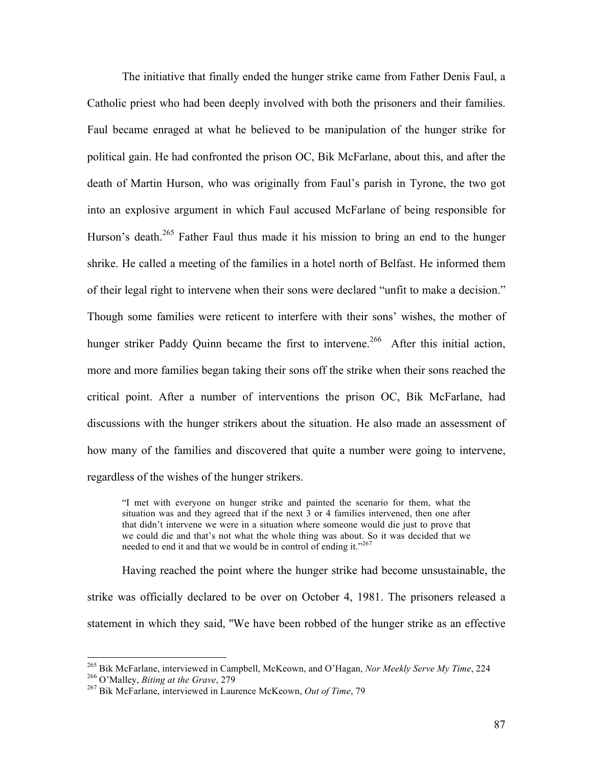The initiative that finally ended the hunger strike came from Father Denis Faul, a Catholic priest who had been deeply involved with both the prisoners and their families. Faul became enraged at what he believed to be manipulation of the hunger strike for political gain. He had confronted the prison OC, Bik McFarlane, about this, and after the death of Martin Hurson, who was originally from Faul's parish in Tyrone, the two got into an explosive argument in which Faul accused McFarlane of being responsible for Hurson's death.[265] Father Faul thus made it his mission to bring an end to the hunger shrike. He called a meeting of the families in a hotel north of Belfast. He informed them of their legal right to intervene when their sons were declared "unfit to make a decision." Though some families were reticent to interfere with their sons' wishes, the mother of hunger striker Paddy Quinn became the first to intervene.[266] After this initial action, more and more families began taking their sons off the strike when their sons reached the critical point. After a number of interventions the prison OC, Bik McFarlane, had discussions with the hunger strikers about the situation. He also made an assessment of how many of the families and discovered that quite a number were going to intervene, regardless of the wishes of the hunger strikers.

> "I met with everyone on hunger strike and painted the scenario for them, what the situation was and they agreed that if the next 3 or 4 families intervened, then one after that didn't intervene we were in a situation where someone would die just to prove that we could die and that's not what the whole thing was about. So it was decided that we needed to end it and that we would be in control of ending it."[267]

Having reached the point where the hunger strike had become unsustainable, the strike was officially declared to be over on October 4, 1981. The prisoners released a statement in which they said, "We have been robbed of the hunger strike as an effective

---

[265] Bik McFarlane, interviewed in Campbell, McKeown, and O'Hagan, *Nor Meekly Serve My Time*, 224

[266] O'Malley, *Biting at the Grave*, 279

[267] Bik McFarlane, interviewed in Laurence McKeown, *Out of Time*, 79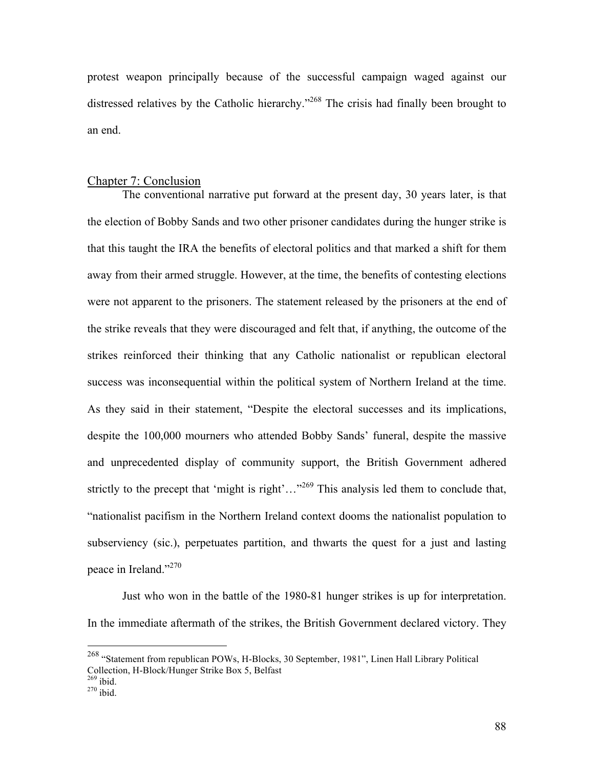protest weapon principally because of the successful campaign waged against our distressed relatives by the Catholic hierarchy."[268] The crisis had finally been brought to an end.

## Chapter 7: Conclusion

The conventional narrative put forward at the present day, 30 years later, is that the election of Bobby Sands and two other prisoner candidates during the hunger strike is that this taught the IRA the benefits of electoral politics and that marked a shift for them away from their armed struggle. However, at the time, the benefits of contesting elections were not apparent to the prisoners. The statement released by the prisoners at the end of the strike reveals that they were discouraged and felt that, if anything, the outcome of the strikes reinforced their thinking that any Catholic nationalist or republican electoral success was inconsequential within the political system of Northern Ireland at the time. As they said in their statement, "Despite the electoral successes and its implications, despite the 100,000 mourners who attended Bobby Sands' funeral, despite the massive and unprecedented display of community support, the British Government adhered strictly to the precept that 'might is right'…"[269] This analysis led them to conclude that, "nationalist pacifism in the Northern Ireland context dooms the nationalist population to subserviency (sic.), perpetuates partition, and thwarts the quest for a just and lasting peace in Ireland."[270]

Just who won in the battle of the 1980-81 hunger strikes is up for interpretation. In the immediate aftermath of the strikes, the British Government declared victory. They

---

[268] "Statement from republican POWs, H-Blocks, 30 September, 1981", Linen Hall Library Political Collection, H-Block/Hunger Strike Box 5, Belfast

[269] ibid.

[270] ibid.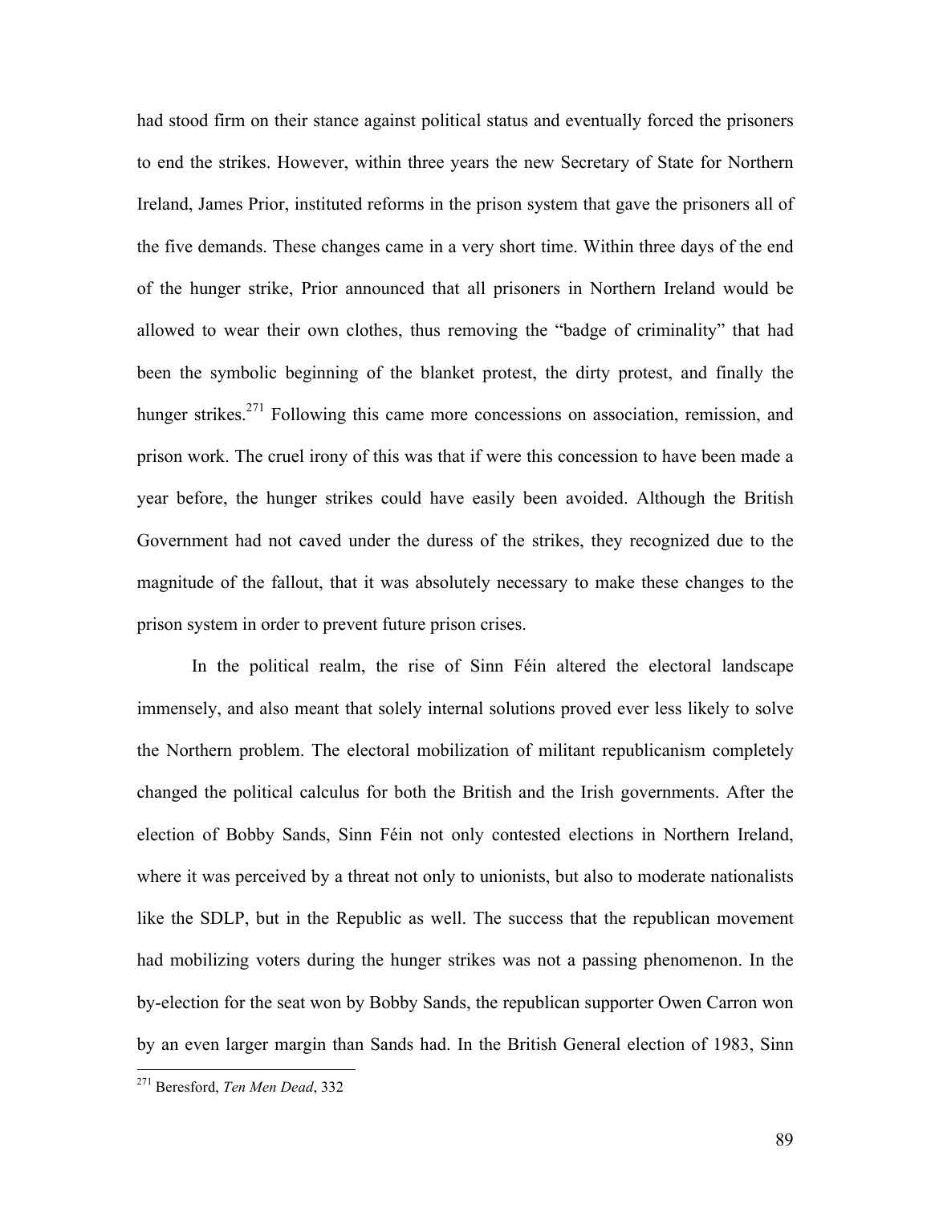had stood firm on their stance against political status and eventually forced the prisoners to end the strikes. However, within three years the new Secretary of State for Northern Ireland, James Prior, instituted reforms in the prison system that gave the prisoners all of the five demands. These changes came in a very short time. Within three days of the end of the hunger strike, Prior announced that all prisoners in Northern Ireland would be allowed to wear their own clothes, thus removing the "badge of criminality" that had been the symbolic beginning of the blanket protest, the dirty protest, and finally the hunger strikes.[271] Following this came more concessions on association, remission, and prison work. The cruel irony of this was that if were this concession to have been made a year before, the hunger strikes could have easily been avoided. Although the British Government had not caved under the duress of the strikes, they recognized due to the magnitude of the fallout, that it was absolutely necessary to make these changes to the prison system in order to prevent future prison crises.

In the political realm, the rise of Sinn Féin altered the electoral landscape immensely, and also meant that solely internal solutions proved ever less likely to solve the Northern problem. The electoral mobilization of militant republicanism completely changed the political calculus for both the British and the Irish governments. After the election of Bobby Sands, Sinn Féin not only contested elections in Northern Ireland, where it was perceived by a threat not only to unionists, but also to moderate nationalists like the SDLP, but in the Republic as well. The success that the republican movement had mobilizing voters during the hunger strikes was not a passing phenomenon. In the by-election for the seat won by Bobby Sands, the republican supporter Owen Carron won by an even larger margin than Sands had. In the British General election of 1983, Sinn

[271] Beresford, *Ten Men Dead*, 332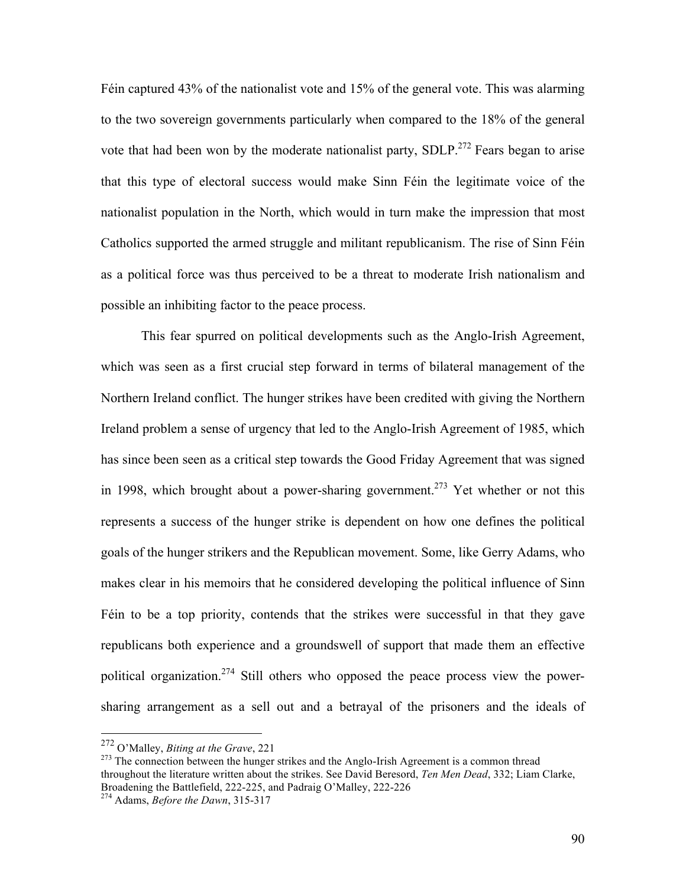Féin captured 43% of the nationalist vote and 15% of the general vote. This was alarming to the two sovereign governments particularly when compared to the 18% of the general vote that had been won by the moderate nationalist party, SDLP.[272] Fears began to arise that this type of electoral success would make Sinn Féin the legitimate voice of the nationalist population in the North, which would in turn make the impression that most Catholics supported the armed struggle and militant republicanism. The rise of Sinn Féin as a political force was thus perceived to be a threat to moderate Irish nationalism and possible an inhibiting factor to the peace process.

This fear spurred on political developments such as the Anglo-Irish Agreement, which was seen as a first crucial step forward in terms of bilateral management of the Northern Ireland conflict. The hunger strikes have been credited with giving the Northern Ireland problem a sense of urgency that led to the Anglo-Irish Agreement of 1985, which has since been seen as a critical step towards the Good Friday Agreement that was signed in 1998, which brought about a power-sharing government.[273] Yet whether or not this represents a success of the hunger strike is dependent on how one defines the political goals of the hunger strikers and the Republican movement. Some, like Gerry Adams, who makes clear in his memoirs that he considered developing the political influence of Sinn Féin to be a top priority, contends that the strikes were successful in that they gave republicans both experience and a groundswell of support that made them an effective political organization.[274] Still others who opposed the peace process view the power-sharing arrangement as a sell out and a betrayal of the prisoners and the ideals of

---

[272] O'Malley, *Biting at the Grave*, 221

[273] The connection between the hunger strikes and the Anglo-Irish Agreement is a common thread throughout the literature written about the strikes. See David Beresord, *Ten Men Dead*, 332; Liam Clarke, Broadening the Battlefield, 222-225, and Padraig O'Malley, 222-226

[274] Adams, *Before the Dawn*, 315-317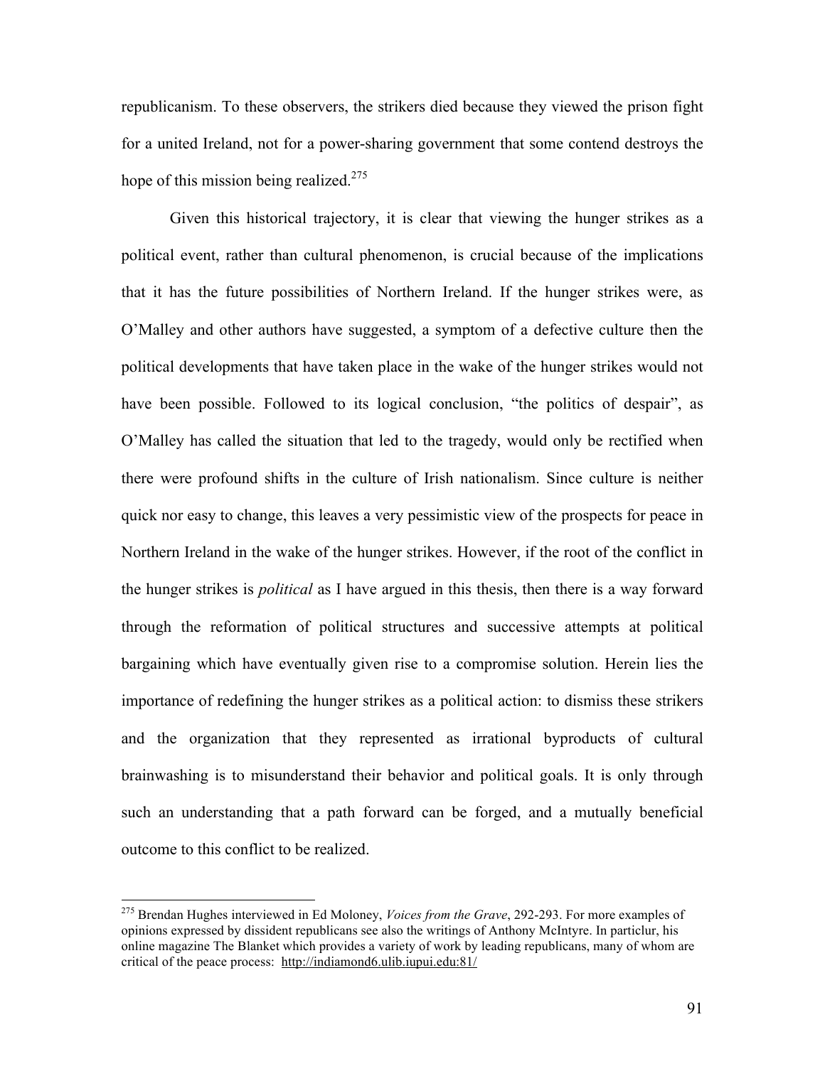republicanism. To these observers, the strikers died because they viewed the prison fight for a united Ireland, not for a power-sharing government that some contend destroys the hope of this mission being realized.[275]

Given this historical trajectory, it is clear that viewing the hunger strikes as a political event, rather than cultural phenomenon, is crucial because of the implications that it has the future possibilities of Northern Ireland. If the hunger strikes were, as O'Malley and other authors have suggested, a symptom of a defective culture then the political developments that have taken place in the wake of the hunger strikes would not have been possible. Followed to its logical conclusion, "the politics of despair", as O'Malley has called the situation that led to the tragedy, would only be rectified when there were profound shifts in the culture of Irish nationalism. Since culture is neither quick nor easy to change, this leaves a very pessimistic view of the prospects for peace in Northern Ireland in the wake of the hunger strikes. However, if the root of the conflict in the hunger strikes is *political* as I have argued in this thesis, then there is a way forward through the reformation of political structures and successive attempts at political bargaining which have eventually given rise to a compromise solution. Herein lies the importance of redefining the hunger strikes as a political action: to dismiss these strikers and the organization that they represented as irrational byproducts of cultural brainwashing is to misunderstand their behavior and political goals. It is only through such an understanding that a path forward can be forged, and a mutually beneficial outcome to this conflict to be realized.

---

[275] Brendan Hughes interviewed in Ed Moloney, *Voices from the Grave*, 292-293. For more examples of opinions expressed by dissident republicans see also the writings of Anthony McIntyre. In particlur, his online magazine The Blanket which provides a variety of work by leading republicans, many of whom are critical of the peace process: http://indiamond6.ulib.iupui.edu:81/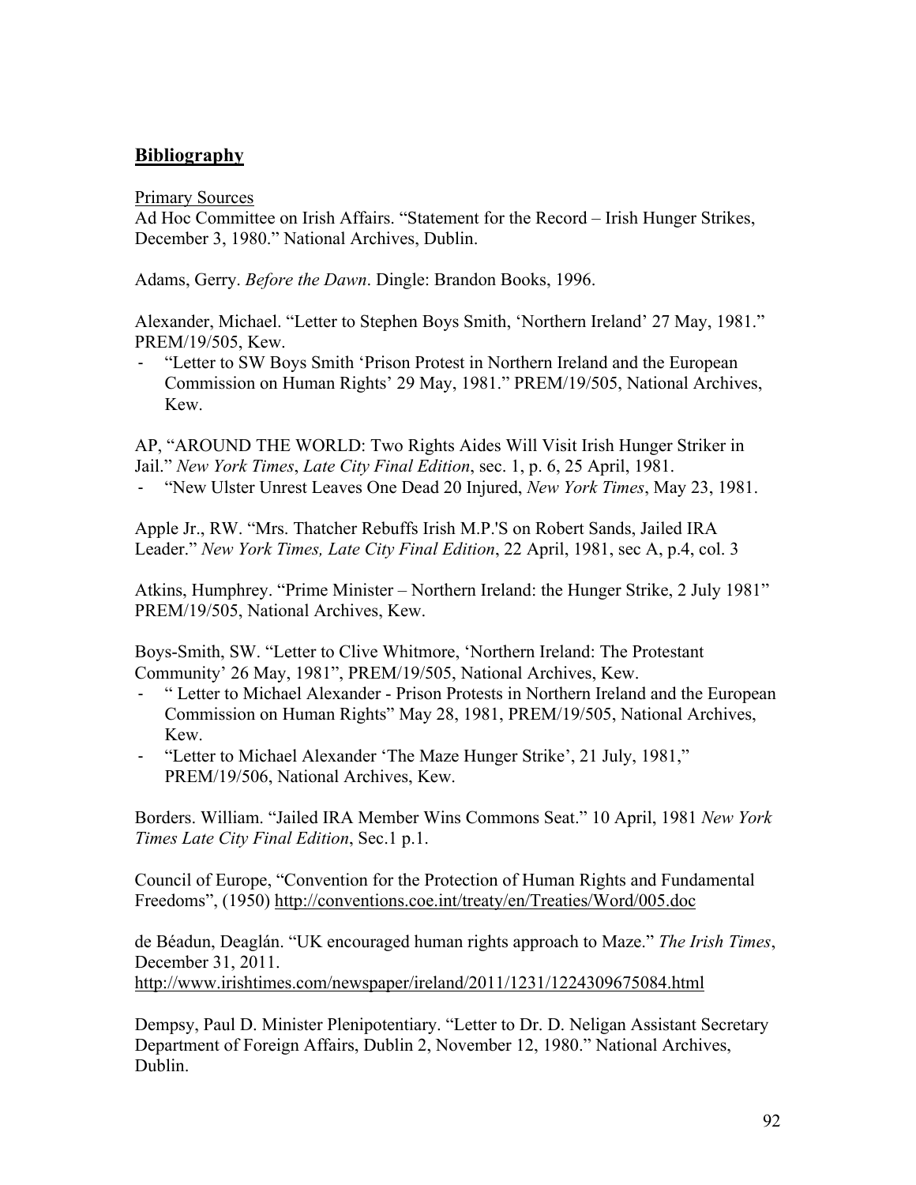## **Bibliography**

Primary Sources

Ad Hoc Committee on Irish Affairs. "Statement for the Record – Irish Hunger Strikes, December 3, 1980." National Archives, Dublin.

Adams, Gerry. *Before the Dawn*. Dingle: Brandon Books, 1996.

Alexander, Michael. "Letter to Stephen Boys Smith, 'Northern Ireland' 27 May, 1981." PREM/19/505, Kew.

- "Letter to SW Boys Smith 'Prison Protest in Northern Ireland and the European Commission on Human Rights' 29 May, 1981." PREM/19/505, National Archives, Kew.

AP, "AROUND THE WORLD: Two Rights Aides Will Visit Irish Hunger Striker in Jail." *New York Times*, *Late City Final Edition*, sec. 1, p. 6, 25 April, 1981.

- "New Ulster Unrest Leaves One Dead 20 Injured, *New York Times*, May 23, 1981.

Apple Jr., RW. "Mrs. Thatcher Rebuffs Irish M.P.'S on Robert Sands, Jailed IRA Leader." *New York Times, Late City Final Edition*, 22 April, 1981, sec A, p.4, col. 3

Atkins, Humphrey. "Prime Minister – Northern Ireland: the Hunger Strike, 2 July 1981" PREM/19/505, National Archives, Kew.

Boys-Smith, SW. "Letter to Clive Whitmore, 'Northern Ireland: The Protestant Community' 26 May, 1981", PREM/19/505, National Archives, Kew.

- " Letter to Michael Alexander - Prison Protests in Northern Ireland and the European Commission on Human Rights" May 28, 1981, PREM/19/505, National Archives, Kew.
- "Letter to Michael Alexander 'The Maze Hunger Strike', 21 July, 1981," PREM/19/506, National Archives, Kew.

Borders. William. "Jailed IRA Member Wins Commons Seat." 10 April, 1981 *New York Times Late City Final Edition*, Sec.1 p.1.

Council of Europe, "Convention for the Protection of Human Rights and Fundamental Freedoms", (1950) http://conventions.coe.int/treaty/en/Treaties/Word/005.doc

de Béadun, Deaglán. "UK encouraged human rights approach to Maze." *The Irish Times*, December 31, 2011. http://www.irishtimes.com/newspaper/ireland/2011/1231/1224309675084.html

Dempsy, Paul D. Minister Plenipotentiary. "Letter to Dr. D. Neligan Assistant Secretary Department of Foreign Affairs, Dublin 2, November 12, 1980." National Archives, Dublin.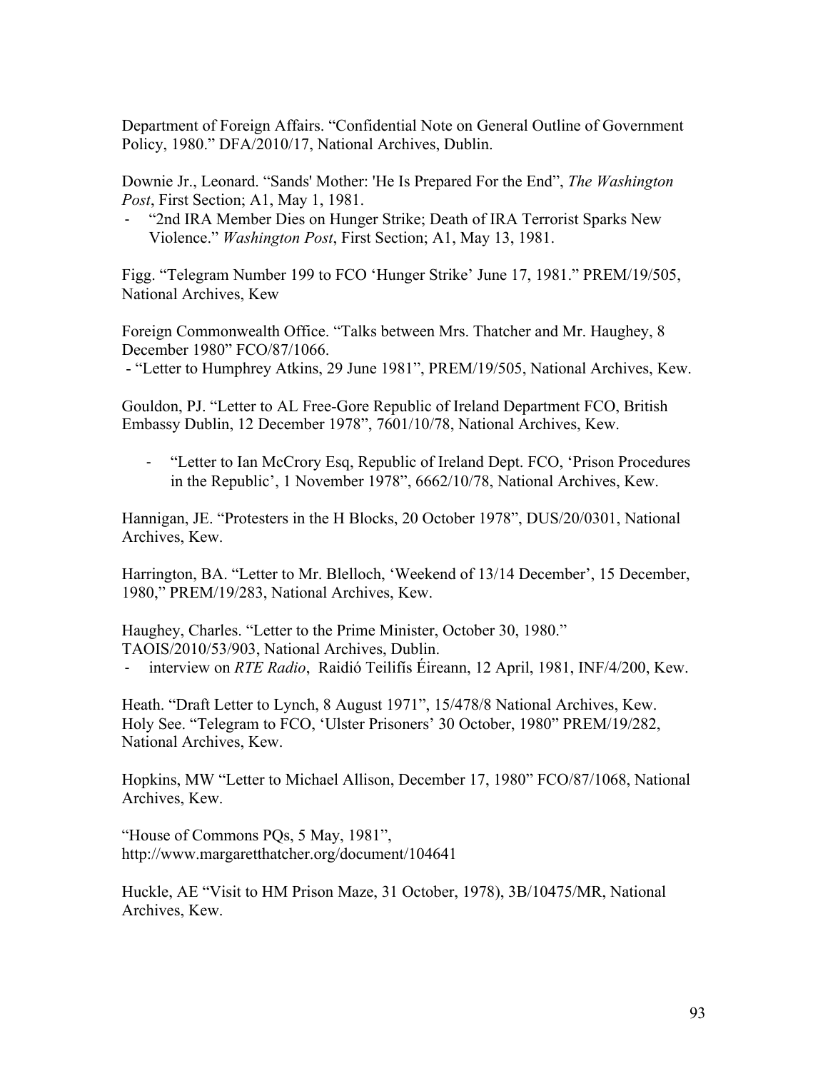Department of Foreign Affairs. "Confidential Note on General Outline of Government Policy, 1980." DFA/2010/17, National Archives, Dublin.

Downie Jr., Leonard. "Sands' Mother: 'He Is Prepared For the End", *The Washington Post*, First Section; A1, May 1, 1981.

- "2nd IRA Member Dies on Hunger Strike; Death of IRA Terrorist Sparks New Violence." *Washington Post*, First Section; A1, May 13, 1981.

Figg. "Telegram Number 199 to FCO 'Hunger Strike' June 17, 1981." PREM/19/505, National Archives, Kew

Foreign Commonwealth Office. "Talks between Mrs. Thatcher and Mr. Haughey, 8 December 1980" FCO/87/1066.

- "Letter to Humphrey Atkins, 29 June 1981", PREM/19/505, National Archives, Kew.

Gouldon, PJ. "Letter to AL Free-Gore Republic of Ireland Department FCO, British Embassy Dublin, 12 December 1978", 7601/10/78, National Archives, Kew.

- "Letter to Ian McCrory Esq, Republic of Ireland Dept. FCO, 'Prison Procedures in the Republic', 1 November 1978", 6662/10/78, National Archives, Kew.

Hannigan, JE. "Protesters in the H Blocks, 20 October 1978", DUS/20/0301, National Archives, Kew.

Harrington, BA. "Letter to Mr. Blelloch, 'Weekend of 13/14 December', 15 December, 1980," PREM/19/283, National Archives, Kew.

Haughey, Charles. "Letter to the Prime Minister, October 30, 1980." TAOIS/2010/53/903, National Archives, Dublin.

- interview on *RTE Radio*, Raidió Teilifís Éireann, 12 April, 1981, INF/4/200, Kew.

Heath. "Draft Letter to Lynch, 8 August 1971", 15/478/8 National Archives, Kew.
Holy See. "Telegram to FCO, 'Ulster Prisoners' 30 October, 1980" PREM/19/282, National Archives, Kew.

Hopkins, MW "Letter to Michael Allison, December 17, 1980" FCO/87/1068, National Archives, Kew.

"House of Commons PQs, 5 May, 1981", http://www.margaretthatcher.org/document/104641

Huckle, AE "Visit to HM Prison Maze, 31 October, 1978), 3B/10475/MR, National Archives, Kew.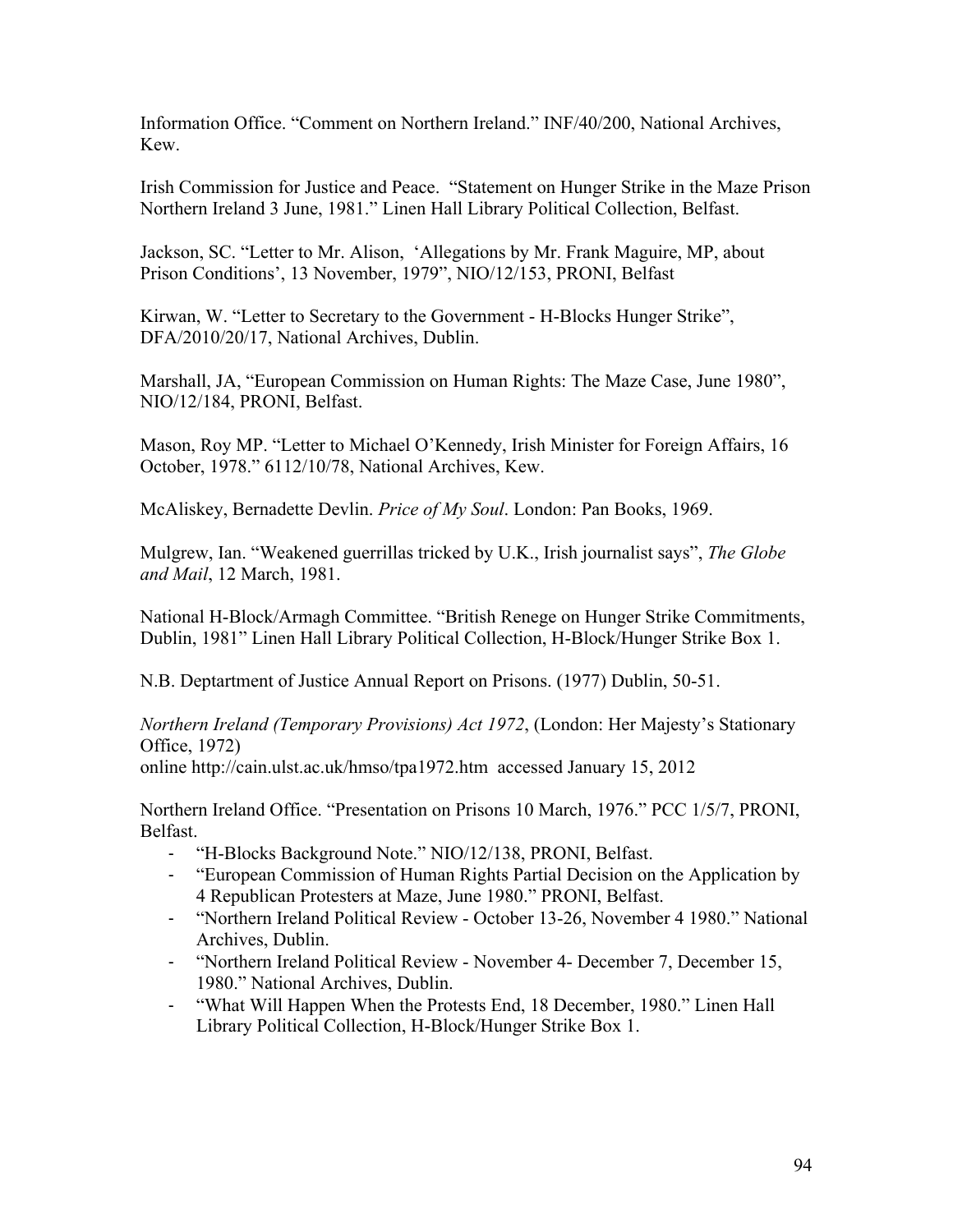Information Office. "Comment on Northern Ireland." INF/40/200, National Archives, Kew.

Irish Commission for Justice and Peace. "Statement on Hunger Strike in the Maze Prison Northern Ireland 3 June, 1981." Linen Hall Library Political Collection, Belfast.

Jackson, SC. "Letter to Mr. Alison, 'Allegations by Mr. Frank Maguire, MP, about Prison Conditions', 13 November, 1979", NIO/12/153, PRONI, Belfast

Kirwan, W. "Letter to Secretary to the Government - H-Blocks Hunger Strike", DFA/2010/20/17, National Archives, Dublin.

Marshall, JA, "European Commission on Human Rights: The Maze Case, June 1980", NIO/12/184, PRONI, Belfast.

Mason, Roy MP. "Letter to Michael O'Kennedy, Irish Minister for Foreign Affairs, 16 October, 1978." 6112/10/78, National Archives, Kew.

McAliskey, Bernadette Devlin. *Price of My Soul*. London: Pan Books, 1969.

Mulgrew, Ian. "Weakened guerrillas tricked by U.K., Irish journalist says", *The Globe and Mail*, 12 March, 1981.

National H-Block/Armagh Committee. "British Renege on Hunger Strike Commitments, Dublin, 1981" Linen Hall Library Political Collection, H-Block/Hunger Strike Box 1.

N.B. Deptartment of Justice Annual Report on Prisons. (1977) Dublin, 50-51.

*Northern Ireland (Temporary Provisions) Act 1972*, (London: Her Majesty's Stationary Office, 1972)
online http://cain.ulst.ac.uk/hmso/tpa1972.htm accessed January 15, 2012

Northern Ireland Office. "Presentation on Prisons 10 March, 1976." PCC 1/5/7, PRONI, Belfast.

- "H-Blocks Background Note." NIO/12/138, PRONI, Belfast.
- "European Commission of Human Rights Partial Decision on the Application by 4 Republican Protesters at Maze, June 1980." PRONI, Belfast.
- "Northern Ireland Political Review - October 13-26, November 4 1980." National Archives, Dublin.
- "Northern Ireland Political Review - November 4- December 7, December 15, 1980." National Archives, Dublin.
- "What Will Happen When the Protests End, 18 December, 1980." Linen Hall Library Political Collection, H-Block/Hunger Strike Box 1.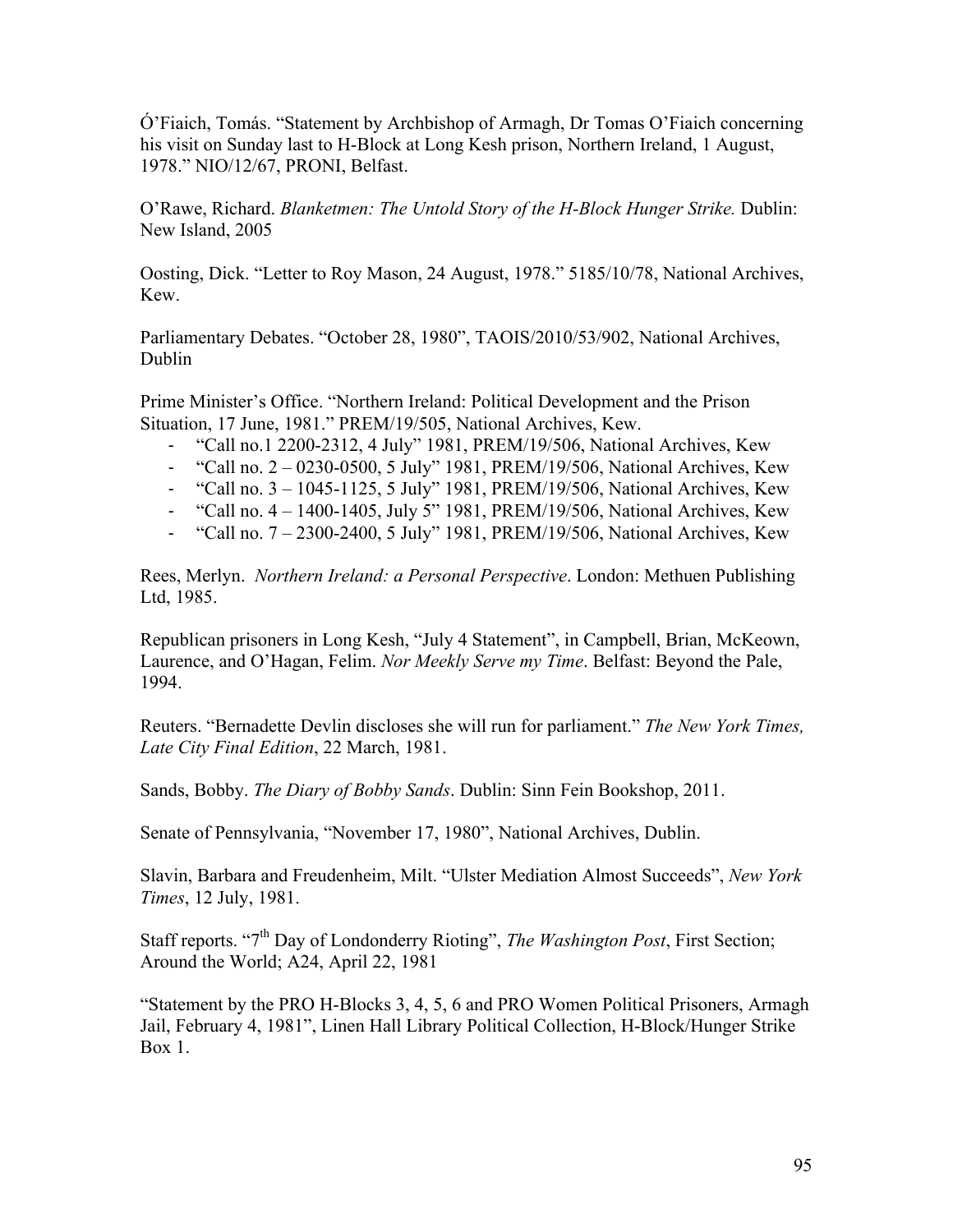Ó'Fiaich, Tomás. "Statement by Archbishop of Armagh, Dr Tomas O'Fiaich concerning his visit on Sunday last to H-Block at Long Kesh prison, Northern Ireland, 1 August, 1978." NIO/12/67, PRONI, Belfast.

O'Rawe, Richard. *Blanketmen: The Untold Story of the H-Block Hunger Strike.* Dublin: New Island, 2005

Oosting, Dick. "Letter to Roy Mason, 24 August, 1978." 5185/10/78, National Archives, Kew.

Parliamentary Debates. "October 28, 1980", TAOIS/2010/53/902, National Archives, Dublin

Prime Minister's Office. "Northern Ireland: Political Development and the Prison Situation, 17 June, 1981." PREM/19/505, National Archives, Kew.

- "Call no.1 2200-2312, 4 July" 1981, PREM/19/506, National Archives, Kew
- "Call no. 2 – 0230-0500, 5 July" 1981, PREM/19/506, National Archives, Kew
- "Call no. 3 – 1045-1125, 5 July" 1981, PREM/19/506, National Archives, Kew
- "Call no. 4 – 1400-1405, July 5" 1981, PREM/19/506, National Archives, Kew
- "Call no. 7 – 2300-2400, 5 July" 1981, PREM/19/506, National Archives, Kew

Rees, Merlyn. *Northern Ireland: a Personal Perspective*. London: Methuen Publishing Ltd, 1985.

Republican prisoners in Long Kesh, "July 4 Statement", in Campbell, Brian, McKeown, Laurence, and O'Hagan, Felim. *Nor Meekly Serve my Time*. Belfast: Beyond the Pale, 1994.

Reuters. "Bernadette Devlin discloses she will run for parliament." *The New York Times, Late City Final Edition*, 22 March, 1981.

Sands, Bobby. *The Diary of Bobby Sands*. Dublin: Sinn Fein Bookshop, 2011.

Senate of Pennsylvania, "November 17, 1980", National Archives, Dublin.

Slavin, Barbara and Freudenheim, Milt. "Ulster Mediation Almost Succeeds", *New York Times*, 12 July, 1981.

Staff reports. "7th Day of Londonderry Rioting", *The Washington Post*, First Section; Around the World; A24, April 22, 1981

"Statement by the PRO H-Blocks 3, 4, 5, 6 and PRO Women Political Prisoners, Armagh Jail, February 4, 1981", Linen Hall Library Political Collection, H-Block/Hunger Strike Box 1.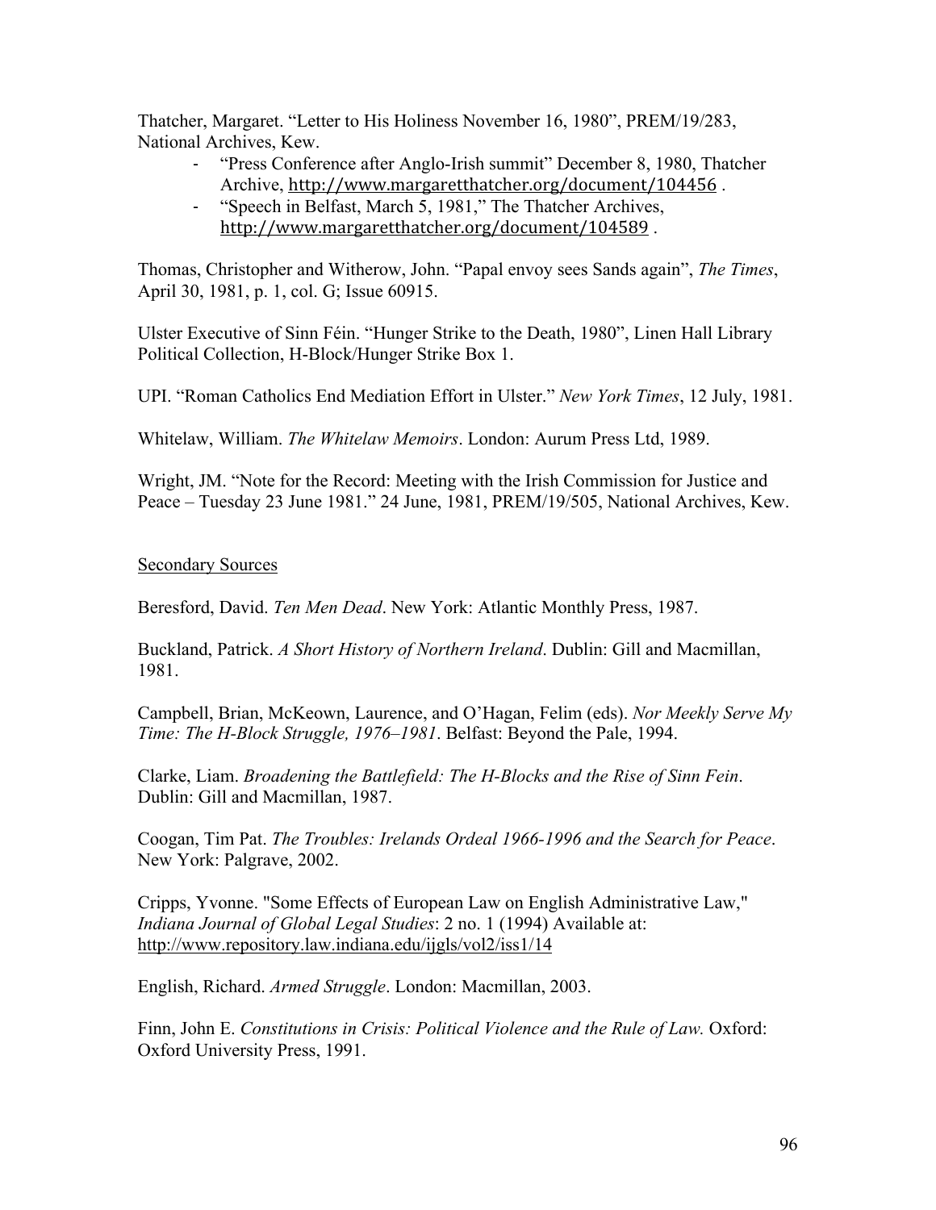Thatcher, Margaret. "Letter to His Holiness November 16, 1980", PREM/19/283, National Archives, Kew.

- "Press Conference after Anglo-Irish summit" December 8, 1980, Thatcher Archive, http://www.margaretthatcher.org/document/104456 .
- "Speech in Belfast, March 5, 1981," The Thatcher Archives, http://www.margaretthatcher.org/document/104589 .

Thomas, Christopher and Witherow, John. "Papal envoy sees Sands again", *The Times*, April 30, 1981, p. 1, col. G; Issue 60915.

Ulster Executive of Sinn Féin. "Hunger Strike to the Death, 1980", Linen Hall Library Political Collection, H-Block/Hunger Strike Box 1.

UPI. "Roman Catholics End Mediation Effort in Ulster." *New York Times*, 12 July, 1981.

Whitelaw, William. *The Whitelaw Memoirs*. London: Aurum Press Ltd, 1989.

Wright, JM. "Note for the Record: Meeting with the Irish Commission for Justice and Peace – Tuesday 23 June 1981." 24 June, 1981, PREM/19/505, National Archives, Kew.

<u>Secondary Sources</u>

Beresford, David. *Ten Men Dead*. New York: Atlantic Monthly Press, 1987.

Buckland, Patrick. *A Short History of Northern Ireland*. Dublin: Gill and Macmillan, 1981.

Campbell, Brian, McKeown, Laurence, and O'Hagan, Felim (eds). *Nor Meekly Serve My Time: The H-Block Struggle, 1976–1981*. Belfast: Beyond the Pale, 1994.

Clarke, Liam. *Broadening the Battlefield: The H-Blocks and the Rise of Sinn Fein*. Dublin: Gill and Macmillan, 1987.

Coogan, Tim Pat. *The Troubles: Irelands Ordeal 1966-1996 and the Search for Peace*. New York: Palgrave, 2002.

Cripps, Yvonne. "Some Effects of European Law on English Administrative Law," *Indiana Journal of Global Legal Studies*: 2 no. 1 (1994) Available at: http://www.repository.law.indiana.edu/ijgls/vol2/iss1/14

English, Richard. *Armed Struggle*. London: Macmillan, 2003.

Finn, John E. *Constitutions in Crisis: Political Violence and the Rule of Law.* Oxford: Oxford University Press, 1991.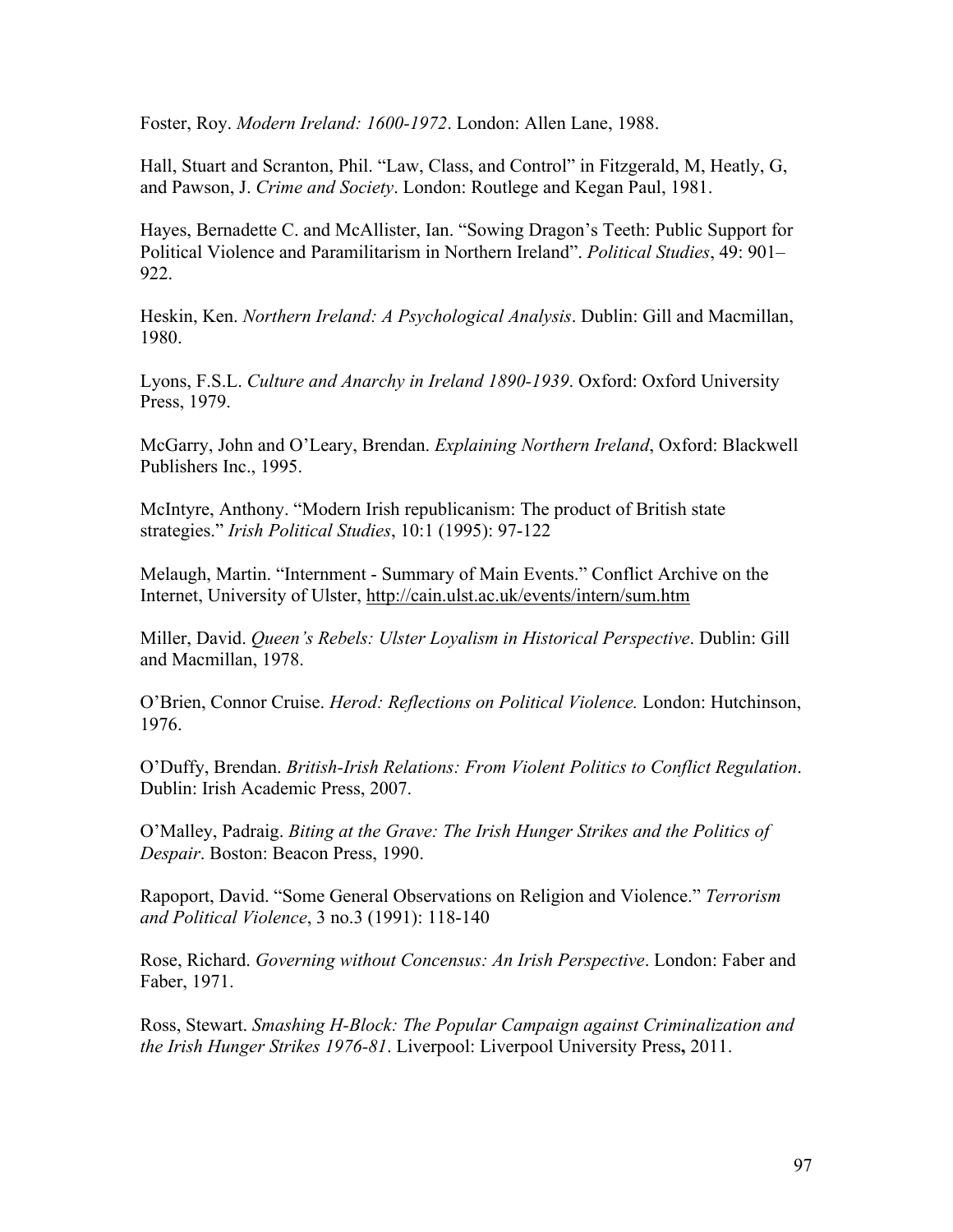Foster, Roy. *Modern Ireland: 1600-1972*. London: Allen Lane, 1988.

Hall, Stuart and Scranton, Phil. "Law, Class, and Control" in Fitzgerald, M, Heatly, G, and Pawson, J. *Crime and Society*. London: Routlege and Kegan Paul, 1981.

Hayes, Bernadette C. and McAllister, Ian. "Sowing Dragon's Teeth: Public Support for Political Violence and Paramilitarism in Northern Ireland". *Political Studies*, 49: 901–922.

Heskin, Ken. *Northern Ireland: A Psychological Analysis*. Dublin: Gill and Macmillan, 1980.

Lyons, F.S.L. *Culture and Anarchy in Ireland 1890-1939*. Oxford: Oxford University Press, 1979.

McGarry, John and O'Leary, Brendan. *Explaining Northern Ireland*, Oxford: Blackwell Publishers Inc., 1995.

McIntyre, Anthony. "Modern Irish republicanism: The product of British state strategies." *Irish Political Studies*, 10:1 (1995): 97-122

Melaugh, Martin. "Internment - Summary of Main Events." Conflict Archive on the Internet, University of Ulster, http://cain.ulst.ac.uk/events/intern/sum.htm

Miller, David. *Queen's Rebels: Ulster Loyalism in Historical Perspective*. Dublin: Gill and Macmillan, 1978.

O'Brien, Connor Cruise. *Herod: Reflections on Political Violence.* London: Hutchinson, 1976.

O'Duffy, Brendan. *British-Irish Relations: From Violent Politics to Conflict Regulation*. Dublin: Irish Academic Press, 2007.

O'Malley, Padraig. *Biting at the Grave: The Irish Hunger Strikes and the Politics of Despair*. Boston: Beacon Press, 1990.

Rapoport, David. "Some General Observations on Religion and Violence." *Terrorism and Political Violence*, 3 no.3 (1991): 118-140

Rose, Richard. *Governing without Concensus: An Irish Perspective*. London: Faber and Faber, 1971.

Ross, Stewart. *Smashing H-Block: The Popular Campaign against Criminalization and the Irish Hunger Strikes 1976-81*. Liverpool: Liverpool University Press**,** 2011.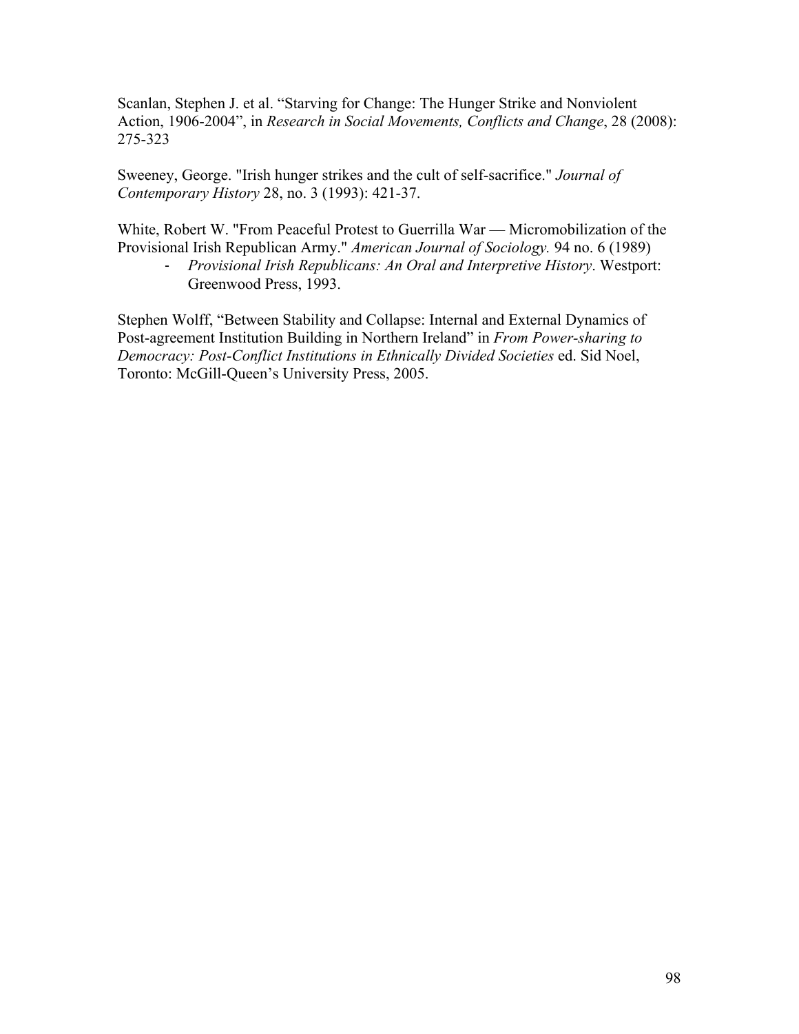Scanlan, Stephen J. et al. “Starving for Change: The Hunger Strike and Nonviolent Action, 1906-2004”, in *Research in Social Movements, Conflicts and Change*, 28 (2008): 275-323

Sweeney, George. "Irish hunger strikes and the cult of self-sacrifice." *Journal of Contemporary History* 28, no. 3 (1993): 421-37.

White, Robert W. "From Peaceful Protest to Guerrilla War — Micromobilization of the Provisional Irish Republican Army." *American Journal of Sociology.* 94 no. 6 (1989)

- *Provisional Irish Republicans: An Oral and Interpretive History*. Westport: Greenwood Press, 1993.

Stephen Wolff, “Between Stability and Collapse: Internal and External Dynamics of Post-agreement Institution Building in Northern Ireland” in *From Power-sharing to Democracy: Post-Conflict Institutions in Ethnically Divided Societies* ed. Sid Noel, Toronto: McGill-Queen’s University Press, 2005.